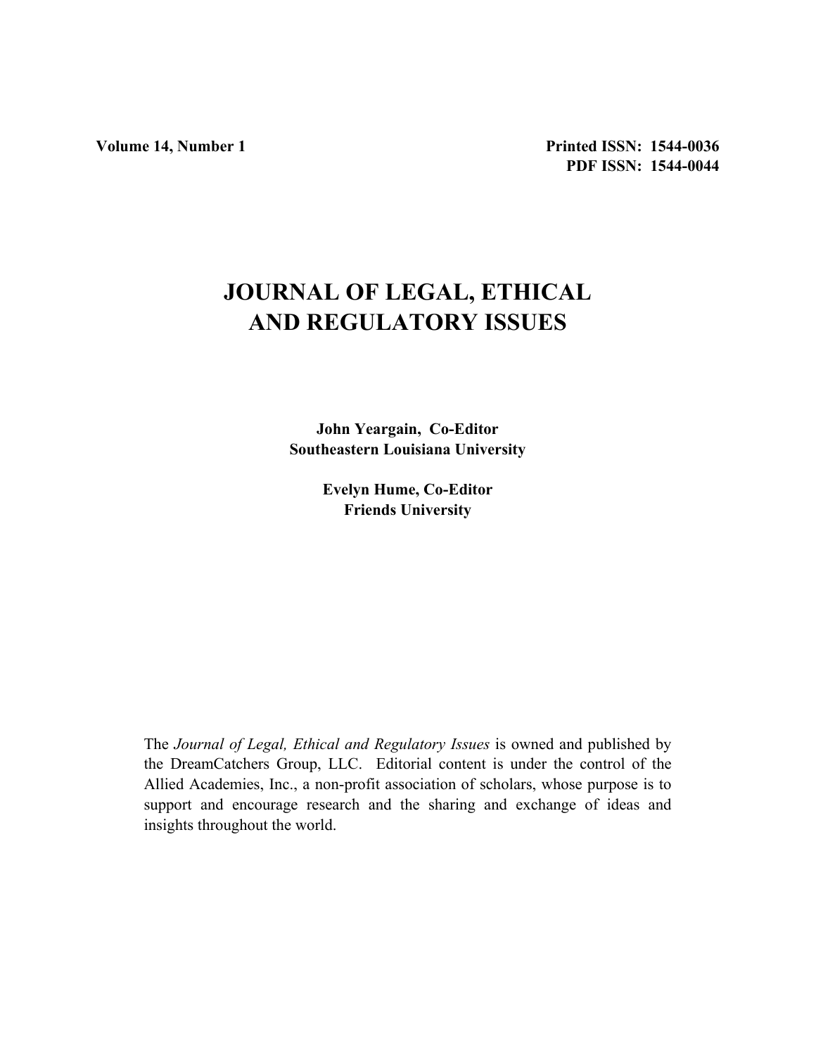Volume 14, Number 1

Printed ISSN: 1544-0036
PDF ISSN: 1544-0044

# JOURNAL OF LEGAL, ETHICAL AND REGULATORY ISSUES

**John Yeargain, Co-Editor**
**Southeastern Louisiana University**

**Evelyn Hume, Co-Editor**
**Friends University**

The *Journal of Legal, Ethical and Regulatory Issues* is owned and published by the DreamCatchers Group, LLC. Editorial content is under the control of the Allied Academies, Inc., a non-profit association of scholars, whose purpose is to support and encourage research and the sharing and exchange of ideas and insights throughout the world.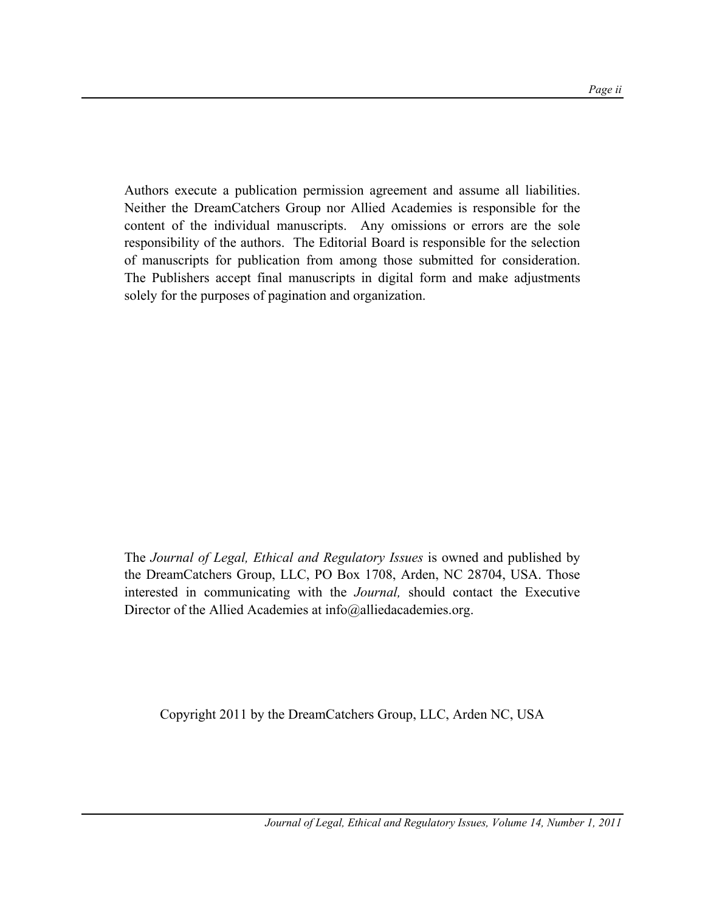Authors execute a publication permission agreement and assume all liabilities. Neither the DreamCatchers Group nor Allied Academies is responsible for the content of the individual manuscripts. Any omissions or errors are the sole responsibility of the authors. The Editorial Board is responsible for the selection of manuscripts for publication from among those submitted for consideration. The Publishers accept final manuscripts in digital form and make adjustments solely for the purposes of pagination and organization.

The *Journal of Legal, Ethical and Regulatory Issues* is owned and published by the DreamCatchers Group, LLC, PO Box 1708, Arden, NC 28704, USA. Those interested in communicating with the *Journal,* should contact the Executive Director of the Allied Academies at info@alliedacademies.org.

Copyright 2011 by the DreamCatchers Group, LLC, Arden NC, USA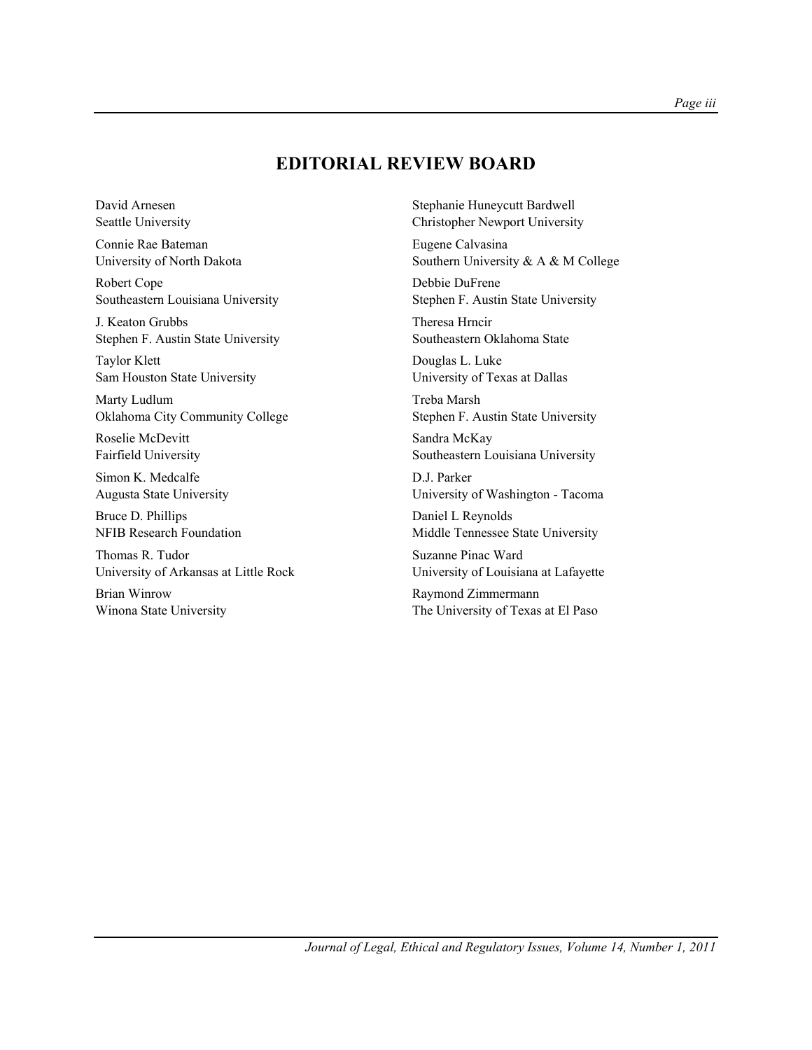# EDITORIAL REVIEW BOARD

David Arnesen
Seattle University

Stephanie Huneycutt Bardwell
Christopher Newport University

Connie Rae Bateman
University of North Dakota

Eugene Calvasina
Southern University & A & M College

Robert Cope
Southeastern Louisiana University

Debbie DuFrene
Stephen F. Austin State University

J. Keaton Grubbs
Stephen F. Austin State University

Theresa Hrncir
Southeastern Oklahoma State

Taylor Klett
Sam Houston State University

Douglas L. Luke
University of Texas at Dallas

Marty Ludlum
Oklahoma City Community College

Treba Marsh
Stephen F. Austin State University

Roselie McDevitt
Fairfield University

Sandra McKay
Southeastern Louisiana University

Simon K. Medcalfe
Augusta State University

D.J. Parker
University of Washington - Tacoma

Bruce D. Phillips
NFIB Research Foundation

Daniel L Reynolds
Middle Tennessee State University

Thomas R. Tudor
University of Arkansas at Little Rock

Suzanne Pinac Ward
University of Louisiana at Lafayette

Brian Winrow
Winona State University

Raymond Zimmermann
The University of Texas at El Paso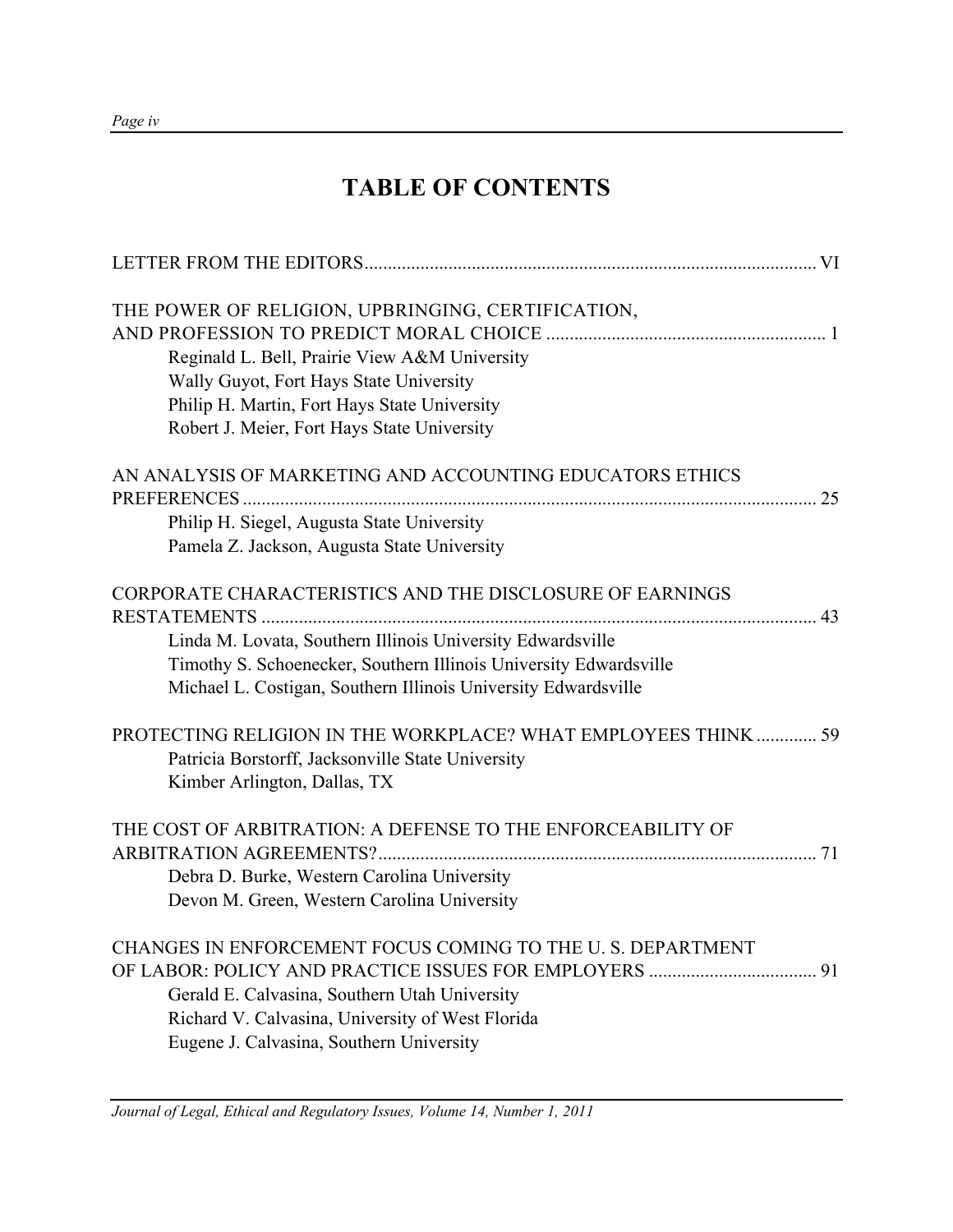# TABLE OF CONTENTS

LETTER FROM THE EDITORS ................................................................................................ VI

THE POWER OF RELIGION, UPBRINGING, CERTIFICATION, AND PROFESSION TO PREDICT MORAL CHOICE ........................................................... 1
Reginald L. Bell, Prairie View A&M University
Wally Guyot, Fort Hays State University
Philip H. Martin, Fort Hays State University
Robert J. Meier, Fort Hays State University

AN ANALYSIS OF MARKETING AND ACCOUNTING EDUCATORS ETHICS PREFERENCES ........................................................................................................................... 25
Philip H. Siegel, Augusta State University
Pamela Z. Jackson, Augusta State University

CORPORATE CHARACTERISTICS AND THE DISCLOSURE OF EARNINGS RESTATEMENTS ....................................................................................................................... 43
Linda M. Lovata, Southern Illinois University Edwardsville
Timothy S. Schoenecker, Southern Illinois University Edwardsville
Michael L. Costigan, Southern Illinois University Edwardsville

PROTECTING RELIGION IN THE WORKPLACE? WHAT EMPLOYEES THINK ............. 59
Patricia Borstorff, Jacksonville State University
Kimber Arlington, Dallas, TX

THE COST OF ARBITRATION: A DEFENSE TO THE ENFORCEABILITY OF ARBITRATION AGREEMENTS? ............................................................................................. 71
Debra D. Burke, Western Carolina University
Devon M. Green, Western Carolina University

CHANGES IN ENFORCEMENT FOCUS COMING TO THE U. S. DEPARTMENT OF LABOR: POLICY AND PRACTICE ISSUES FOR EMPLOYERS .................................... 91
Gerald E. Calvasina, Southern Utah University
Richard V. Calvasina, University of West Florida
Eugene J. Calvasina, Southern University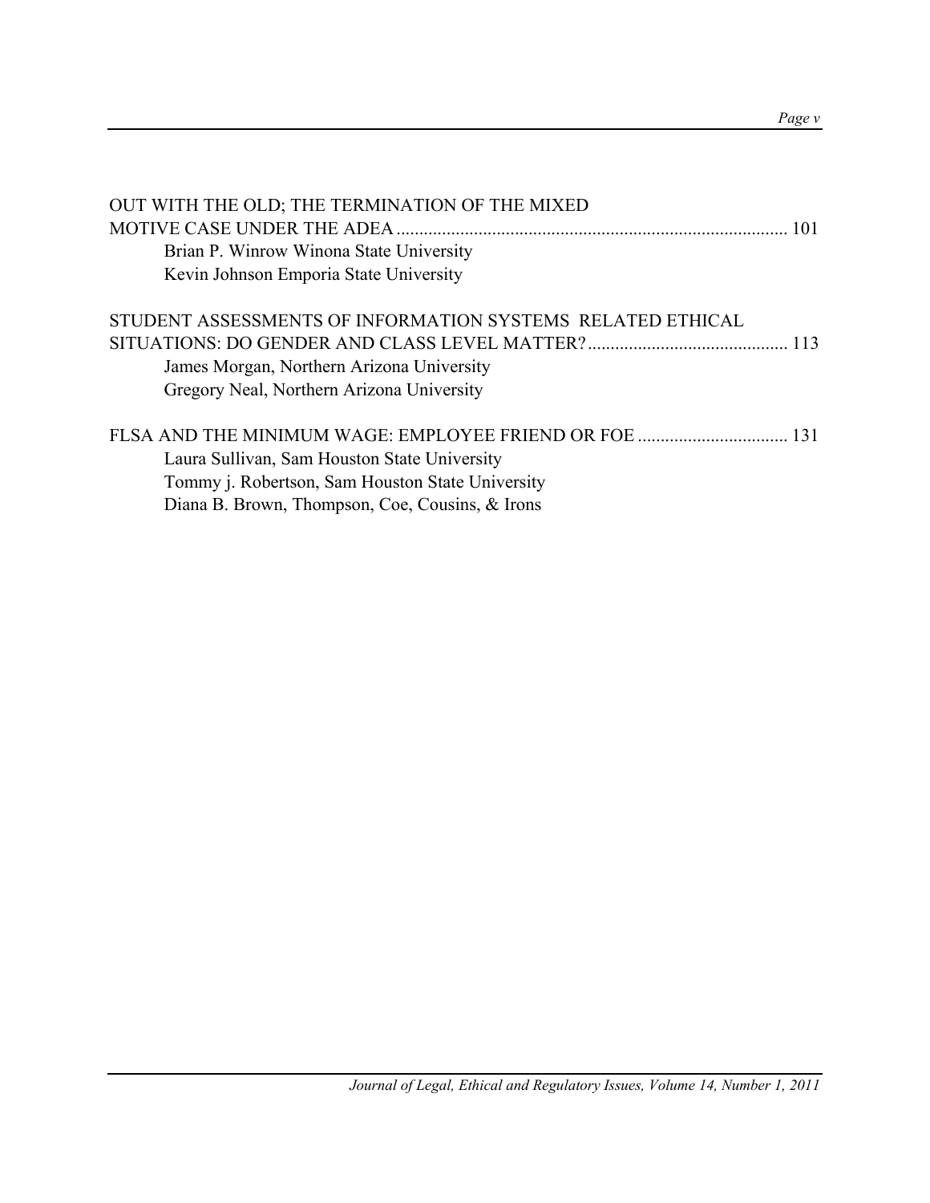OUT WITH THE OLD; THE TERMINATION OF THE MIXED MOTIVE CASE UNDER THE ADEA ..................................................................................... 101

Brian P. Winrow Winona State University
Kevin Johnson Emporia State University

STUDENT ASSESSMENTS OF INFORMATION SYSTEMS RELATED ETHICAL SITUATIONS: DO GENDER AND CLASS LEVEL MATTER? ............................................ 113

James Morgan, Northern Arizona University
Gregory Neal, Northern Arizona University

FLSA AND THE MINIMUM WAGE: EMPLOYEE FRIEND OR FOE ................................ 131

Laura Sullivan, Sam Houston State University
Tommy j. Robertson, Sam Houston State University
Diana B. Brown, Thompson, Coe, Cousins, & Irons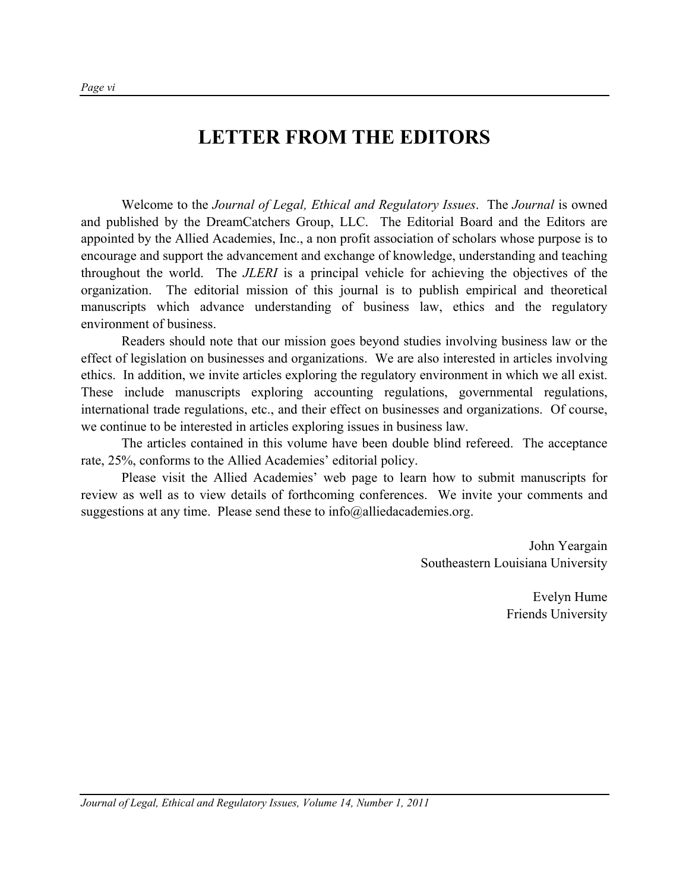# LETTER FROM THE EDITORS

Welcome to the *Journal of Legal, Ethical and Regulatory Issues*. The *Journal* is owned and published by the DreamCatchers Group, LLC. The Editorial Board and the Editors are appointed by the Allied Academies, Inc., a non profit association of scholars whose purpose is to encourage and support the advancement and exchange of knowledge, understanding and teaching throughout the world. The *JLERI* is a principal vehicle for achieving the objectives of the organization. The editorial mission of this journal is to publish empirical and theoretical manuscripts which advance understanding of business law, ethics and the regulatory environment of business.

Readers should note that our mission goes beyond studies involving business law or the effect of legislation on businesses and organizations. We are also interested in articles involving ethics. In addition, we invite articles exploring the regulatory environment in which we all exist. These include manuscripts exploring accounting regulations, governmental regulations, international trade regulations, etc., and their effect on businesses and organizations. Of course, we continue to be interested in articles exploring issues in business law.

The articles contained in this volume have been double blind refereed. The acceptance rate, 25%, conforms to the Allied Academies' editorial policy.

Please visit the Allied Academies' web page to learn how to submit manuscripts for review as well as to view details of forthcoming conferences. We invite your comments and suggestions at any time. Please send these to info@alliedacademies.org.

John Yeargain
Southeastern Louisiana University

Evelyn Hume
Friends University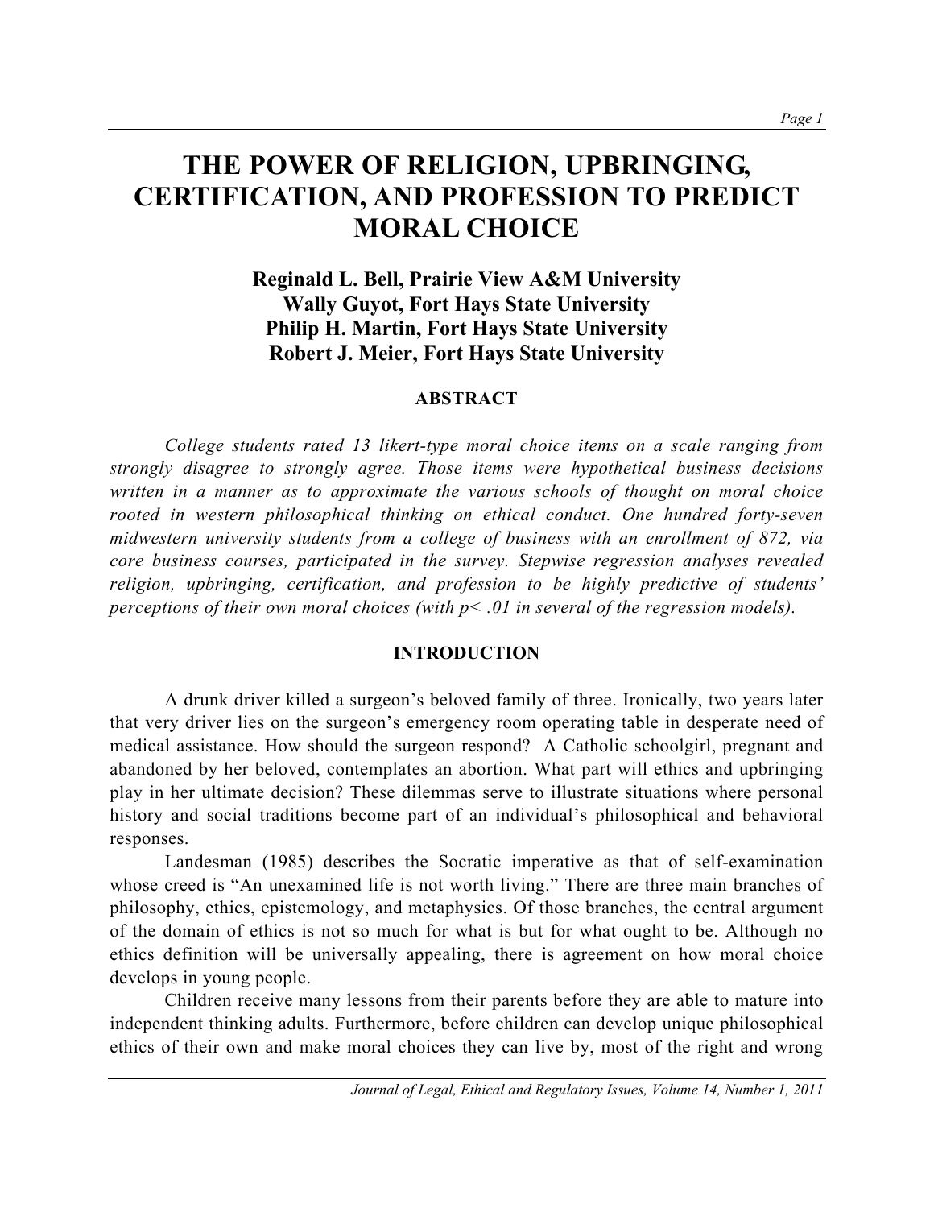# THE POWER OF RELIGION, UPBRINGING, CERTIFICATION, AND PROFESSION TO PREDICT MORAL CHOICE

**Reginald L. Bell, Prairie View A&M University**
**Wally Guyot, Fort Hays State University**
**Philip H. Martin, Fort Hays State University**
**Robert J. Meier, Fort Hays State University**

## ABSTRACT

*College students rated 13 likert-type moral choice items on a scale ranging from strongly disagree to strongly agree. Those items were hypothetical business decisions written in a manner as to approximate the various schools of thought on moral choice rooted in western philosophical thinking on ethical conduct. One hundred forty-seven midwestern university students from a college of business with an enrollment of 872, via core business courses, participated in the survey. Stepwise regression analyses revealed religion, upbringing, certification, and profession to be highly predictive of students' perceptions of their own moral choices (with $p < .01$ in several of the regression models).*

## INTRODUCTION

A drunk driver killed a surgeon's beloved family of three. Ironically, two years later that very driver lies on the surgeon's emergency room operating table in desperate need of medical assistance. How should the surgeon respond? A Catholic schoolgirl, pregnant and abandoned by her beloved, contemplates an abortion. What part will ethics and upbringing play in her ultimate decision? These dilemmas serve to illustrate situations where personal history and social traditions become part of an individual's philosophical and behavioral responses.

Landesman (1985) describes the Socratic imperative as that of self-examination whose creed is "An unexamined life is not worth living." There are three main branches of philosophy, ethics, epistemology, and metaphysics. Of those branches, the central argument of the domain of ethics is not so much for what is but for what ought to be. Although no ethics definition will be universally appealing, there is agreement on how moral choice develops in young people.

Children receive many lessons from their parents before they are able to mature into independent thinking adults. Furthermore, before children can develop unique philosophical ethics of their own and make moral choices they can live by, most of the right and wrong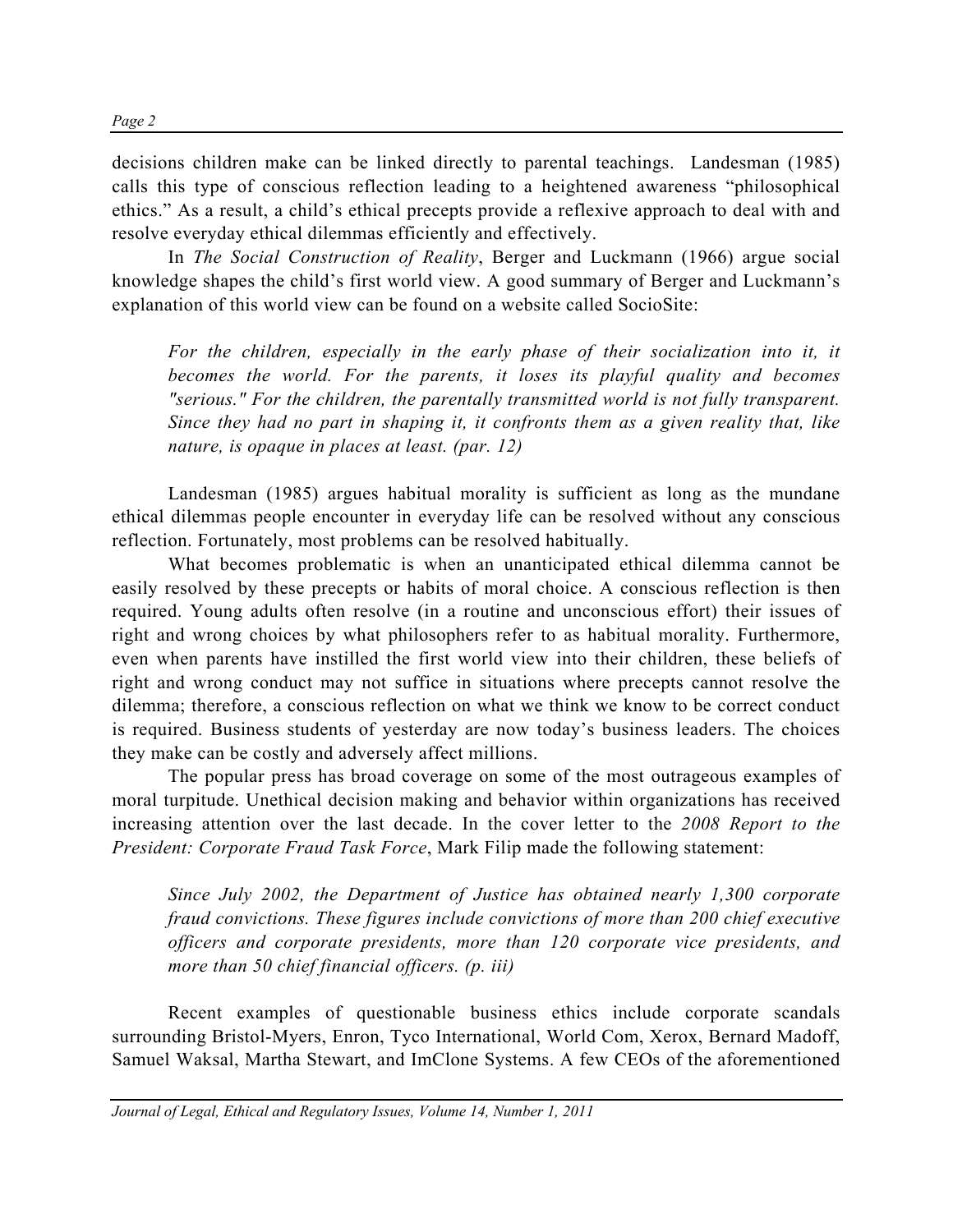decisions children make can be linked directly to parental teachings. Landesman (1985) calls this type of conscious reflection leading to a heightened awareness "philosophical ethics." As a result, a child's ethical precepts provide a reflexive approach to deal with and resolve everyday ethical dilemmas efficiently and effectively.

In *The Social Construction of Reality*, Berger and Luckmann (1966) argue social knowledge shapes the child's first world view. A good summary of Berger and Luckmann's explanation of this world view can be found on a website called SocioSite:

> *For the children, especially in the early phase of their socialization into it, it becomes the world. For the parents, it loses its playful quality and becomes "serious." For the children, the parentally transmitted world is not fully transparent. Since they had no part in shaping it, it confronts them as a given reality that, like nature, is opaque in places at least. (par. 12)*

Landesman (1985) argues habitual morality is sufficient as long as the mundane ethical dilemmas people encounter in everyday life can be resolved without any conscious reflection. Fortunately, most problems can be resolved habitually.

What becomes problematic is when an unanticipated ethical dilemma cannot be easily resolved by these precepts or habits of moral choice. A conscious reflection is then required. Young adults often resolve (in a routine and unconscious effort) their issues of right and wrong choices by what philosophers refer to as habitual morality. Furthermore, even when parents have instilled the first world view into their children, these beliefs of right and wrong conduct may not suffice in situations where precepts cannot resolve the dilemma; therefore, a conscious reflection on what we think we know to be correct conduct is required. Business students of yesterday are now today's business leaders. The choices they make can be costly and adversely affect millions.

The popular press has broad coverage on some of the most outrageous examples of moral turpitude. Unethical decision making and behavior within organizations has received increasing attention over the last decade. In the cover letter to the *2008 Report to the President: Corporate Fraud Task Force*, Mark Filip made the following statement:

> *Since July 2002, the Department of Justice has obtained nearly 1,300 corporate fraud convictions. These figures include convictions of more than 200 chief executive officers and corporate presidents, more than 120 corporate vice presidents, and more than 50 chief financial officers. (p. iii)*

Recent examples of questionable business ethics include corporate scandals surrounding Bristol-Myers, Enron, Tyco International, World Com, Xerox, Bernard Madoff, Samuel Waksal, Martha Stewart, and ImClone Systems. A few CEOs of the aforementioned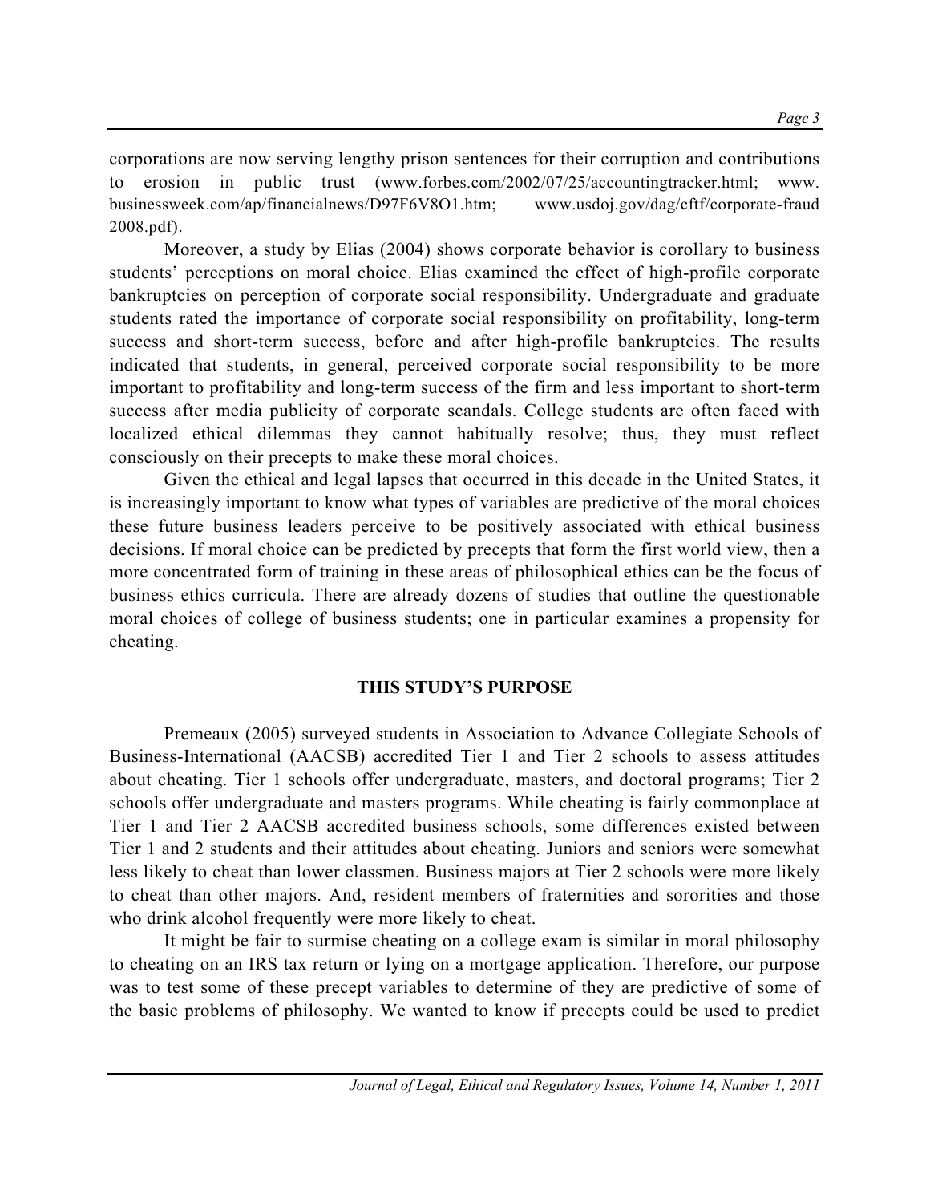corporations are now serving lengthy prison sentences for their corruption and contributions to erosion in public trust (www.forbes.com/2002/07/25/accountingtracker.html; www. businessweek.com/ap/financialnews/D97F6V8O1.htm; www.usdoj.gov/dag/cftf/corporate-fraud 2008.pdf).

Moreover, a study by Elias (2004) shows corporate behavior is corollary to business students' perceptions on moral choice. Elias examined the effect of high-profile corporate bankruptcies on perception of corporate social responsibility. Undergraduate and graduate students rated the importance of corporate social responsibility on profitability, long-term success and short-term success, before and after high-profile bankruptcies. The results indicated that students, in general, perceived corporate social responsibility to be more important to profitability and long-term success of the firm and less important to short-term success after media publicity of corporate scandals. College students are often faced with localized ethical dilemmas they cannot habitually resolve; thus, they must reflect consciously on their precepts to make these moral choices.

Given the ethical and legal lapses that occurred in this decade in the United States, it is increasingly important to know what types of variables are predictive of the moral choices these future business leaders perceive to be positively associated with ethical business decisions. If moral choice can be predicted by precepts that form the first world view, then a more concentrated form of training in these areas of philosophical ethics can be the focus of business ethics curricula. There are already dozens of studies that outline the questionable moral choices of college of business students; one in particular examines a propensity for cheating.

## THIS STUDY'S PURPOSE

Premeaux (2005) surveyed students in Association to Advance Collegiate Schools of Business-International (AACSB) accredited Tier 1 and Tier 2 schools to assess attitudes about cheating. Tier 1 schools offer undergraduate, masters, and doctoral programs; Tier 2 schools offer undergraduate and masters programs. While cheating is fairly commonplace at Tier 1 and Tier 2 AACSB accredited business schools, some differences existed between Tier 1 and 2 students and their attitudes about cheating. Juniors and seniors were somewhat less likely to cheat than lower classmen. Business majors at Tier 2 schools were more likely to cheat than other majors. And, resident members of fraternities and sororities and those who drink alcohol frequently were more likely to cheat.

It might be fair to surmise cheating on a college exam is similar in moral philosophy to cheating on an IRS tax return or lying on a mortgage application. Therefore, our purpose was to test some of these precept variables to determine of they are predictive of some of the basic problems of philosophy. We wanted to know if precepts could be used to predict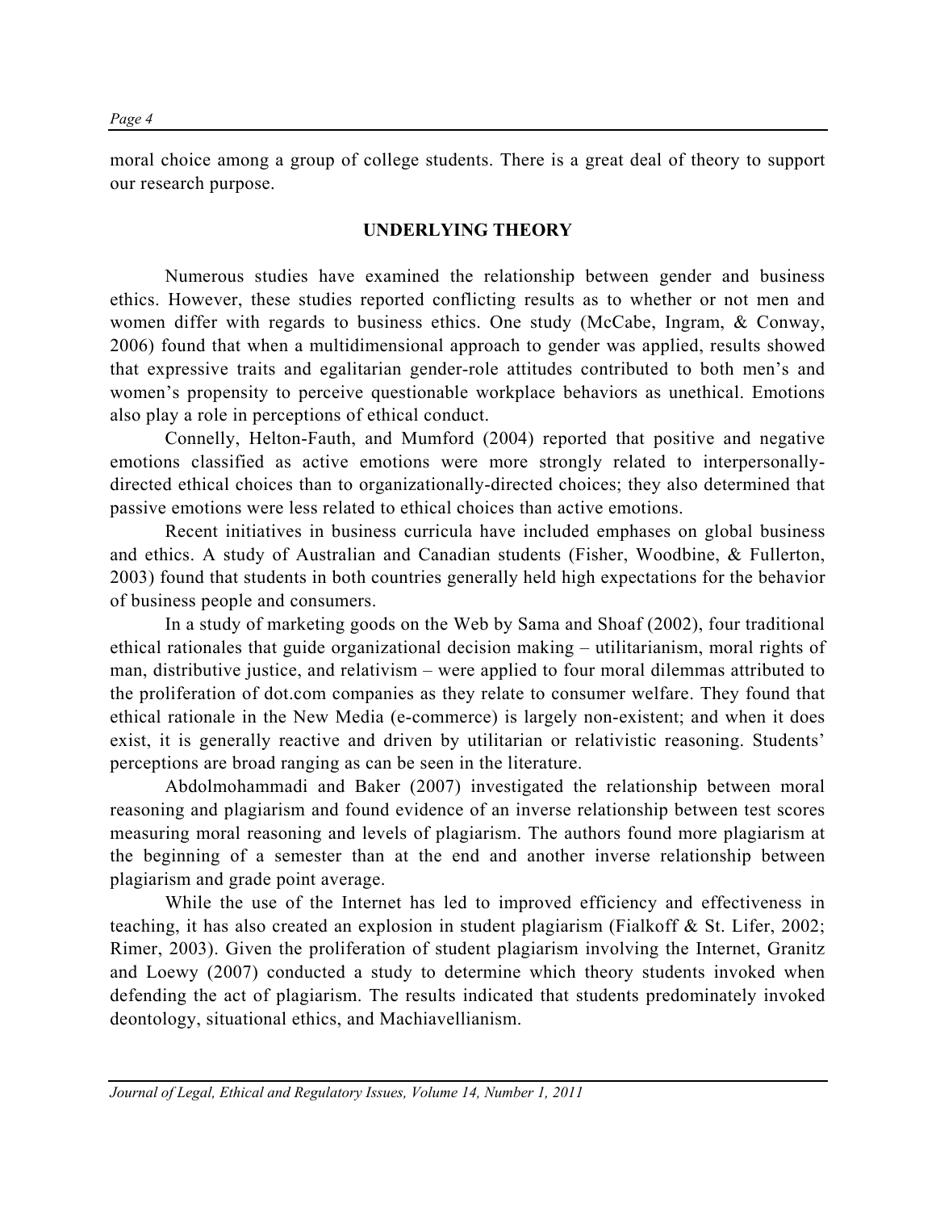moral choice among a group of college students. There is a great deal of theory to support our research purpose.

## UNDERLYING THEORY

Numerous studies have examined the relationship between gender and business ethics. However, these studies reported conflicting results as to whether or not men and women differ with regards to business ethics. One study (McCabe, Ingram, & Conway, 2006) found that when a multidimensional approach to gender was applied, results showed that expressive traits and egalitarian gender-role attitudes contributed to both men's and women's propensity to perceive questionable workplace behaviors as unethical. Emotions also play a role in perceptions of ethical conduct.

Connelly, Helton-Fauth, and Mumford (2004) reported that positive and negative emotions classified as active emotions were more strongly related to interpersonally-directed ethical choices than to organizationally-directed choices; they also determined that passive emotions were less related to ethical choices than active emotions.

Recent initiatives in business curricula have included emphases on global business and ethics. A study of Australian and Canadian students (Fisher, Woodbine, & Fullerton, 2003) found that students in both countries generally held high expectations for the behavior of business people and consumers.

In a study of marketing goods on the Web by Sama and Shoaf (2002), four traditional ethical rationales that guide organizational decision making – utilitarianism, moral rights of man, distributive justice, and relativism – were applied to four moral dilemmas attributed to the proliferation of dot.com companies as they relate to consumer welfare. They found that ethical rationale in the New Media (e-commerce) is largely non-existent; and when it does exist, it is generally reactive and driven by utilitarian or relativistic reasoning. Students' perceptions are broad ranging as can be seen in the literature.

Abdolmohammadi and Baker (2007) investigated the relationship between moral reasoning and plagiarism and found evidence of an inverse relationship between test scores measuring moral reasoning and levels of plagiarism. The authors found more plagiarism at the beginning of a semester than at the end and another inverse relationship between plagiarism and grade point average.

While the use of the Internet has led to improved efficiency and effectiveness in teaching, it has also created an explosion in student plagiarism (Fialkoff & St. Lifer, 2002; Rimer, 2003). Given the proliferation of student plagiarism involving the Internet, Granitz and Loewy (2007) conducted a study to determine which theory students invoked when defending the act of plagiarism. The results indicated that students predominately invoked deontology, situational ethics, and Machiavellianism.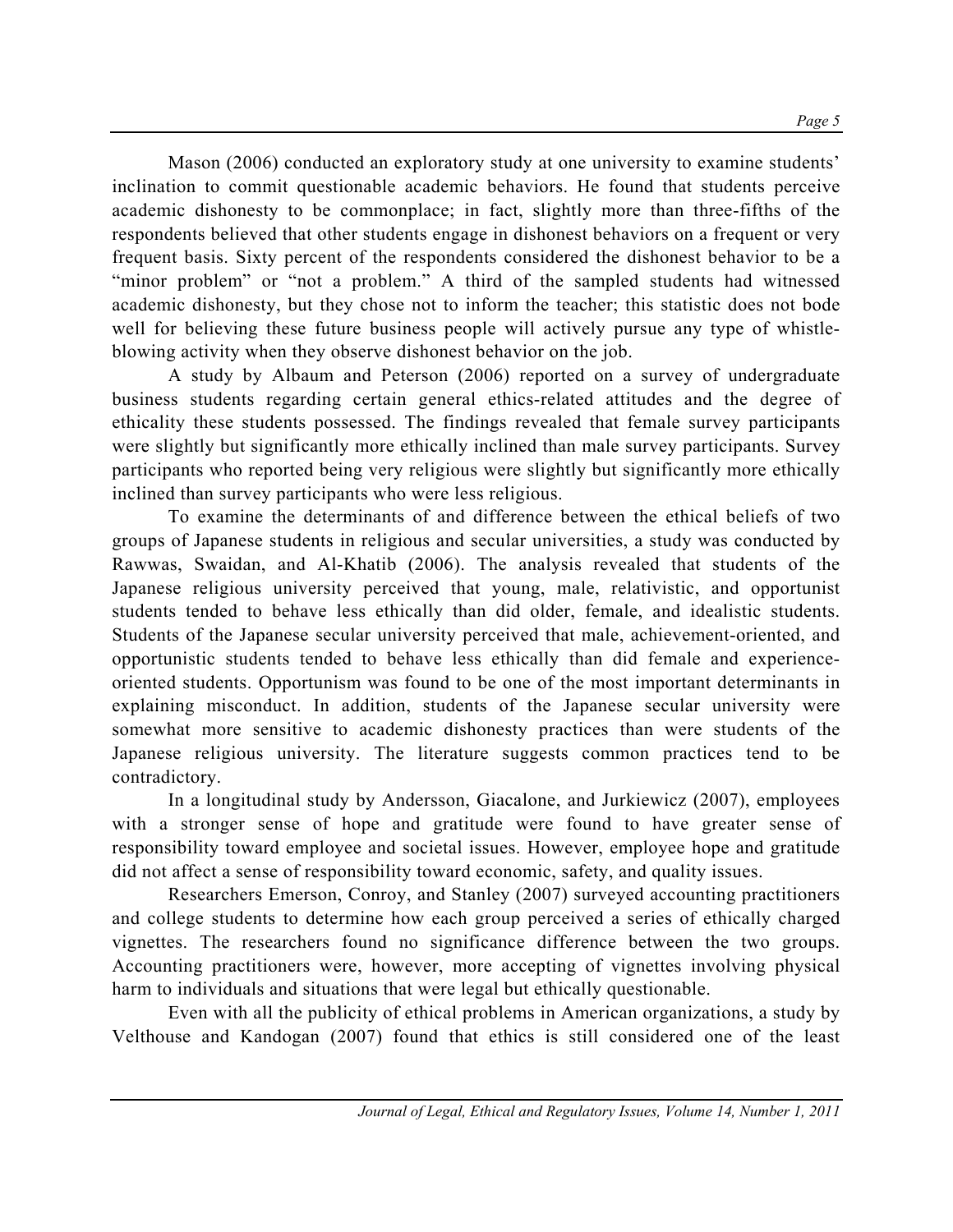Mason (2006) conducted an exploratory study at one university to examine students' inclination to commit questionable academic behaviors. He found that students perceive academic dishonesty to be commonplace; in fact, slightly more than three-fifths of the respondents believed that other students engage in dishonest behaviors on a frequent or very frequent basis. Sixty percent of the respondents considered the dishonest behavior to be a "minor problem" or "not a problem." A third of the sampled students had witnessed academic dishonesty, but they chose not to inform the teacher; this statistic does not bode well for believing these future business people will actively pursue any type of whistle-blowing activity when they observe dishonest behavior on the job.

A study by Albaum and Peterson (2006) reported on a survey of undergraduate business students regarding certain general ethics-related attitudes and the degree of ethicality these students possessed. The findings revealed that female survey participants were slightly but significantly more ethically inclined than male survey participants. Survey participants who reported being very religious were slightly but significantly more ethically inclined than survey participants who were less religious.

To examine the determinants of and difference between the ethical beliefs of two groups of Japanese students in religious and secular universities, a study was conducted by Rawwas, Swaidan, and Al-Khatib (2006). The analysis revealed that students of the Japanese religious university perceived that young, male, relativistic, and opportunist students tended to behave less ethically than did older, female, and idealistic students. Students of the Japanese secular university perceived that male, achievement-oriented, and opportunistic students tended to behave less ethically than did female and experience-oriented students. Opportunism was found to be one of the most important determinants in explaining misconduct. In addition, students of the Japanese secular university were somewhat more sensitive to academic dishonesty practices than were students of the Japanese religious university. The literature suggests common practices tend to be contradictory.

In a longitudinal study by Andersson, Giacalone, and Jurkiewicz (2007), employees with a stronger sense of hope and gratitude were found to have greater sense of responsibility toward employee and societal issues. However, employee hope and gratitude did not affect a sense of responsibility toward economic, safety, and quality issues.

Researchers Emerson, Conroy, and Stanley (2007) surveyed accounting practitioners and college students to determine how each group perceived a series of ethically charged vignettes. The researchers found no significance difference between the two groups. Accounting practitioners were, however, more accepting of vignettes involving physical harm to individuals and situations that were legal but ethically questionable.

Even with all the publicity of ethical problems in American organizations, a study by Velthouse and Kandogan (2007) found that ethics is still considered one of the least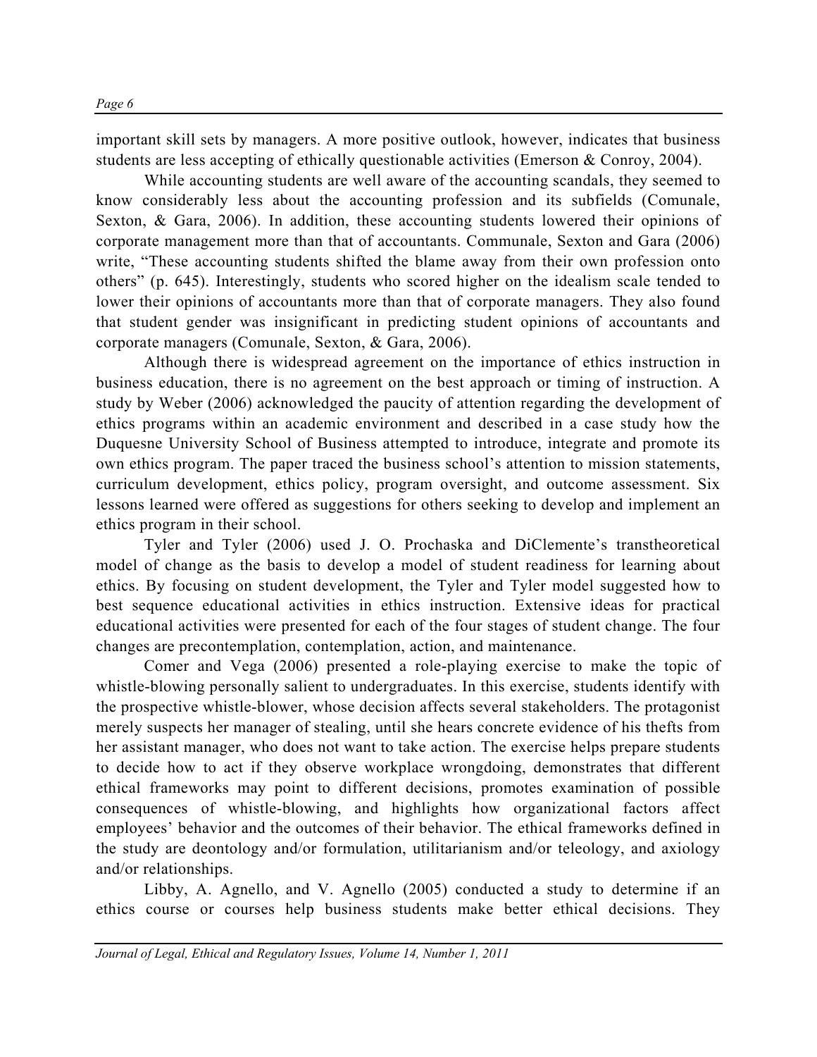important skill sets by managers. A more positive outlook, however, indicates that business students are less accepting of ethically questionable activities (Emerson & Conroy, 2004).

While accounting students are well aware of the accounting scandals, they seemed to know considerably less about the accounting profession and its subfields (Comunale, Sexton, & Gara, 2006). In addition, these accounting students lowered their opinions of corporate management more than that of accountants. Communale, Sexton and Gara (2006) write, "These accounting students shifted the blame away from their own profession onto others" (p. 645). Interestingly, students who scored higher on the idealism scale tended to lower their opinions of accountants more than that of corporate managers. They also found that student gender was insignificant in predicting student opinions of accountants and corporate managers (Comunale, Sexton, & Gara, 2006).

Although there is widespread agreement on the importance of ethics instruction in business education, there is no agreement on the best approach or timing of instruction. A study by Weber (2006) acknowledged the paucity of attention regarding the development of ethics programs within an academic environment and described in a case study how the Duquesne University School of Business attempted to introduce, integrate and promote its own ethics program. The paper traced the business school's attention to mission statements, curriculum development, ethics policy, program oversight, and outcome assessment. Six lessons learned were offered as suggestions for others seeking to develop and implement an ethics program in their school.

Tyler and Tyler (2006) used J. O. Prochaska and DiClemente's transtheoretical model of change as the basis to develop a model of student readiness for learning about ethics. By focusing on student development, the Tyler and Tyler model suggested how to best sequence educational activities in ethics instruction. Extensive ideas for practical educational activities were presented for each of the four stages of student change. The four changes are precontemplation, contemplation, action, and maintenance.

Comer and Vega (2006) presented a role-playing exercise to make the topic of whistle-blowing personally salient to undergraduates. In this exercise, students identify with the prospective whistle-blower, whose decision affects several stakeholders. The protagonist merely suspects her manager of stealing, until she hears concrete evidence of his thefts from her assistant manager, who does not want to take action. The exercise helps prepare students to decide how to act if they observe workplace wrongdoing, demonstrates that different ethical frameworks may point to different decisions, promotes examination of possible consequences of whistle-blowing, and highlights how organizational factors affect employees' behavior and the outcomes of their behavior. The ethical frameworks defined in the study are deontology and/or formulation, utilitarianism and/or teleology, and axiology and/or relationships.

Libby, A. Agnello, and V. Agnello (2005) conducted a study to determine if an ethics course or courses help business students make better ethical decisions. They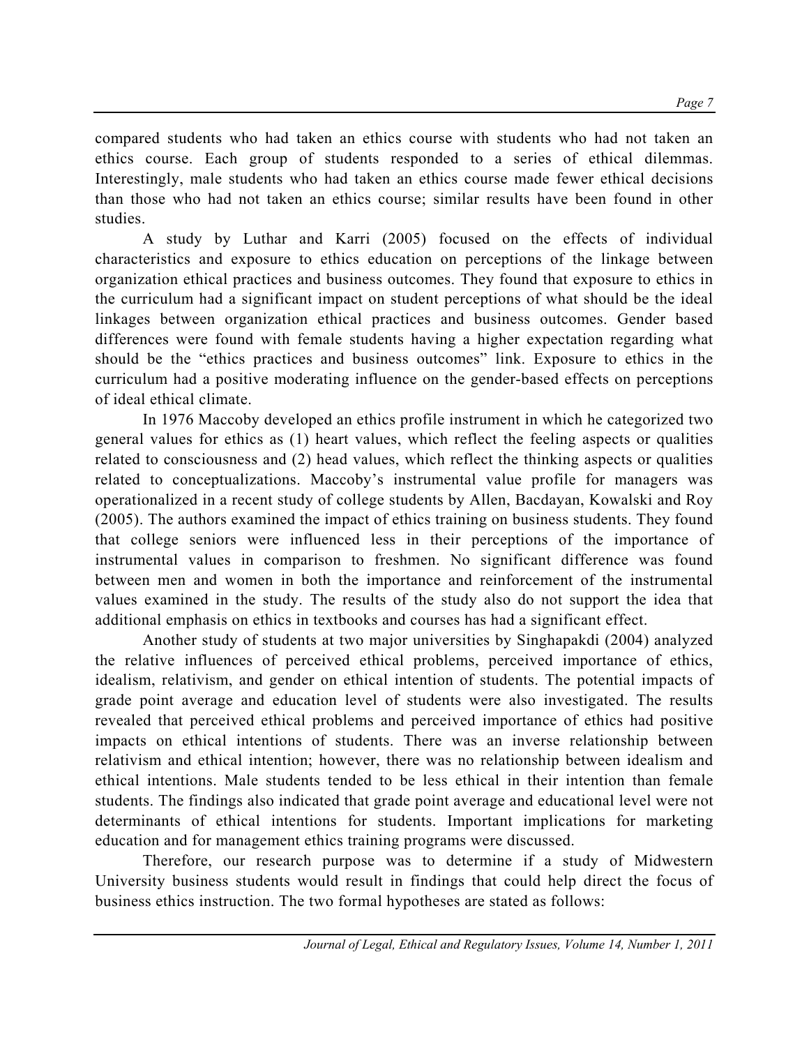compared students who had taken an ethics course with students who had not taken an ethics course. Each group of students responded to a series of ethical dilemmas. Interestingly, male students who had taken an ethics course made fewer ethical decisions than those who had not taken an ethics course; similar results have been found in other studies.

A study by Luthar and Karri (2005) focused on the effects of individual characteristics and exposure to ethics education on perceptions of the linkage between organization ethical practices and business outcomes. They found that exposure to ethics in the curriculum had a significant impact on student perceptions of what should be the ideal linkages between organization ethical practices and business outcomes. Gender based differences were found with female students having a higher expectation regarding what should be the "ethics practices and business outcomes" link. Exposure to ethics in the curriculum had a positive moderating influence on the gender-based effects on perceptions of ideal ethical climate.

In 1976 Maccoby developed an ethics profile instrument in which he categorized two general values for ethics as (1) heart values, which reflect the feeling aspects or qualities related to consciousness and (2) head values, which reflect the thinking aspects or qualities related to conceptualizations. Maccoby's instrumental value profile for managers was operationalized in a recent study of college students by Allen, Bacdayan, Kowalski and Roy (2005). The authors examined the impact of ethics training on business students. They found that college seniors were influenced less in their perceptions of the importance of instrumental values in comparison to freshmen. No significant difference was found between men and women in both the importance and reinforcement of the instrumental values examined in the study. The results of the study also do not support the idea that additional emphasis on ethics in textbooks and courses has had a significant effect.

Another study of students at two major universities by Singhapakdi (2004) analyzed the relative influences of perceived ethical problems, perceived importance of ethics, idealism, relativism, and gender on ethical intention of students. The potential impacts of grade point average and education level of students were also investigated. The results revealed that perceived ethical problems and perceived importance of ethics had positive impacts on ethical intentions of students. There was an inverse relationship between relativism and ethical intention; however, there was no relationship between idealism and ethical intentions. Male students tended to be less ethical in their intention than female students. The findings also indicated that grade point average and educational level were not determinants of ethical intentions for students. Important implications for marketing education and for management ethics training programs were discussed.

Therefore, our research purpose was to determine if a study of Midwestern University business students would result in findings that could help direct the focus of business ethics instruction. The two formal hypotheses are stated as follows: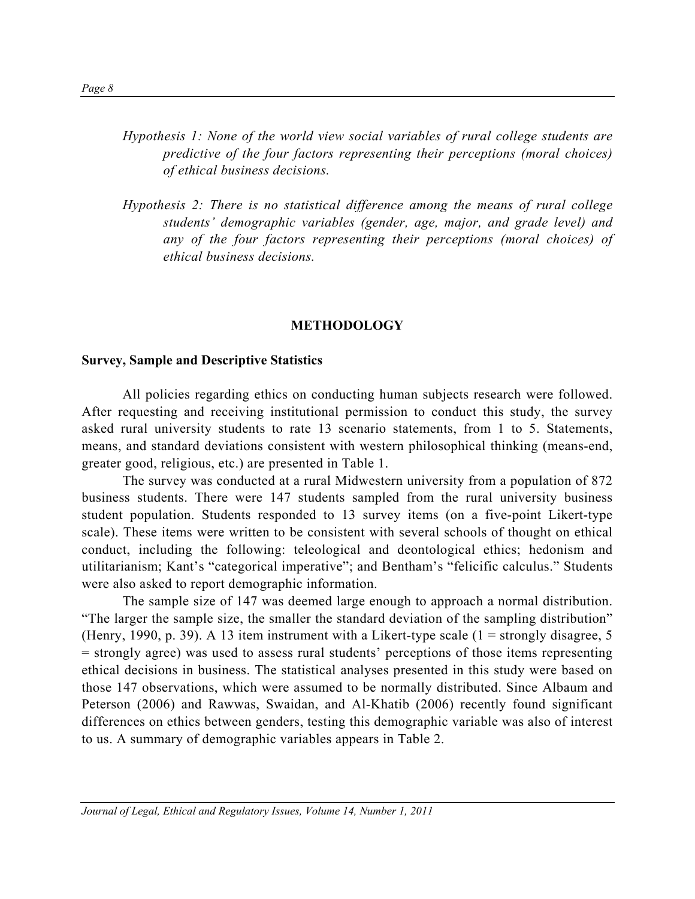*Hypothesis 1: None of the world view social variables of rural college students are predictive of the four factors representing their perceptions (moral choices) of ethical business decisions.*

*Hypothesis 2: There is no statistical difference among the means of rural college students' demographic variables (gender, age, major, and grade level) and any of the four factors representing their perceptions (moral choices) of ethical business decisions.*

## METHODOLOGY

### Survey, Sample and Descriptive Statistics

All policies regarding ethics on conducting human subjects research were followed. After requesting and receiving institutional permission to conduct this study, the survey asked rural university students to rate 13 scenario statements, from 1 to 5. Statements, means, and standard deviations consistent with western philosophical thinking (means-end, greater good, religious, etc.) are presented in Table 1.

The survey was conducted at a rural Midwestern university from a population of 872 business students. There were 147 students sampled from the rural university business student population. Students responded to 13 survey items (on a five-point Likert-type scale). These items were written to be consistent with several schools of thought on ethical conduct, including the following: teleological and deontological ethics; hedonism and utilitarianism; Kant's "categorical imperative"; and Bentham's "felicific calculus." Students were also asked to report demographic information.

The sample size of 147 was deemed large enough to approach a normal distribution. "The larger the sample size, the smaller the standard deviation of the sampling distribution" (Henry, 1990, p. 39). A 13 item instrument with a Likert-type scale (1 = strongly disagree, 5 = strongly agree) was used to assess rural students' perceptions of those items representing ethical decisions in business. The statistical analyses presented in this study were based on those 147 observations, which were assumed to be normally distributed. Since Albaum and Peterson (2006) and Rawwas, Swaidan, and Al-Khatib (2006) recently found significant differences on ethics between genders, testing this demographic variable was also of interest to us. A summary of demographic variables appears in Table 2.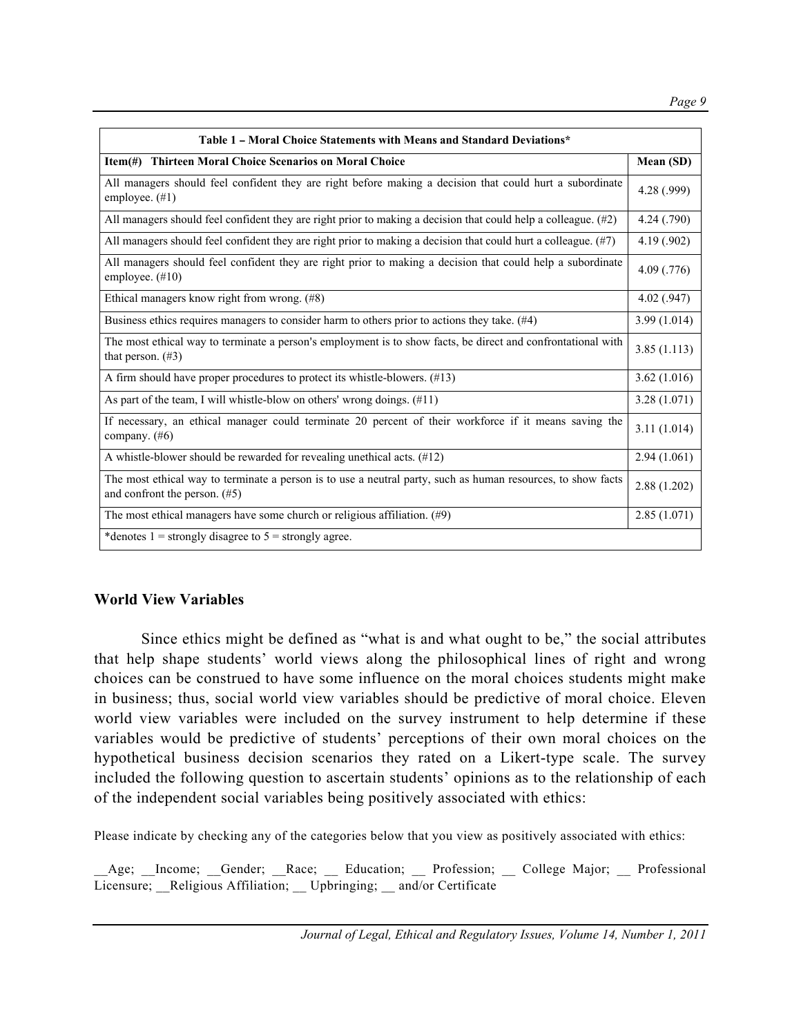| Table 1 – Moral Choice Statements with Means and Standard Deviations* | |
|---|---|
| **Item(#) Thirteen Moral Choice Scenarios on Moral Choice** | **Mean (SD)** |
| All managers should feel confident they are right before making a decision that could hurt a subordinate employee. (#1) | 4.28 (.999) |
| All managers should feel confident they are right prior to making a decision that could help a colleague. (#2) | 4.24 (.790) |
| All managers should feel confident they are right prior to making a decision that could hurt a colleague. (#7) | 4.19 (.902) |
| All managers should feel confident they are right prior to making a decision that could help a subordinate employee. (#10) | 4.09 (.776) |
| Ethical managers know right from wrong. (#8) | 4.02 (.947) |
| Business ethics requires managers to consider harm to others prior to actions they take. (#4) | 3.99 (1.014) |
| The most ethical way to terminate a person's employment is to show facts, be direct and confrontational with that person. (#3) | 3.85 (1.113) |
| A firm should have proper procedures to protect its whistle-blowers. (#13) | 3.62 (1.016) |
| As part of the team, I will whistle-blow on others' wrong doings. (#11) | 3.28 (1.071) |
| If necessary, an ethical manager could terminate 20 percent of their workforce if it means saving the company. (#6) | 3.11 (1.014) |
| A whistle-blower should be rewarded for revealing unethical acts. (#12) | 2.94 (1.061) |
| The most ethical way to terminate a person is to use a neutral party, such as human resources, to show facts and confront the person. (#5) | 2.88 (1.202) |
| The most ethical managers have some church or religious affiliation. (#9) | 2.85 (1.071) |
| *denotes 1 = strongly disagree to 5 = strongly agree. | |

## World View Variables

Since ethics might be defined as "what is and what ought to be," the social attributes that help shape students' world views along the philosophical lines of right and wrong choices can be construed to have some influence on the moral choices students might make in business; thus, social world view variables should be predictive of moral choice. Eleven world view variables were included on the survey instrument to help determine if these variables would be predictive of students' perceptions of their own moral choices on the hypothetical business decision scenarios they rated on a Likert-type scale. The survey included the following question to ascertain students' opinions as to the relationship of each of the independent social variables being positively associated with ethics:

Please indicate by checking any of the categories below that you view as positively associated with ethics:

__Age; __Income; __Gender; __Race; __ Education; __ Profession; __ College Major; __ Professional Licensure; __Religious Affiliation; __ Upbringing; __ and/or Certificate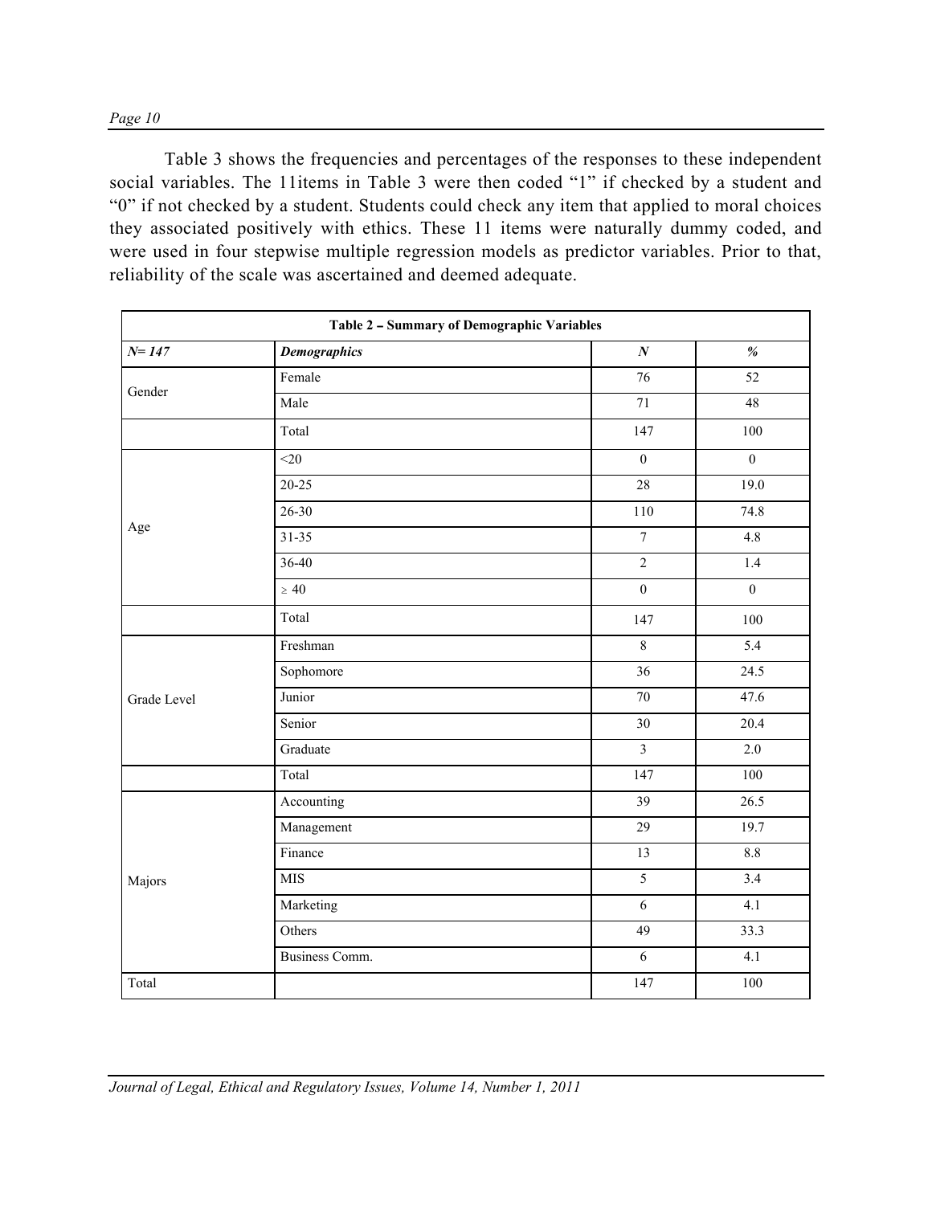Table 3 shows the frequencies and percentages of the responses to these independent social variables. The 11items in Table 3 were then coded "1" if checked by a student and "0" if not checked by a student. Students could check any item that applied to moral choices they associated positively with ethics. These 11 items were naturally dummy coded, and were used in four stepwise multiple regression models as predictor variables. Prior to that, reliability of the scale was ascertained and deemed adequate.

**Table 2 – Summary of Demographic Variables**

| *N= 147* | *Demographics* | *N* | *%* |
|---|---|---|---|
| Gender | Female | 76 | 52 |
| | Male | 71 | 48 |
| | Total | 147 | 100 |
| Age | <20 | 0 | 0 |
| | 20-25 | 28 | 19.0 |
| | 26-30 | 110 | 74.8 |
| | 31-35 | 7 | 4.8 |
| | 36-40 | 2 | 1.4 |
| | ≥ 40 | 0 | 0 |
| | Total | 147 | 100 |
| Grade Level | Freshman | 8 | 5.4 |
| | Sophomore | 36 | 24.5 |
| | Junior | 70 | 47.6 |
| | Senior | 30 | 20.4 |
| | Graduate | 3 | 2.0 |
| | Total | 147 | 100 |
| Majors | Accounting | 39 | 26.5 |
| | Management | 29 | 19.7 |
| | Finance | 13 | 8.8 |
| | MIS | 5 | 3.4 |
| | Marketing | 6 | 4.1 |
| | Others | 49 | 33.3 |
| | Business Comm. | 6 | 4.1 |
| Total | | 147 | 100 |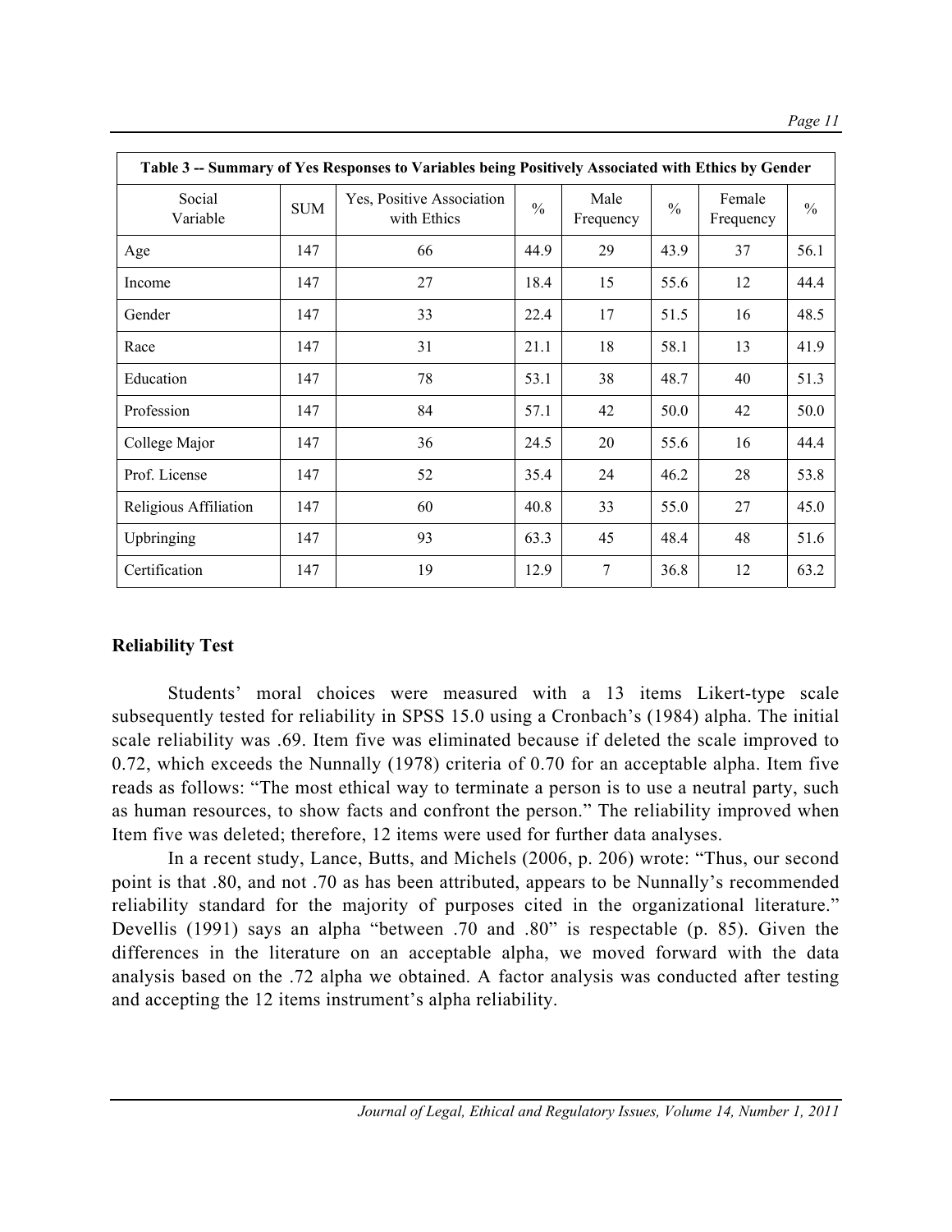| Table 3 -- Summary of Yes Responses to Variables being Positively Associated with Ethics by Gender | | | | | | | |
|---|---|---|---|---|---|---|---|
| Social Variable | SUM | Yes, Positive Association with Ethics | % | Male Frequency | % | Female Frequency | % |
| Age | 147 | 66 | 44.9 | 29 | 43.9 | 37 | 56.1 |
| Income | 147 | 27 | 18.4 | 15 | 55.6 | 12 | 44.4 |
| Gender | 147 | 33 | 22.4 | 17 | 51.5 | 16 | 48.5 |
| Race | 147 | 31 | 21.1 | 18 | 58.1 | 13 | 41.9 |
| Education | 147 | 78 | 53.1 | 38 | 48.7 | 40 | 51.3 |
| Profession | 147 | 84 | 57.1 | 42 | 50.0 | 42 | 50.0 |
| College Major | 147 | 36 | 24.5 | 20 | 55.6 | 16 | 44.4 |
| Prof. License | 147 | 52 | 35.4 | 24 | 46.2 | 28 | 53.8 |
| Religious Affiliation | 147 | 60 | 40.8 | 33 | 55.0 | 27 | 45.0 |
| Upbringing | 147 | 93 | 63.3 | 45 | 48.4 | 48 | 51.6 |
| Certification | 147 | 19 | 12.9 | 7 | 36.8 | 12 | 63.2 |

## Reliability Test

Students' moral choices were measured with a 13 items Likert-type scale subsequently tested for reliability in SPSS 15.0 using a Cronbach's (1984) alpha. The initial scale reliability was .69. Item five was eliminated because if deleted the scale improved to 0.72, which exceeds the Nunnally (1978) criteria of 0.70 for an acceptable alpha. Item five reads as follows: "The most ethical way to terminate a person is to use a neutral party, such as human resources, to show facts and confront the person." The reliability improved when Item five was deleted; therefore, 12 items were used for further data analyses.

In a recent study, Lance, Butts, and Michels (2006, p. 206) wrote: "Thus, our second point is that .80, and not .70 as has been attributed, appears to be Nunnally's recommended reliability standard for the majority of purposes cited in the organizational literature." Devellis (1991) says an alpha "between .70 and .80" is respectable (p. 85). Given the differences in the literature on an acceptable alpha, we moved forward with the data analysis based on the .72 alpha we obtained. A factor analysis was conducted after testing and accepting the 12 items instrument's alpha reliability.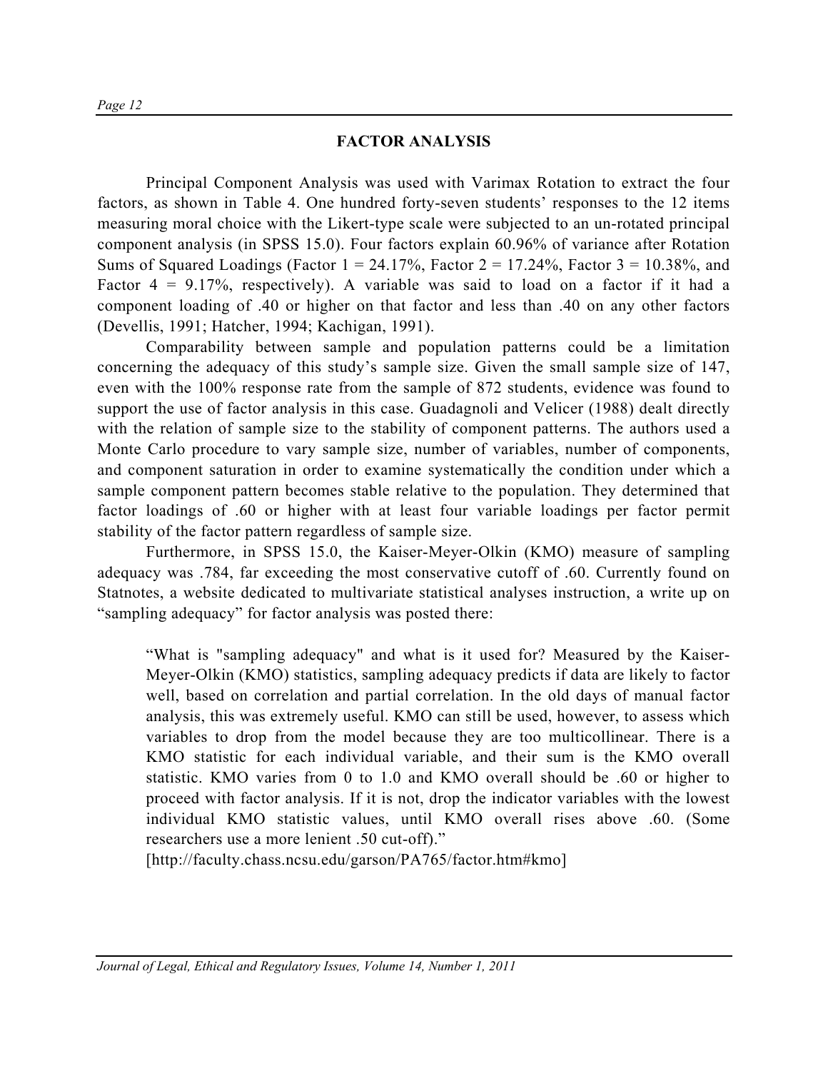## FACTOR ANALYSIS

Principal Component Analysis was used with Varimax Rotation to extract the four factors, as shown in Table 4. One hundred forty-seven students' responses to the 12 items measuring moral choice with the Likert-type scale were subjected to an un-rotated principal component analysis (in SPSS 15.0). Four factors explain 60.96% of variance after Rotation Sums of Squared Loadings (Factor 1 = 24.17%, Factor 2 = 17.24%, Factor 3 = 10.38%, and Factor 4 = 9.17%, respectively). A variable was said to load on a factor if it had a component loading of .40 or higher on that factor and less than .40 on any other factors (Devellis, 1991; Hatcher, 1994; Kachigan, 1991).

Comparability between sample and population patterns could be a limitation concerning the adequacy of this study's sample size. Given the small sample size of 147, even with the 100% response rate from the sample of 872 students, evidence was found to support the use of factor analysis in this case. Guadagnoli and Velicer (1988) dealt directly with the relation of sample size to the stability of component patterns. The authors used a Monte Carlo procedure to vary sample size, number of variables, number of components, and component saturation in order to examine systematically the condition under which a sample component pattern becomes stable relative to the population. They determined that factor loadings of .60 or higher with at least four variable loadings per factor permit stability of the factor pattern regardless of sample size.

Furthermore, in SPSS 15.0, the Kaiser-Meyer-Olkin (KMO) measure of sampling adequacy was .784, far exceeding the most conservative cutoff of .60. Currently found on Statnotes, a website dedicated to multivariate statistical analyses instruction, a write up on "sampling adequacy" for factor analysis was posted there:

> "What is "sampling adequacy" and what is it used for? Measured by the Kaiser-Meyer-Olkin (KMO) statistics, sampling adequacy predicts if data are likely to factor well, based on correlation and partial correlation. In the old days of manual factor analysis, this was extremely useful. KMO can still be used, however, to assess which variables to drop from the model because they are too multicollinear. There is a KMO statistic for each individual variable, and their sum is the KMO overall statistic. KMO varies from 0 to 1.0 and KMO overall should be .60 or higher to proceed with factor analysis. If it is not, drop the indicator variables with the lowest individual KMO statistic values, until KMO overall rises above .60. (Some researchers use a more lenient .50 cut-off)."
> [http://faculty.chass.ncsu.edu/garson/PA765/factor.htm#kmo]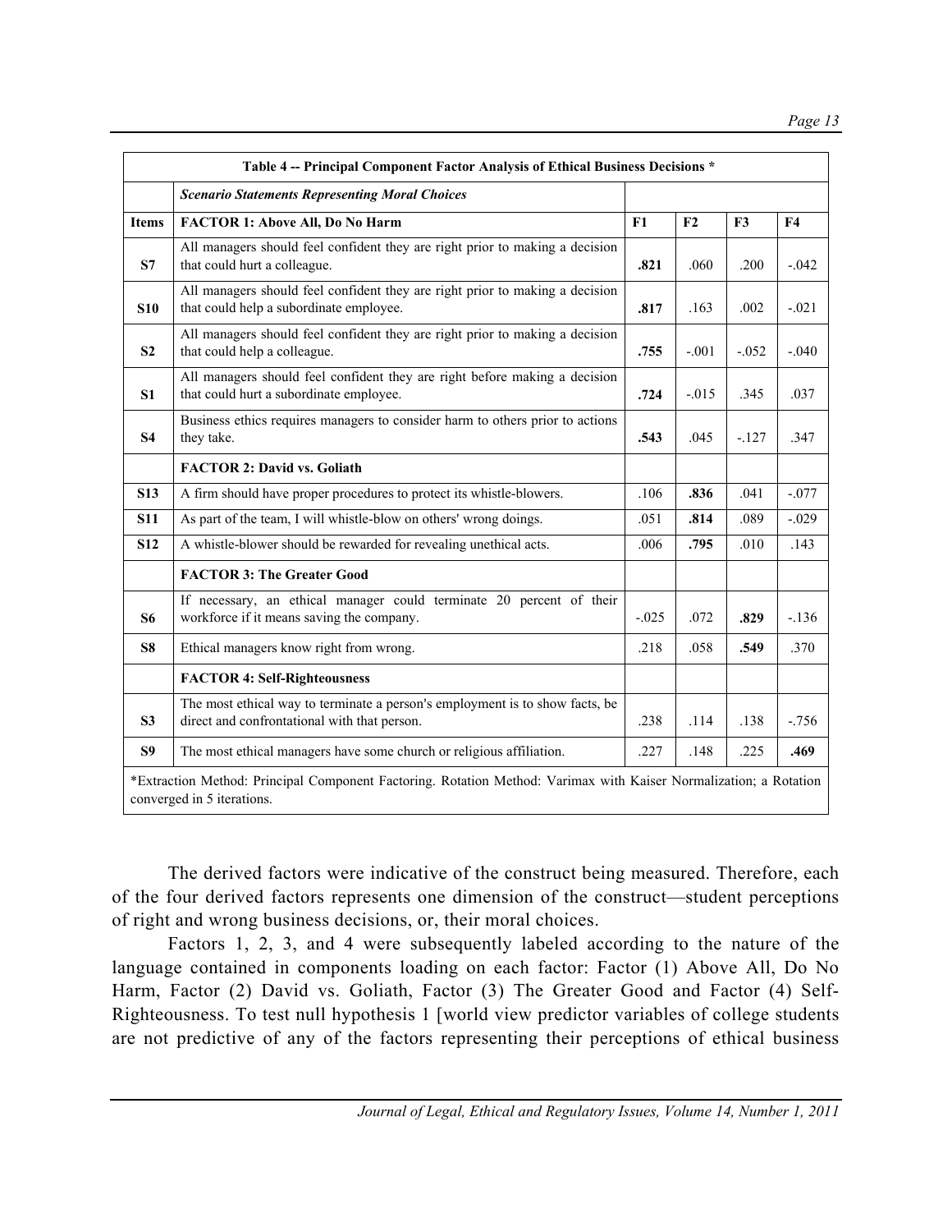| | **Table 4 -- Principal Component Factor Analysis of Ethical Business Decisions \*** | | | | |
|---|---|---|---|---|---|
| | ***Scenario Statements Representing Moral Choices*** | | | | |
| **Items** | **FACTOR 1: Above All, Do No Harm** | **F1** | **F2** | **F3** | **F4** |
| **S7** | All managers should feel confident they are right prior to making a decision that could hurt a colleague. | **.821** | .060 | .200 | -.042 |
| **S10** | All managers should feel confident they are right prior to making a decision that could help a subordinate employee. | **.817** | .163 | .002 | -.021 |
| **S2** | All managers should feel confident they are right prior to making a decision that could help a colleague. | **.755** | -.001 | -.052 | -.040 |
| **S1** | All managers should feel confident they are right before making a decision that could hurt a subordinate employee. | **.724** | -.015 | .345 | .037 |
| **S4** | Business ethics requires managers to consider harm to others prior to actions they take. | **.543** | .045 | -.127 | .347 |
| | **FACTOR 2: David vs. Goliath** | | | | |
| **S13** | A firm should have proper procedures to protect its whistle-blowers. | .106 | **.836** | .041 | -.077 |
| **S11** | As part of the team, I will whistle-blow on others' wrong doings. | .051 | **.814** | .089 | -.029 |
| **S12** | A whistle-blower should be rewarded for revealing unethical acts. | .006 | **.795** | .010 | .143 |
| | **FACTOR 3: The Greater Good** | | | | |
| **S6** | If necessary, an ethical manager could terminate 20 percent of their workforce if it means saving the company. | -.025 | .072 | **.829** | -.136 |
| **S8** | Ethical managers know right from wrong. | .218 | .058 | **.549** | .370 |
| | **FACTOR 4: Self-Righteousness** | | | | |
| **S3** | The most ethical way to terminate a person's employment is to show facts, be direct and confrontational with that person. | .238 | .114 | .138 | -.756 |
| **S9** | The most ethical managers have some church or religious affiliation. | .227 | .148 | .225 | **.469** |

\*Extraction Method: Principal Component Factoring. Rotation Method: Varimax with Kaiser Normalization; a Rotation converged in 5 iterations.

The derived factors were indicative of the construct being measured. Therefore, each of the four derived factors represents one dimension of the construct—student perceptions of right and wrong business decisions, or, their moral choices.

Factors 1, 2, 3, and 4 were subsequently labeled according to the nature of the language contained in components loading on each factor: Factor (1) Above All, Do No Harm, Factor (2) David vs. Goliath, Factor (3) The Greater Good and Factor (4) Self-Righteousness. To test null hypothesis 1 [world view predictor variables of college students are not predictive of any of the factors representing their perceptions of ethical business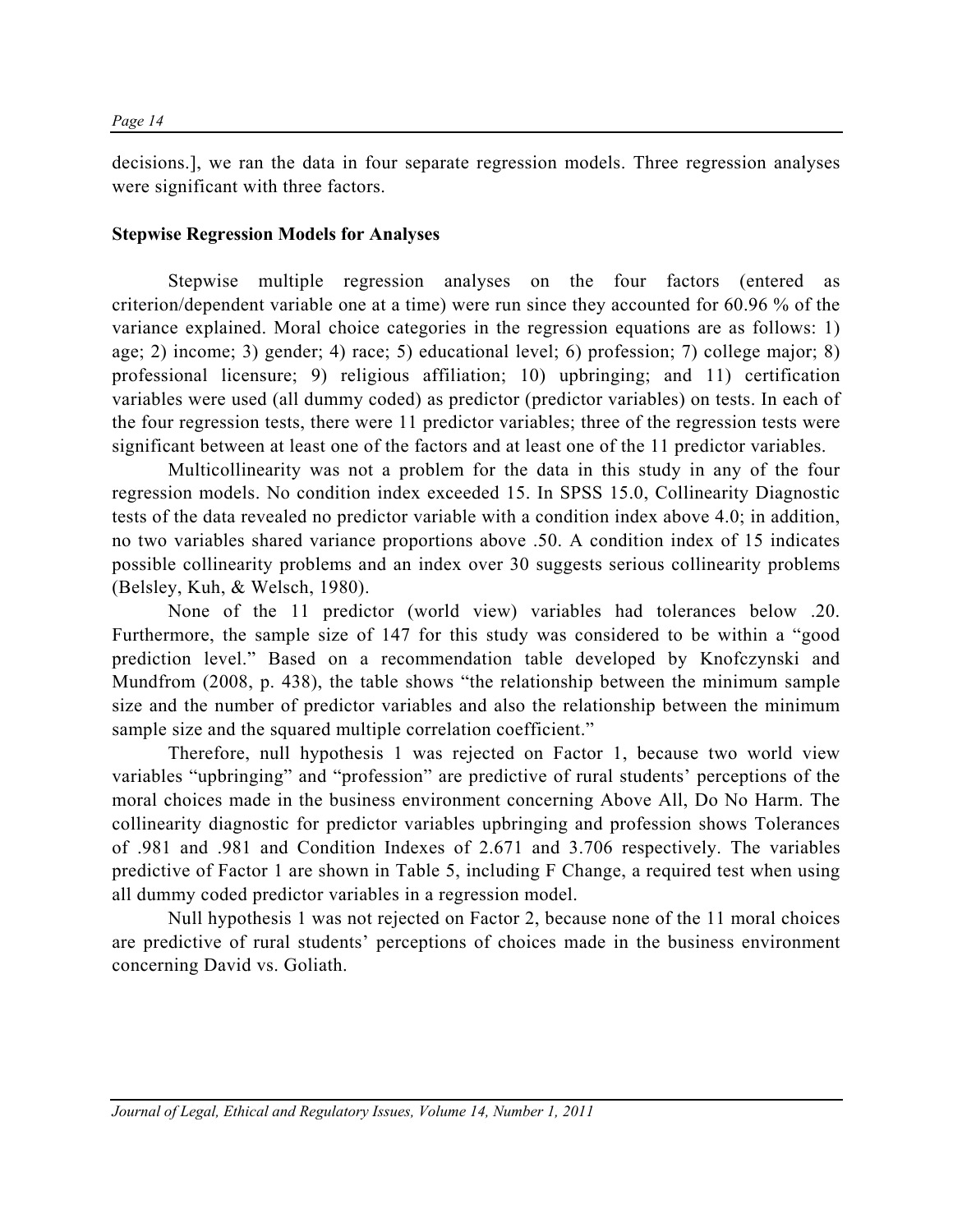decisions.], we ran the data in four separate regression models. Three regression analyses were significant with three factors.

**Stepwise Regression Models for Analyses**

Stepwise multiple regression analyses on the four factors (entered as criterion/dependent variable one at a time) were run since they accounted for 60.96 % of the variance explained. Moral choice categories in the regression equations are as follows: 1) age; 2) income; 3) gender; 4) race; 5) educational level; 6) profession; 7) college major; 8) professional licensure; 9) religious affiliation; 10) upbringing; and 11) certification variables were used (all dummy coded) as predictor (predictor variables) on tests. In each of the four regression tests, there were 11 predictor variables; three of the regression tests were significant between at least one of the factors and at least one of the 11 predictor variables.

Multicollinearity was not a problem for the data in this study in any of the four regression models. No condition index exceeded 15. In SPSS 15.0, Collinearity Diagnostic tests of the data revealed no predictor variable with a condition index above 4.0; in addition, no two variables shared variance proportions above .50. A condition index of 15 indicates possible collinearity problems and an index over 30 suggests serious collinearity problems (Belsley, Kuh, & Welsch, 1980).

None of the 11 predictor (world view) variables had tolerances below .20. Furthermore, the sample size of 147 for this study was considered to be within a "good prediction level." Based on a recommendation table developed by Knofczynski and Mundfrom (2008, p. 438), the table shows "the relationship between the minimum sample size and the number of predictor variables and also the relationship between the minimum sample size and the squared multiple correlation coefficient."

Therefore, null hypothesis 1 was rejected on Factor 1, because two world view variables "upbringing" and "profession" are predictive of rural students' perceptions of the moral choices made in the business environment concerning Above All, Do No Harm. The collinearity diagnostic for predictor variables upbringing and profession shows Tolerances of .981 and .981 and Condition Indexes of 2.671 and 3.706 respectively. The variables predictive of Factor 1 are shown in Table 5, including F Change, a required test when using all dummy coded predictor variables in a regression model.

Null hypothesis 1 was not rejected on Factor 2, because none of the 11 moral choices are predictive of rural students' perceptions of choices made in the business environment concerning David vs. Goliath.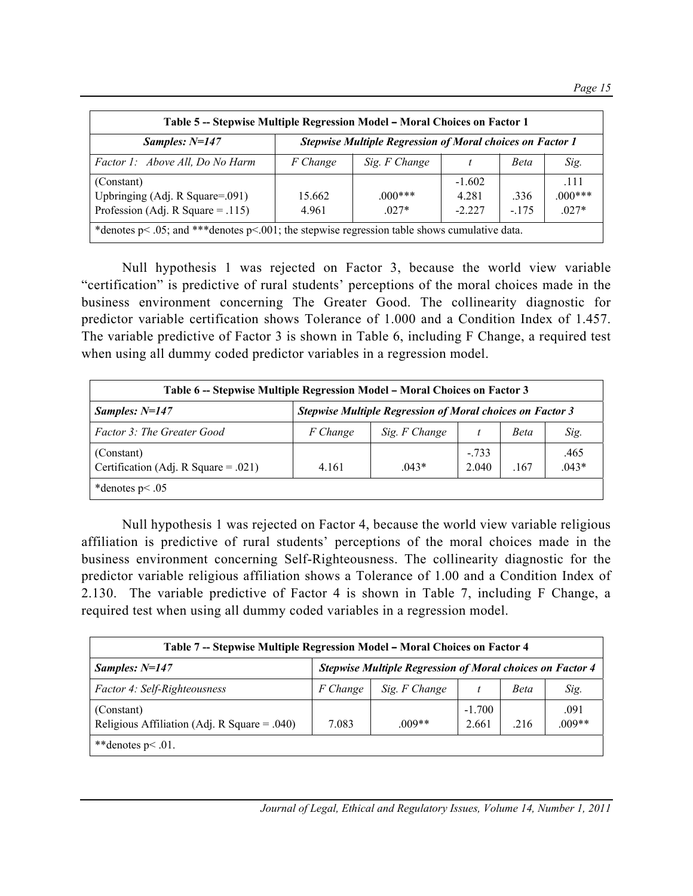| Table 5 -- Stepwise Multiple Regression Model – Moral Choices on Factor 1 | | | | | |
|---|---|---|---|---|---|
| ***Samples: N=147*** | ***Stepwise Multiple Regression of Moral choices on Factor 1*** | | | | |
| *Factor 1: Above All, Do No Harm* | *F Change* | *Sig. F Change* | *t* | *Beta* | *Sig.* |
| (Constant) | | | -1.602 | | .111 |
| Upbringing (Adj. R Square=.091) | 15.662 | .000*** | 4.281 | .336 | .000*** |
| Profession (Adj. R Square = .115) | 4.961 | .027* | -2.227 | -.175 | .027* |
| *denotes p< .05; and ***denotes p<.001; the stepwise regression table shows cumulative data. | | | | | |

Null hypothesis 1 was rejected on Factor 3, because the world view variable "certification" is predictive of rural students' perceptions of the moral choices made in the business environment concerning The Greater Good. The collinearity diagnostic for predictor variable certification shows Tolerance of 1.000 and a Condition Index of 1.457. The variable predictive of Factor 3 is shown in Table 6, including F Change, a required test when using all dummy coded predictor variables in a regression model.

| Table 6 -- Stepwise Multiple Regression Model – Moral Choices on Factor 3 | | | | | |
|---|---|---|---|---|---|
| ***Samples: N=147*** | ***Stepwise Multiple Regression of Moral choices on Factor 3*** | | | | |
| *Factor 3: The Greater Good* | *F Change* | *Sig. F Change* | *t* | *Beta* | *Sig.* |
| (Constant) | | | -.733 | | .465 |
| Certification (Adj. R Square = .021) | 4.161 | .043* | 2.040 | .167 | .043* |
| *denotes p< .05 | | | | | |

Null hypothesis 1 was rejected on Factor 4, because the world view variable religious affiliation is predictive of rural students' perceptions of the moral choices made in the business environment concerning Self-Righteousness. The collinearity diagnostic for the predictor variable religious affiliation shows a Tolerance of 1.00 and a Condition Index of 2.130. The variable predictive of Factor 4 is shown in Table 7, including F Change, a required test when using all dummy coded variables in a regression model.

| Table 7 -- Stepwise Multiple Regression Model – Moral Choices on Factor 4 | | | | | |
|---|---|---|---|---|---|
| ***Samples: N=147*** | ***Stepwise Multiple Regression of Moral choices on Factor 4*** | | | | |
| *Factor 4: Self-Righteousness* | *F Change* | *Sig. F Change* | *t* | *Beta* | *Sig.* |
| (Constant) | | | -1.700 | | .091 |
| Religious Affiliation (Adj. R Square = .040) | 7.083 | .009** | 2.661 | .216 | .009** |
| **denotes p< .01. | | | | | |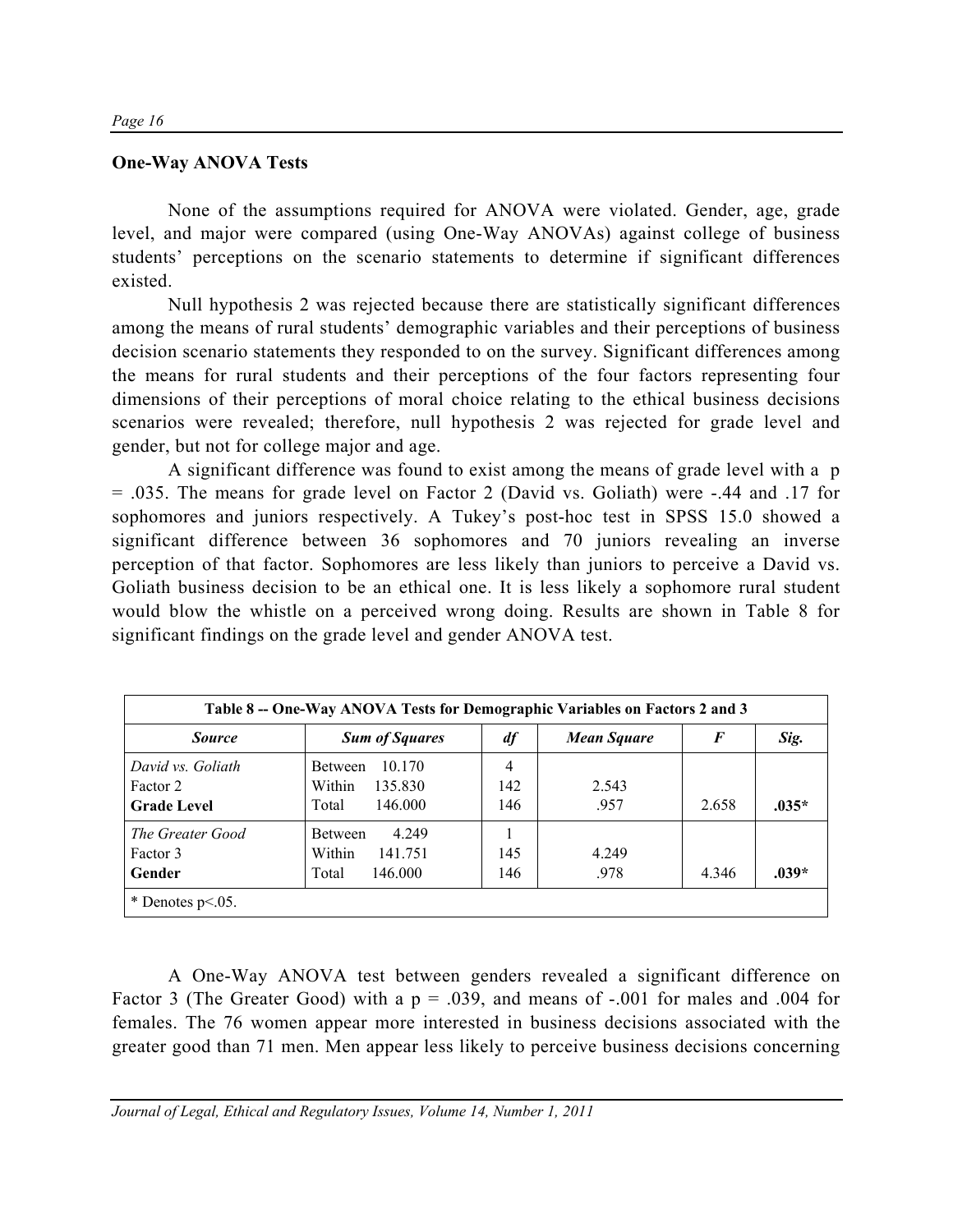### One-Way ANOVA Tests

None of the assumptions required for ANOVA were violated. Gender, age, grade level, and major were compared (using One-Way ANOVAs) against college of business students' perceptions on the scenario statements to determine if significant differences existed.

Null hypothesis 2 was rejected because there are statistically significant differences among the means of rural students' demographic variables and their perceptions of business decision scenario statements they responded to on the survey. Significant differences among the means for rural students and their perceptions of the four factors representing four dimensions of their perceptions of moral choice relating to the ethical business decisions scenarios were revealed; therefore, null hypothesis 2 was rejected for grade level and gender, but not for college major and age.

A significant difference was found to exist among the means of grade level with a $p = .035$. The means for grade level on Factor 2 (David vs. Goliath) were -.44 and .17 for sophomores and juniors respectively. A Tukey's post-hoc test in SPSS 15.0 showed a significant difference between 36 sophomores and 70 juniors revealing an inverse perception of that factor. Sophomores are less likely than juniors to perceive a David vs. Goliath business decision to be an ethical one. It is less likely a sophomore rural student would blow the whistle on a perceived wrong doing. Results are shown in Table 8 for significant findings on the grade level and gender ANOVA test.

**Table 8 -- One-Way ANOVA Tests for Demographic Variables on Factors 2 and 3**

| *Source* | *Sum of Squares* | *df* | *Mean Square* | *F* | *Sig.* |
|---|---|---|---|---|---|
| *David vs. Goliath* | Between 10.170 | 4 | | | |
| Factor 2 | Within 135.830 | 142 | 2.543 | | |
| **Grade Level** | Total 146.000 | 146 | .957 | 2.658 | **.035*** |
| *The Greater Good* | Between 4.249 | 1 | | | |
| Factor 3 | Within 141.751 | 145 | 4.249 | | |
| **Gender** | Total 146.000 | 146 | .978 | 4.346 | **.039*** |

\* Denotes $p<.05$.

A One-Way ANOVA test between genders revealed a significant difference on Factor 3 (The Greater Good) with a $p = .039$, and means of -.001 for males and .004 for females. The 76 women appear more interested in business decisions associated with the greater good than 71 men. Men appear less likely to perceive business decisions concerning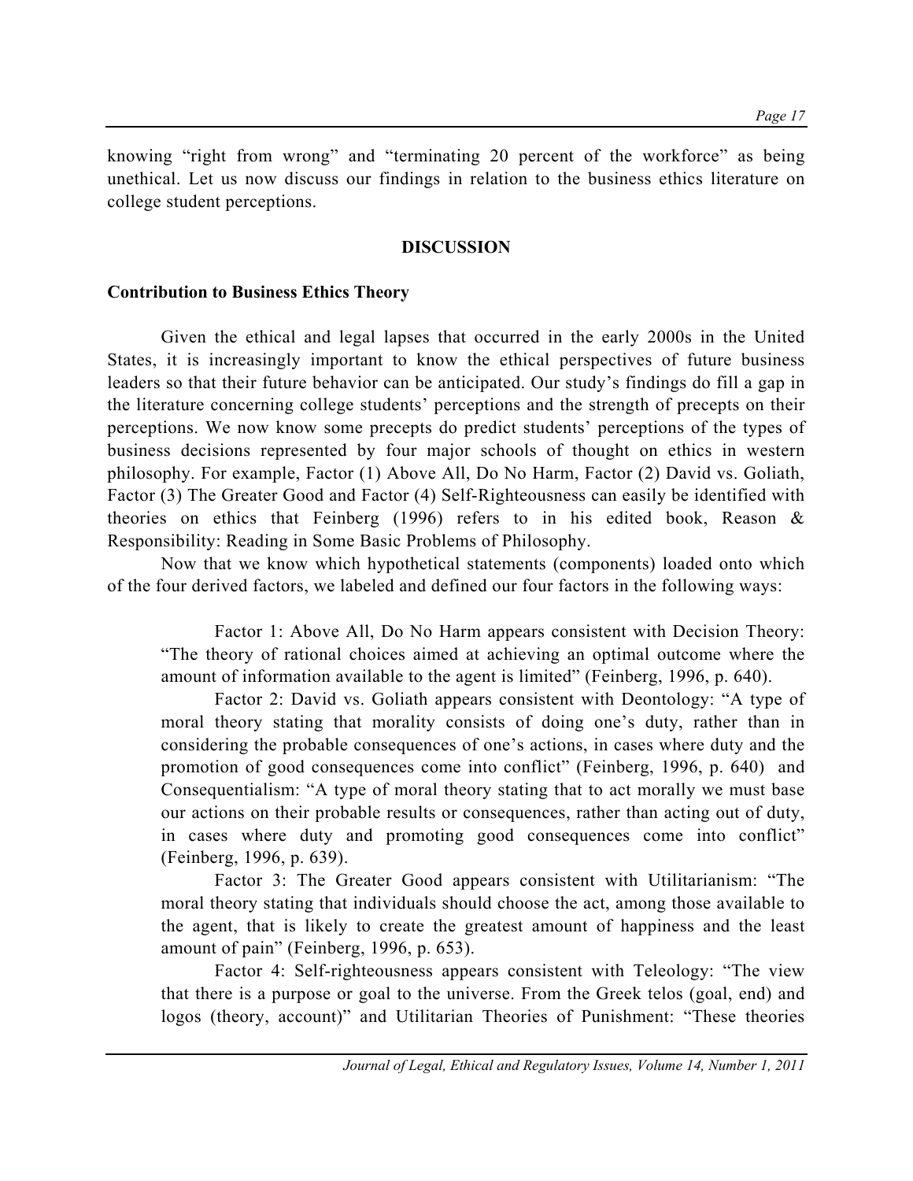knowing "right from wrong" and "terminating 20 percent of the workforce" as being unethical. Let us now discuss our findings in relation to the business ethics literature on college student perceptions.

## DISCUSSION

### Contribution to Business Ethics Theory

Given the ethical and legal lapses that occurred in the early 2000s in the United States, it is increasingly important to know the ethical perspectives of future business leaders so that their future behavior can be anticipated. Our study's findings do fill a gap in the literature concerning college students' perceptions and the strength of precepts on their perceptions. We now know some precepts do predict students' perceptions of the types of business decisions represented by four major schools of thought on ethics in western philosophy. For example, Factor (1) Above All, Do No Harm, Factor (2) David vs. Goliath, Factor (3) The Greater Good and Factor (4) Self-Righteousness can easily be identified with theories on ethics that Feinberg (1996) refers to in his edited book, Reason & Responsibility: Reading in Some Basic Problems of Philosophy.

Now that we know which hypothetical statements (components) loaded onto which of the four derived factors, we labeled and defined our four factors in the following ways:

> Factor 1: Above All, Do No Harm appears consistent with Decision Theory: "The theory of rational choices aimed at achieving an optimal outcome where the amount of information available to the agent is limited" (Feinberg, 1996, p. 640).
>
> Factor 2: David vs. Goliath appears consistent with Deontology: "A type of moral theory stating that morality consists of doing one's duty, rather than in considering the probable consequences of one's actions, in cases where duty and the promotion of good consequences come into conflict" (Feinberg, 1996, p. 640) and Consequentialism: "A type of moral theory stating that to act morally we must base our actions on their probable results or consequences, rather than acting out of duty, in cases where duty and promoting good consequences come into conflict" (Feinberg, 1996, p. 639).
>
> Factor 3: The Greater Good appears consistent with Utilitarianism: "The moral theory stating that individuals should choose the act, among those available to the agent, that is likely to create the greatest amount of happiness and the least amount of pain" (Feinberg, 1996, p. 653).
>
> Factor 4: Self-righteousness appears consistent with Teleology: "The view that there is a purpose or goal to the universe. From the Greek telos (goal, end) and logos (theory, account)" and Utilitarian Theories of Punishment: "These theories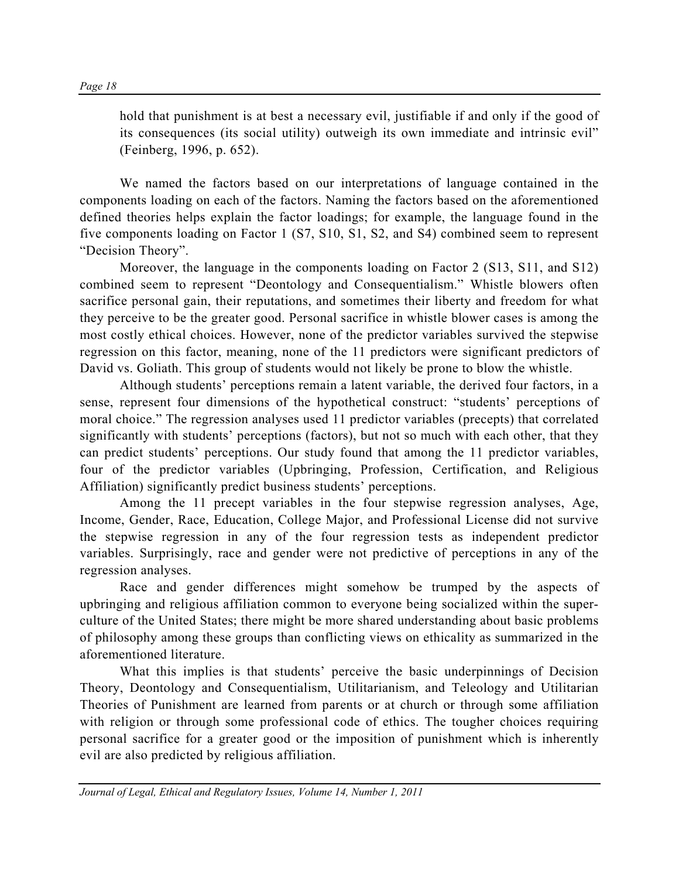> hold that punishment is at best a necessary evil, justifiable if and only if the good of its consequences (its social utility) outweigh its own immediate and intrinsic evil" (Feinberg, 1996, p. 652).

We named the factors based on our interpretations of language contained in the components loading on each of the factors. Naming the factors based on the aforementioned defined theories helps explain the factor loadings; for example, the language found in the five components loading on Factor 1 (S7, S10, S1, S2, and S4) combined seem to represent "Decision Theory".

Moreover, the language in the components loading on Factor 2 (S13, S11, and S12) combined seem to represent "Deontology and Consequentialism." Whistle blowers often sacrifice personal gain, their reputations, and sometimes their liberty and freedom for what they perceive to be the greater good. Personal sacrifice in whistle blower cases is among the most costly ethical choices. However, none of the predictor variables survived the stepwise regression on this factor, meaning, none of the 11 predictors were significant predictors of David vs. Goliath. This group of students would not likely be prone to blow the whistle.

Although students' perceptions remain a latent variable, the derived four factors, in a sense, represent four dimensions of the hypothetical construct: "students' perceptions of moral choice." The regression analyses used 11 predictor variables (precepts) that correlated significantly with students' perceptions (factors), but not so much with each other, that they can predict students' perceptions. Our study found that among the 11 predictor variables, four of the predictor variables (Upbringing, Profession, Certification, and Religious Affiliation) significantly predict business students' perceptions.

Among the 11 precept variables in the four stepwise regression analyses, Age, Income, Gender, Race, Education, College Major, and Professional License did not survive the stepwise regression in any of the four regression tests as independent predictor variables. Surprisingly, race and gender were not predictive of perceptions in any of the regression analyses.

Race and gender differences might somehow be trumped by the aspects of upbringing and religious affiliation common to everyone being socialized within the super-culture of the United States; there might be more shared understanding about basic problems of philosophy among these groups than conflicting views on ethicality as summarized in the aforementioned literature.

What this implies is that students' perceive the basic underpinnings of Decision Theory, Deontology and Consequentialism, Utilitarianism, and Teleology and Utilitarian Theories of Punishment are learned from parents or at church or through some affiliation with religion or through some professional code of ethics. The tougher choices requiring personal sacrifice for a greater good or the imposition of punishment which is inherently evil are also predicted by religious affiliation.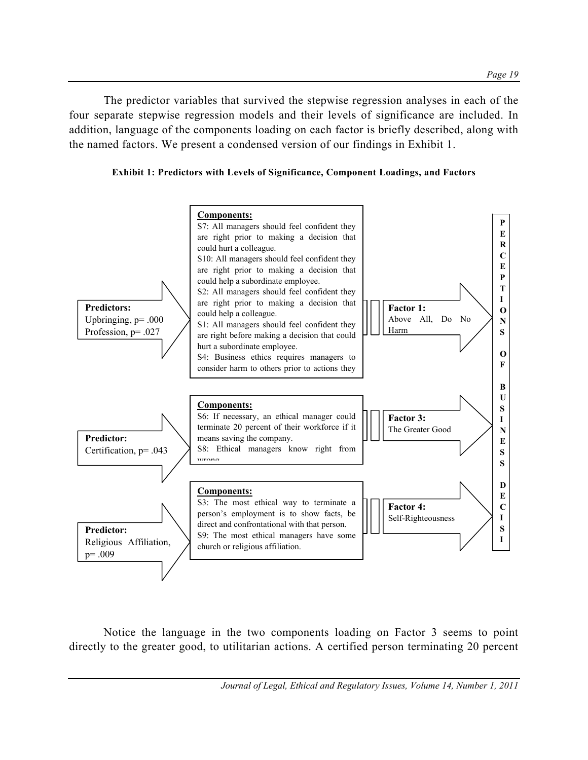The predictor variables that survived the stepwise regression analyses in each of the four separate stepwise regression models and their levels of significance are included. In addition, language of the components loading on each factor is briefly described, along with the named factors. We present a condensed version of our findings in Exhibit 1.

**Exhibit 1: Predictors with Levels of Significance, Component Loadings, and Factors**

**Predictors:**
Upbringing, p= .000
Profession, p= .027

**Components:**
S7: All managers should feel confident they are right prior to making a decision that could hurt a colleague.
S10: All managers should feel confident they are right prior to making a decision that could help a subordinate employee.
S2: All managers should feel confident they are right prior to making a decision that could help a colleague.
S1: All managers should feel confident they are right before making a decision that could hurt a subordinate employee.
S4: Business ethics requires managers to consider harm to others prior to actions they

**Factor 1:** Above All, Do No Harm

**Predictor:**
Certification, p= .043

**Components:**
S6: If necessary, an ethical manager could terminate 20 percent of their workforce if it means saving the company.
S8: Ethical managers know right from wrong

**Factor 3:** The Greater Good

**Predictor:**
Religious Affiliation, p= .009

**Components:**
S3: The most ethical way to terminate a person's employment is to show facts, be direct and confrontational with that person.
S9: The most ethical managers have some church or religious affiliation.

**Factor 4:** Self-Righteousness

**PERCEPTIONS OF BUSINESS DECISI**

Notice the language in the two components loading on Factor 3 seems to point directly to the greater good, to utilitarian actions. A certified person terminating 20 percent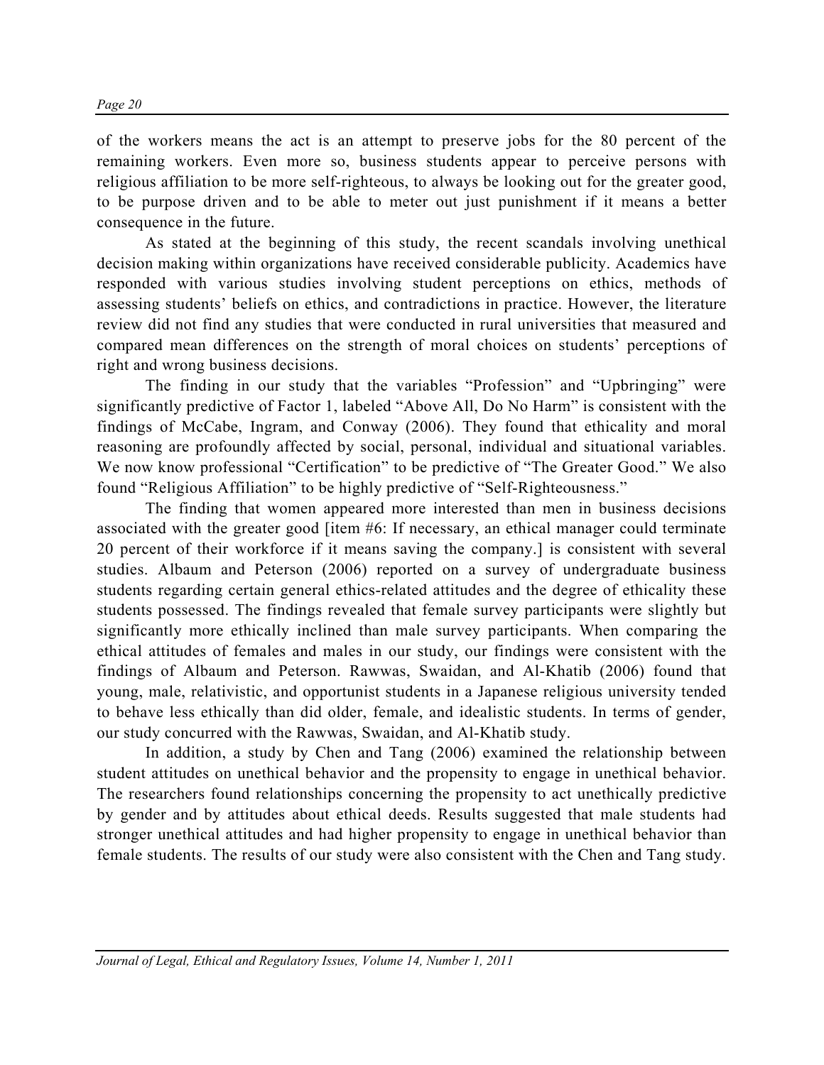of the workers means the act is an attempt to preserve jobs for the 80 percent of the remaining workers. Even more so, business students appear to perceive persons with religious affiliation to be more self-righteous, to always be looking out for the greater good, to be purpose driven and to be able to meter out just punishment if it means a better consequence in the future.

As stated at the beginning of this study, the recent scandals involving unethical decision making within organizations have received considerable publicity. Academics have responded with various studies involving student perceptions on ethics, methods of assessing students' beliefs on ethics, and contradictions in practice. However, the literature review did not find any studies that were conducted in rural universities that measured and compared mean differences on the strength of moral choices on students' perceptions of right and wrong business decisions.

The finding in our study that the variables "Profession" and "Upbringing" were significantly predictive of Factor 1, labeled "Above All, Do No Harm" is consistent with the findings of McCabe, Ingram, and Conway (2006). They found that ethicality and moral reasoning are profoundly affected by social, personal, individual and situational variables. We now know professional "Certification" to be predictive of "The Greater Good." We also found "Religious Affiliation" to be highly predictive of "Self-Righteousness."

The finding that women appeared more interested than men in business decisions associated with the greater good [item #6: If necessary, an ethical manager could terminate 20 percent of their workforce if it means saving the company.] is consistent with several studies. Albaum and Peterson (2006) reported on a survey of undergraduate business students regarding certain general ethics-related attitudes and the degree of ethicality these students possessed. The findings revealed that female survey participants were slightly but significantly more ethically inclined than male survey participants. When comparing the ethical attitudes of females and males in our study, our findings were consistent with the findings of Albaum and Peterson. Rawwas, Swaidan, and Al-Khatib (2006) found that young, male, relativistic, and opportunist students in a Japanese religious university tended to behave less ethically than did older, female, and idealistic students. In terms of gender, our study concurred with the Rawwas, Swaidan, and Al-Khatib study.

In addition, a study by Chen and Tang (2006) examined the relationship between student attitudes on unethical behavior and the propensity to engage in unethical behavior. The researchers found relationships concerning the propensity to act unethically predictive by gender and by attitudes about ethical deeds. Results suggested that male students had stronger unethical attitudes and had higher propensity to engage in unethical behavior than female students. The results of our study were also consistent with the Chen and Tang study.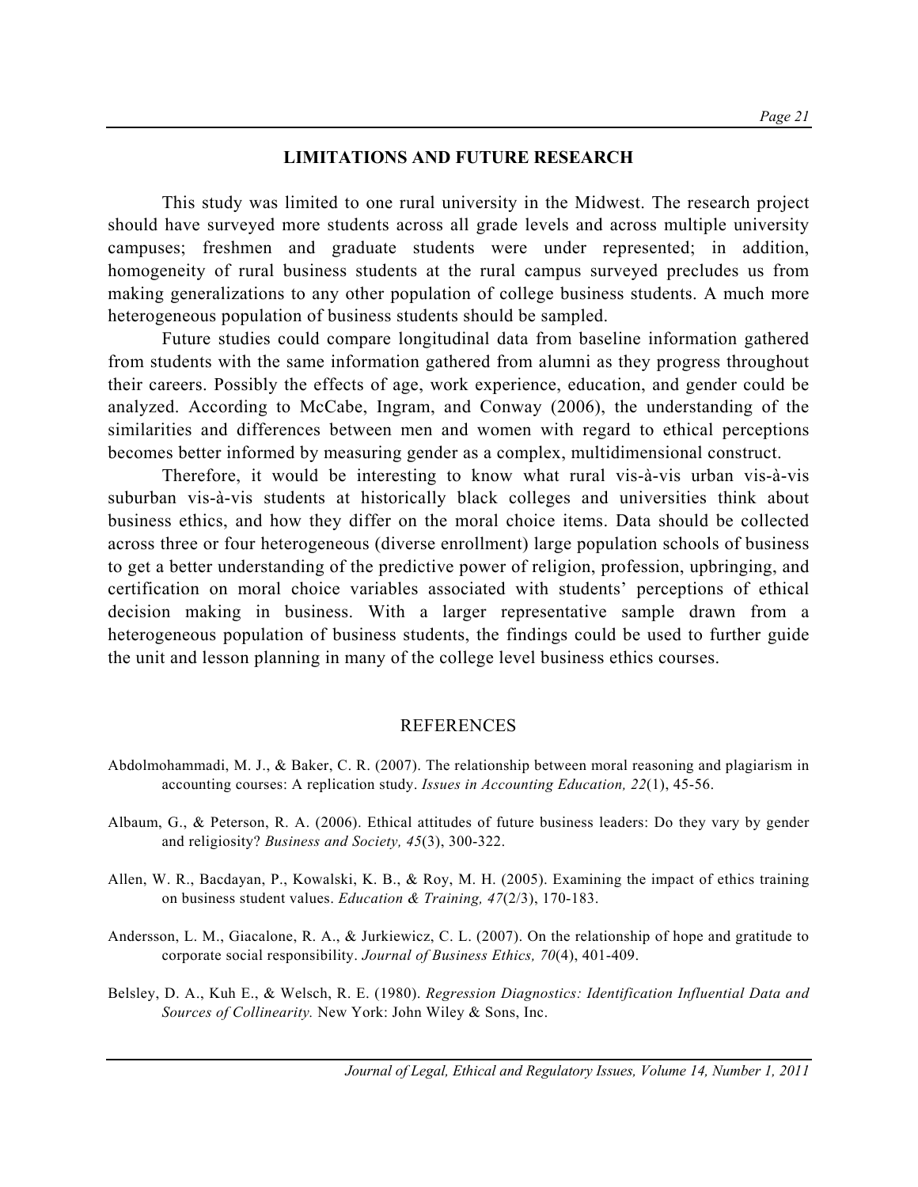## LIMITATIONS AND FUTURE RESEARCH

This study was limited to one rural university in the Midwest. The research project should have surveyed more students across all grade levels and across multiple university campuses; freshmen and graduate students were under represented; in addition, homogeneity of rural business students at the rural campus surveyed precludes us from making generalizations to any other population of college business students. A much more heterogeneous population of business students should be sampled.

Future studies could compare longitudinal data from baseline information gathered from students with the same information gathered from alumni as they progress throughout their careers. Possibly the effects of age, work experience, education, and gender could be analyzed. According to McCabe, Ingram, and Conway (2006), the understanding of the similarities and differences between men and women with regard to ethical perceptions becomes better informed by measuring gender as a complex, multidimensional construct.

Therefore, it would be interesting to know what rural vis-à-vis urban vis-à-vis suburban vis-à-vis students at historically black colleges and universities think about business ethics, and how they differ on the moral choice items. Data should be collected across three or four heterogeneous (diverse enrollment) large population schools of business to get a better understanding of the predictive power of religion, profession, upbringing, and certification on moral choice variables associated with students' perceptions of ethical decision making in business. With a larger representative sample drawn from a heterogeneous population of business students, the findings could be used to further guide the unit and lesson planning in many of the college level business ethics courses.

## REFERENCES

Abdolmohammadi, M. J., & Baker, C. R. (2007). The relationship between moral reasoning and plagiarism in accounting courses: A replication study. *Issues in Accounting Education, 22*(1), 45-56.

Albaum, G., & Peterson, R. A. (2006). Ethical attitudes of future business leaders: Do they vary by gender and religiosity? *Business and Society, 45*(3), 300-322.

Allen, W. R., Bacdayan, P., Kowalski, K. B., & Roy, M. H. (2005). Examining the impact of ethics training on business student values. *Education & Training, 47*(2/3), 170-183.

Andersson, L. M., Giacalone, R. A., & Jurkiewicz, C. L. (2007). On the relationship of hope and gratitude to corporate social responsibility. *Journal of Business Ethics, 70*(4), 401-409.

Belsley, D. A., Kuh E., & Welsch, R. E. (1980). *Regression Diagnostics: Identification Influential Data and Sources of Collinearity.* New York: John Wiley & Sons, Inc.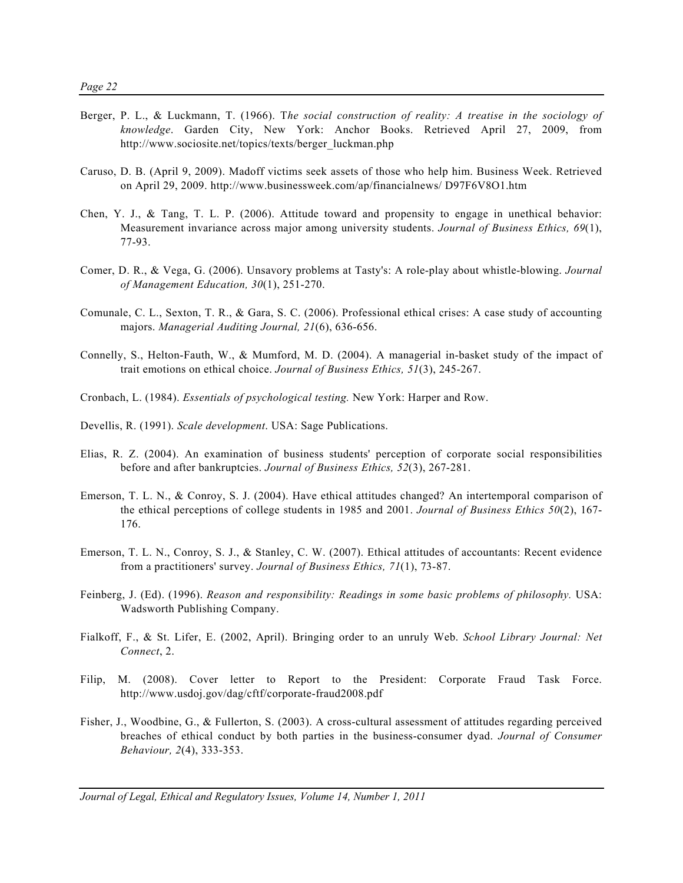Berger, P. L., & Luckmann, T. (1966). T*he social construction of reality: A treatise in the sociology of knowledge*. Garden City, New York: Anchor Books. Retrieved April 27, 2009, from http://www.sociosite.net/topics/texts/berger_luckman.php

Caruso, D. B. (April 9, 2009). Madoff victims seek assets of those who help him. Business Week. Retrieved on April 29, 2009. http://www.businessweek.com/ap/financialnews/ D97F6V8O1.htm

Chen, Y. J., & Tang, T. L. P. (2006). Attitude toward and propensity to engage in unethical behavior: Measurement invariance across major among university students. *Journal of Business Ethics, 69*(1), 77-93.

Comer, D. R., & Vega, G. (2006). Unsavory problems at Tasty's: A role-play about whistle-blowing. *Journal of Management Education, 30*(1), 251-270.

Comunale, C. L., Sexton, T. R., & Gara, S. C. (2006). Professional ethical crises: A case study of accounting majors. *Managerial Auditing Journal, 21*(6), 636-656.

Connelly, S., Helton-Fauth, W., & Mumford, M. D. (2004). A managerial in-basket study of the impact of trait emotions on ethical choice. *Journal of Business Ethics, 51*(3), 245-267.

Cronbach, L. (1984). *Essentials of psychological testing.* New York: Harper and Row.

Devellis, R. (1991). *Scale development*. USA: Sage Publications.

Elias, R. Z. (2004). An examination of business students' perception of corporate social responsibilities before and after bankruptcies. *Journal of Business Ethics, 52*(3), 267-281.

Emerson, T. L. N., & Conroy, S. J. (2004). Have ethical attitudes changed? An intertemporal comparison of the ethical perceptions of college students in 1985 and 2001. *Journal of Business Ethics 50*(2), 167-176.

Emerson, T. L. N., Conroy, S. J., & Stanley, C. W. (2007). Ethical attitudes of accountants: Recent evidence from a practitioners' survey. *Journal of Business Ethics, 71*(1), 73-87.

Feinberg, J. (Ed). (1996). *Reason and responsibility: Readings in some basic problems of philosophy.* USA: Wadsworth Publishing Company.

Fialkoff, F., & St. Lifer, E. (2002, April). Bringing order to an unruly Web. *School Library Journal: Net Connect*, 2.

Filip, M. (2008). Cover letter to Report to the President: Corporate Fraud Task Force. http://www.usdoj.gov/dag/cftf/corporate-fraud2008.pdf

Fisher, J., Woodbine, G., & Fullerton, S. (2003). A cross-cultural assessment of attitudes regarding perceived breaches of ethical conduct by both parties in the business-consumer dyad. *Journal of Consumer Behaviour, 2*(4), 333-353.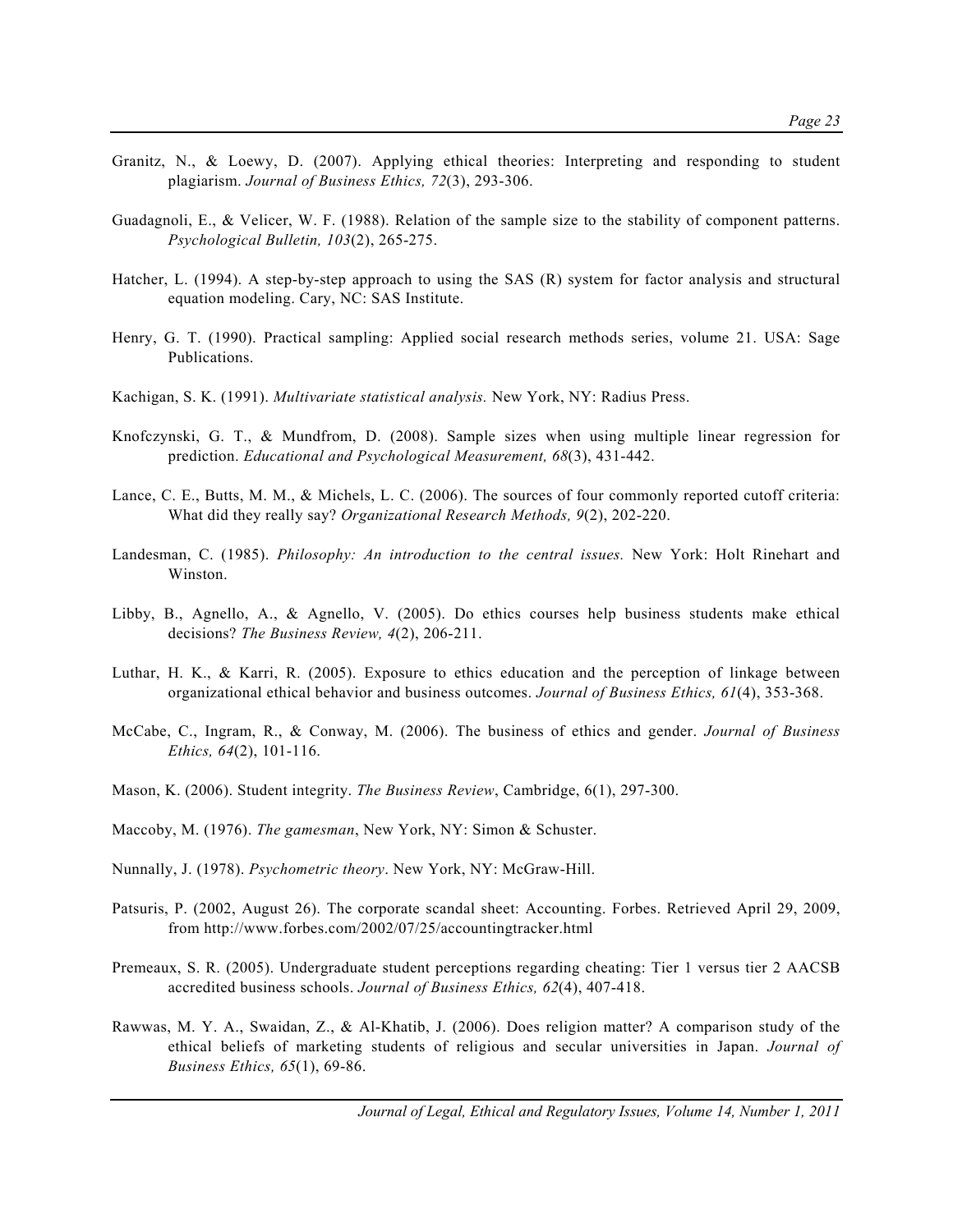Granitz, N., & Loewy, D. (2007). Applying ethical theories: Interpreting and responding to student plagiarism. *Journal of Business Ethics, 72*(3), 293-306.

Guadagnoli, E., & Velicer, W. F. (1988). Relation of the sample size to the stability of component patterns. *Psychological Bulletin, 103*(2), 265-275.

Hatcher, L. (1994). A step-by-step approach to using the SAS (R) system for factor analysis and structural equation modeling. Cary, NC: SAS Institute.

Henry, G. T. (1990). Practical sampling: Applied social research methods series, volume 21. USA: Sage Publications.

Kachigan, S. K. (1991). *Multivariate statistical analysis.* New York, NY: Radius Press.

Knofczynski, G. T., & Mundfrom, D. (2008). Sample sizes when using multiple linear regression for prediction. *Educational and Psychological Measurement, 68*(3), 431-442.

Lance, C. E., Butts, M. M., & Michels, L. C. (2006). The sources of four commonly reported cutoff criteria: What did they really say? *Organizational Research Methods, 9*(2), 202-220.

Landesman, C. (1985). *Philosophy: An introduction to the central issues.* New York: Holt Rinehart and Winston.

Libby, B., Agnello, A., & Agnello, V. (2005). Do ethics courses help business students make ethical decisions? *The Business Review, 4*(2), 206-211.

Luthar, H. K., & Karri, R. (2005). Exposure to ethics education and the perception of linkage between organizational ethical behavior and business outcomes. *Journal of Business Ethics, 61*(4), 353-368.

McCabe, C., Ingram, R., & Conway, M. (2006). The business of ethics and gender. *Journal of Business Ethics, 64*(2), 101-116.

Mason, K. (2006). Student integrity. *The Business Review*, Cambridge, 6(1), 297-300.

Maccoby, M. (1976). *The gamesman*, New York, NY: Simon & Schuster.

Nunnally, J. (1978). *Psychometric theory*. New York, NY: McGraw-Hill.

Patsuris, P. (2002, August 26). The corporate scandal sheet: Accounting. Forbes. Retrieved April 29, 2009, from http://www.forbes.com/2002/07/25/accountingtracker.html

Premeaux, S. R. (2005). Undergraduate student perceptions regarding cheating: Tier 1 versus tier 2 AACSB accredited business schools. *Journal of Business Ethics, 62*(4), 407-418.

Rawwas, M. Y. A., Swaidan, Z., & Al-Khatib, J. (2006). Does religion matter? A comparison study of the ethical beliefs of marketing students of religious and secular universities in Japan. *Journal of Business Ethics, 65*(1), 69-86.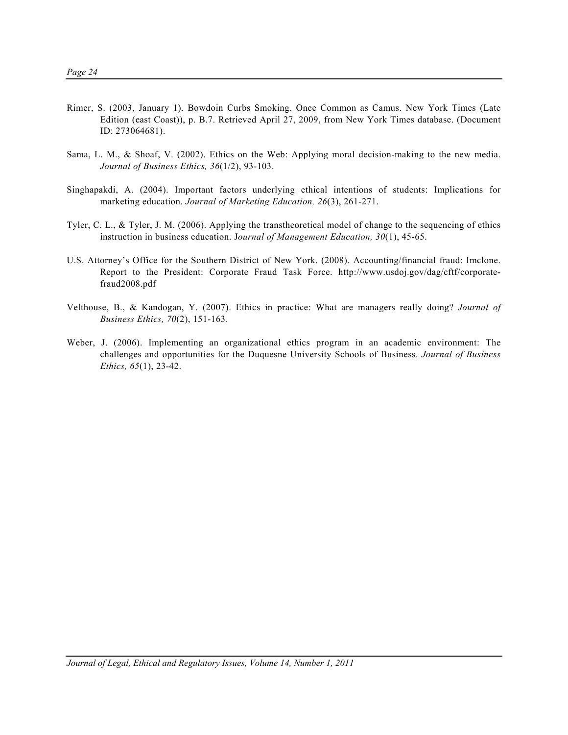Rimer, S. (2003, January 1). Bowdoin Curbs Smoking, Once Common as Camus. New York Times (Late Edition (east Coast)), p. B.7. Retrieved April 27, 2009, from New York Times database. (Document ID: 273064681).

Sama, L. M., & Shoaf, V. (2002). Ethics on the Web: Applying moral decision-making to the new media. *Journal of Business Ethics, 36*(1/2), 93-103.

Singhapakdi, A. (2004). Important factors underlying ethical intentions of students: Implications for marketing education. *Journal of Marketing Education, 26*(3), 261-271.

Tyler, C. L., & Tyler, J. M. (2006). Applying the transtheoretical model of change to the sequencing of ethics instruction in business education. J*ournal of Management Education, 30*(1), 45-65.

U.S. Attorney's Office for the Southern District of New York. (2008). Accounting/financial fraud: Imclone. Report to the President: Corporate Fraud Task Force. http://www.usdoj.gov/dag/cftf/corporate-fraud2008.pdf

Velthouse, B., & Kandogan, Y. (2007). Ethics in practice: What are managers really doing? *Journal of Business Ethics, 70*(2), 151-163.

Weber, J. (2006). Implementing an organizational ethics program in an academic environment: The challenges and opportunities for the Duquesne University Schools of Business. *Journal of Business Ethics, 65*(1), 23-42.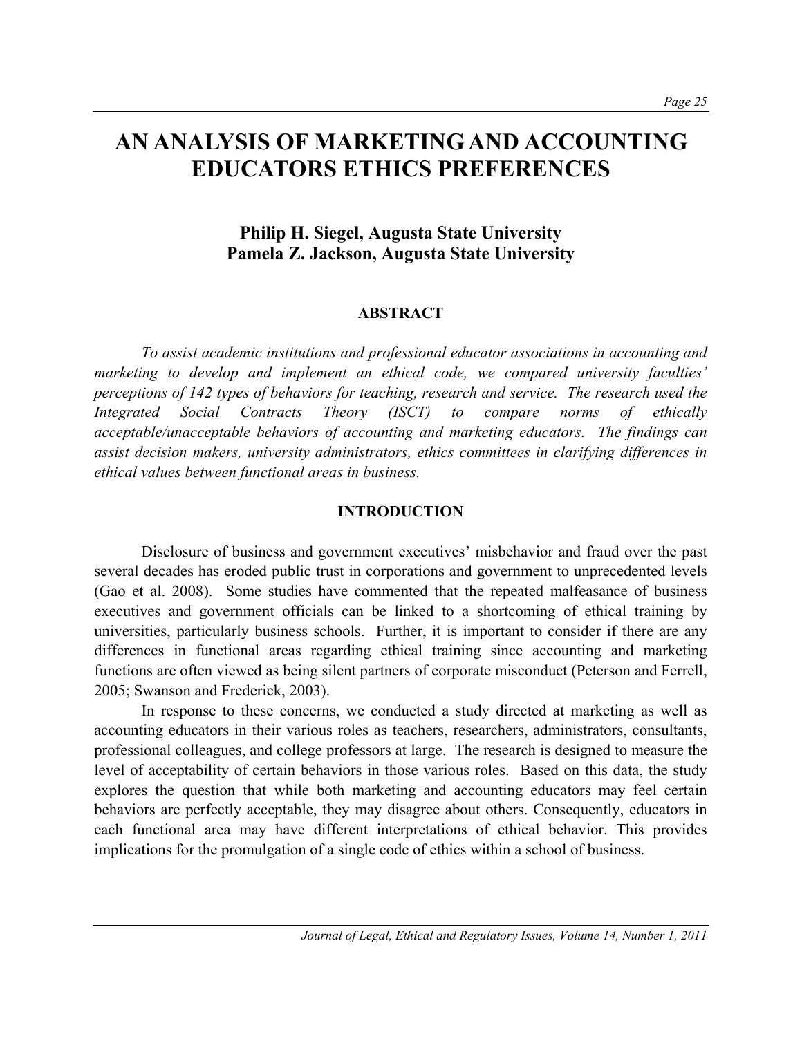# AN ANALYSIS OF MARKETING AND ACCOUNTING EDUCATORS ETHICS PREFERENCES

**Philip H. Siegel, Augusta State University**
**Pamela Z. Jackson, Augusta State University**

## ABSTRACT

*To assist academic institutions and professional educator associations in accounting and marketing to develop and implement an ethical code, we compared university faculties' perceptions of 142 types of behaviors for teaching, research and service. The research used the Integrated Social Contracts Theory (ISCT) to compare norms of ethically acceptable/unacceptable behaviors of accounting and marketing educators. The findings can assist decision makers, university administrators, ethics committees in clarifying differences in ethical values between functional areas in business.*

## INTRODUCTION

Disclosure of business and government executives' misbehavior and fraud over the past several decades has eroded public trust in corporations and government to unprecedented levels (Gao et al. 2008). Some studies have commented that the repeated malfeasance of business executives and government officials can be linked to a shortcoming of ethical training by universities, particularly business schools. Further, it is important to consider if there are any differences in functional areas regarding ethical training since accounting and marketing functions are often viewed as being silent partners of corporate misconduct (Peterson and Ferrell, 2005; Swanson and Frederick, 2003).

In response to these concerns, we conducted a study directed at marketing as well as accounting educators in their various roles as teachers, researchers, administrators, consultants, professional colleagues, and college professors at large. The research is designed to measure the level of acceptability of certain behaviors in those various roles. Based on this data, the study explores the question that while both marketing and accounting educators may feel certain behaviors are perfectly acceptable, they may disagree about others. Consequently, educators in each functional area may have different interpretations of ethical behavior. This provides implications for the promulgation of a single code of ethics within a school of business.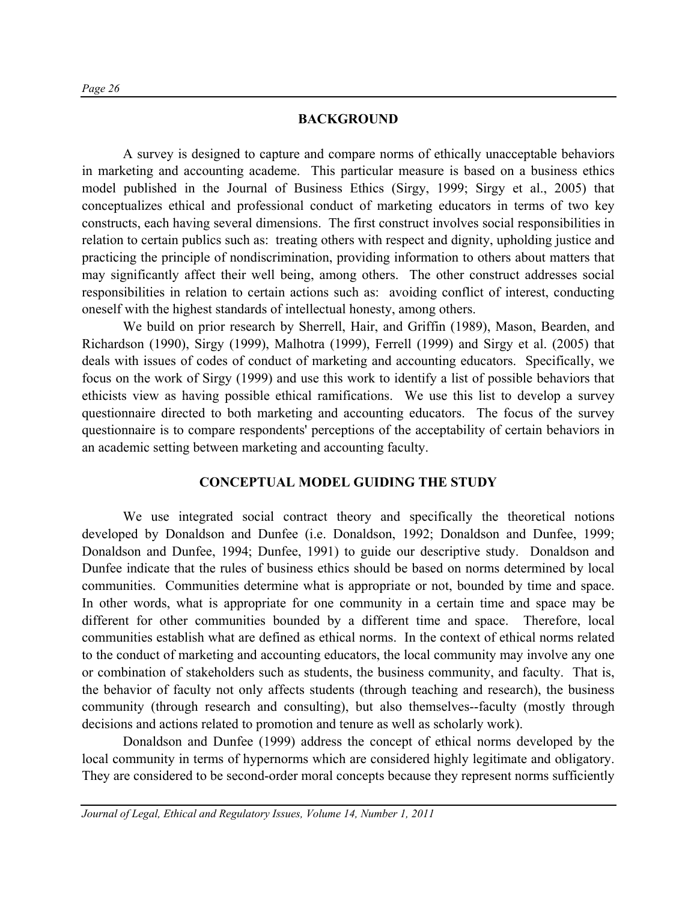## BACKGROUND

A survey is designed to capture and compare norms of ethically unacceptable behaviors in marketing and accounting academe. This particular measure is based on a business ethics model published in the Journal of Business Ethics (Sirgy, 1999; Sirgy et al., 2005) that conceptualizes ethical and professional conduct of marketing educators in terms of two key constructs, each having several dimensions. The first construct involves social responsibilities in relation to certain publics such as: treating others with respect and dignity, upholding justice and practicing the principle of nondiscrimination, providing information to others about matters that may significantly affect their well being, among others. The other construct addresses social responsibilities in relation to certain actions such as: avoiding conflict of interest, conducting oneself with the highest standards of intellectual honesty, among others.

We build on prior research by Sherrell, Hair, and Griffin (1989), Mason, Bearden, and Richardson (1990), Sirgy (1999), Malhotra (1999), Ferrell (1999) and Sirgy et al. (2005) that deals with issues of codes of conduct of marketing and accounting educators. Specifically, we focus on the work of Sirgy (1999) and use this work to identify a list of possible behaviors that ethicists view as having possible ethical ramifications. We use this list to develop a survey questionnaire directed to both marketing and accounting educators. The focus of the survey questionnaire is to compare respondents' perceptions of the acceptability of certain behaviors in an academic setting between marketing and accounting faculty.

## CONCEPTUAL MODEL GUIDING THE STUDY

We use integrated social contract theory and specifically the theoretical notions developed by Donaldson and Dunfee (i.e. Donaldson, 1992; Donaldson and Dunfee, 1999; Donaldson and Dunfee, 1994; Dunfee, 1991) to guide our descriptive study. Donaldson and Dunfee indicate that the rules of business ethics should be based on norms determined by local communities. Communities determine what is appropriate or not, bounded by time and space. In other words, what is appropriate for one community in a certain time and space may be different for other communities bounded by a different time and space. Therefore, local communities establish what are defined as ethical norms. In the context of ethical norms related to the conduct of marketing and accounting educators, the local community may involve any one or combination of stakeholders such as students, the business community, and faculty. That is, the behavior of faculty not only affects students (through teaching and research), the business community (through research and consulting), but also themselves--faculty (mostly through decisions and actions related to promotion and tenure as well as scholarly work).

Donaldson and Dunfee (1999) address the concept of ethical norms developed by the local community in terms of hypernorms which are considered highly legitimate and obligatory. They are considered to be second-order moral concepts because they represent norms sufficiently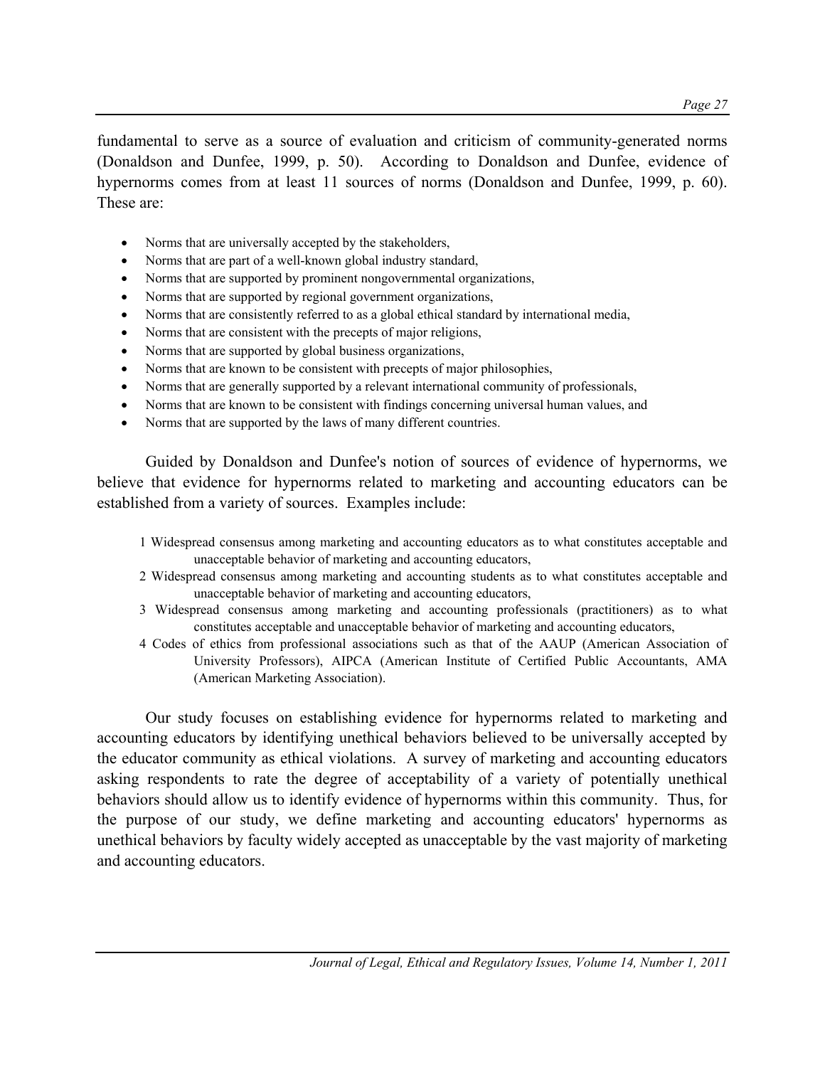fundamental to serve as a source of evaluation and criticism of community-generated norms (Donaldson and Dunfee, 1999, p. 50). According to Donaldson and Dunfee, evidence of hypernorms comes from at least 11 sources of norms (Donaldson and Dunfee, 1999, p. 60). These are:

- Norms that are universally accepted by the stakeholders,
- Norms that are part of a well-known global industry standard,
- Norms that are supported by prominent nongovernmental organizations,
- Norms that are supported by regional government organizations,
- Norms that are consistently referred to as a global ethical standard by international media,
- Norms that are consistent with the precepts of major religions,
- Norms that are supported by global business organizations,
- Norms that are known to be consistent with precepts of major philosophies,
- Norms that are generally supported by a relevant international community of professionals,
- Norms that are known to be consistent with findings concerning universal human values, and
- Norms that are supported by the laws of many different countries.

Guided by Donaldson and Dunfee's notion of sources of evidence of hypernorms, we believe that evidence for hypernorms related to marketing and accounting educators can be established from a variety of sources. Examples include:

1. Widespread consensus among marketing and accounting educators as to what constitutes acceptable and unacceptable behavior of marketing and accounting educators,
2. Widespread consensus among marketing and accounting students as to what constitutes acceptable and unacceptable behavior of marketing and accounting educators,
3. Widespread consensus among marketing and accounting professionals (practitioners) as to what constitutes acceptable and unacceptable behavior of marketing and accounting educators,
4. Codes of ethics from professional associations such as that of the AAUP (American Association of University Professors), AIPCA (American Institute of Certified Public Accountants, AMA (American Marketing Association).

Our study focuses on establishing evidence for hypernorms related to marketing and accounting educators by identifying unethical behaviors believed to be universally accepted by the educator community as ethical violations. A survey of marketing and accounting educators asking respondents to rate the degree of acceptability of a variety of potentially unethical behaviors should allow us to identify evidence of hypernorms within this community. Thus, for the purpose of our study, we define marketing and accounting educators' hypernorms as unethical behaviors by faculty widely accepted as unacceptable by the vast majority of marketing and accounting educators.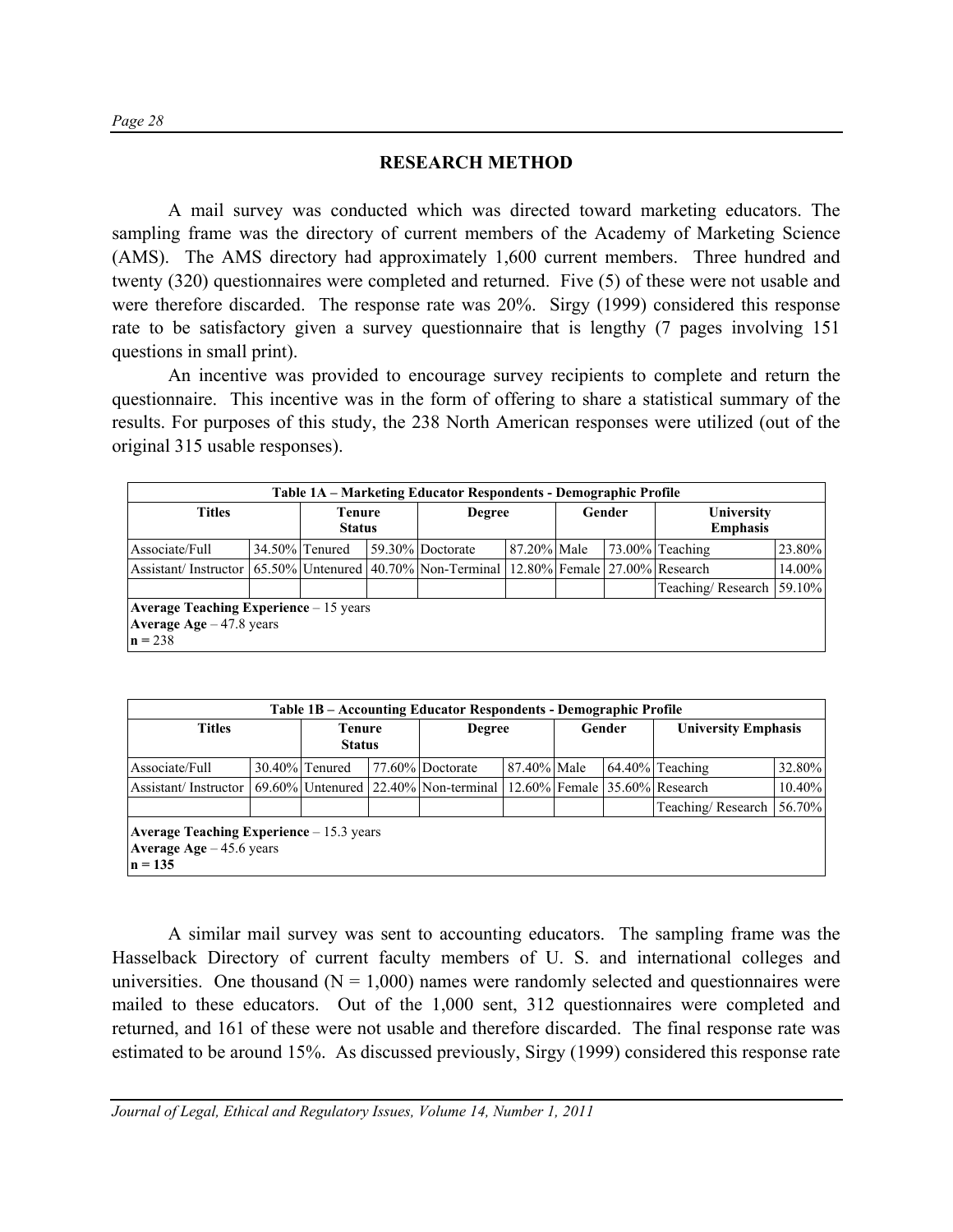## RESEARCH METHOD

A mail survey was conducted which was directed toward marketing educators. The sampling frame was the directory of current members of the Academy of Marketing Science (AMS). The AMS directory had approximately 1,600 current members. Three hundred and twenty (320) questionnaires were completed and returned. Five (5) of these were not usable and were therefore discarded. The response rate was 20%. Sirgy (1999) considered this response rate to be satisfactory given a survey questionnaire that is lengthy (7 pages involving 151 questions in small print).

An incentive was provided to encourage survey recipients to complete and return the questionnaire. This incentive was in the form of offering to share a statistical summary of the results. For purposes of this study, the 238 North American responses were utilized (out of the original 315 usable responses).

**Table 1A – Marketing Educator Respondents - Demographic Profile**

| Titles | | Tenure Status | | Degree | | Gender | | University Emphasis | |
|---|---|---|---|---|---|---|---|---|---|
| Associate/Full | 34.50% | Tenured | 59.30% | Doctorate | 87.20% | Male | 73.00% | Teaching | 23.80% |
| Assistant/ Instructor | 65.50% | Untenured | 40.70% | Non-Terminal | 12.80% | Female | 27.00% | Research | 14.00% |
| | | | | | | | | Teaching/ Research | 59.10% |

**Average Teaching Experience** – 15 years
**Average Age** – 47.8 years
**n** = 238

**Table 1B – Accounting Educator Respondents - Demographic Profile**

| Titles | | Tenure Status | | Degree | | Gender | | University Emphasis | |
|---|---|---|---|---|---|---|---|---|---|
| Associate/Full | 30.40% | Tenured | 77.60% | Doctorate | 87.40% | Male | 64.40% | Teaching | 32.80% |
| Assistant/ Instructor | 69.60% | Untenured | 22.40% | Non-terminal | 12.60% | Female | 35.60% | Research | 10.40% |
| | | | | | | | | Teaching/ Research | 56.70% |

**Average Teaching Experience** – 15.3 years
**Average Age** – 45.6 years
**n = 135**

A similar mail survey was sent to accounting educators. The sampling frame was the Hasselback Directory of current faculty members of U. S. and international colleges and universities. One thousand (N = 1,000) names were randomly selected and questionnaires were mailed to these educators. Out of the 1,000 sent, 312 questionnaires were completed and returned, and 161 of these were not usable and therefore discarded. The final response rate was estimated to be around 15%. As discussed previously, Sirgy (1999) considered this response rate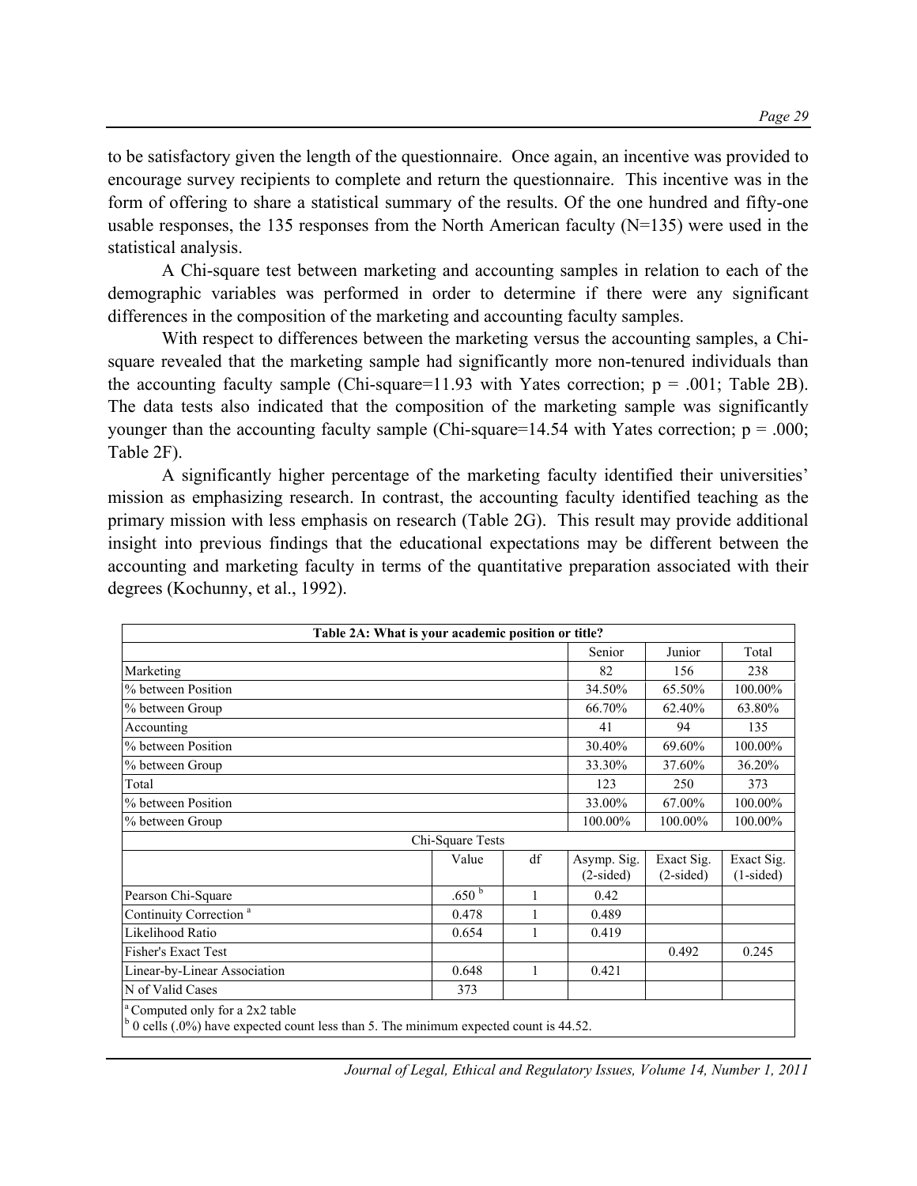to be satisfactory given the length of the questionnaire. Once again, an incentive was provided to encourage survey recipients to complete and return the questionnaire. This incentive was in the form of offering to share a statistical summary of the results. Of the one hundred and fifty-one usable responses, the 135 responses from the North American faculty (N=135) were used in the statistical analysis.

A Chi-square test between marketing and accounting samples in relation to each of the demographic variables was performed in order to determine if there were any significant differences in the composition of the marketing and accounting faculty samples.

With respect to differences between the marketing versus the accounting samples, a Chi-square revealed that the marketing sample had significantly more non-tenured individuals than the accounting faculty sample (Chi-square=11.93 with Yates correction; p = .001; Table 2B). The data tests also indicated that the composition of the marketing sample was significantly younger than the accounting faculty sample (Chi-square=14.54 with Yates correction; p = .000; Table 2F).

A significantly higher percentage of the marketing faculty identified their universities' mission as emphasizing research. In contrast, the accounting faculty identified teaching as the primary mission with less emphasis on research (Table 2G). This result may provide additional insight into previous findings that the educational expectations may be different between the accounting and marketing faculty in terms of the quantitative preparation associated with their degrees (Kochunny, et al., 1992).

**Table 2A: What is your academic position or title?**

| | Senior | Junior | Total |
|---|---|---|---|
| Marketing | 82 | 156 | 238 |
| % between Position | 34.50% | 65.50% | 100.00% |
| % between Group | 66.70% | 62.40% | 63.80% |
| Accounting | 41 | 94 | 135 |
| % between Position | 30.40% | 69.60% | 100.00% |
| % between Group | 33.30% | 37.60% | 36.20% |
| Total | 123 | 250 | 373 |
| % between Position | 33.00% | 67.00% | 100.00% |
| % between Group | 100.00% | 100.00% | 100.00% |

**Chi-Square Tests**

| | Value | df | Asymp. Sig. (2-sided) | Exact Sig. (2-sided) | Exact Sig. (1-sided) |
|---|---|---|---|---|---|
| Pearson Chi-Square | .650 [b] | 1 | 0.42 | | |
| Continuity Correction [a] | 0.478 | 1 | 0.489 | | |
| Likelihood Ratio | 0.654 | 1 | 0.419 | | |
| Fisher's Exact Test | | | | 0.492 | 0.245 |
| Linear-by-Linear Association | 0.648 | 1 | 0.421 | | |
| N of Valid Cases | 373 | | | | |

[a] Computed only for a 2x2 table
[b] 0 cells (.0%) have expected count less than 5. The minimum expected count is 44.52.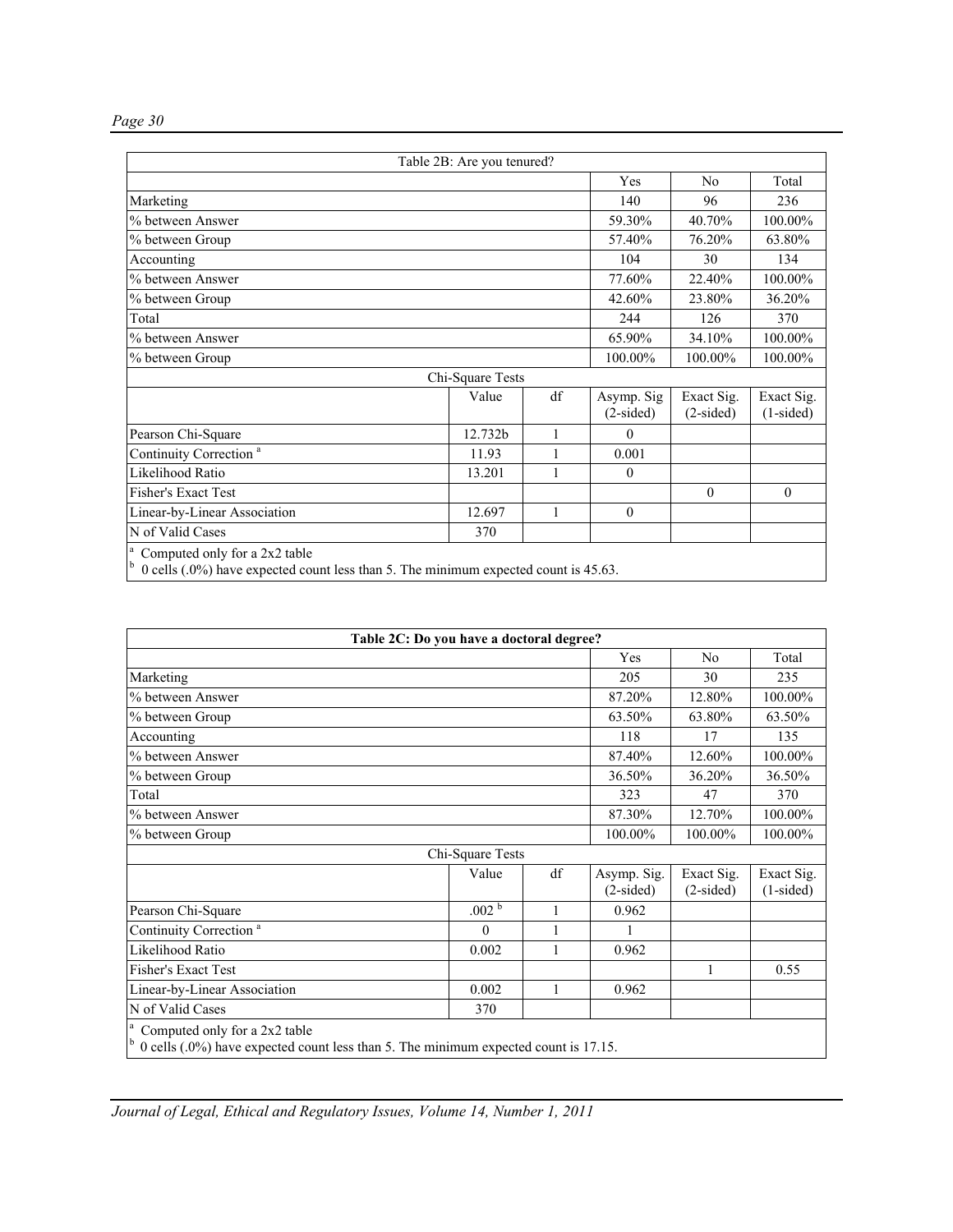| Table 2B: Are you tenured? | | | | | |
|---|---|---|---|---|---|
| | | | Yes | No | Total |
| Marketing | | | 140 | 96 | 236 |
| % between Answer | | | 59.30% | 40.70% | 100.00% |
| % between Group | | | 57.40% | 76.20% | 63.80% |
| Accounting | | | 104 | 30 | 134 |
| % between Answer | | | 77.60% | 22.40% | 100.00% |
| % between Group | | | 42.60% | 23.80% | 36.20% |
| Total | | | 244 | 126 | 370 |
| % between Answer | | | 65.90% | 34.10% | 100.00% |
| % between Group | | | 100.00% | 100.00% | 100.00% |
| | Chi-Square Tests | | | | |
| | Value | df | Asymp. Sig (2-sided) | Exact Sig. (2-sided) | Exact Sig. (1-sided) |
| Pearson Chi-Square | 12.732b | 1 | 0 | | |
| Continuity Correction [a] | 11.93 | 1 | 0.001 | | |
| Likelihood Ratio | 13.201 | 1 | 0 | | |
| Fisher's Exact Test | | | | 0 | 0 |
| Linear-by-Linear Association | 12.697 | 1 | 0 | | |
| N of Valid Cases | 370 | | | | |

[a] Computed only for a 2x2 table
[b] 0 cells (.0%) have expected count less than 5. The minimum expected count is 45.63.

| **Table 2C: Do you have a doctoral degree?** | | | | | |
|---|---|---|---|---|---|
| | | | Yes | No | Total |
| Marketing | | | 205 | 30 | 235 |
| % between Answer | | | 87.20% | 12.80% | 100.00% |
| % between Group | | | 63.50% | 63.80% | 63.50% |
| Accounting | | | 118 | 17 | 135 |
| % between Answer | | | 87.40% | 12.60% | 100.00% |
| % between Group | | | 36.50% | 36.20% | 36.50% |
| Total | | | 323 | 47 | 370 |
| % between Answer | | | 87.30% | 12.70% | 100.00% |
| % between Group | | | 100.00% | 100.00% | 100.00% |
| | Chi-Square Tests | | | | |
| | Value | df | Asymp. Sig. (2-sided) | Exact Sig. (2-sided) | Exact Sig. (1-sided) |
| Pearson Chi-Square | .002 [b] | 1 | 0.962 | | |
| Continuity Correction [a] | 0 | 1 | 1 | | |
| Likelihood Ratio | 0.002 | 1 | 0.962 | | |
| Fisher's Exact Test | | | | 1 | 0.55 |
| Linear-by-Linear Association | 0.002 | 1 | 0.962 | | |
| N of Valid Cases | 370 | | | | |

[a] Computed only for a 2x2 table
[b] 0 cells (.0%) have expected count less than 5. The minimum expected count is 17.15.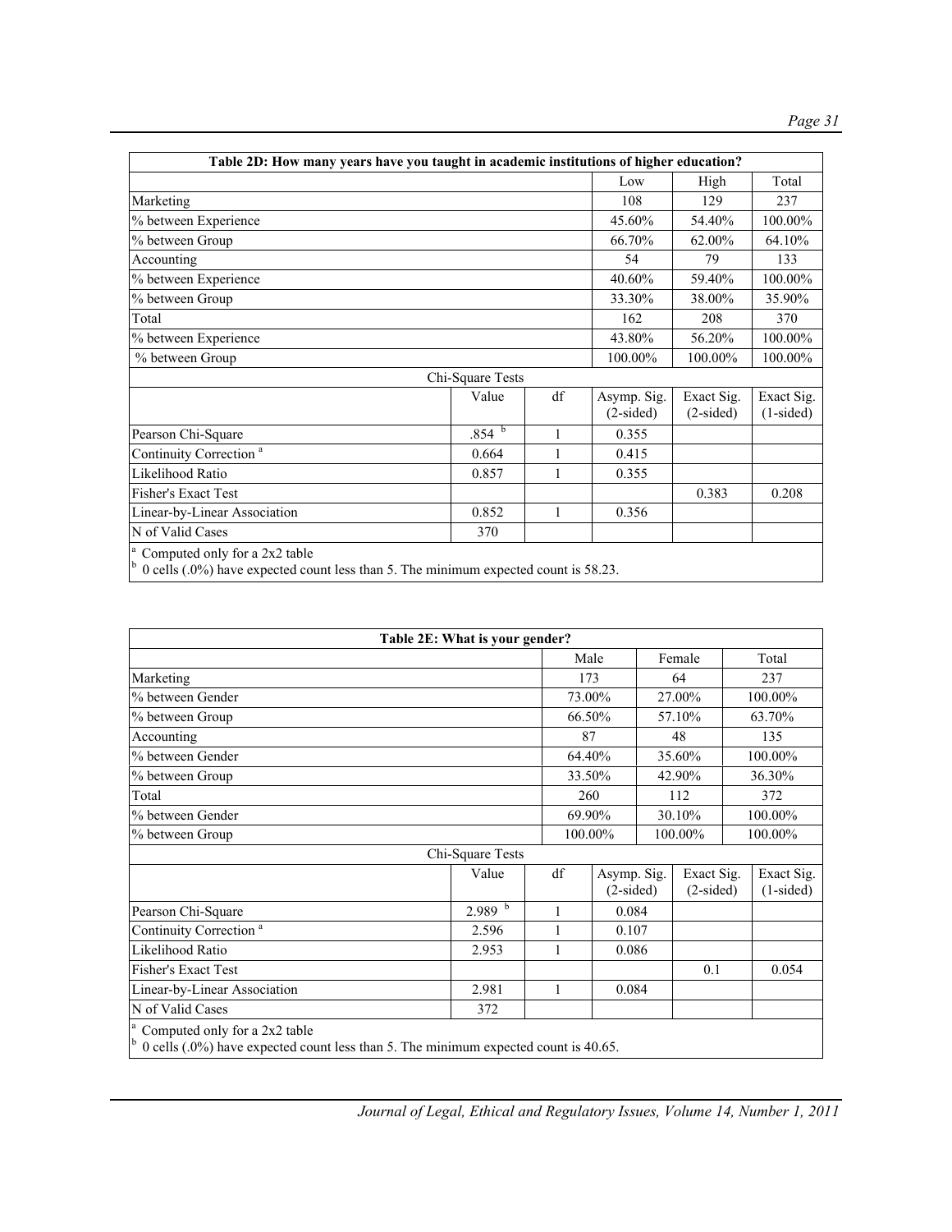| Table 2D: How many years have you taught in academic institutions of higher education? | | | | | |
|---|---|---|---|---|---|
| | | | Low | High | Total |
| Marketing | | | 108 | 129 | 237 |
| % between Experience | | | 45.60% | 54.40% | 100.00% |
| % between Group | | | 66.70% | 62.00% | 64.10% |
| Accounting | | | 54 | 79 | 133 |
| % between Experience | | | 40.60% | 59.40% | 100.00% |
| % between Group | | | 33.30% | 38.00% | 35.90% |
| Total | | | 162 | 208 | 370 |
| % between Experience | | | 43.80% | 56.20% | 100.00% |
| % between Group | | | 100.00% | 100.00% | 100.00% |
| | Chi-Square Tests | | | | |
| | Value | df | Asymp. Sig. (2-sided) | Exact Sig. (2-sided) | Exact Sig. (1-sided) |
| Pearson Chi-Square | .854 [b] | 1 | 0.355 | | |
| Continuity Correction [a] | 0.664 | 1 | 0.415 | | |
| Likelihood Ratio | 0.857 | 1 | 0.355 | | |
| Fisher's Exact Test | | | | 0.383 | 0.208 |
| Linear-by-Linear Association | 0.852 | 1 | 0.356 | | |
| N of Valid Cases | 370 | | | | |

[a] Computed only for a 2x2 table
[b] 0 cells (.0%) have expected count less than 5. The minimum expected count is 58.23.

| Table 2E: What is your gender? | | | | | |
|---|---|---|---|---|---|
| | | | Male | Female | Total |
| Marketing | | | 173 | 64 | 237 |
| % between Gender | | | 73.00% | 27.00% | 100.00% |
| % between Group | | | 66.50% | 57.10% | 63.70% |
| Accounting | | | 87 | 48 | 135 |
| % between Gender | | | 64.40% | 35.60% | 100.00% |
| % between Group | | | 33.50% | 42.90% | 36.30% |
| Total | | | 260 | 112 | 372 |
| % between Gender | | | 69.90% | 30.10% | 100.00% |
| % between Group | | | 100.00% | 100.00% | 100.00% |
| | Chi-Square Tests | | | | |
| | Value | df | Asymp. Sig. (2-sided) | Exact Sig. (2-sided) | Exact Sig. (1-sided) |
| Pearson Chi-Square | 2.989 [b] | 1 | 0.084 | | |
| Continuity Correction [a] | 2.596 | 1 | 0.107 | | |
| Likelihood Ratio | 2.953 | 1 | 0.086 | | |
| Fisher's Exact Test | | | | 0.1 | 0.054 |
| Linear-by-Linear Association | 2.981 | 1 | 0.084 | | |
| N of Valid Cases | 372 | | | | |

[a] Computed only for a 2x2 table
[b] 0 cells (.0%) have expected count less than 5. The minimum expected count is 40.65.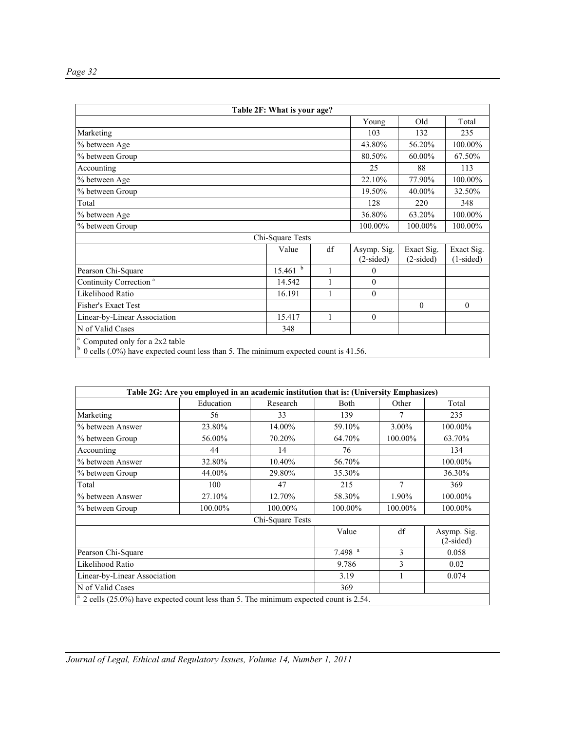| Table 2F: What is your age? | | | | | |
|---|---|---|---|---|---|
| | | | Young | Old | Total |
| Marketing | | | 103 | 132 | 235 |
| % between Age | | | 43.80% | 56.20% | 100.00% |
| % between Group | | | 80.50% | 60.00% | 67.50% |
| Accounting | | | 25 | 88 | 113 |
| % between Age | | | 22.10% | 77.90% | 100.00% |
| % between Group | | | 19.50% | 40.00% | 32.50% |
| Total | | | 128 | 220 | 348 |
| % between Age | | | 36.80% | 63.20% | 100.00% |
| % between Group | | | 100.00% | 100.00% | 100.00% |
| | Chi-Square Tests | | | | |
| | Value | df | Asymp. Sig. (2-sided) | Exact Sig. (2-sided) | Exact Sig. (1-sided) |
| Pearson Chi-Square | 15.461 [b] | 1 | 0 | | |
| Continuity Correction [a] | 14.542 | 1 | 0 | | |
| Likelihood Ratio | 16.191 | 1 | 0 | | |
| Fisher's Exact Test | | | | 0 | 0 |
| Linear-by-Linear Association | 15.417 | 1 | 0 | | |
| N of Valid Cases | 348 | | | | |

[a] Computed only for a 2x2 table
[b] 0 cells (.0%) have expected count less than 5. The minimum expected count is 41.56.

| Table 2G: Are you employed in an academic institution that is: (University Emphasizes) | | | | | |
|---|---|---|---|---|---|
| | Education | Research | Both | Other | Total |
| Marketing | 56 | 33 | 139 | 7 | 235 |
| % between Answer | 23.80% | 14.00% | 59.10% | 3.00% | 100.00% |
| % between Group | 56.00% | 70.20% | 64.70% | 100.00% | 63.70% |
| Accounting | 44 | 14 | 76 | | 134 |
| % between Answer | 32.80% | 10.40% | 56.70% | | 100.00% |
| % between Group | 44.00% | 29.80% | 35.30% | | 36.30% |
| Total | 100 | 47 | 215 | 7 | 369 |
| % between Answer | 27.10% | 12.70% | 58.30% | 1.90% | 100.00% |
| % between Group | 100.00% | 100.00% | 100.00% | 100.00% | 100.00% |
| | | Chi-Square Tests | | | |
| | | | Value | df | Asymp. Sig. (2-sided) |
| Pearson Chi-Square | | | 7.498 [a] | 3 | 0.058 |
| Likelihood Ratio | | | 9.786 | 3 | 0.02 |
| Linear-by-Linear Association | | | 3.19 | 1 | 0.074 |
| N of Valid Cases | | | 369 | | |

[a] 2 cells (25.0%) have expected count less than 5. The minimum expected count is 2.54.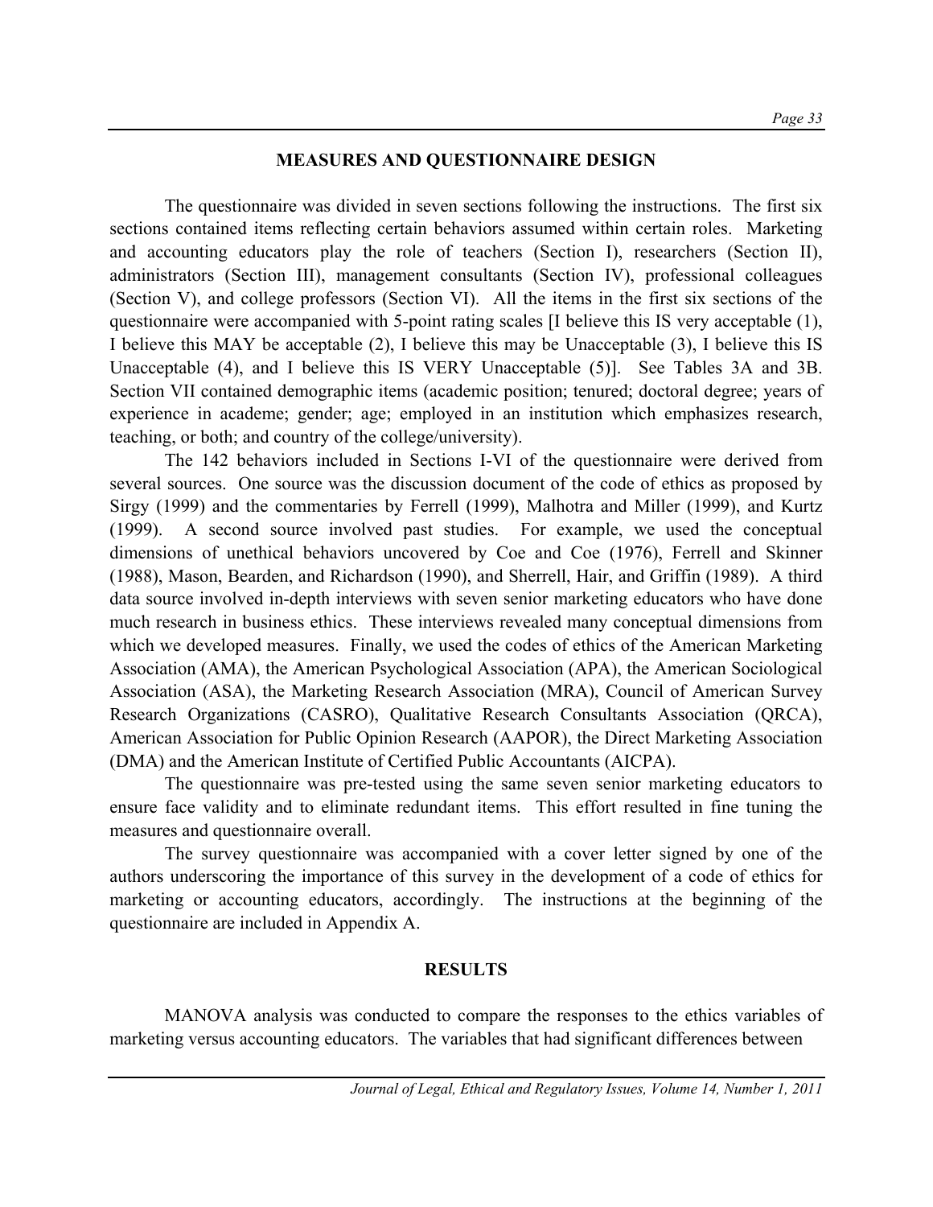## MEASURES AND QUESTIONNAIRE DESIGN

The questionnaire was divided in seven sections following the instructions. The first six sections contained items reflecting certain behaviors assumed within certain roles. Marketing and accounting educators play the role of teachers (Section I), researchers (Section II), administrators (Section III), management consultants (Section IV), professional colleagues (Section V), and college professors (Section VI). All the items in the first six sections of the questionnaire were accompanied with 5-point rating scales [I believe this IS very acceptable (1), I believe this MAY be acceptable (2), I believe this may be Unacceptable (3), I believe this IS Unacceptable (4), and I believe this IS VERY Unacceptable (5)]. See Tables 3A and 3B. Section VII contained demographic items (academic position; tenured; doctoral degree; years of experience in academe; gender; age; employed in an institution which emphasizes research, teaching, or both; and country of the college/university).

The 142 behaviors included in Sections I-VI of the questionnaire were derived from several sources. One source was the discussion document of the code of ethics as proposed by Sirgy (1999) and the commentaries by Ferrell (1999), Malhotra and Miller (1999), and Kurtz (1999). A second source involved past studies. For example, we used the conceptual dimensions of unethical behaviors uncovered by Coe and Coe (1976), Ferrell and Skinner (1988), Mason, Bearden, and Richardson (1990), and Sherrell, Hair, and Griffin (1989). A third data source involved in-depth interviews with seven senior marketing educators who have done much research in business ethics. These interviews revealed many conceptual dimensions from which we developed measures. Finally, we used the codes of ethics of the American Marketing Association (AMA), the American Psychological Association (APA), the American Sociological Association (ASA), the Marketing Research Association (MRA), Council of American Survey Research Organizations (CASRO), Qualitative Research Consultants Association (QRCA), American Association for Public Opinion Research (AAPOR), the Direct Marketing Association (DMA) and the American Institute of Certified Public Accountants (AICPA).

The questionnaire was pre-tested using the same seven senior marketing educators to ensure face validity and to eliminate redundant items. This effort resulted in fine tuning the measures and questionnaire overall.

The survey questionnaire was accompanied with a cover letter signed by one of the authors underscoring the importance of this survey in the development of a code of ethics for marketing or accounting educators, accordingly. The instructions at the beginning of the questionnaire are included in Appendix A.

## RESULTS

MANOVA analysis was conducted to compare the responses to the ethics variables of marketing versus accounting educators. The variables that had significant differences between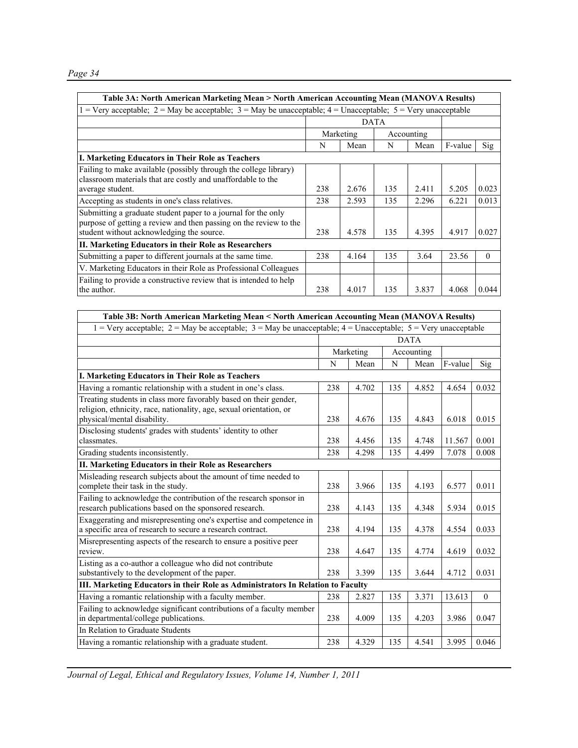| Table 3A: North American Marketing Mean > North American Accounting Mean (MANOVA Results) | | | | | | |
|---|---|---|---|---|---|---|
| 1 = Very acceptable; 2 = May be acceptable; 3 = May be unacceptable; 4 = Unacceptable; 5 = Very unacceptable | | | | | | |
| | DATA | | | | | |
| | Marketing | | Accounting | | | |
| | N | Mean | N | Mean | F-value | Sig |
| **I. Marketing Educators in Their Role as Teachers** | | | | | | |
| Failing to make available (possibly through the college library) classroom materials that are costly and unaffordable to the average student. | 238 | 2.676 | 135 | 2.411 | 5.205 | 0.023 |
| Accepting as students in one's class relatives. | 238 | 2.593 | 135 | 2.296 | 6.221 | 0.013 |
| Submitting a graduate student paper to a journal for the only purpose of getting a review and then passing on the review to the student without acknowledging the source. | 238 | 4.578 | 135 | 4.395 | 4.917 | 0.027 |
| **II. Marketing Educators in their Role as Researchers** | | | | | | |
| Submitting a paper to different journals at the same time. | 238 | 4.164 | 135 | 3.64 | 23.56 | 0 |
| V. Marketing Educators in their Role as Professional Colleagues | | | | | | |
| Failing to provide a constructive review that is intended to help the author. | 238 | 4.017 | 135 | 3.837 | 4.068 | 0.044 |

| Table 3B: North American Marketing Mean < North American Accounting Mean (MANOVA Results) | | | | | | |
|---|---|---|---|---|---|---|
| 1 = Very acceptable; 2 = May be acceptable; 3 = May be unacceptable; 4 = Unacceptable; 5 = Very unacceptable | | | | | | |
| | DATA | | | | | |
| | Marketing | | Accounting | | | |
| | N | Mean | N | Mean | F-value | Sig |
| **I. Marketing Educators in Their Role as Teachers** | | | | | | |
| Having a romantic relationship with a student in one's class. | 238 | 4.702 | 135 | 4.852 | 4.654 | 0.032 |
| Treating students in class more favorably based on their gender, religion, ethnicity, race, nationality, age, sexual orientation, or physical/mental disability. | 238 | 4.676 | 135 | 4.843 | 6.018 | 0.015 |
| Disclosing students' grades with students' identity to other classmates. | 238 | 4.456 | 135 | 4.748 | 11.567 | 0.001 |
| Grading students inconsistently. | 238 | 4.298 | 135 | 4.499 | 7.078 | 0.008 |
| **II. Marketing Educators in their Role as Researchers** | | | | | | |
| Misleading research subjects about the amount of time needed to complete their task in the study. | 238 | 3.966 | 135 | 4.193 | 6.577 | 0.011 |
| Failing to acknowledge the contribution of the research sponsor in research publications based on the sponsored research. | 238 | 4.143 | 135 | 4.348 | 5.934 | 0.015 |
| Exaggerating and misrepresenting one's expertise and competence in a specific area of research to secure a research contract. | 238 | 4.194 | 135 | 4.378 | 4.554 | 0.033 |
| Misrepresenting aspects of the research to ensure a positive peer review. | 238 | 4.647 | 135 | 4.774 | 4.619 | 0.032 |
| Listing as a co-author a colleague who did not contribute substantively to the development of the paper. | 238 | 3.399 | 135 | 3.644 | 4.712 | 0.031 |
| **III. Marketing Educators in their Role as Administrators In Relation to Faculty** | | | | | | |
| Having a romantic relationship with a faculty member. | 238 | 2.827 | 135 | 3.371 | 13.613 | 0 |
| Failing to acknowledge significant contributions of a faculty member in departmental/college publications. | 238 | 4.009 | 135 | 4.203 | 3.986 | 0.047 |
| In Relation to Graduate Students | | | | | | |
| Having a romantic relationship with a graduate student. | 238 | 4.329 | 135 | 4.541 | 3.995 | 0.046 |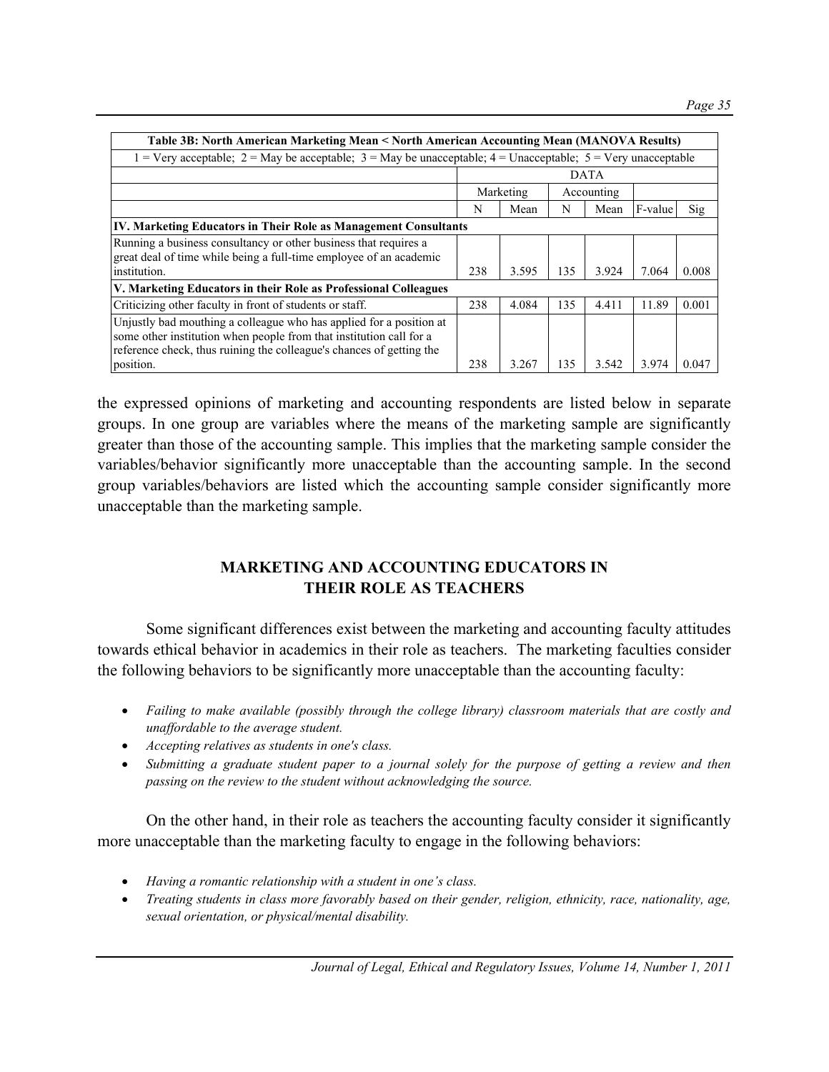| Table 3B: North American Marketing Mean < North American Accounting Mean (MANOVA Results) | | | | | | |
|---|---|---|---|---|---|---|
| 1 = Very acceptable; 2 = May be acceptable; 3 = May be unacceptable; 4 = Unacceptable; 5 = Very unacceptable | | | | | | |
| | DATA | | | | | |
| | Marketing | | Accounting | | | |
| | N | Mean | N | Mean | F-value | Sig |
| **IV. Marketing Educators in Their Role as Management Consultants** | | | | | | |
| Running a business consultancy or other business that requires a great deal of time while being a full-time employee of an academic institution. | 238 | 3.595 | 135 | 3.924 | 7.064 | 0.008 |
| **V. Marketing Educators in their Role as Professional Colleagues** | | | | | | |
| Criticizing other faculty in front of students or staff. | 238 | 4.084 | 135 | 4.411 | 11.89 | 0.001 |
| Unjustly bad mouthing a colleague who has applied for a position at some other institution when people from that institution call for a reference check, thus ruining the colleague's chances of getting the position. | 238 | 3.267 | 135 | 3.542 | 3.974 | 0.047 |

the expressed opinions of marketing and accounting respondents are listed below in separate groups. In one group are variables where the means of the marketing sample are significantly greater than those of the accounting sample. This implies that the marketing sample consider the variables/behavior significantly more unacceptable than the accounting sample. In the second group variables/behaviors are listed which the accounting sample consider significantly more unacceptable than the marketing sample.

## MARKETING AND ACCOUNTING EDUCATORS IN THEIR ROLE AS TEACHERS

Some significant differences exist between the marketing and accounting faculty attitudes towards ethical behavior in academics in their role as teachers. The marketing faculties consider the following behaviors to be significantly more unacceptable than the accounting faculty:

- *Failing to make available (possibly through the college library) classroom materials that are costly and unaffordable to the average student.*
- *Accepting relatives as students in one's class.*
- *Submitting a graduate student paper to a journal solely for the purpose of getting a review and then passing on the review to the student without acknowledging the source.*

On the other hand, in their role as teachers the accounting faculty consider it significantly more unacceptable than the marketing faculty to engage in the following behaviors:

- *Having a romantic relationship with a student in one's class.*
- *Treating students in class more favorably based on their gender, religion, ethnicity, race, nationality, age, sexual orientation, or physical/mental disability.*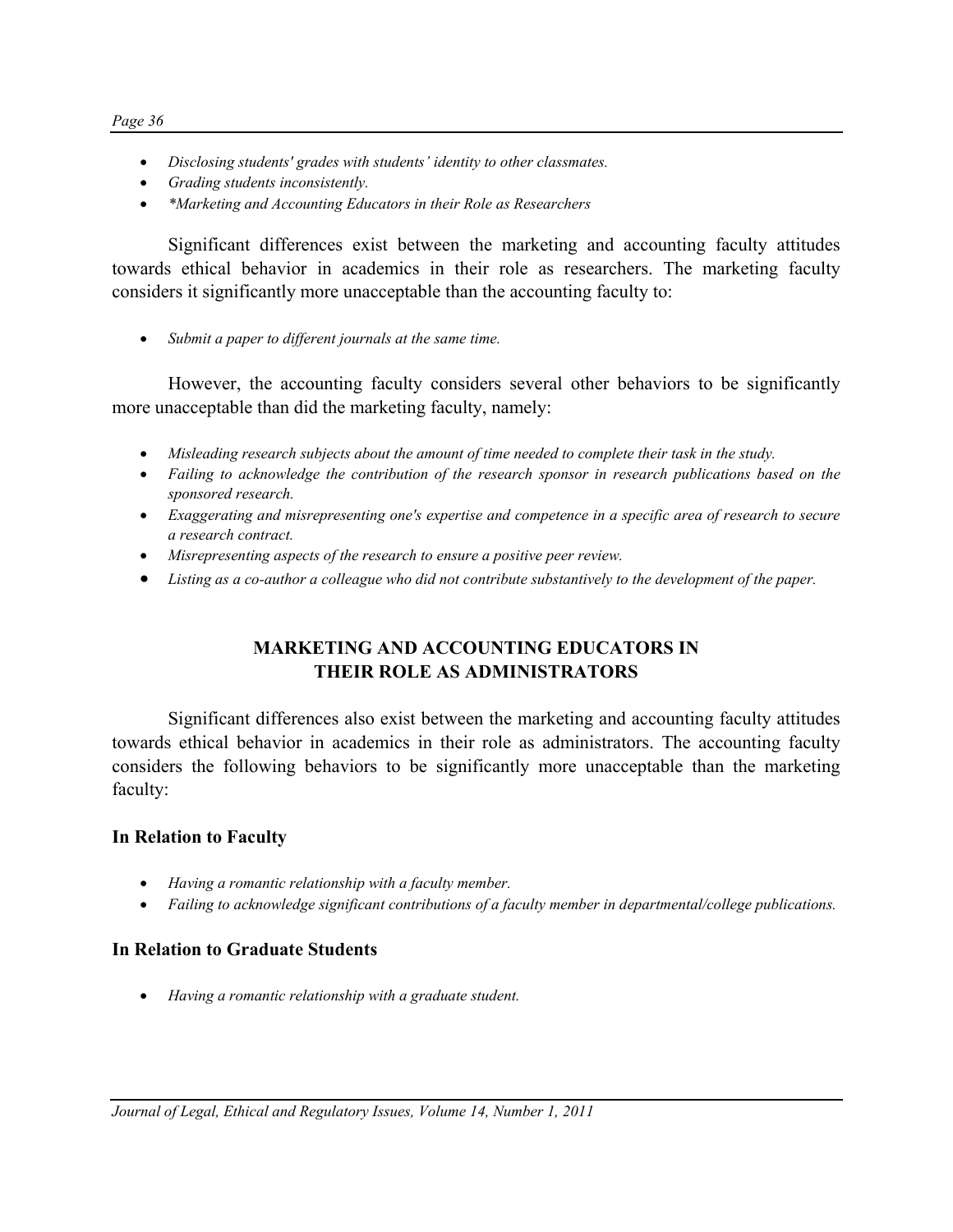- *Disclosing students' grades with students' identity to other classmates.*
- *Grading students inconsistently.*
- **Marketing and Accounting Educators in their Role as Researchers*

Significant differences exist between the marketing and accounting faculty attitudes towards ethical behavior in academics in their role as researchers. The marketing faculty considers it significantly more unacceptable than the accounting faculty to:

- *Submit a paper to different journals at the same time.*

However, the accounting faculty considers several other behaviors to be significantly more unacceptable than did the marketing faculty, namely:

- *Misleading research subjects about the amount of time needed to complete their task in the study.*
- *Failing to acknowledge the contribution of the research sponsor in research publications based on the sponsored research.*
- *Exaggerating and misrepresenting one's expertise and competence in a specific area of research to secure a research contract.*
- *Misrepresenting aspects of the research to ensure a positive peer review.*
- *Listing as a co-author a colleague who did not contribute substantively to the development of the paper.*

## MARKETING AND ACCOUNTING EDUCATORS IN THEIR ROLE AS ADMINISTRATORS

Significant differences also exist between the marketing and accounting faculty attitudes towards ethical behavior in academics in their role as administrators. The accounting faculty considers the following behaviors to be significantly more unacceptable than the marketing faculty:

### In Relation to Faculty

- *Having a romantic relationship with a faculty member.*
- *Failing to acknowledge significant contributions of a faculty member in departmental/college publications.*

### In Relation to Graduate Students

- *Having a romantic relationship with a graduate student.*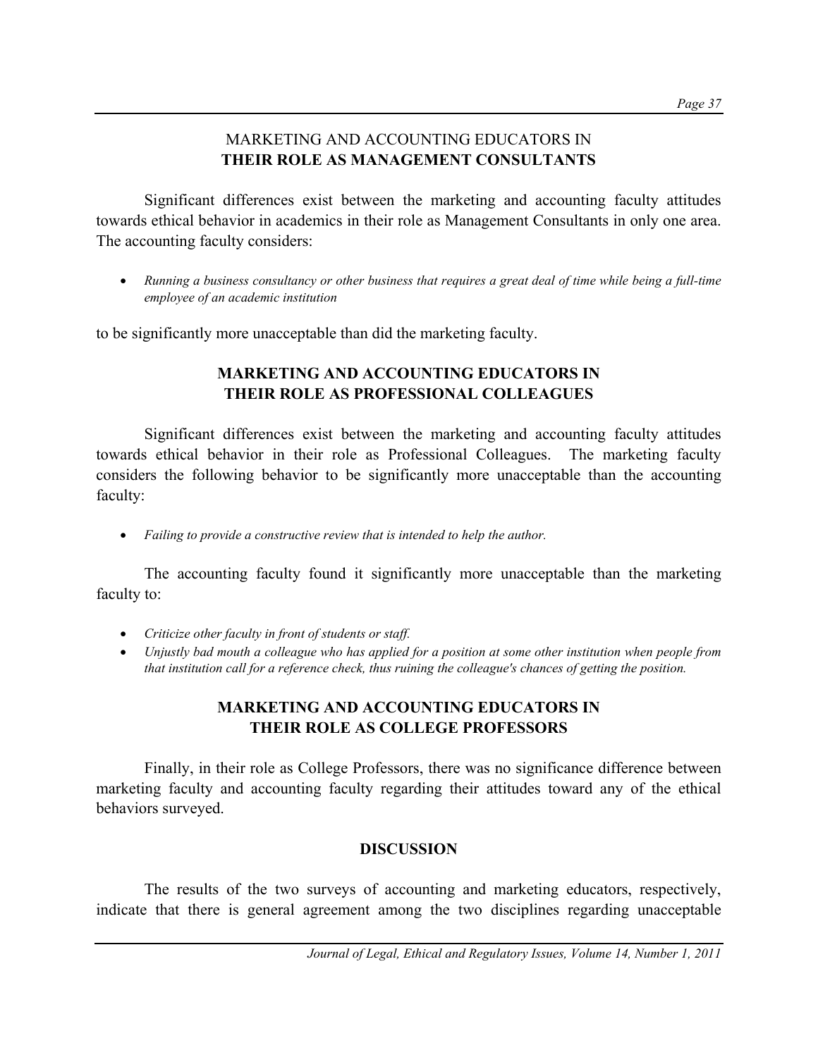## MARKETING AND ACCOUNTING EDUCATORS IN THEIR ROLE AS MANAGEMENT CONSULTANTS

Significant differences exist between the marketing and accounting faculty attitudes towards ethical behavior in academics in their role as Management Consultants in only one area. The accounting faculty considers:

- *Running a business consultancy or other business that requires a great deal of time while being a full-time employee of an academic institution*

to be significantly more unacceptable than did the marketing faculty.

## MARKETING AND ACCOUNTING EDUCATORS IN THEIR ROLE AS PROFESSIONAL COLLEAGUES

Significant differences exist between the marketing and accounting faculty attitudes towards ethical behavior in their role as Professional Colleagues. The marketing faculty considers the following behavior to be significantly more unacceptable than the accounting faculty:

- *Failing to provide a constructive review that is intended to help the author.*

The accounting faculty found it significantly more unacceptable than the marketing faculty to:

- *Criticize other faculty in front of students or staff.*
- *Unjustly bad mouth a colleague who has applied for a position at some other institution when people from that institution call for a reference check, thus ruining the colleague's chances of getting the position.*

## MARKETING AND ACCOUNTING EDUCATORS IN THEIR ROLE AS COLLEGE PROFESSORS

Finally, in their role as College Professors, there was no significance difference between marketing faculty and accounting faculty regarding their attitudes toward any of the ethical behaviors surveyed.

## DISCUSSION

The results of the two surveys of accounting and marketing educators, respectively, indicate that there is general agreement among the two disciplines regarding unacceptable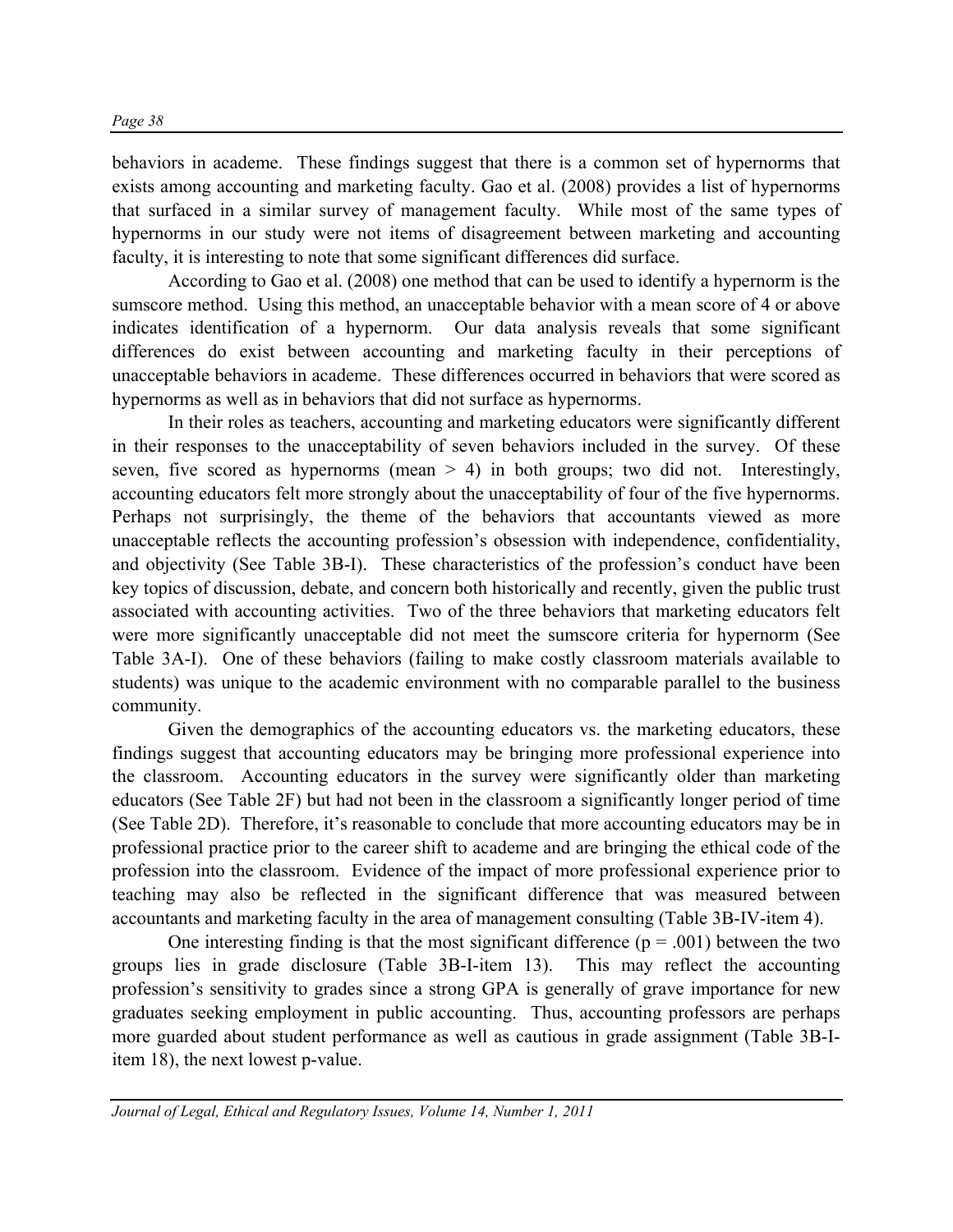behaviors in academe. These findings suggest that there is a common set of hypernorms that exists among accounting and marketing faculty. Gao et al. (2008) provides a list of hypernorms that surfaced in a similar survey of management faculty. While most of the same types of hypernorms in our study were not items of disagreement between marketing and accounting faculty, it is interesting to note that some significant differences did surface.

According to Gao et al. (2008) one method that can be used to identify a hypernorm is the sumscore method. Using this method, an unacceptable behavior with a mean score of 4 or above indicates identification of a hypernorm. Our data analysis reveals that some significant differences do exist between accounting and marketing faculty in their perceptions of unacceptable behaviors in academe. These differences occurred in behaviors that were scored as hypernorms as well as in behaviors that did not surface as hypernorms.

In their roles as teachers, accounting and marketing educators were significantly different in their responses to the unacceptability of seven behaviors included in the survey. Of these seven, five scored as hypernorms (mean $> 4$) in both groups; two did not. Interestingly, accounting educators felt more strongly about the unacceptability of four of the five hypernorms. Perhaps not surprisingly, the theme of the behaviors that accountants viewed as more unacceptable reflects the accounting profession's obsession with independence, confidentiality, and objectivity (See Table 3B-I). These characteristics of the profession's conduct have been key topics of discussion, debate, and concern both historically and recently, given the public trust associated with accounting activities. Two of the three behaviors that marketing educators felt were more significantly unacceptable did not meet the sumscore criteria for hypernorm (See Table 3A-I). One of these behaviors (failing to make costly classroom materials available to students) was unique to the academic environment with no comparable parallel to the business community.

Given the demographics of the accounting educators vs. the marketing educators, these findings suggest that accounting educators may be bringing more professional experience into the classroom. Accounting educators in the survey were significantly older than marketing educators (See Table 2F) but had not been in the classroom a significantly longer period of time (See Table 2D). Therefore, it's reasonable to conclude that more accounting educators may be in professional practice prior to the career shift to academe and are bringing the ethical code of the profession into the classroom. Evidence of the impact of more professional experience prior to teaching may also be reflected in the significant difference that was measured between accountants and marketing faculty in the area of management consulting (Table 3B-IV-item 4).

One interesting finding is that the most significant difference ($p = .001$) between the two groups lies in grade disclosure (Table 3B-I-item 13). This may reflect the accounting profession's sensitivity to grades since a strong GPA is generally of grave importance for new graduates seeking employment in public accounting. Thus, accounting professors are perhaps more guarded about student performance as well as cautious in grade assignment (Table 3B-I-item 18), the next lowest p-value.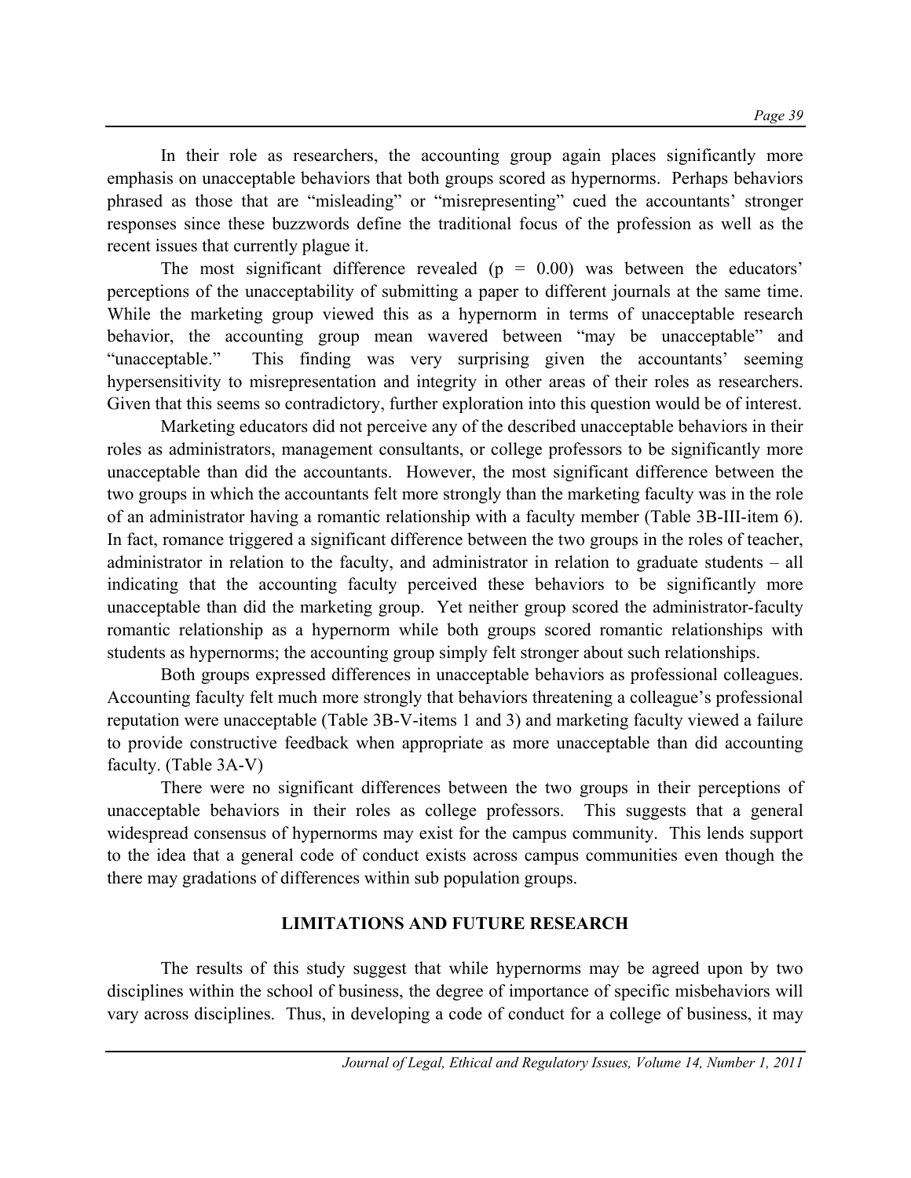In their role as researchers, the accounting group again places significantly more emphasis on unacceptable behaviors that both groups scored as hypernorms. Perhaps behaviors phrased as those that are "misleading" or "misrepresenting" cued the accountants' stronger responses since these buzzwords define the traditional focus of the profession as well as the recent issues that currently plague it.

The most significant difference revealed ($p = 0.00$) was between the educators' perceptions of the unacceptability of submitting a paper to different journals at the same time. While the marketing group viewed this as a hypernorm in terms of unacceptable research behavior, the accounting group mean wavered between "may be unacceptable" and "unacceptable." This finding was very surprising given the accountants' seeming hypersensitivity to misrepresentation and integrity in other areas of their roles as researchers. Given that this seems so contradictory, further exploration into this question would be of interest.

Marketing educators did not perceive any of the described unacceptable behaviors in their roles as administrators, management consultants, or college professors to be significantly more unacceptable than did the accountants. However, the most significant difference between the two groups in which the accountants felt more strongly than the marketing faculty was in the role of an administrator having a romantic relationship with a faculty member (Table 3B-III-item 6). In fact, romance triggered a significant difference between the two groups in the roles of teacher, administrator in relation to the faculty, and administrator in relation to graduate students – all indicating that the accounting faculty perceived these behaviors to be significantly more unacceptable than did the marketing group. Yet neither group scored the administrator-faculty romantic relationship as a hypernorm while both groups scored romantic relationships with students as hypernorms; the accounting group simply felt stronger about such relationships.

Both groups expressed differences in unacceptable behaviors as professional colleagues. Accounting faculty felt much more strongly that behaviors threatening a colleague's professional reputation were unacceptable (Table 3B-V-items 1 and 3) and marketing faculty viewed a failure to provide constructive feedback when appropriate as more unacceptable than did accounting faculty. (Table 3A-V)

There were no significant differences between the two groups in their perceptions of unacceptable behaviors in their roles as college professors. This suggests that a general widespread consensus of hypernorms may exist for the campus community. This lends support to the idea that a general code of conduct exists across campus communities even though the there may gradations of differences within sub population groups.

## LIMITATIONS AND FUTURE RESEARCH

The results of this study suggest that while hypernorms may be agreed upon by two disciplines within the school of business, the degree of importance of specific misbehaviors will vary across disciplines. Thus, in developing a code of conduct for a college of business, it may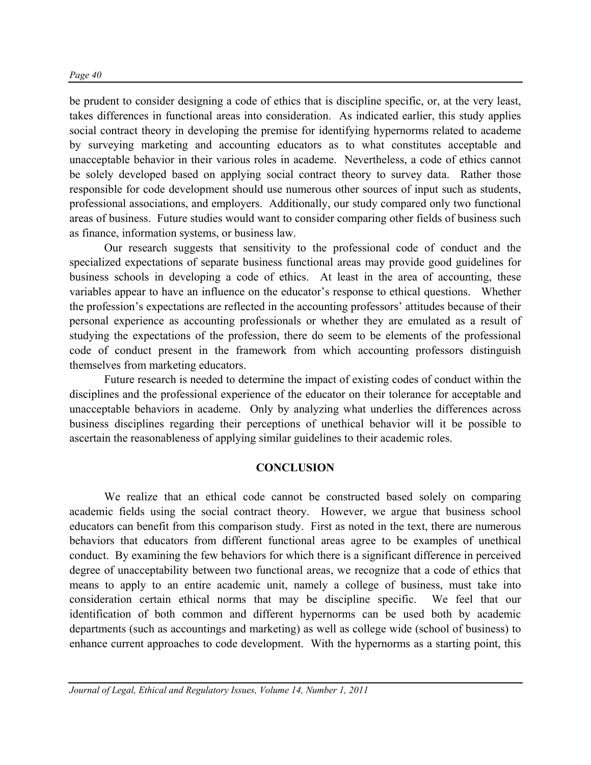be prudent to consider designing a code of ethics that is discipline specific, or, at the very least, takes differences in functional areas into consideration. As indicated earlier, this study applies social contract theory in developing the premise for identifying hypernorms related to academe by surveying marketing and accounting educators as to what constitutes acceptable and unacceptable behavior in their various roles in academe. Nevertheless, a code of ethics cannot be solely developed based on applying social contract theory to survey data. Rather those responsible for code development should use numerous other sources of input such as students, professional associations, and employers. Additionally, our study compared only two functional areas of business. Future studies would want to consider comparing other fields of business such as finance, information systems, or business law.

Our research suggests that sensitivity to the professional code of conduct and the specialized expectations of separate business functional areas may provide good guidelines for business schools in developing a code of ethics. At least in the area of accounting, these variables appear to have an influence on the educator's response to ethical questions. Whether the profession's expectations are reflected in the accounting professors' attitudes because of their personal experience as accounting professionals or whether they are emulated as a result of studying the expectations of the profession, there do seem to be elements of the professional code of conduct present in the framework from which accounting professors distinguish themselves from marketing educators.

Future research is needed to determine the impact of existing codes of conduct within the disciplines and the professional experience of the educator on their tolerance for acceptable and unacceptable behaviors in academe. Only by analyzing what underlies the differences across business disciplines regarding their perceptions of unethical behavior will it be possible to ascertain the reasonableness of applying similar guidelines to their academic roles.

## CONCLUSION

We realize that an ethical code cannot be constructed based solely on comparing academic fields using the social contract theory. However, we argue that business school educators can benefit from this comparison study. First as noted in the text, there are numerous behaviors that educators from different functional areas agree to be examples of unethical conduct. By examining the few behaviors for which there is a significant difference in perceived degree of unacceptability between two functional areas, we recognize that a code of ethics that means to apply to an entire academic unit, namely a college of business, must take into consideration certain ethical norms that may be discipline specific. We feel that our identification of both common and different hypernorms can be used both by academic departments (such as accountings and marketing) as well as college wide (school of business) to enhance current approaches to code development. With the hypernorms as a starting point, this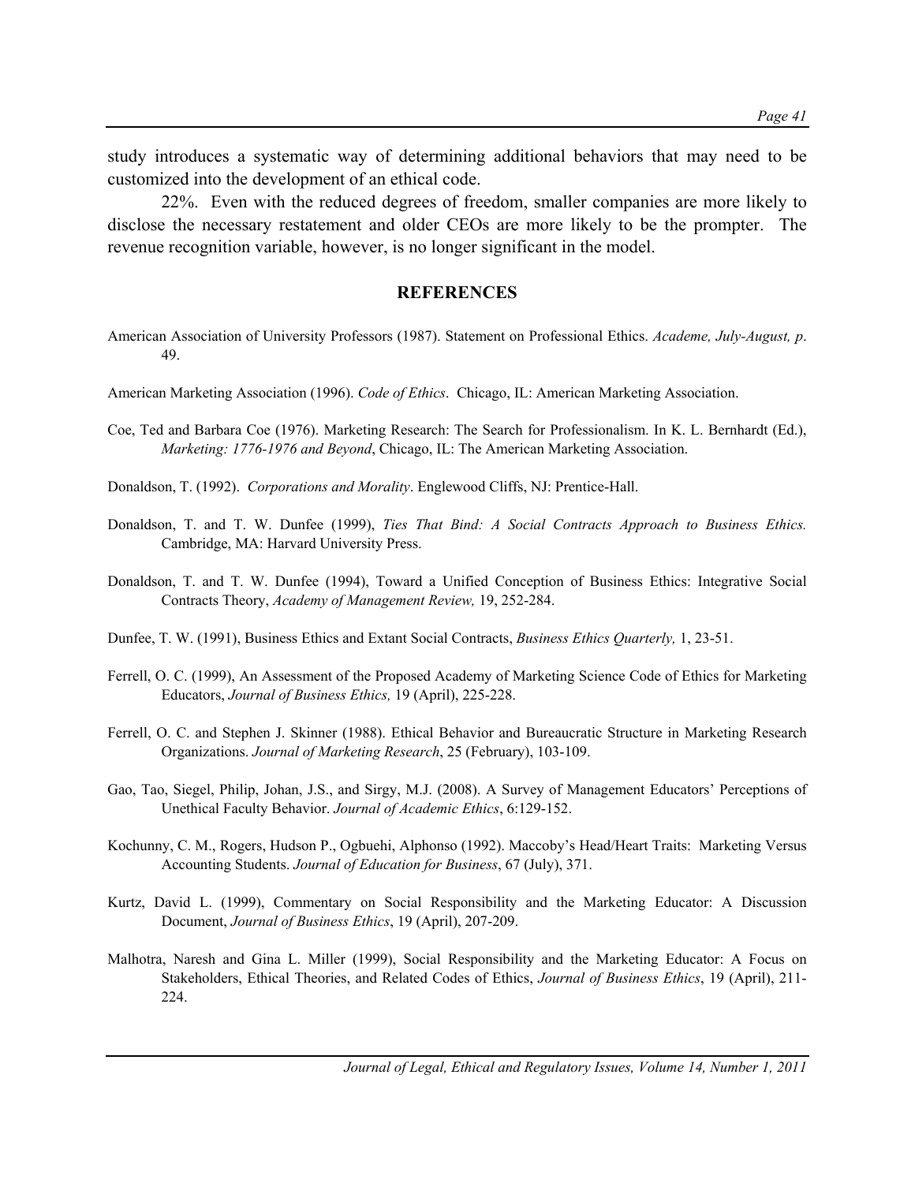study introduces a systematic way of determining additional behaviors that may need to be customized into the development of an ethical code.

22%. Even with the reduced degrees of freedom, smaller companies are more likely to disclose the necessary restatement and older CEOs are more likely to be the prompter. The revenue recognition variable, however, is no longer significant in the model.

## REFERENCES

American Association of University Professors (1987). Statement on Professional Ethics. *Academe, July-August, p*. 49.

American Marketing Association (1996). *Code of Ethics*. Chicago, IL: American Marketing Association.

Coe, Ted and Barbara Coe (1976). Marketing Research: The Search for Professionalism. In K. L. Bernhardt (Ed.), *Marketing: 1776-1976 and Beyond*, Chicago, IL: The American Marketing Association.

Donaldson, T. (1992). *Corporations and Morality*. Englewood Cliffs, NJ: Prentice-Hall.

Donaldson, T. and T. W. Dunfee (1999), *Ties That Bind: A Social Contracts Approach to Business Ethics.* Cambridge, MA: Harvard University Press.

Donaldson, T. and T. W. Dunfee (1994), Toward a Unified Conception of Business Ethics: Integrative Social Contracts Theory, *Academy of Management Review,* 19, 252-284.

Dunfee, T. W. (1991), Business Ethics and Extant Social Contracts, *Business Ethics Quarterly,* 1, 23-51.

Ferrell, O. C. (1999), An Assessment of the Proposed Academy of Marketing Science Code of Ethics for Marketing Educators, *Journal of Business Ethics,* 19 (April), 225-228.

Ferrell, O. C. and Stephen J. Skinner (1988). Ethical Behavior and Bureaucratic Structure in Marketing Research Organizations. *Journal of Marketing Research*, 25 (February), 103-109.

Gao, Tao, Siegel, Philip, Johan, J.S., and Sirgy, M.J. (2008). A Survey of Management Educators' Perceptions of Unethical Faculty Behavior. *Journal of Academic Ethics*, 6:129-152.

Kochunny, C. M., Rogers, Hudson P., Ogbuehi, Alphonso (1992). Maccoby's Head/Heart Traits: Marketing Versus Accounting Students. *Journal of Education for Business*, 67 (July), 371.

Kurtz, David L. (1999), Commentary on Social Responsibility and the Marketing Educator: A Discussion Document, *Journal of Business Ethics*, 19 (April), 207-209.

Malhotra, Naresh and Gina L. Miller (1999), Social Responsibility and the Marketing Educator: A Focus on Stakeholders, Ethical Theories, and Related Codes of Ethics, *Journal of Business Ethics*, 19 (April), 211-224.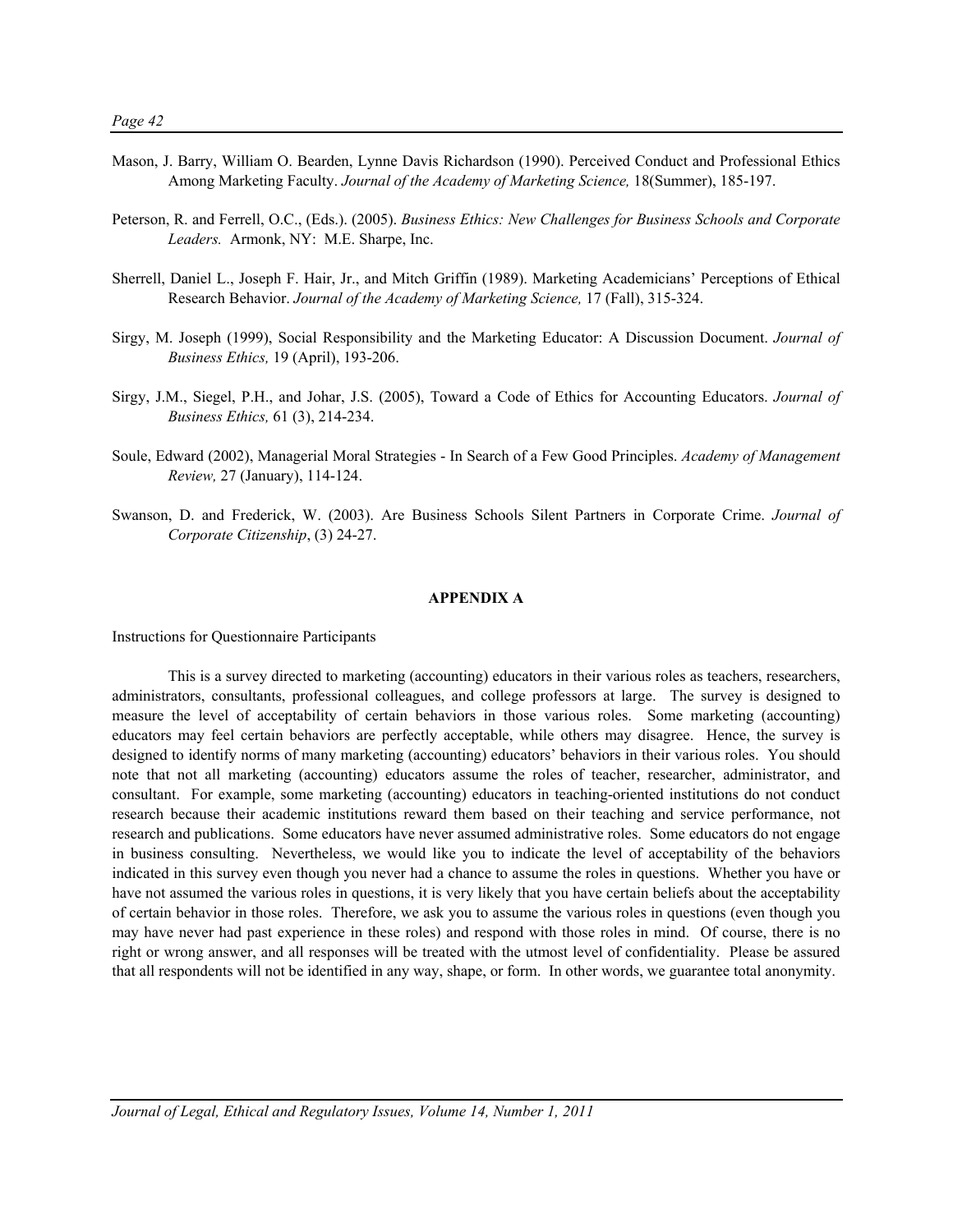Mason, J. Barry, William O. Bearden, Lynne Davis Richardson (1990). Perceived Conduct and Professional Ethics Among Marketing Faculty. *Journal of the Academy of Marketing Science,* 18(Summer), 185-197.

Peterson, R. and Ferrell, O.C., (Eds.). (2005). *Business Ethics: New Challenges for Business Schools and Corporate Leaders.* Armonk, NY: M.E. Sharpe, Inc.

Sherrell, Daniel L., Joseph F. Hair, Jr., and Mitch Griffin (1989). Marketing Academicians' Perceptions of Ethical Research Behavior. *Journal of the Academy of Marketing Science,* 17 (Fall), 315-324.

Sirgy, M. Joseph (1999), Social Responsibility and the Marketing Educator: A Discussion Document. *Journal of Business Ethics,* 19 (April), 193-206.

Sirgy, J.M., Siegel, P.H., and Johar, J.S. (2005), Toward a Code of Ethics for Accounting Educators. *Journal of Business Ethics,* 61 (3), 214-234.

Soule, Edward (2002), Managerial Moral Strategies - In Search of a Few Good Principles. *Academy of Management Review,* 27 (January), 114-124.

Swanson, D. and Frederick, W. (2003). Are Business Schools Silent Partners in Corporate Crime. *Journal of Corporate Citizenship*, (3) 24-27.

## APPENDIX A

Instructions for Questionnaire Participants

This is a survey directed to marketing (accounting) educators in their various roles as teachers, researchers, administrators, consultants, professional colleagues, and college professors at large. The survey is designed to measure the level of acceptability of certain behaviors in those various roles. Some marketing (accounting) educators may feel certain behaviors are perfectly acceptable, while others may disagree. Hence, the survey is designed to identify norms of many marketing (accounting) educators' behaviors in their various roles. You should note that not all marketing (accounting) educators assume the roles of teacher, researcher, administrator, and consultant. For example, some marketing (accounting) educators in teaching-oriented institutions do not conduct research because their academic institutions reward them based on their teaching and service performance, not research and publications. Some educators have never assumed administrative roles. Some educators do not engage in business consulting. Nevertheless, we would like you to indicate the level of acceptability of the behaviors indicated in this survey even though you never had a chance to assume the roles in questions. Whether you have or have not assumed the various roles in questions, it is very likely that you have certain beliefs about the acceptability of certain behavior in those roles. Therefore, we ask you to assume the various roles in questions (even though you may have never had past experience in these roles) and respond with those roles in mind. Of course, there is no right or wrong answer, and all responses will be treated with the utmost level of confidentiality. Please be assured that all respondents will not be identified in any way, shape, or form. In other words, we guarantee total anonymity.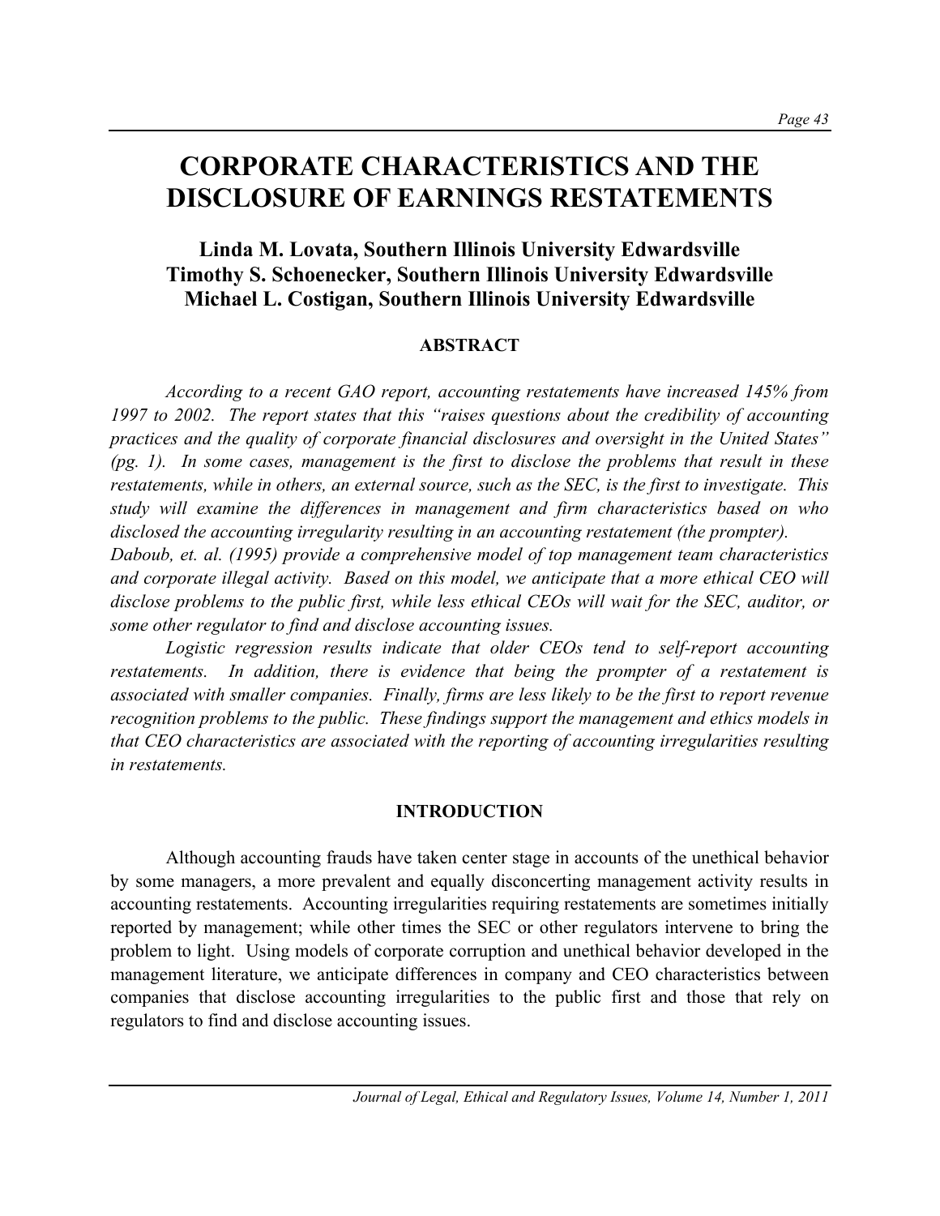# CORPORATE CHARACTERISTICS AND THE DISCLOSURE OF EARNINGS RESTATEMENTS

**Linda M. Lovata, Southern Illinois University Edwardsville**
**Timothy S. Schoenecker, Southern Illinois University Edwardsville**
**Michael L. Costigan, Southern Illinois University Edwardsville**

## ABSTRACT

*According to a recent GAO report, accounting restatements have increased 145% from 1997 to 2002. The report states that this "raises questions about the credibility of accounting practices and the quality of corporate financial disclosures and oversight in the United States" (pg. 1). In some cases, management is the first to disclose the problems that result in these restatements, while in others, an external source, such as the SEC, is the first to investigate. This study will examine the differences in management and firm characteristics based on who disclosed the accounting irregularity resulting in an accounting restatement (the prompter). Daboub, et. al. (1995) provide a comprehensive model of top management team characteristics and corporate illegal activity. Based on this model, we anticipate that a more ethical CEO will disclose problems to the public first, while less ethical CEOs will wait for the SEC, auditor, or some other regulator to find and disclose accounting issues.*

*Logistic regression results indicate that older CEOs tend to self-report accounting restatements. In addition, there is evidence that being the prompter of a restatement is associated with smaller companies. Finally, firms are less likely to be the first to report revenue recognition problems to the public. These findings support the management and ethics models in that CEO characteristics are associated with the reporting of accounting irregularities resulting in restatements.*

## INTRODUCTION

Although accounting frauds have taken center stage in accounts of the unethical behavior by some managers, a more prevalent and equally disconcerting management activity results in accounting restatements. Accounting irregularities requiring restatements are sometimes initially reported by management; while other times the SEC or other regulators intervene to bring the problem to light. Using models of corporate corruption and unethical behavior developed in the management literature, we anticipate differences in company and CEO characteristics between companies that disclose accounting irregularities to the public first and those that rely on regulators to find and disclose accounting issues.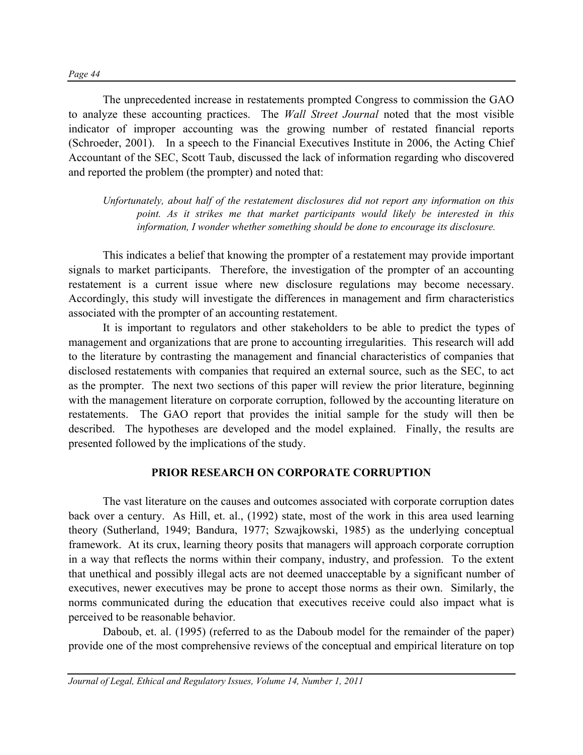The unprecedented increase in restatements prompted Congress to commission the GAO to analyze these accounting practices. The *Wall Street Journal* noted that the most visible indicator of improper accounting was the growing number of restated financial reports (Schroeder, 2001). In a speech to the Financial Executives Institute in 2006, the Acting Chief Accountant of the SEC, Scott Taub, discussed the lack of information regarding who discovered and reported the problem (the prompter) and noted that:

> *Unfortunately, about half of the restatement disclosures did not report any information on this point. As it strikes me that market participants would likely be interested in this information, I wonder whether something should be done to encourage its disclosure.*

This indicates a belief that knowing the prompter of a restatement may provide important signals to market participants. Therefore, the investigation of the prompter of an accounting restatement is a current issue where new disclosure regulations may become necessary. Accordingly, this study will investigate the differences in management and firm characteristics associated with the prompter of an accounting restatement.

It is important to regulators and other stakeholders to be able to predict the types of management and organizations that are prone to accounting irregularities. This research will add to the literature by contrasting the management and financial characteristics of companies that disclosed restatements with companies that required an external source, such as the SEC, to act as the prompter. The next two sections of this paper will review the prior literature, beginning with the management literature on corporate corruption, followed by the accounting literature on restatements. The GAO report that provides the initial sample for the study will then be described. The hypotheses are developed and the model explained. Finally, the results are presented followed by the implications of the study.

## PRIOR RESEARCH ON CORPORATE CORRUPTION

The vast literature on the causes and outcomes associated with corporate corruption dates back over a century. As Hill, et. al., (1992) state, most of the work in this area used learning theory (Sutherland, 1949; Bandura, 1977; Szwajkowski, 1985) as the underlying conceptual framework. At its crux, learning theory posits that managers will approach corporate corruption in a way that reflects the norms within their company, industry, and profession. To the extent that unethical and possibly illegal acts are not deemed unacceptable by a significant number of executives, newer executives may be prone to accept those norms as their own. Similarly, the norms communicated during the education that executives receive could also impact what is perceived to be reasonable behavior.

Daboub, et. al. (1995) (referred to as the Daboub model for the remainder of the paper) provide one of the most comprehensive reviews of the conceptual and empirical literature on top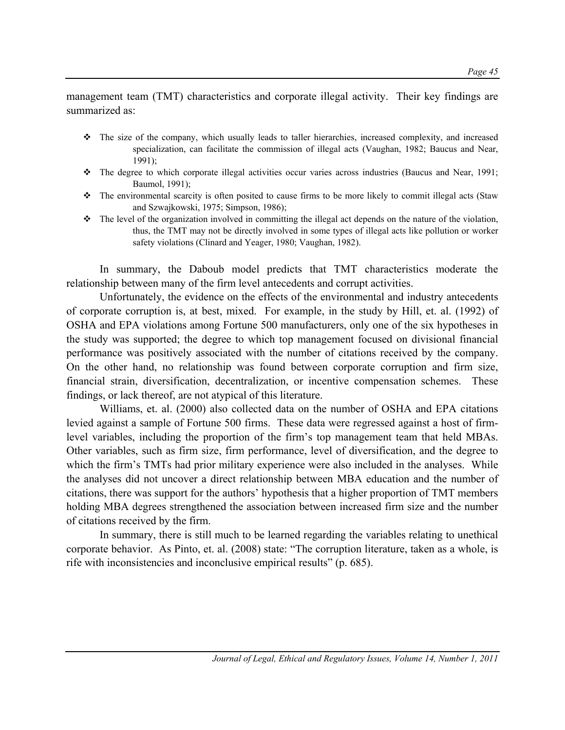management team (TMT) characteristics and corporate illegal activity. Their key findings are summarized as:

- The size of the company, which usually leads to taller hierarchies, increased complexity, and increased specialization, can facilitate the commission of illegal acts (Vaughan, 1982; Baucus and Near, 1991);
- The degree to which corporate illegal activities occur varies across industries (Baucus and Near, 1991; Baumol, 1991);
- The environmental scarcity is often posited to cause firms to be more likely to commit illegal acts (Staw and Szwajkowski, 1975; Simpson, 1986);
- The level of the organization involved in committing the illegal act depends on the nature of the violation, thus, the TMT may not be directly involved in some types of illegal acts like pollution or worker safety violations (Clinard and Yeager, 1980; Vaughan, 1982).

In summary, the Daboub model predicts that TMT characteristics moderate the relationship between many of the firm level antecedents and corrupt activities.

Unfortunately, the evidence on the effects of the environmental and industry antecedents of corporate corruption is, at best, mixed. For example, in the study by Hill, et. al. (1992) of OSHA and EPA violations among Fortune 500 manufacturers, only one of the six hypotheses in the study was supported; the degree to which top management focused on divisional financial performance was positively associated with the number of citations received by the company. On the other hand, no relationship was found between corporate corruption and firm size, financial strain, diversification, decentralization, or incentive compensation schemes. These findings, or lack thereof, are not atypical of this literature.

Williams, et. al. (2000) also collected data on the number of OSHA and EPA citations levied against a sample of Fortune 500 firms. These data were regressed against a host of firm-level variables, including the proportion of the firm's top management team that held MBAs. Other variables, such as firm size, firm performance, level of diversification, and the degree to which the firm's TMTs had prior military experience were also included in the analyses. While the analyses did not uncover a direct relationship between MBA education and the number of citations, there was support for the authors' hypothesis that a higher proportion of TMT members holding MBA degrees strengthened the association between increased firm size and the number of citations received by the firm.

In summary, there is still much to be learned regarding the variables relating to unethical corporate behavior. As Pinto, et. al. (2008) state: "The corruption literature, taken as a whole, is rife with inconsistencies and inconclusive empirical results" (p. 685).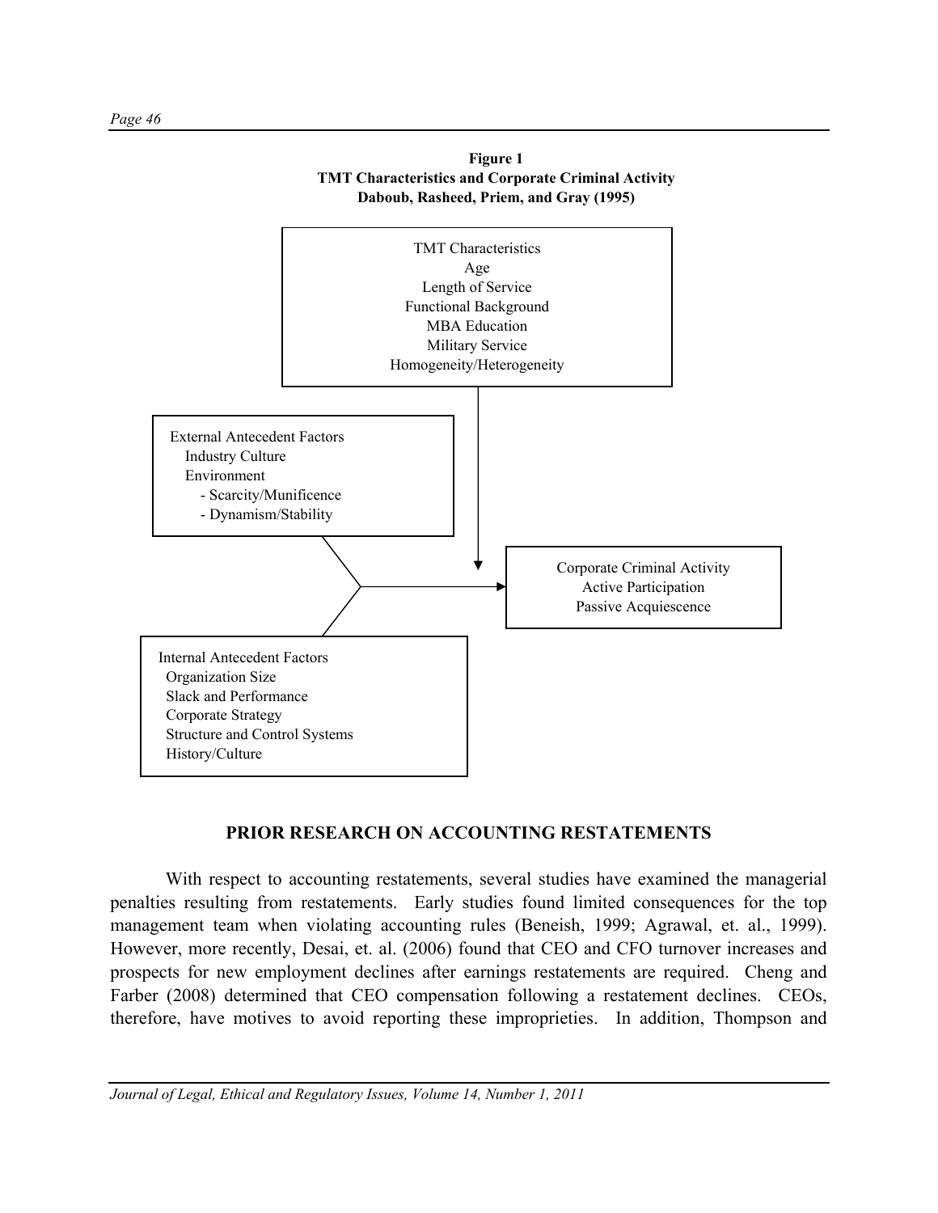**Figure 1**
**TMT Characteristics and Corporate Criminal Activity**
**Daboub, Rasheed, Priem, and Gray (1995)**

TMT Characteristics
- Age
- Length of Service
- Functional Background
- MBA Education
- Military Service
- Homogeneity/Heterogeneity

External Antecedent Factors
- Industry Culture
- Environment
  - Scarcity/Munificence
  - Dynamism/Stability

Internal Antecedent Factors
- Organization Size
- Slack and Performance
- Corporate Strategy
- Structure and Control Systems
- History/Culture

Corporate Criminal Activity
- Active Participation
- Passive Acquiescence

## PRIOR RESEARCH ON ACCOUNTING RESTATEMENTS

With respect to accounting restatements, several studies have examined the managerial penalties resulting from restatements. Early studies found limited consequences for the top management team when violating accounting rules (Beneish, 1999; Agrawal, et. al., 1999). However, more recently, Desai, et. al. (2006) found that CEO and CFO turnover increases and prospects for new employment declines after earnings restatements are required. Cheng and Farber (2008) determined that CEO compensation following a restatement declines. CEOs, therefore, have motives to avoid reporting these improprieties. In addition, Thompson and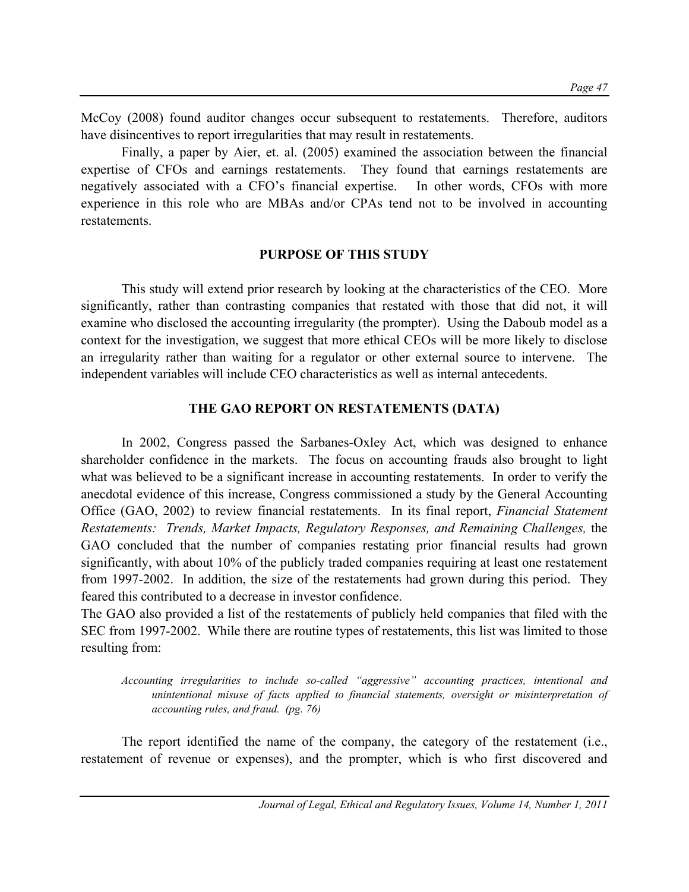McCoy (2008) found auditor changes occur subsequent to restatements. Therefore, auditors have disincentives to report irregularities that may result in restatements.

Finally, a paper by Aier, et. al. (2005) examined the association between the financial expertise of CFOs and earnings restatements. They found that earnings restatements are negatively associated with a CFO's financial expertise. In other words, CFOs with more experience in this role who are MBAs and/or CPAs tend not to be involved in accounting restatements.

## PURPOSE OF THIS STUDY

This study will extend prior research by looking at the characteristics of the CEO. More significantly, rather than contrasting companies that restated with those that did not, it will examine who disclosed the accounting irregularity (the prompter). Using the Daboub model as a context for the investigation, we suggest that more ethical CEOs will be more likely to disclose an irregularity rather than waiting for a regulator or other external source to intervene. The independent variables will include CEO characteristics as well as internal antecedents.

## THE GAO REPORT ON RESTATEMENTS (DATA)

In 2002, Congress passed the Sarbanes-Oxley Act, which was designed to enhance shareholder confidence in the markets. The focus on accounting frauds also brought to light what was believed to be a significant increase in accounting restatements. In order to verify the anecdotal evidence of this increase, Congress commissioned a study by the General Accounting Office (GAO, 2002) to review financial restatements. In its final report, *Financial Statement Restatements: Trends, Market Impacts, Regulatory Responses, and Remaining Challenges,* the GAO concluded that the number of companies restating prior financial results had grown significantly, with about 10% of the publicly traded companies requiring at least one restatement from 1997-2002. In addition, the size of the restatements had grown during this period. They feared this contributed to a decrease in investor confidence.

The GAO also provided a list of the restatements of publicly held companies that filed with the SEC from 1997-2002. While there are routine types of restatements, this list was limited to those resulting from:

> *Accounting irregularities to include so-called "aggressive" accounting practices, intentional and unintentional misuse of facts applied to financial statements, oversight or misinterpretation of accounting rules, and fraud. (pg. 76)*

The report identified the name of the company, the category of the restatement (i.e., restatement of revenue or expenses), and the prompter, which is who first discovered and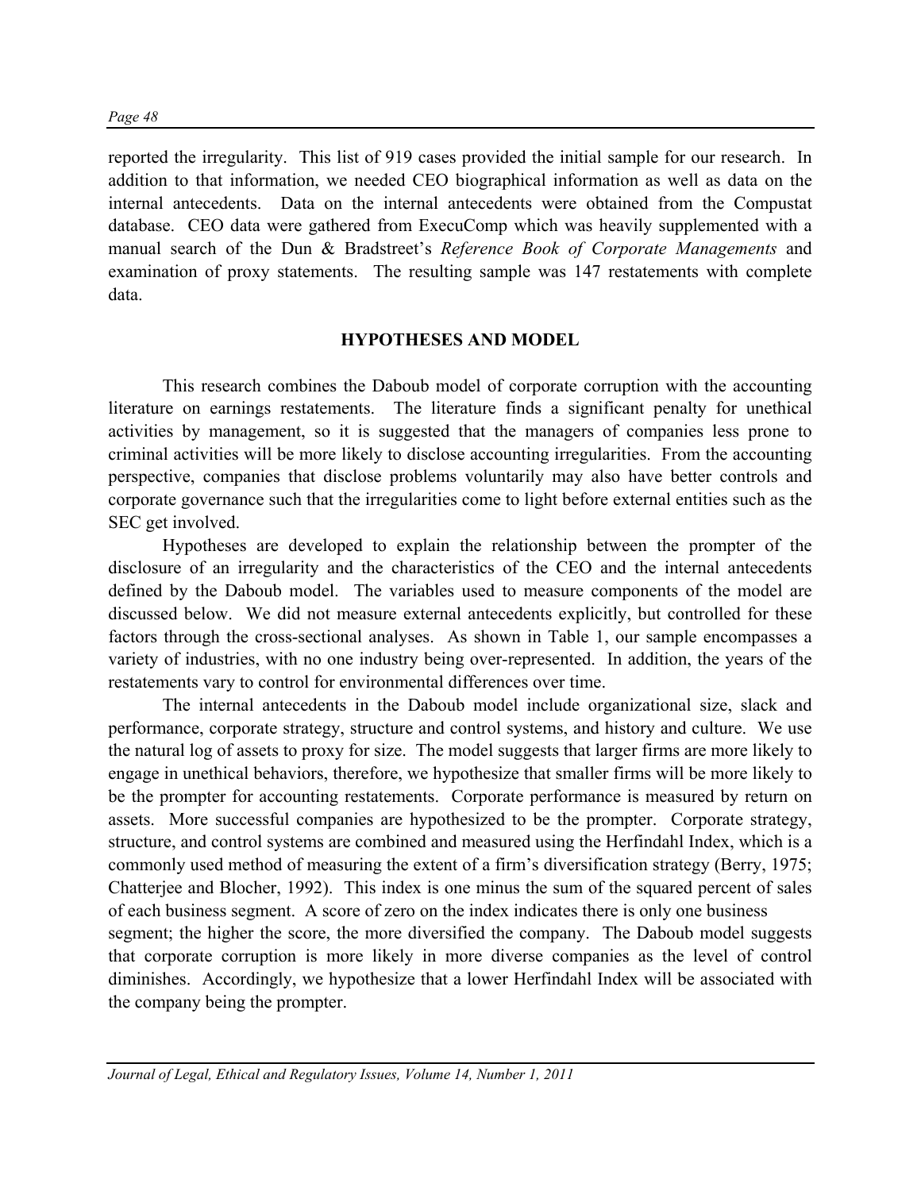reported the irregularity. This list of 919 cases provided the initial sample for our research. In addition to that information, we needed CEO biographical information as well as data on the internal antecedents. Data on the internal antecedents were obtained from the Compustat database. CEO data were gathered from ExecuComp which was heavily supplemented with a manual search of the Dun & Bradstreet's *Reference Book of Corporate Managements* and examination of proxy statements. The resulting sample was 147 restatements with complete data.

## HYPOTHESES AND MODEL

This research combines the Daboub model of corporate corruption with the accounting literature on earnings restatements. The literature finds a significant penalty for unethical activities by management, so it is suggested that the managers of companies less prone to criminal activities will be more likely to disclose accounting irregularities. From the accounting perspective, companies that disclose problems voluntarily may also have better controls and corporate governance such that the irregularities come to light before external entities such as the SEC get involved.

Hypotheses are developed to explain the relationship between the prompter of the disclosure of an irregularity and the characteristics of the CEO and the internal antecedents defined by the Daboub model. The variables used to measure components of the model are discussed below. We did not measure external antecedents explicitly, but controlled for these factors through the cross-sectional analyses. As shown in Table 1, our sample encompasses a variety of industries, with no one industry being over-represented. In addition, the years of the restatements vary to control for environmental differences over time.

The internal antecedents in the Daboub model include organizational size, slack and performance, corporate strategy, structure and control systems, and history and culture. We use the natural log of assets to proxy for size. The model suggests that larger firms are more likely to engage in unethical behaviors, therefore, we hypothesize that smaller firms will be more likely to be the prompter for accounting restatements. Corporate performance is measured by return on assets. More successful companies are hypothesized to be the prompter. Corporate strategy, structure, and control systems are combined and measured using the Herfindahl Index, which is a commonly used method of measuring the extent of a firm's diversification strategy (Berry, 1975; Chatterjee and Blocher, 1992). This index is one minus the sum of the squared percent of sales of each business segment. A score of zero on the index indicates there is only one business segment; the higher the score, the more diversified the company. The Daboub model suggests that corporate corruption is more likely in more diverse companies as the level of control diminishes. Accordingly, we hypothesize that a lower Herfindahl Index will be associated with the company being the prompter.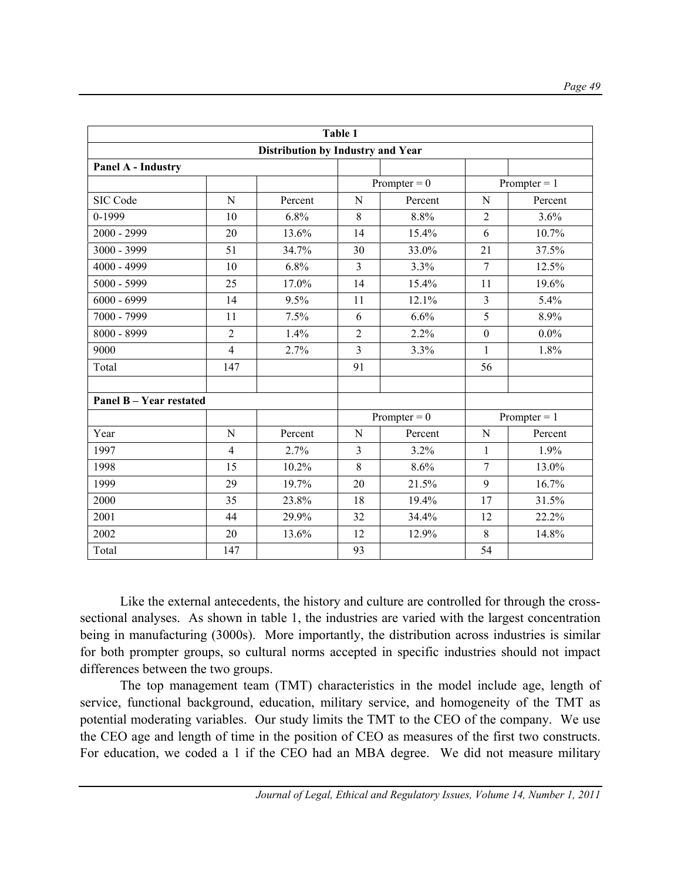| Table 1 | | | | | | |
|---|---|---|---|---|---|---|
| **Distribution by Industry and Year** | | | | | | |
| **Panel A - Industry** | | | | | | |
| | | | Prompter = 0 | | Prompter = 1 | |
| SIC Code | N | Percent | N | Percent | N | Percent |
| 0-1999 | 10 | 6.8% | 8 | 8.8% | 2 | 3.6% |
| 2000 - 2999 | 20 | 13.6% | 14 | 15.4% | 6 | 10.7% |
| 3000 - 3999 | 51 | 34.7% | 30 | 33.0% | 21 | 37.5% |
| 4000 - 4999 | 10 | 6.8% | 3 | 3.3% | 7 | 12.5% |
| 5000 - 5999 | 25 | 17.0% | 14 | 15.4% | 11 | 19.6% |
| 6000 - 6999 | 14 | 9.5% | 11 | 12.1% | 3 | 5.4% |
| 7000 - 7999 | 11 | 7.5% | 6 | 6.6% | 5 | 8.9% |
| 8000 - 8999 | 2 | 1.4% | 2 | 2.2% | 0 | 0.0% |
| 9000 | 4 | 2.7% | 3 | 3.3% | 1 | 1.8% |
| Total | 147 | | 91 | | 56 | |
| | | | | | | |
| **Panel B – Year restated** | | | | | | |
| | | | Prompter = 0 | | Prompter = 1 | |
| Year | N | Percent | N | Percent | N | Percent |
| 1997 | 4 | 2.7% | 3 | 3.2% | 1 | 1.9% |
| 1998 | 15 | 10.2% | 8 | 8.6% | 7 | 13.0% |
| 1999 | 29 | 19.7% | 20 | 21.5% | 9 | 16.7% |
| 2000 | 35 | 23.8% | 18 | 19.4% | 17 | 31.5% |
| 2001 | 44 | 29.9% | 32 | 34.4% | 12 | 22.2% |
| 2002 | 20 | 13.6% | 12 | 12.9% | 8 | 14.8% |
| Total | 147 | | 93 | | 54 | |

Like the external antecedents, the history and culture are controlled for through the cross-sectional analyses. As shown in table 1, the industries are varied with the largest concentration being in manufacturing (3000s). More importantly, the distribution across industries is similar for both prompter groups, so cultural norms accepted in specific industries should not impact differences between the two groups.

The top management team (TMT) characteristics in the model include age, length of service, functional background, education, military service, and homogeneity of the TMT as potential moderating variables. Our study limits the TMT to the CEO of the company. We use the CEO age and length of time in the position of CEO as measures of the first two constructs. For education, we coded a 1 if the CEO had an MBA degree. We did not measure military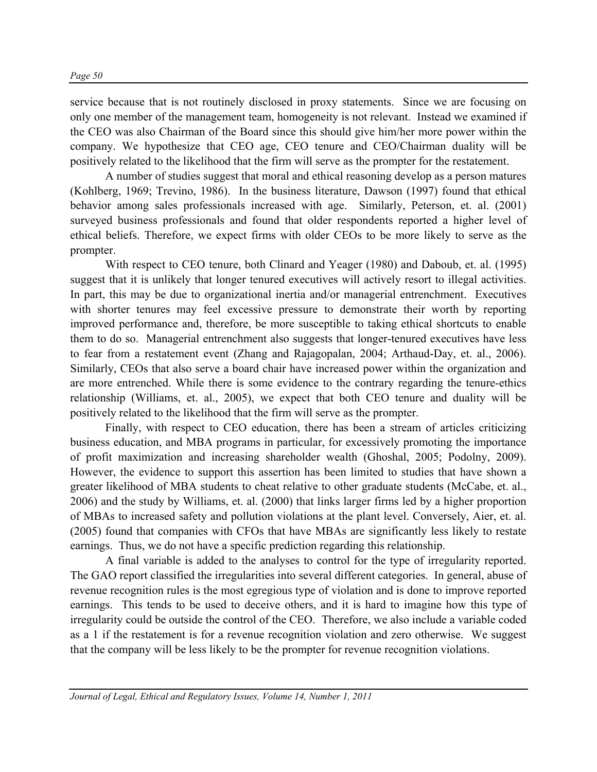service because that is not routinely disclosed in proxy statements. Since we are focusing on only one member of the management team, homogeneity is not relevant. Instead we examined if the CEO was also Chairman of the Board since this should give him/her more power within the company. We hypothesize that CEO age, CEO tenure and CEO/Chairman duality will be positively related to the likelihood that the firm will serve as the prompter for the restatement.

A number of studies suggest that moral and ethical reasoning develop as a person matures (Kohlberg, 1969; Trevino, 1986). In the business literature, Dawson (1997) found that ethical behavior among sales professionals increased with age. Similarly, Peterson, et. al. (2001) surveyed business professionals and found that older respondents reported a higher level of ethical beliefs. Therefore, we expect firms with older CEOs to be more likely to serve as the prompter.

With respect to CEO tenure, both Clinard and Yeager (1980) and Daboub, et. al. (1995) suggest that it is unlikely that longer tenured executives will actively resort to illegal activities. In part, this may be due to organizational inertia and/or managerial entrenchment. Executives with shorter tenures may feel excessive pressure to demonstrate their worth by reporting improved performance and, therefore, be more susceptible to taking ethical shortcuts to enable them to do so. Managerial entrenchment also suggests that longer-tenured executives have less to fear from a restatement event (Zhang and Rajagopalan, 2004; Arthaud-Day, et. al., 2006). Similarly, CEOs that also serve a board chair have increased power within the organization and are more entrenched. While there is some evidence to the contrary regarding the tenure-ethics relationship (Williams, et. al., 2005), we expect that both CEO tenure and duality will be positively related to the likelihood that the firm will serve as the prompter.

Finally, with respect to CEO education, there has been a stream of articles criticizing business education, and MBA programs in particular, for excessively promoting the importance of profit maximization and increasing shareholder wealth (Ghoshal, 2005; Podolny, 2009). However, the evidence to support this assertion has been limited to studies that have shown a greater likelihood of MBA students to cheat relative to other graduate students (McCabe, et. al., 2006) and the study by Williams, et. al. (2000) that links larger firms led by a higher proportion of MBAs to increased safety and pollution violations at the plant level. Conversely, Aier, et. al. (2005) found that companies with CFOs that have MBAs are significantly less likely to restate earnings. Thus, we do not have a specific prediction regarding this relationship.

A final variable is added to the analyses to control for the type of irregularity reported. The GAO report classified the irregularities into several different categories. In general, abuse of revenue recognition rules is the most egregious type of violation and is done to improve reported earnings. This tends to be used to deceive others, and it is hard to imagine how this type of irregularity could be outside the control of the CEO. Therefore, we also include a variable coded as a 1 if the restatement is for a revenue recognition violation and zero otherwise. We suggest that the company will be less likely to be the prompter for revenue recognition violations.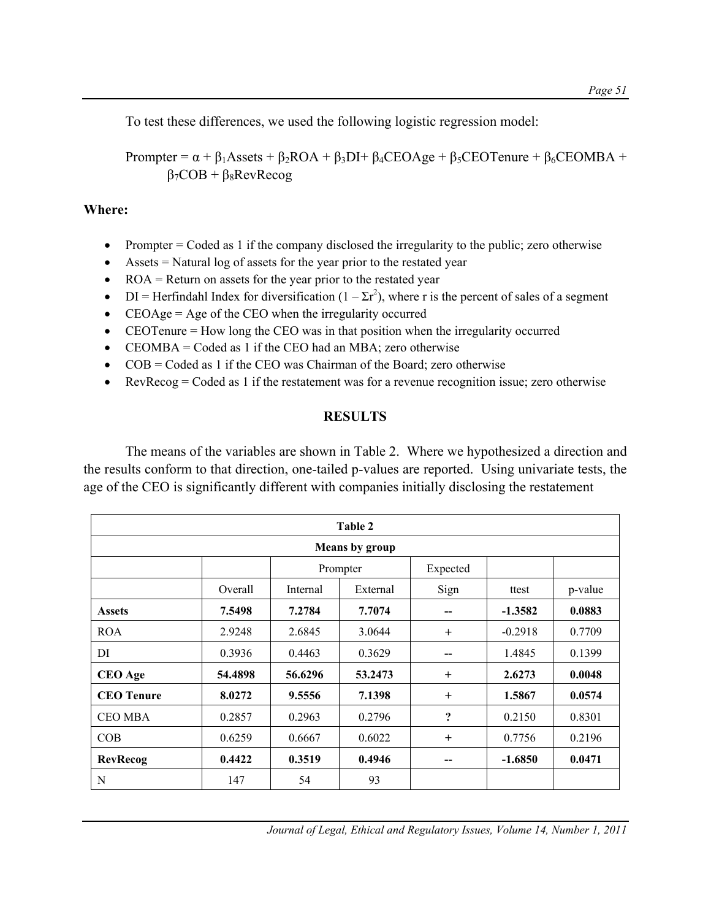To test these differences, we used the following logistic regression model:

$$\text{Prompter} = \alpha + \beta_1\text{Assets} + \beta_2\text{ROA} + \beta_3\text{DI} + \beta_4\text{CEOAge} + \beta_5\text{CEOTenure} + \beta_6\text{CEOMBA} + \beta_7\text{COB} + \beta_8\text{RevRecog}$$

**Where:**

- Prompter = Coded as 1 if the company disclosed the irregularity to the public; zero otherwise
- Assets = Natural log of assets for the year prior to the restated year
- ROA = Return on assets for the year prior to the restated year
- DI = Herfindahl Index for diversification ($1 - \Sigma r^2$), where r is the percent of sales of a segment
- CEOAge = Age of the CEO when the irregularity occurred
- CEOTenure = How long the CEO was in that position when the irregularity occurred
- CEOMBA = Coded as 1 if the CEO had an MBA; zero otherwise
- COB = Coded as 1 if the CEO was Chairman of the Board; zero otherwise
- RevRecog = Coded as 1 if the restatement was for a revenue recognition issue; zero otherwise

## RESULTS

The means of the variables are shown in Table 2. Where we hypothesized a direction and the results conform to that direction, one-tailed p-values are reported. Using univariate tests, the age of the CEO is significantly different with companies initially disclosing the restatement

**Table 2**

**Means by group**

| | | Prompter | | Expected | | |
|---|---|---|---|---|---|---|
| | Overall | Internal | External | Sign | ttest | p-value |
| **Assets** | **7.5498** | **7.2784** | **7.7074** | **--** | **-1.3582** | **0.0883** |
| ROA | 2.9248 | 2.6845 | 3.0644 | + | -0.2918 | 0.7709 |
| DI | 0.3936 | 0.4463 | 0.3629 | -- | 1.4845 | 0.1399 |
| **CEO Age** | **54.4898** | **56.6296** | **53.2473** | **+** | **2.6273** | **0.0048** |
| **CEO Tenure** | **8.0272** | **9.5556** | **7.1398** | **+** | **1.5867** | **0.0574** |
| CEO MBA | 0.2857 | 0.2963 | 0.2796 | ? | 0.2150 | 0.8301 |
| COB | 0.6259 | 0.6667 | 0.6022 | + | 0.7756 | 0.2196 |
| **RevRecog** | **0.4422** | **0.3519** | **0.4946** | **--** | **-1.6850** | **0.0471** |
| N | 147 | 54 | 93 | | | |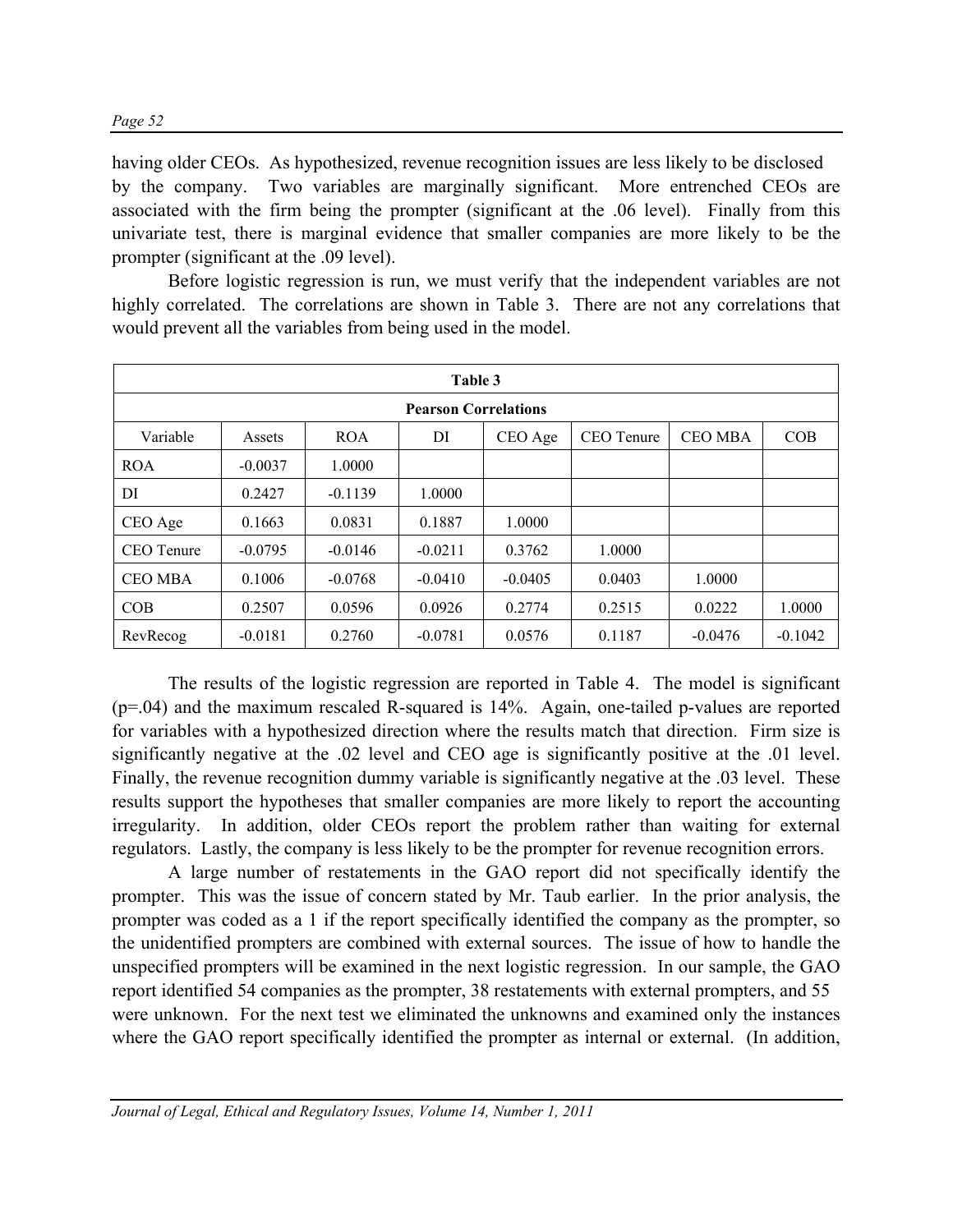having older CEOs. As hypothesized, revenue recognition issues are less likely to be disclosed by the company. Two variables are marginally significant. More entrenched CEOs are associated with the firm being the prompter (significant at the .06 level). Finally from this univariate test, there is marginal evidence that smaller companies are more likely to be the prompter (significant at the .09 level).

Before logistic regression is run, we must verify that the independent variables are not highly correlated. The correlations are shown in Table 3. There are not any correlations that would prevent all the variables from being used in the model.

| Table 3 | | | | | | | |
|---|---|---|---|---|---|---|---|
| **Pearson Correlations** | | | | | | | |
| Variable | Assets | ROA | DI | CEO Age | CEO Tenure | CEO MBA | COB |
| ROA | -0.0037 | 1.0000 | | | | | |
| DI | 0.2427 | -0.1139 | 1.0000 | | | | |
| CEO Age | 0.1663 | 0.0831 | 0.1887 | 1.0000 | | | |
| CEO Tenure | -0.0795 | -0.0146 | -0.0211 | 0.3762 | 1.0000 | | |
| CEO MBA | 0.1006 | -0.0768 | -0.0410 | -0.0405 | 0.0403 | 1.0000 | |
| COB | 0.2507 | 0.0596 | 0.0926 | 0.2774 | 0.2515 | 0.0222 | 1.0000 |
| RevRecog | -0.0181 | 0.2760 | -0.0781 | 0.0576 | 0.1187 | -0.0476 | -0.1042 |

The results of the logistic regression are reported in Table 4. The model is significant ($p=.04$) and the maximum rescaled R-squared is 14%. Again, one-tailed p-values are reported for variables with a hypothesized direction where the results match that direction. Firm size is significantly negative at the .02 level and CEO age is significantly positive at the .01 level. Finally, the revenue recognition dummy variable is significantly negative at the .03 level. These results support the hypotheses that smaller companies are more likely to report the accounting irregularity. In addition, older CEOs report the problem rather than waiting for external regulators. Lastly, the company is less likely to be the prompter for revenue recognition errors.

A large number of restatements in the GAO report did not specifically identify the prompter. This was the issue of concern stated by Mr. Taub earlier. In the prior analysis, the prompter was coded as a 1 if the report specifically identified the company as the prompter, so the unidentified prompters are combined with external sources. The issue of how to handle the unspecified prompters will be examined in the next logistic regression. In our sample, the GAO report identified 54 companies as the prompter, 38 restatements with external prompters, and 55 were unknown. For the next test we eliminated the unknowns and examined only the instances where the GAO report specifically identified the prompter as internal or external. (In addition,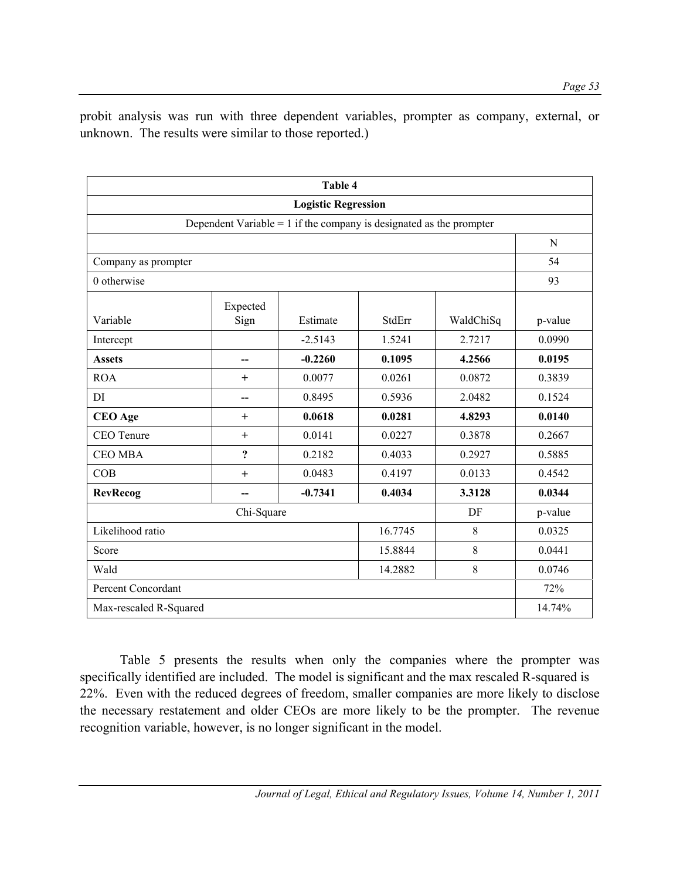probit analysis was run with three dependent variables, prompter as company, external, or unknown. The results were similar to those reported.)

| Table 4 | | | | | |
|---|---|---|---|---|---|
| **Logistic Regression** | | | | | |
| Dependent Variable = 1 if the company is designated as the prompter | | | | | |
| | | | | | N |
| Company as prompter | | | | | 54 |
| 0 otherwise | | | | | 93 |
| Variable | Expected Sign | Estimate | StdErr | WaldChiSq | p-value |
| Intercept | | -2.5143 | 1.5241 | 2.7217 | 0.0990 |
| **Assets** | **--** | **-0.2260** | **0.1095** | **4.2566** | **0.0195** |
| ROA | + | 0.0077 | 0.0261 | 0.0872 | 0.3839 |
| DI | -- | 0.8495 | 0.5936 | 2.0482 | 0.1524 |
| **CEO Age** | + | **0.0618** | **0.0281** | **4.8293** | **0.0140** |
| CEO Tenure | + | 0.0141 | 0.0227 | 0.3878 | 0.2667 |
| CEO MBA | **?** | 0.2182 | 0.4033 | 0.2927 | 0.5885 |
| COB | + | 0.0483 | 0.4197 | 0.0133 | 0.4542 |
| **RevRecog** | **--** | **-0.7341** | **0.4034** | **3.3128** | **0.0344** |
| Chi-Square | | | | DF | p-value |
| Likelihood ratio | | | 16.7745 | 8 | 0.0325 |
| Score | | | 15.8844 | 8 | 0.0441 |
| Wald | | | 14.2882 | 8 | 0.0746 |
| Percent Concordant | | | | | 72% |
| Max-rescaled R-Squared | | | | | 14.74% |

Table 5 presents the results when only the companies where the prompter was specifically identified are included. The model is significant and the max rescaled R-squared is 22%. Even with the reduced degrees of freedom, smaller companies are more likely to disclose the necessary restatement and older CEOs are more likely to be the prompter. The revenue recognition variable, however, is no longer significant in the model.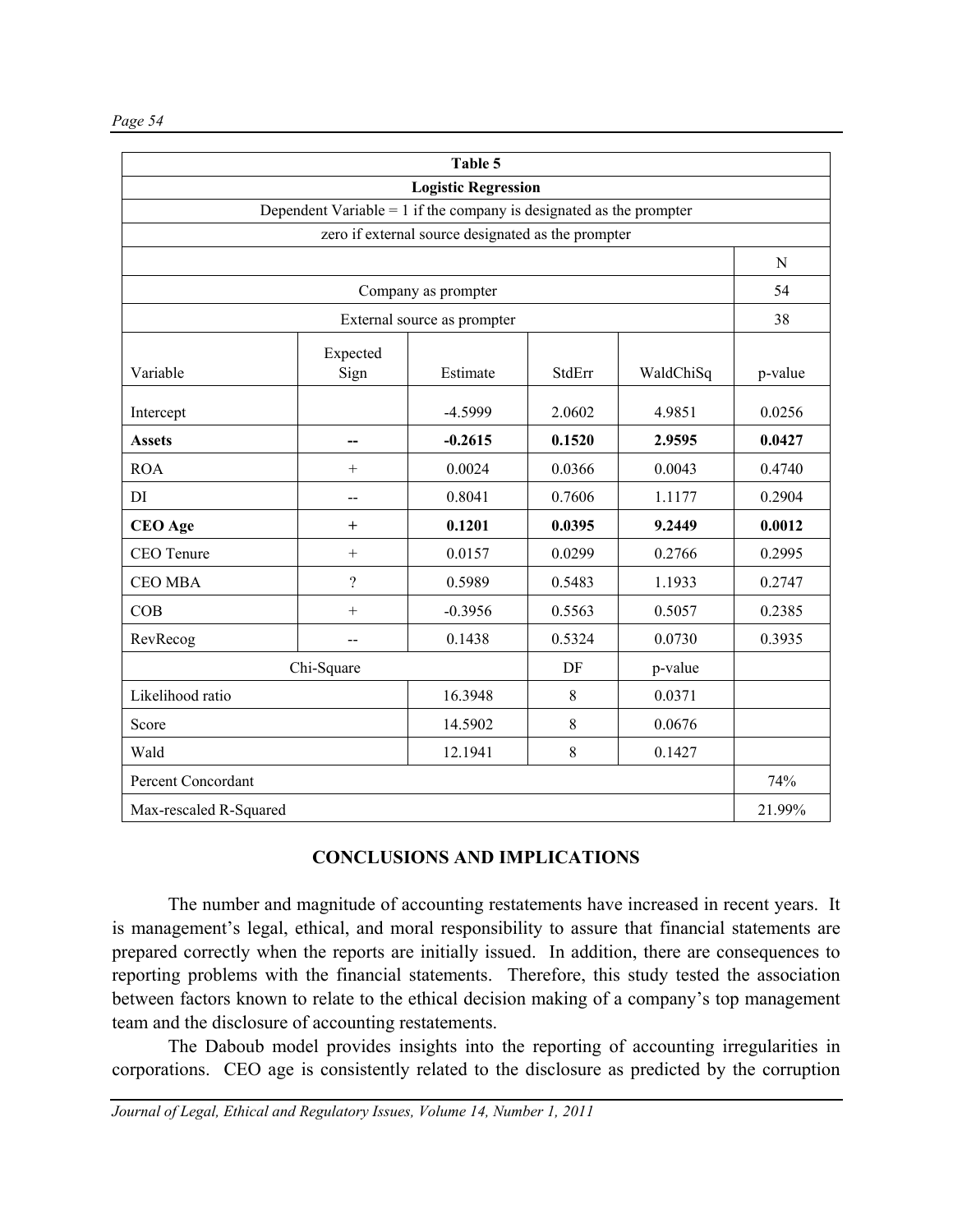| Table 5 | | | | | |
|---|---|---|---|---|---|
| **Logistic Regression** | | | | | |
| Dependent Variable = 1 if the company is designated as the prompter | | | | | |
| zero if external source designated as the prompter | | | | | |
| | | | | | N |
| Company as prompter | | | | | 54 |
| External source as prompter | | | | | 38 |
| Variable | Expected Sign | Estimate | StdErr | WaldChiSq | p-value |
| Intercept | | -4.5999 | 2.0602 | 4.9851 | 0.0256 |
| **Assets** | **--** | **-0.2615** | **0.1520** | **2.9595** | **0.0427** |
| ROA | + | 0.0024 | 0.0366 | 0.0043 | 0.4740 |
| DI | -- | 0.8041 | 0.7606 | 1.1177 | 0.2904 |
| **CEO Age** | **+** | **0.1201** | **0.0395** | **9.2449** | **0.0012** |
| CEO Tenure | + | 0.0157 | 0.0299 | 0.2766 | 0.2995 |
| CEO MBA | ? | 0.5989 | 0.5483 | 1.1933 | 0.2747 |
| COB | + | -0.3956 | 0.5563 | 0.5057 | 0.2385 |
| RevRecog | -- | 0.1438 | 0.5324 | 0.0730 | 0.3935 |
| Chi-Square | | | DF | p-value | |
| Likelihood ratio | | 16.3948 | 8 | 0.0371 | |
| Score | | 14.5902 | 8 | 0.0676 | |
| Wald | | 12.1941 | 8 | 0.1427 | |
| Percent Concordant | | | | | 74% |
| Max-rescaled R-Squared | | | | | 21.99% |

## CONCLUSIONS AND IMPLICATIONS

The number and magnitude of accounting restatements have increased in recent years. It is management's legal, ethical, and moral responsibility to assure that financial statements are prepared correctly when the reports are initially issued. In addition, there are consequences to reporting problems with the financial statements. Therefore, this study tested the association between factors known to relate to the ethical decision making of a company's top management team and the disclosure of accounting restatements.

The Daboub model provides insights into the reporting of accounting irregularities in corporations. CEO age is consistently related to the disclosure as predicted by the corruption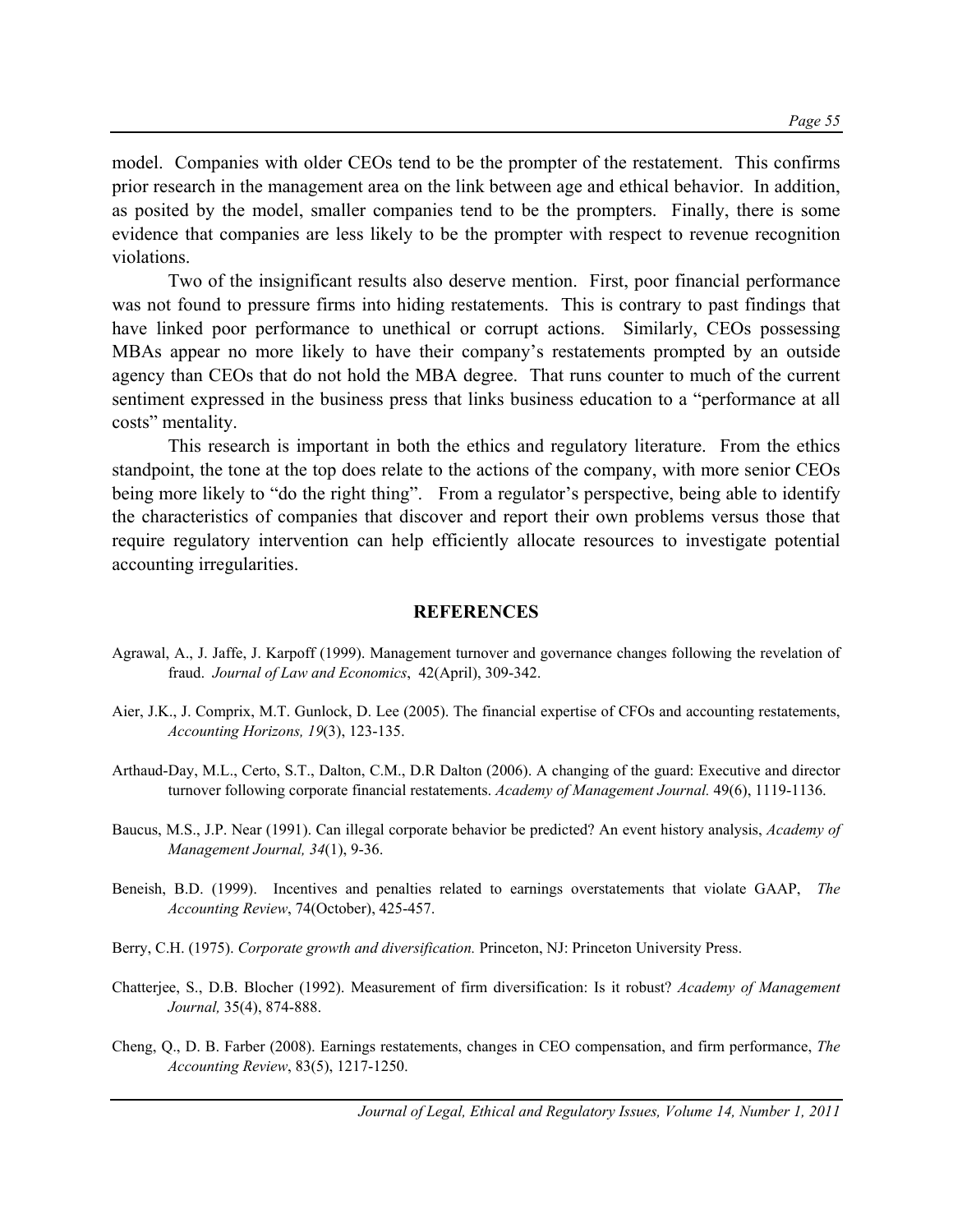model. Companies with older CEOs tend to be the prompter of the restatement. This confirms prior research in the management area on the link between age and ethical behavior. In addition, as posited by the model, smaller companies tend to be the prompters. Finally, there is some evidence that companies are less likely to be the prompter with respect to revenue recognition violations.

Two of the insignificant results also deserve mention. First, poor financial performance was not found to pressure firms into hiding restatements. This is contrary to past findings that have linked poor performance to unethical or corrupt actions. Similarly, CEOs possessing MBAs appear no more likely to have their company's restatements prompted by an outside agency than CEOs that do not hold the MBA degree. That runs counter to much of the current sentiment expressed in the business press that links business education to a "performance at all costs" mentality.

This research is important in both the ethics and regulatory literature. From the ethics standpoint, the tone at the top does relate to the actions of the company, with more senior CEOs being more likely to "do the right thing". From a regulator's perspective, being able to identify the characteristics of companies that discover and report their own problems versus those that require regulatory intervention can help efficiently allocate resources to investigate potential accounting irregularities.

## REFERENCES

Agrawal, A., J. Jaffe, J. Karpoff (1999). Management turnover and governance changes following the revelation of fraud. *Journal of Law and Economics*, 42(April), 309-342.

Aier, J.K., J. Comprix, M.T. Gunlock, D. Lee (2005). The financial expertise of CFOs and accounting restatements, *Accounting Horizons, 19*(3), 123-135.

Arthaud-Day, M.L., Certo, S.T., Dalton, C.M., D.R Dalton (2006). A changing of the guard: Executive and director turnover following corporate financial restatements. *Academy of Management Journal.* 49(6), 1119-1136.

Baucus, M.S., J.P. Near (1991). Can illegal corporate behavior be predicted? An event history analysis, *Academy of Management Journal, 34*(1), 9-36.

Beneish, B.D. (1999). Incentives and penalties related to earnings overstatements that violate GAAP, *The Accounting Review*, 74(October), 425-457.

Berry, C.H. (1975). *Corporate growth and diversification.* Princeton, NJ: Princeton University Press.

Chatterjee, S., D.B. Blocher (1992). Measurement of firm diversification: Is it robust? *Academy of Management Journal,* 35(4), 874-888.

Cheng, Q., D. B. Farber (2008). Earnings restatements, changes in CEO compensation, and firm performance, *The Accounting Review*, 83(5), 1217-1250.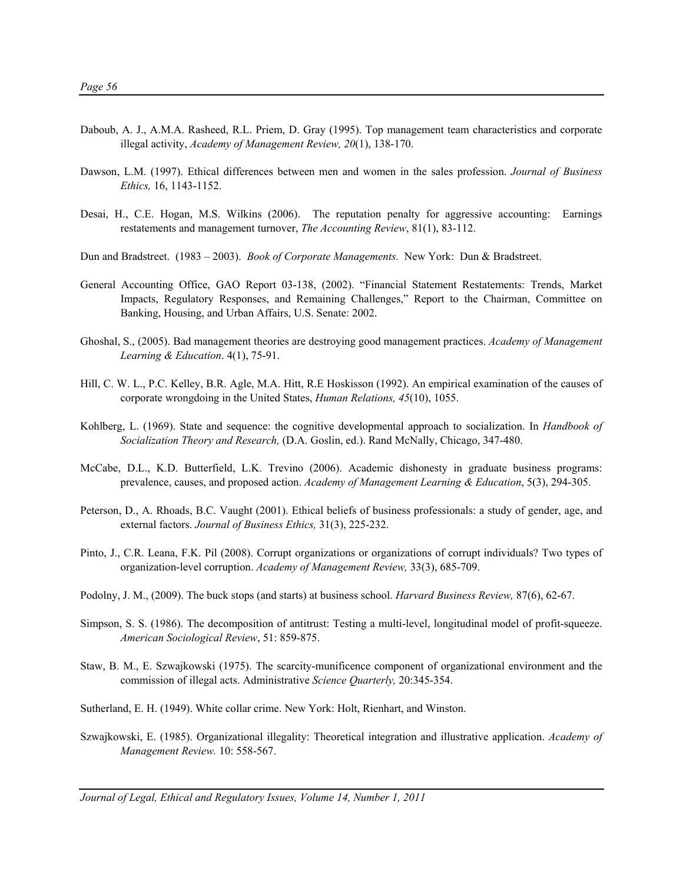Daboub, A. J., A.M.A. Rasheed, R.L. Priem, D. Gray (1995). Top management team characteristics and corporate illegal activity, *Academy of Management Review, 20*(1), 138-170.

Dawson, L.M. (1997). Ethical differences between men and women in the sales profession. *Journal of Business Ethics,* 16, 1143-1152.

Desai, H., C.E. Hogan, M.S. Wilkins (2006). The reputation penalty for aggressive accounting: Earnings restatements and management turnover, *The Accounting Review*, 81(1), 83-112.

Dun and Bradstreet. (1983 – 2003). *Book of Corporate Managements.* New York: Dun & Bradstreet.

General Accounting Office, GAO Report 03-138, (2002). "Financial Statement Restatements: Trends, Market Impacts, Regulatory Responses, and Remaining Challenges," Report to the Chairman, Committee on Banking, Housing, and Urban Affairs, U.S. Senate: 2002.

Ghoshal, S., (2005). Bad management theories are destroying good management practices. *Academy of Management Learning & Education*. 4(1), 75-91.

Hill, C. W. L., P.C. Kelley, B.R. Agle, M.A. Hitt, R.E Hoskisson (1992). An empirical examination of the causes of corporate wrongdoing in the United States, *Human Relations, 45*(10), 1055.

Kohlberg, L. (1969). State and sequence: the cognitive developmental approach to socialization. In *Handbook of Socialization Theory and Research,* (D.A. Goslin, ed.). Rand McNally, Chicago, 347-480.

McCabe, D.L., K.D. Butterfield, L.K. Trevino (2006). Academic dishonesty in graduate business programs: prevalence, causes, and proposed action. *Academy of Management Learning & Education*, 5(3), 294-305.

Peterson, D., A. Rhoads, B.C. Vaught (2001). Ethical beliefs of business professionals: a study of gender, age, and external factors. *Journal of Business Ethics,* 31(3), 225-232.

Pinto, J., C.R. Leana, F.K. Pil (2008). Corrupt organizations or organizations of corrupt individuals? Two types of organization-level corruption. *Academy of Management Review,* 33(3), 685-709.

Podolny, J. M., (2009). The buck stops (and starts) at business school. *Harvard Business Review,* 87(6), 62-67.

Simpson, S. S. (1986). The decomposition of antitrust: Testing a multi-level, longitudinal model of profit-squeeze. *American Sociological Review*, 51: 859-875.

Staw, B. M., E. Szwajkowski (1975). The scarcity-munificence component of organizational environment and the commission of illegal acts. Administrative *Science Quarterly,* 20:345-354.

Sutherland, E. H. (1949). White collar crime. New York: Holt, Rienhart, and Winston.

Szwajkowski, E. (1985). Organizational illegality: Theoretical integration and illustrative application. *Academy of Management Review.* 10: 558-567.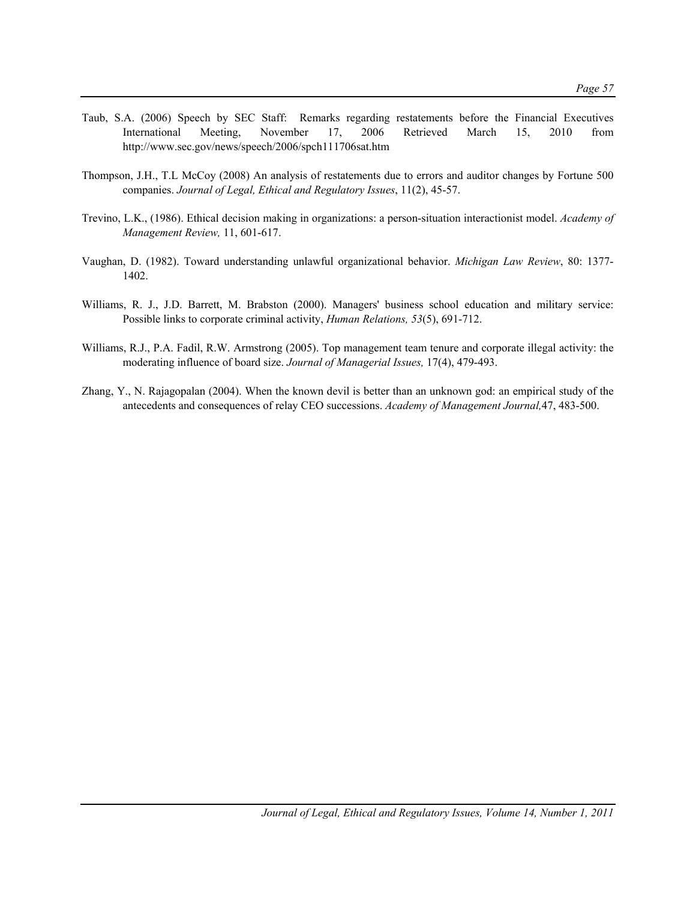Taub, S.A. (2006) Speech by SEC Staff: Remarks regarding restatements before the Financial Executives International Meeting, November 17, 2006 Retrieved March 15, 2010 from http://www.sec.gov/news/speech/2006/spch111706sat.htm

Thompson, J.H., T.L McCoy (2008) An analysis of restatements due to errors and auditor changes by Fortune 500 companies. *Journal of Legal, Ethical and Regulatory Issues*, 11(2), 45-57.

Trevino, L.K., (1986). Ethical decision making in organizations: a person-situation interactionist model. *Academy of Management Review,* 11, 601-617.

Vaughan, D. (1982). Toward understanding unlawful organizational behavior. *Michigan Law Review*, 80: 1377-1402.

Williams, R. J., J.D. Barrett, M. Brabston (2000). Managers' business school education and military service: Possible links to corporate criminal activity, *Human Relations, 53*(5), 691-712.

Williams, R.J., P.A. Fadil, R.W. Armstrong (2005). Top management team tenure and corporate illegal activity: the moderating influence of board size. *Journal of Managerial Issues,* 17(4), 479-493.

Zhang, Y., N. Rajagopalan (2004). When the known devil is better than an unknown god: an empirical study of the antecedents and consequences of relay CEO successions. *Academy of Management Journal,*47, 483-500.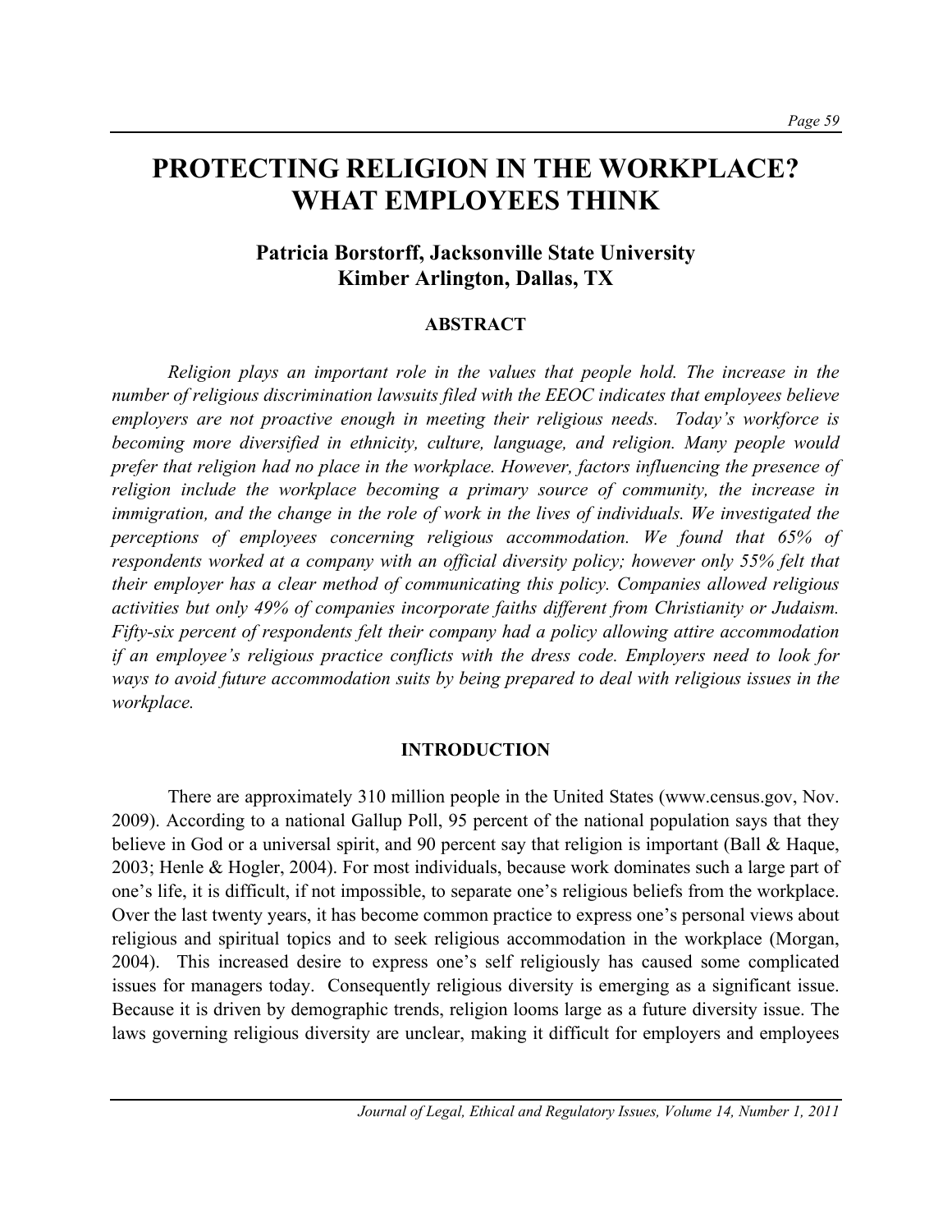# PROTECTING RELIGION IN THE WORKPLACE? WHAT EMPLOYEES THINK

## Patricia Borstorff, Jacksonville State University
## Kimber Arlington, Dallas, TX

### ABSTRACT

*Religion plays an important role in the values that people hold. The increase in the number of religious discrimination lawsuits filed with the EEOC indicates that employees believe employers are not proactive enough in meeting their religious needs. Today's workforce is becoming more diversified in ethnicity, culture, language, and religion. Many people would prefer that religion had no place in the workplace. However, factors influencing the presence of religion include the workplace becoming a primary source of community, the increase in immigration, and the change in the role of work in the lives of individuals. We investigated the perceptions of employees concerning religious accommodation. We found that 65% of respondents worked at a company with an official diversity policy; however only 55% felt that their employer has a clear method of communicating this policy. Companies allowed religious activities but only 49% of companies incorporate faiths different from Christianity or Judaism. Fifty-six percent of respondents felt their company had a policy allowing attire accommodation if an employee's religious practice conflicts with the dress code. Employers need to look for ways to avoid future accommodation suits by being prepared to deal with religious issues in the workplace.*

### INTRODUCTION

There are approximately 310 million people in the United States (www.census.gov, Nov. 2009). According to a national Gallup Poll, 95 percent of the national population says that they believe in God or a universal spirit, and 90 percent say that religion is important (Ball & Haque, 2003; Henle & Hogler, 2004). For most individuals, because work dominates such a large part of one's life, it is difficult, if not impossible, to separate one's religious beliefs from the workplace. Over the last twenty years, it has become common practice to express one's personal views about religious and spiritual topics and to seek religious accommodation in the workplace (Morgan, 2004). This increased desire to express one's self religiously has caused some complicated issues for managers today. Consequently religious diversity is emerging as a significant issue. Because it is driven by demographic trends, religion looms large as a future diversity issue. The laws governing religious diversity are unclear, making it difficult for employers and employees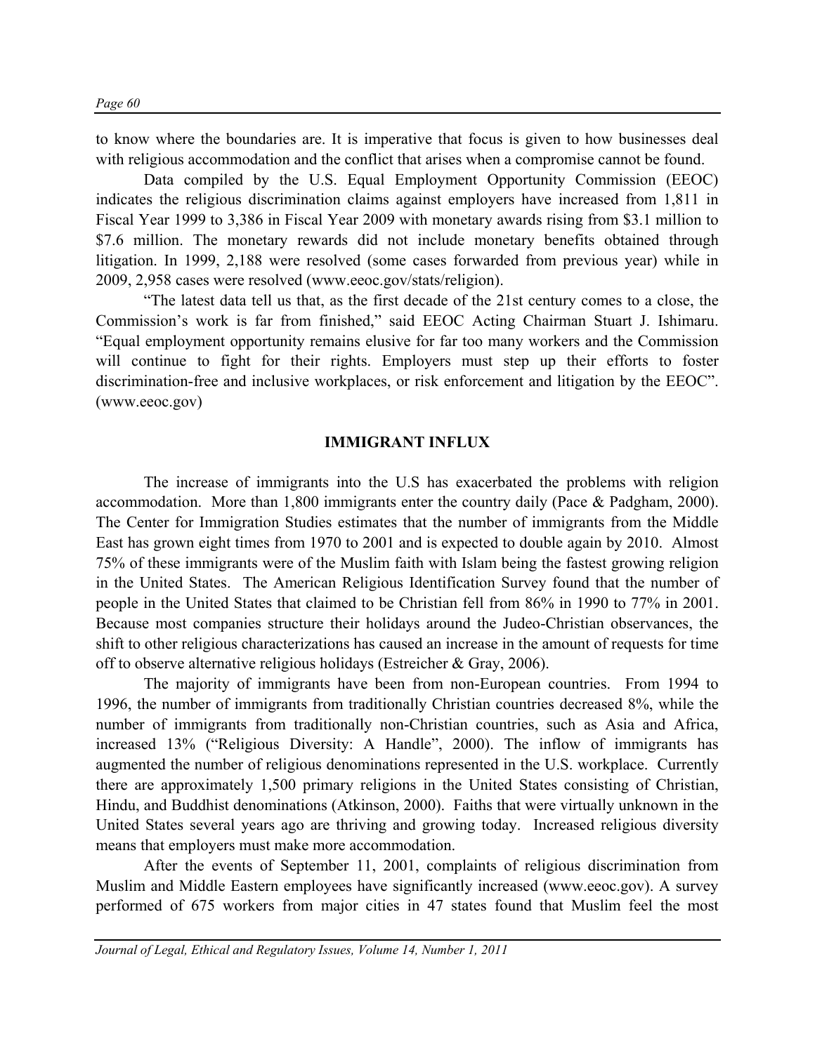to know where the boundaries are. It is imperative that focus is given to how businesses deal with religious accommodation and the conflict that arises when a compromise cannot be found.

Data compiled by the U.S. Equal Employment Opportunity Commission (EEOC) indicates the religious discrimination claims against employers have increased from 1,811 in Fiscal Year 1999 to 3,386 in Fiscal Year 2009 with monetary awards rising from $3.1 million to $7.6 million. The monetary rewards did not include monetary benefits obtained through litigation. In 1999, 2,188 were resolved (some cases forwarded from previous year) while in 2009, 2,958 cases were resolved (www.eeoc.gov/stats/religion).

"The latest data tell us that, as the first decade of the 21st century comes to a close, the Commission's work is far from finished," said EEOC Acting Chairman Stuart J. Ishimaru. "Equal employment opportunity remains elusive for far too many workers and the Commission will continue to fight for their rights. Employers must step up their efforts to foster discrimination-free and inclusive workplaces, or risk enforcement and litigation by the EEOC". (www.eeoc.gov)

## IMMIGRANT INFLUX

The increase of immigrants into the U.S has exacerbated the problems with religion accommodation. More than 1,800 immigrants enter the country daily (Pace & Padgham, 2000). The Center for Immigration Studies estimates that the number of immigrants from the Middle East has grown eight times from 1970 to 2001 and is expected to double again by 2010. Almost 75% of these immigrants were of the Muslim faith with Islam being the fastest growing religion in the United States. The American Religious Identification Survey found that the number of people in the United States that claimed to be Christian fell from 86% in 1990 to 77% in 2001. Because most companies structure their holidays around the Judeo-Christian observances, the shift to other religious characterizations has caused an increase in the amount of requests for time off to observe alternative religious holidays (Estreicher & Gray, 2006).

The majority of immigrants have been from non-European countries. From 1994 to 1996, the number of immigrants from traditionally Christian countries decreased 8%, while the number of immigrants from traditionally non-Christian countries, such as Asia and Africa, increased 13% ("Religious Diversity: A Handle", 2000). The inflow of immigrants has augmented the number of religious denominations represented in the U.S. workplace. Currently there are approximately 1,500 primary religions in the United States consisting of Christian, Hindu, and Buddhist denominations (Atkinson, 2000). Faiths that were virtually unknown in the United States several years ago are thriving and growing today. Increased religious diversity means that employers must make more accommodation.

After the events of September 11, 2001, complaints of religious discrimination from Muslim and Middle Eastern employees have significantly increased (www.eeoc.gov). A survey performed of 675 workers from major cities in 47 states found that Muslim feel the most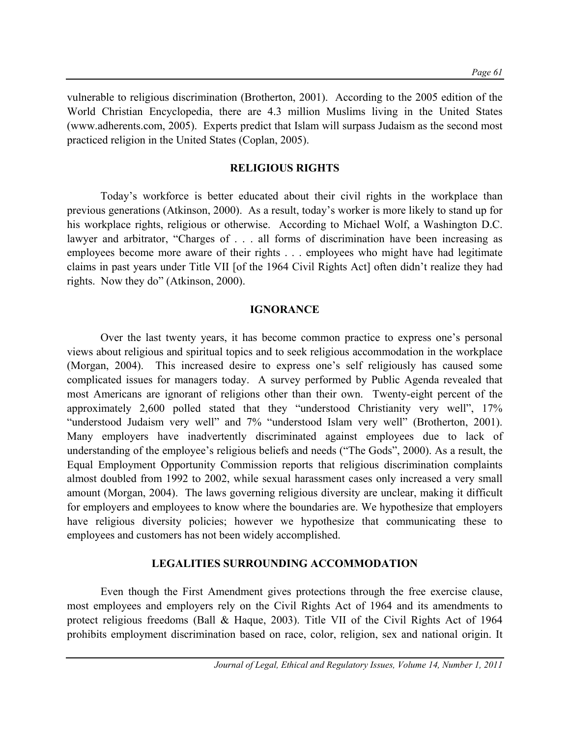vulnerable to religious discrimination (Brotherton, 2001). According to the 2005 edition of the World Christian Encyclopedia, there are 4.3 million Muslims living in the United States (www.adherents.com, 2005). Experts predict that Islam will surpass Judaism as the second most practiced religion in the United States (Coplan, 2005).

## RELIGIOUS RIGHTS

Today's workforce is better educated about their civil rights in the workplace than previous generations (Atkinson, 2000). As a result, today's worker is more likely to stand up for his workplace rights, religious or otherwise. According to Michael Wolf, a Washington D.C. lawyer and arbitrator, "Charges of . . . all forms of discrimination have been increasing as employees become more aware of their rights . . . employees who might have had legitimate claims in past years under Title VII [of the 1964 Civil Rights Act] often didn't realize they had rights. Now they do" (Atkinson, 2000).

## IGNORANCE

Over the last twenty years, it has become common practice to express one's personal views about religious and spiritual topics and to seek religious accommodation in the workplace (Morgan, 2004). This increased desire to express one's self religiously has caused some complicated issues for managers today. A survey performed by Public Agenda revealed that most Americans are ignorant of religions other than their own. Twenty-eight percent of the approximately 2,600 polled stated that they "understood Christianity very well", 17% "understood Judaism very well" and 7% "understood Islam very well" (Brotherton, 2001). Many employers have inadvertently discriminated against employees due to lack of understanding of the employee's religious beliefs and needs ("The Gods", 2000). As a result, the Equal Employment Opportunity Commission reports that religious discrimination complaints almost doubled from 1992 to 2002, while sexual harassment cases only increased a very small amount (Morgan, 2004). The laws governing religious diversity are unclear, making it difficult for employers and employees to know where the boundaries are. We hypothesize that employers have religious diversity policies; however we hypothesize that communicating these to employees and customers has not been widely accomplished.

## LEGALITIES SURROUNDING ACCOMMODATION

Even though the First Amendment gives protections through the free exercise clause, most employees and employers rely on the Civil Rights Act of 1964 and its amendments to protect religious freedoms (Ball & Haque, 2003). Title VII of the Civil Rights Act of 1964 prohibits employment discrimination based on race, color, religion, sex and national origin. It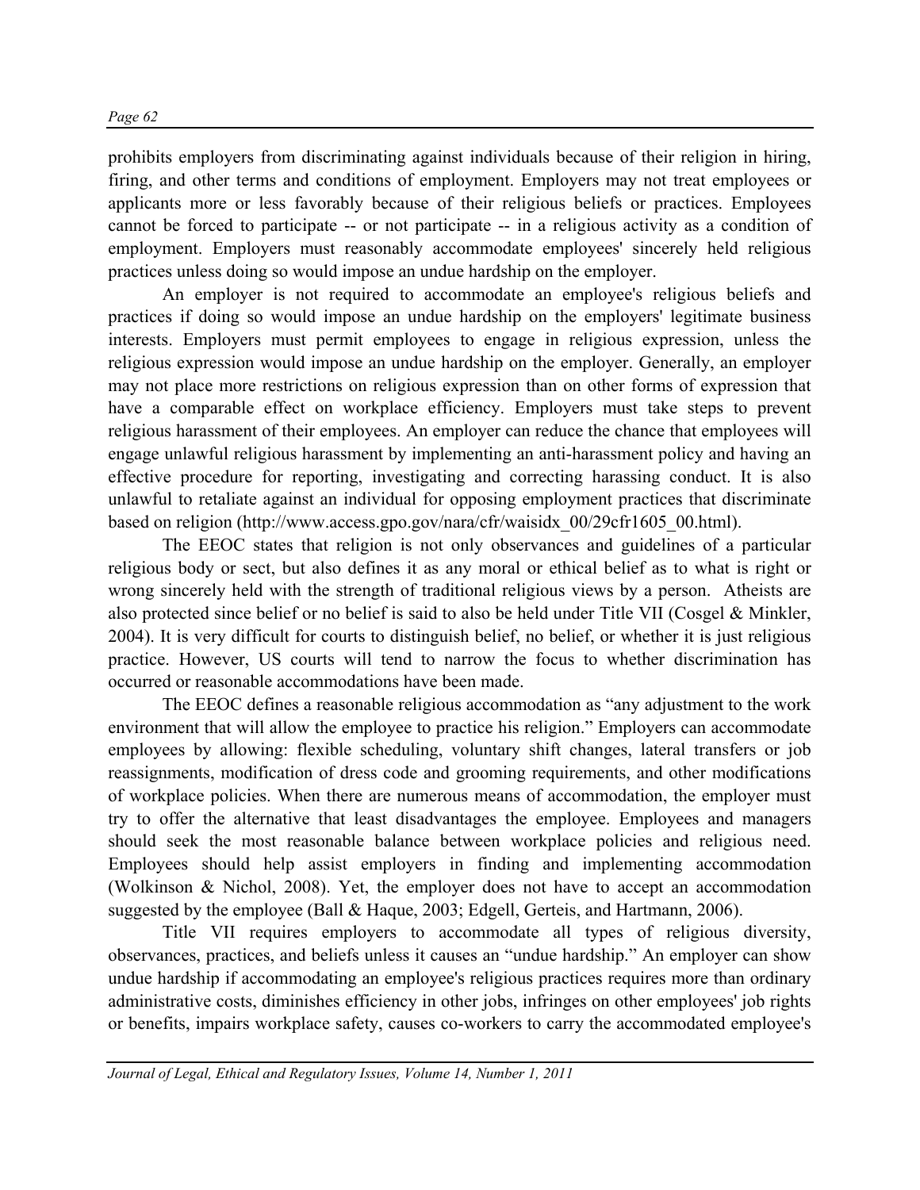prohibits employers from discriminating against individuals because of their religion in hiring, firing, and other terms and conditions of employment. Employers may not treat employees or applicants more or less favorably because of their religious beliefs or practices. Employees cannot be forced to participate -- or not participate -- in a religious activity as a condition of employment. Employers must reasonably accommodate employees' sincerely held religious practices unless doing so would impose an undue hardship on the employer.

An employer is not required to accommodate an employee's religious beliefs and practices if doing so would impose an undue hardship on the employers' legitimate business interests. Employers must permit employees to engage in religious expression, unless the religious expression would impose an undue hardship on the employer. Generally, an employer may not place more restrictions on religious expression than on other forms of expression that have a comparable effect on workplace efficiency. Employers must take steps to prevent religious harassment of their employees. An employer can reduce the chance that employees will engage unlawful religious harassment by implementing an anti-harassment policy and having an effective procedure for reporting, investigating and correcting harassing conduct. It is also unlawful to retaliate against an individual for opposing employment practices that discriminate based on religion (http://www.access.gpo.gov/nara/cfr/waisidx_00/29cfr1605_00.html).

The EEOC states that religion is not only observances and guidelines of a particular religious body or sect, but also defines it as any moral or ethical belief as to what is right or wrong sincerely held with the strength of traditional religious views by a person. Atheists are also protected since belief or no belief is said to also be held under Title VII (Cosgel & Minkler, 2004). It is very difficult for courts to distinguish belief, no belief, or whether it is just religious practice. However, US courts will tend to narrow the focus to whether discrimination has occurred or reasonable accommodations have been made.

The EEOC defines a reasonable religious accommodation as "any adjustment to the work environment that will allow the employee to practice his religion." Employers can accommodate employees by allowing: flexible scheduling, voluntary shift changes, lateral transfers or job reassignments, modification of dress code and grooming requirements, and other modifications of workplace policies. When there are numerous means of accommodation, the employer must try to offer the alternative that least disadvantages the employee. Employees and managers should seek the most reasonable balance between workplace policies and religious need. Employees should help assist employers in finding and implementing accommodation (Wolkinson & Nichol, 2008). Yet, the employer does not have to accept an accommodation suggested by the employee (Ball & Haque, 2003; Edgell, Gerteis, and Hartmann, 2006).

Title VII requires employers to accommodate all types of religious diversity, observances, practices, and beliefs unless it causes an "undue hardship." An employer can show undue hardship if accommodating an employee's religious practices requires more than ordinary administrative costs, diminishes efficiency in other jobs, infringes on other employees' job rights or benefits, impairs workplace safety, causes co-workers to carry the accommodated employee's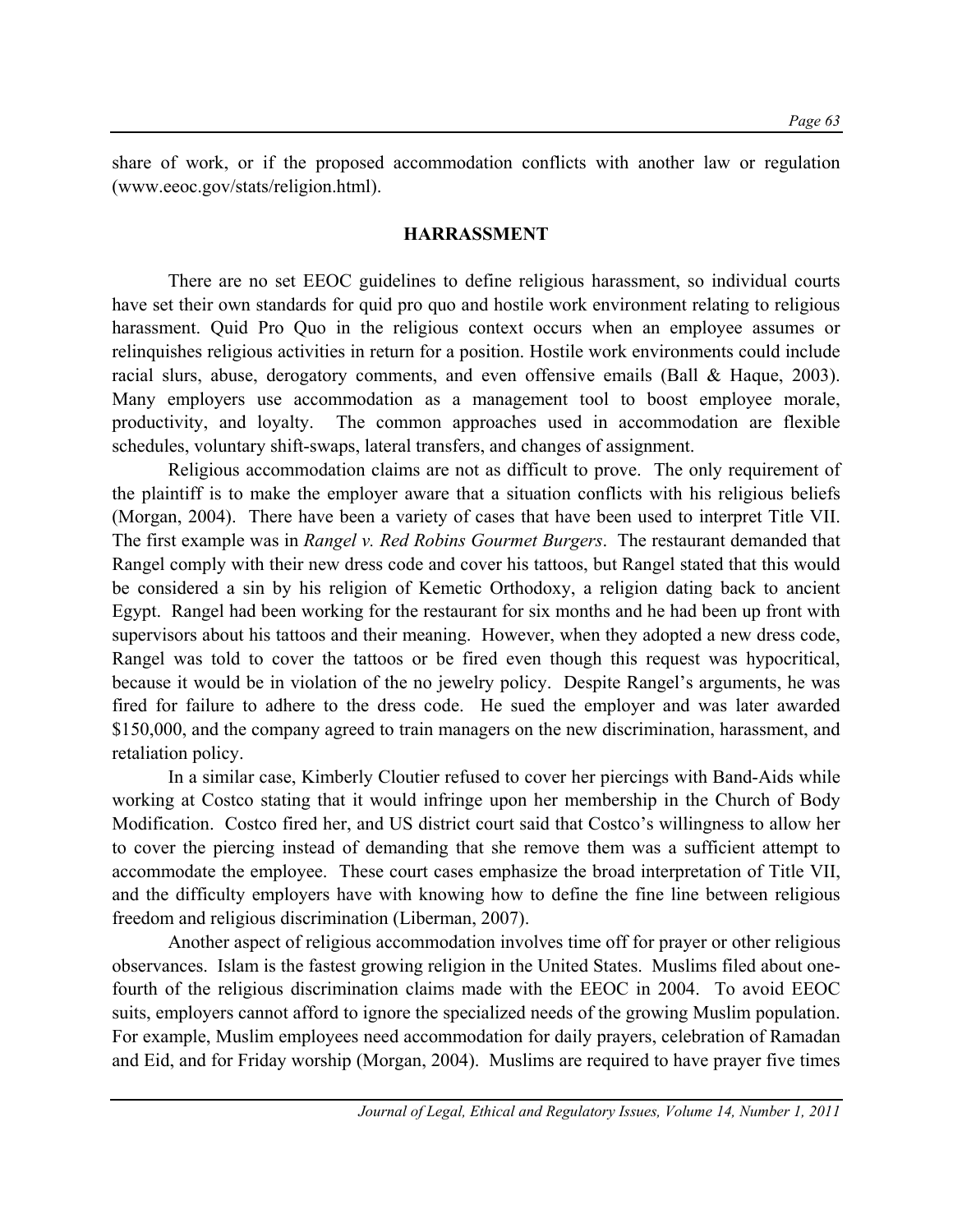share of work, or if the proposed accommodation conflicts with another law or regulation (www.eeoc.gov/stats/religion.html).

## HARRASSMENT

There are no set EEOC guidelines to define religious harassment, so individual courts have set their own standards for quid pro quo and hostile work environment relating to religious harassment. Quid Pro Quo in the religious context occurs when an employee assumes or relinquishes religious activities in return for a position. Hostile work environments could include racial slurs, abuse, derogatory comments, and even offensive emails (Ball & Haque, 2003). Many employers use accommodation as a management tool to boost employee morale, productivity, and loyalty. The common approaches used in accommodation are flexible schedules, voluntary shift-swaps, lateral transfers, and changes of assignment.

Religious accommodation claims are not as difficult to prove. The only requirement of the plaintiff is to make the employer aware that a situation conflicts with his religious beliefs (Morgan, 2004). There have been a variety of cases that have been used to interpret Title VII. The first example was in *Rangel v. Red Robins Gourmet Burgers*. The restaurant demanded that Rangel comply with their new dress code and cover his tattoos, but Rangel stated that this would be considered a sin by his religion of Kemetic Orthodoxy, a religion dating back to ancient Egypt. Rangel had been working for the restaurant for six months and he had been up front with supervisors about his tattoos and their meaning. However, when they adopted a new dress code, Rangel was told to cover the tattoos or be fired even though this request was hypocritical, because it would be in violation of the no jewelry policy. Despite Rangel's arguments, he was fired for failure to adhere to the dress code. He sued the employer and was later awarded $150,000, and the company agreed to train managers on the new discrimination, harassment, and retaliation policy.

In a similar case, Kimberly Cloutier refused to cover her piercings with Band-Aids while working at Costco stating that it would infringe upon her membership in the Church of Body Modification. Costco fired her, and US district court said that Costco's willingness to allow her to cover the piercing instead of demanding that she remove them was a sufficient attempt to accommodate the employee. These court cases emphasize the broad interpretation of Title VII, and the difficulty employers have with knowing how to define the fine line between religious freedom and religious discrimination (Liberman, 2007).

Another aspect of religious accommodation involves time off for prayer or other religious observances. Islam is the fastest growing religion in the United States. Muslims filed about one-fourth of the religious discrimination claims made with the EEOC in 2004. To avoid EEOC suits, employers cannot afford to ignore the specialized needs of the growing Muslim population. For example, Muslim employees need accommodation for daily prayers, celebration of Ramadan and Eid, and for Friday worship (Morgan, 2004). Muslims are required to have prayer five times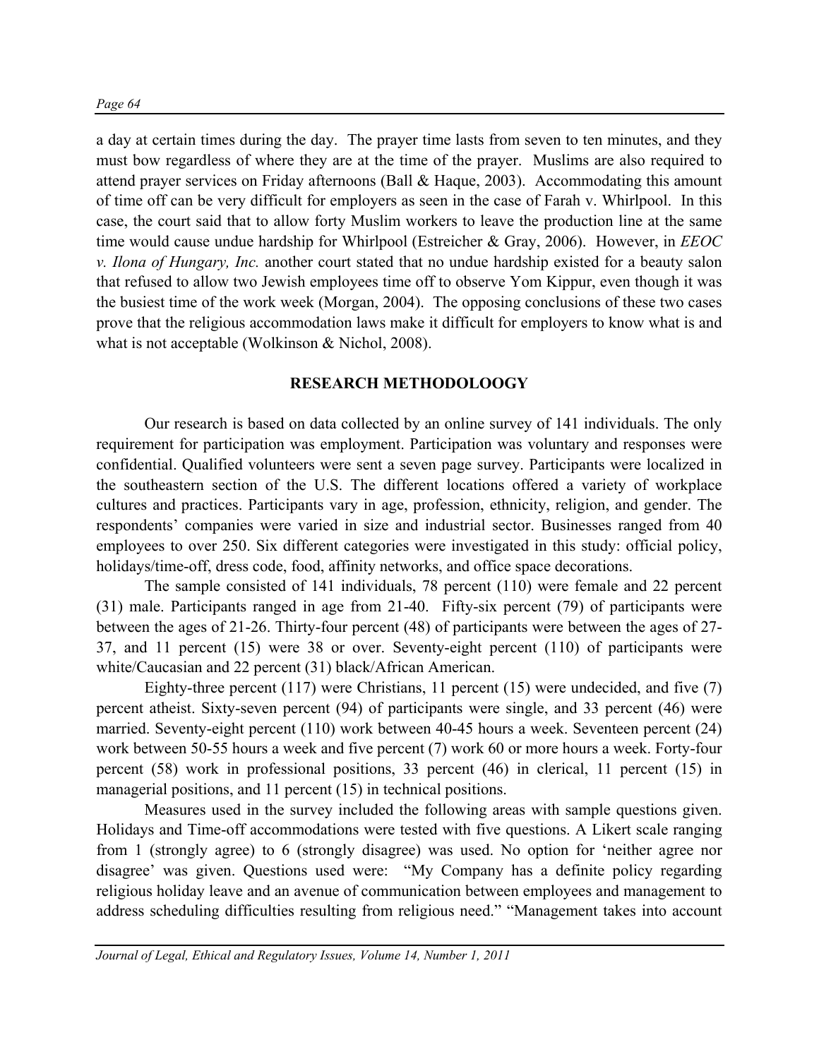a day at certain times during the day. The prayer time lasts from seven to ten minutes, and they must bow regardless of where they are at the time of the prayer. Muslims are also required to attend prayer services on Friday afternoons (Ball & Haque, 2003). Accommodating this amount of time off can be very difficult for employers as seen in the case of Farah v. Whirlpool. In this case, the court said that to allow forty Muslim workers to leave the production line at the same time would cause undue hardship for Whirlpool (Estreicher & Gray, 2006). However, in *EEOC v. Ilona of Hungary, Inc.* another court stated that no undue hardship existed for a beauty salon that refused to allow two Jewish employees time off to observe Yom Kippur, even though it was the busiest time of the work week (Morgan, 2004). The opposing conclusions of these two cases prove that the religious accommodation laws make it difficult for employers to know what is and what is not acceptable (Wolkinson & Nichol, 2008).

## RESEARCH METHODOLOOGY

Our research is based on data collected by an online survey of 141 individuals. The only requirement for participation was employment. Participation was voluntary and responses were confidential. Qualified volunteers were sent a seven page survey. Participants were localized in the southeastern section of the U.S. The different locations offered a variety of workplace cultures and practices. Participants vary in age, profession, ethnicity, religion, and gender. The respondents' companies were varied in size and industrial sector. Businesses ranged from 40 employees to over 250. Six different categories were investigated in this study: official policy, holidays/time-off, dress code, food, affinity networks, and office space decorations.

The sample consisted of 141 individuals, 78 percent (110) were female and 22 percent (31) male. Participants ranged in age from 21-40. Fifty-six percent (79) of participants were between the ages of 21-26. Thirty-four percent (48) of participants were between the ages of 27-37, and 11 percent (15) were 38 or over. Seventy-eight percent (110) of participants were white/Caucasian and 22 percent (31) black/African American.

Eighty-three percent (117) were Christians, 11 percent (15) were undecided, and five (7) percent atheist. Sixty-seven percent (94) of participants were single, and 33 percent (46) were married. Seventy-eight percent (110) work between 40-45 hours a week. Seventeen percent (24) work between 50-55 hours a week and five percent (7) work 60 or more hours a week. Forty-four percent (58) work in professional positions, 33 percent (46) in clerical, 11 percent (15) in managerial positions, and 11 percent (15) in technical positions.

Measures used in the survey included the following areas with sample questions given. Holidays and Time-off accommodations were tested with five questions. A Likert scale ranging from 1 (strongly agree) to 6 (strongly disagree) was used. No option for 'neither agree nor disagree' was given. Questions used were: "My Company has a definite policy regarding religious holiday leave and an avenue of communication between employees and management to address scheduling difficulties resulting from religious need." "Management takes into account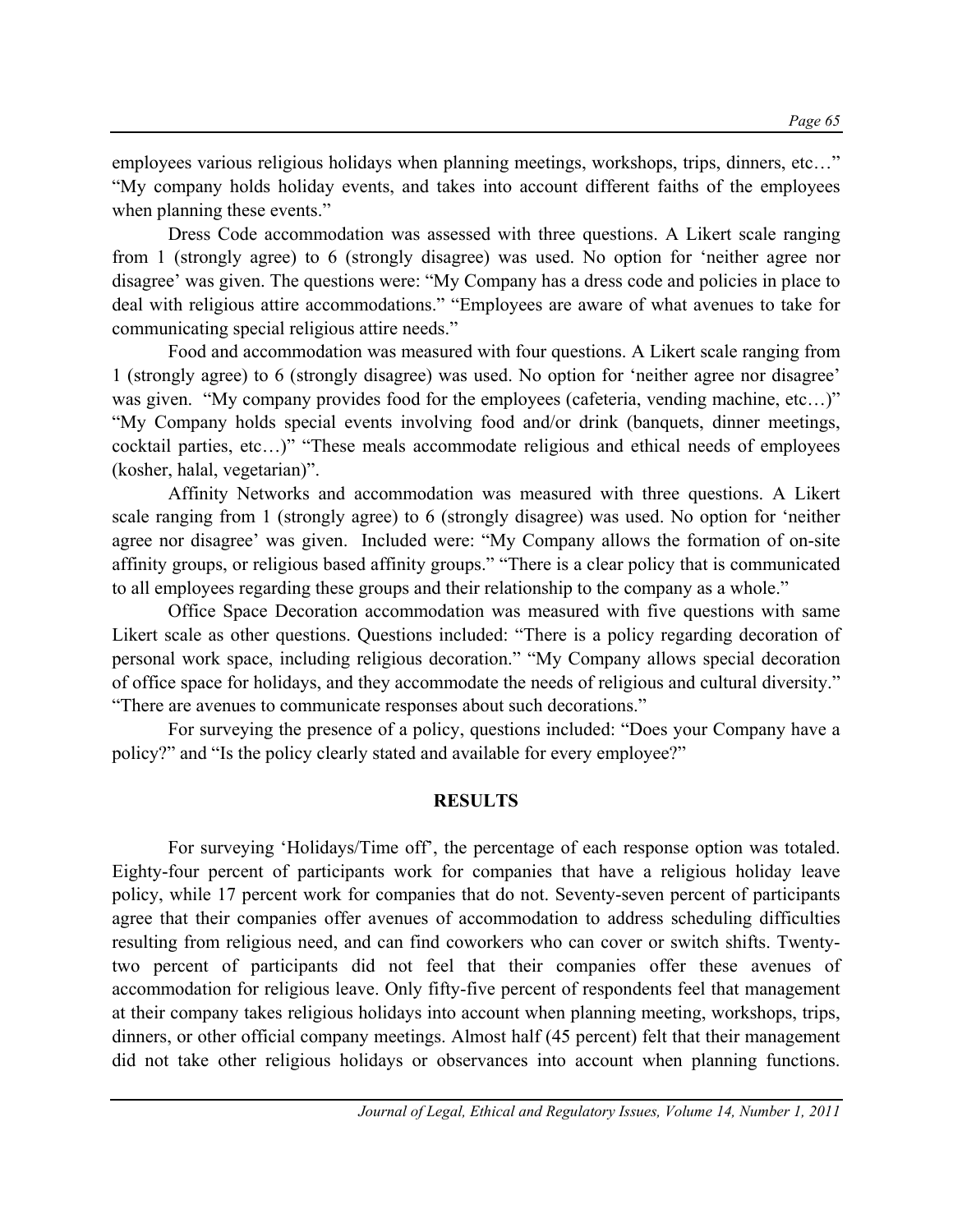employees various religious holidays when planning meetings, workshops, trips, dinners, etc…" "My company holds holiday events, and takes into account different faiths of the employees when planning these events."

Dress Code accommodation was assessed with three questions. A Likert scale ranging from 1 (strongly agree) to 6 (strongly disagree) was used. No option for 'neither agree nor disagree' was given. The questions were: "My Company has a dress code and policies in place to deal with religious attire accommodations." "Employees are aware of what avenues to take for communicating special religious attire needs."

Food and accommodation was measured with four questions. A Likert scale ranging from 1 (strongly agree) to 6 (strongly disagree) was used. No option for 'neither agree nor disagree' was given. "My company provides food for the employees (cafeteria, vending machine, etc…)" "My Company holds special events involving food and/or drink (banquets, dinner meetings, cocktail parties, etc…)" "These meals accommodate religious and ethical needs of employees (kosher, halal, vegetarian)".

Affinity Networks and accommodation was measured with three questions. A Likert scale ranging from 1 (strongly agree) to 6 (strongly disagree) was used. No option for 'neither agree nor disagree' was given. Included were: "My Company allows the formation of on-site affinity groups, or religious based affinity groups." "There is a clear policy that is communicated to all employees regarding these groups and their relationship to the company as a whole."

Office Space Decoration accommodation was measured with five questions with same Likert scale as other questions. Questions included: "There is a policy regarding decoration of personal work space, including religious decoration." "My Company allows special decoration of office space for holidays, and they accommodate the needs of religious and cultural diversity." "There are avenues to communicate responses about such decorations."

For surveying the presence of a policy, questions included: "Does your Company have a policy?" and "Is the policy clearly stated and available for every employee?"

## RESULTS

For surveying 'Holidays/Time off', the percentage of each response option was totaled. Eighty-four percent of participants work for companies that have a religious holiday leave policy, while 17 percent work for companies that do not. Seventy-seven percent of participants agree that their companies offer avenues of accommodation to address scheduling difficulties resulting from religious need, and can find coworkers who can cover or switch shifts. Twenty-two percent of participants did not feel that their companies offer these avenues of accommodation for religious leave. Only fifty-five percent of respondents feel that management at their company takes religious holidays into account when planning meeting, workshops, trips, dinners, or other official company meetings. Almost half (45 percent) felt that their management did not take other religious holidays or observances into account when planning functions.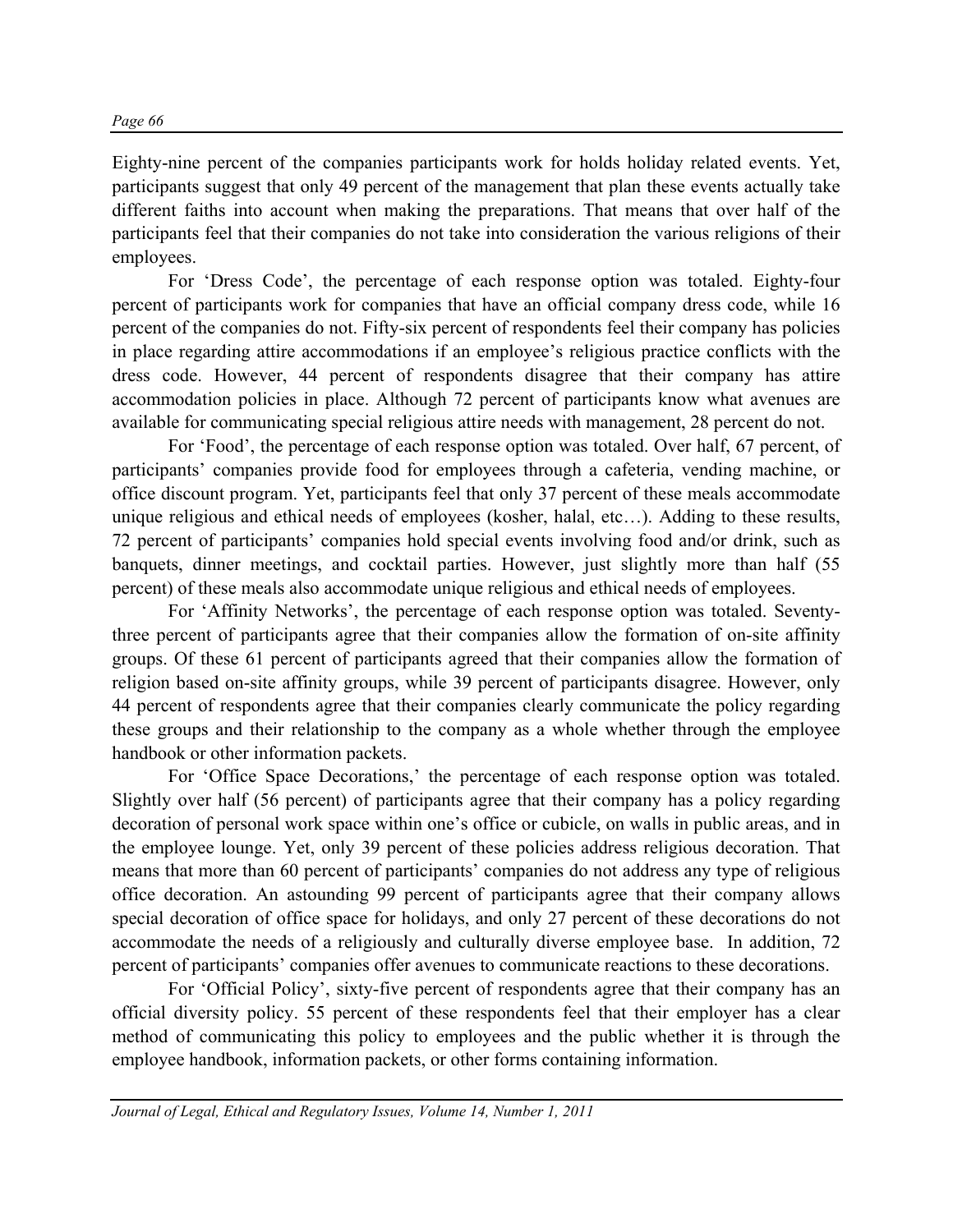Eighty-nine percent of the companies participants work for holds holiday related events. Yet, participants suggest that only 49 percent of the management that plan these events actually take different faiths into account when making the preparations. That means that over half of the participants feel that their companies do not take into consideration the various religions of their employees.

For 'Dress Code', the percentage of each response option was totaled. Eighty-four percent of participants work for companies that have an official company dress code, while 16 percent of the companies do not. Fifty-six percent of respondents feel their company has policies in place regarding attire accommodations if an employee's religious practice conflicts with the dress code. However, 44 percent of respondents disagree that their company has attire accommodation policies in place. Although 72 percent of participants know what avenues are available for communicating special religious attire needs with management, 28 percent do not.

For 'Food', the percentage of each response option was totaled. Over half, 67 percent, of participants' companies provide food for employees through a cafeteria, vending machine, or office discount program. Yet, participants feel that only 37 percent of these meals accommodate unique religious and ethical needs of employees (kosher, halal, etc…). Adding to these results, 72 percent of participants' companies hold special events involving food and/or drink, such as banquets, dinner meetings, and cocktail parties. However, just slightly more than half (55 percent) of these meals also accommodate unique religious and ethical needs of employees.

For 'Affinity Networks', the percentage of each response option was totaled. Seventy-three percent of participants agree that their companies allow the formation of on-site affinity groups. Of these 61 percent of participants agreed that their companies allow the formation of religion based on-site affinity groups, while 39 percent of participants disagree. However, only 44 percent of respondents agree that their companies clearly communicate the policy regarding these groups and their relationship to the company as a whole whether through the employee handbook or other information packets.

For 'Office Space Decorations,' the percentage of each response option was totaled. Slightly over half (56 percent) of participants agree that their company has a policy regarding decoration of personal work space within one's office or cubicle, on walls in public areas, and in the employee lounge. Yet, only 39 percent of these policies address religious decoration. That means that more than 60 percent of participants' companies do not address any type of religious office decoration. An astounding 99 percent of participants agree that their company allows special decoration of office space for holidays, and only 27 percent of these decorations do not accommodate the needs of a religiously and culturally diverse employee base. In addition, 72 percent of participants' companies offer avenues to communicate reactions to these decorations.

For 'Official Policy', sixty-five percent of respondents agree that their company has an official diversity policy. 55 percent of these respondents feel that their employer has a clear method of communicating this policy to employees and the public whether it is through the employee handbook, information packets, or other forms containing information.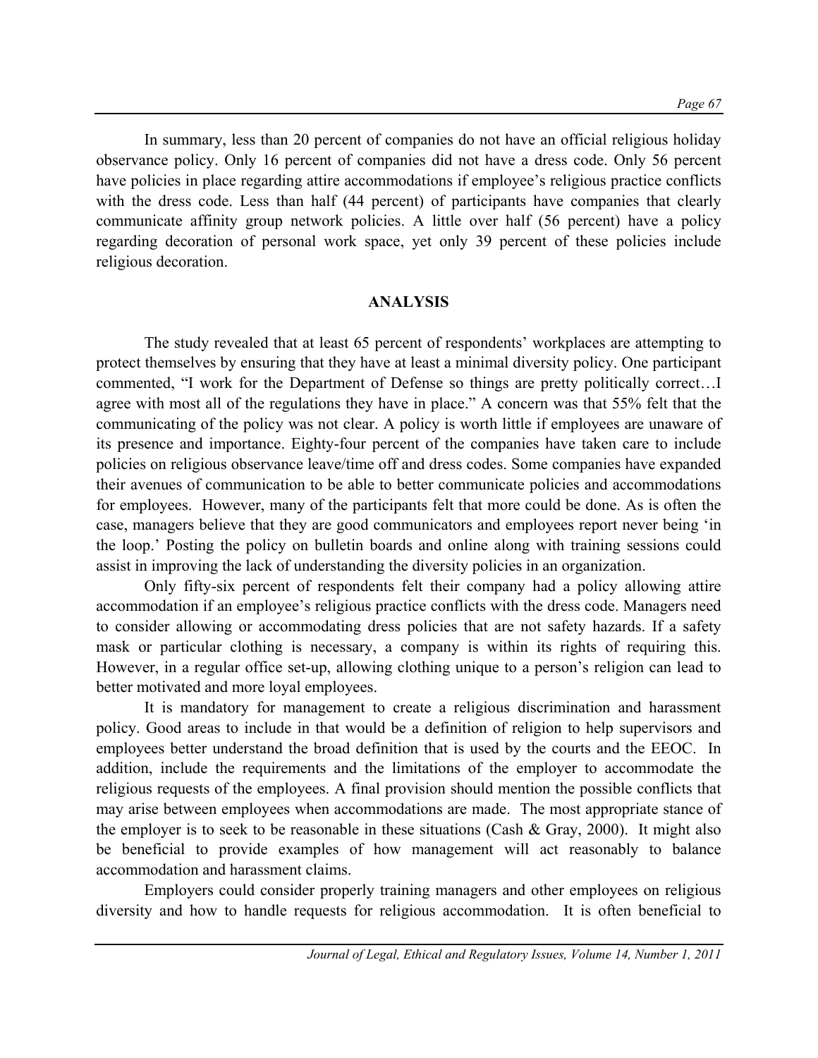In summary, less than 20 percent of companies do not have an official religious holiday observance policy. Only 16 percent of companies did not have a dress code. Only 56 percent have policies in place regarding attire accommodations if employee's religious practice conflicts with the dress code. Less than half (44 percent) of participants have companies that clearly communicate affinity group network policies. A little over half (56 percent) have a policy regarding decoration of personal work space, yet only 39 percent of these policies include religious decoration.

## ANALYSIS

The study revealed that at least 65 percent of respondents' workplaces are attempting to protect themselves by ensuring that they have at least a minimal diversity policy. One participant commented, "I work for the Department of Defense so things are pretty politically correct…I agree with most all of the regulations they have in place." A concern was that 55% felt that the communicating of the policy was not clear. A policy is worth little if employees are unaware of its presence and importance. Eighty-four percent of the companies have taken care to include policies on religious observance leave/time off and dress codes. Some companies have expanded their avenues of communication to be able to better communicate policies and accommodations for employees. However, many of the participants felt that more could be done. As is often the case, managers believe that they are good communicators and employees report never being 'in the loop.' Posting the policy on bulletin boards and online along with training sessions could assist in improving the lack of understanding the diversity policies in an organization.

Only fifty-six percent of respondents felt their company had a policy allowing attire accommodation if an employee's religious practice conflicts with the dress code. Managers need to consider allowing or accommodating dress policies that are not safety hazards. If a safety mask or particular clothing is necessary, a company is within its rights of requiring this. However, in a regular office set-up, allowing clothing unique to a person's religion can lead to better motivated and more loyal employees.

It is mandatory for management to create a religious discrimination and harassment policy. Good areas to include in that would be a definition of religion to help supervisors and employees better understand the broad definition that is used by the courts and the EEOC. In addition, include the requirements and the limitations of the employer to accommodate the religious requests of the employees. A final provision should mention the possible conflicts that may arise between employees when accommodations are made. The most appropriate stance of the employer is to seek to be reasonable in these situations (Cash & Gray, 2000). It might also be beneficial to provide examples of how management will act reasonably to balance accommodation and harassment claims.

Employers could consider properly training managers and other employees on religious diversity and how to handle requests for religious accommodation. It is often beneficial to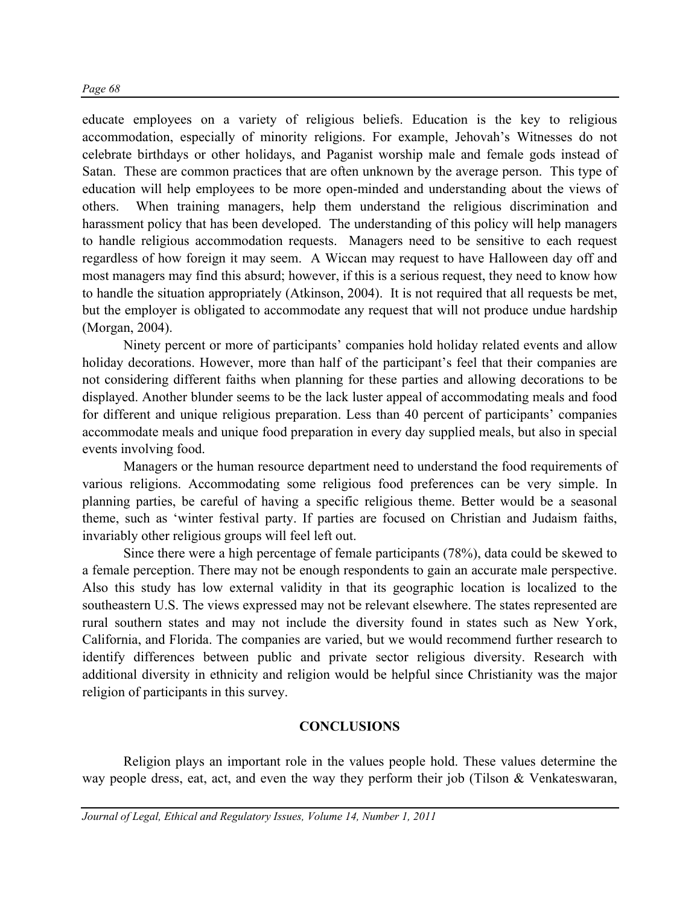educate employees on a variety of religious beliefs. Education is the key to religious accommodation, especially of minority religions. For example, Jehovah's Witnesses do not celebrate birthdays or other holidays, and Paganist worship male and female gods instead of Satan. These are common practices that are often unknown by the average person. This type of education will help employees to be more open-minded and understanding about the views of others. When training managers, help them understand the religious discrimination and harassment policy that has been developed. The understanding of this policy will help managers to handle religious accommodation requests. Managers need to be sensitive to each request regardless of how foreign it may seem. A Wiccan may request to have Halloween day off and most managers may find this absurd; however, if this is a serious request, they need to know how to handle the situation appropriately (Atkinson, 2004). It is not required that all requests be met, but the employer is obligated to accommodate any request that will not produce undue hardship (Morgan, 2004).

Ninety percent or more of participants' companies hold holiday related events and allow holiday decorations. However, more than half of the participant's feel that their companies are not considering different faiths when planning for these parties and allowing decorations to be displayed. Another blunder seems to be the lack luster appeal of accommodating meals and food for different and unique religious preparation. Less than 40 percent of participants' companies accommodate meals and unique food preparation in every day supplied meals, but also in special events involving food.

Managers or the human resource department need to understand the food requirements of various religions. Accommodating some religious food preferences can be very simple. In planning parties, be careful of having a specific religious theme. Better would be a seasonal theme, such as 'winter festival party. If parties are focused on Christian and Judaism faiths, invariably other religious groups will feel left out.

Since there were a high percentage of female participants (78%), data could be skewed to a female perception. There may not be enough respondents to gain an accurate male perspective. Also this study has low external validity in that its geographic location is localized to the southeastern U.S. The views expressed may not be relevant elsewhere. The states represented are rural southern states and may not include the diversity found in states such as New York, California, and Florida. The companies are varied, but we would recommend further research to identify differences between public and private sector religious diversity. Research with additional diversity in ethnicity and religion would be helpful since Christianity was the major religion of participants in this survey.

## CONCLUSIONS

Religion plays an important role in the values people hold. These values determine the way people dress, eat, act, and even the way they perform their job (Tilson & Venkateswaran,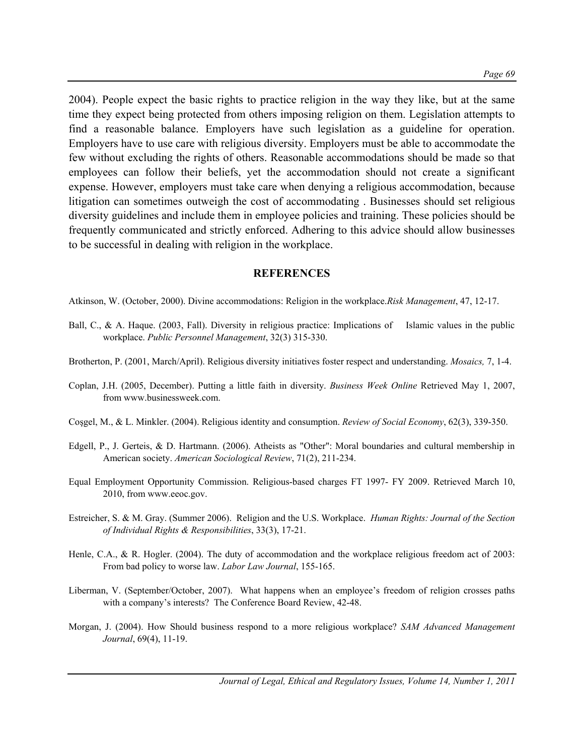2004). People expect the basic rights to practice religion in the way they like, but at the same time they expect being protected from others imposing religion on them. Legislation attempts to find a reasonable balance. Employers have such legislation as a guideline for operation. Employers have to use care with religious diversity. Employers must be able to accommodate the few without excluding the rights of others. Reasonable accommodations should be made so that employees can follow their beliefs, yet the accommodation should not create a significant expense. However, employers must take care when denying a religious accommodation, because litigation can sometimes outweigh the cost of accommodating . Businesses should set religious diversity guidelines and include them in employee policies and training. These policies should be frequently communicated and strictly enforced. Adhering to this advice should allow businesses to be successful in dealing with religion in the workplace.

## REFERENCES

Atkinson, W. (October, 2000). Divine accommodations: Religion in the workplace.*Risk Management*, 47, 12-17.

Ball, C., & A. Haque. (2003, Fall). Diversity in religious practice: Implications of Islamic values in the public workplace. *Public Personnel Management*, 32(3) 315-330.

Brotherton, P. (2001, March/April). Religious diversity initiatives foster respect and understanding. *Mosaics,* 7, 1-4.

Coplan, J.H. (2005, December). Putting a little faith in diversity. *Business Week Online* Retrieved May 1, 2007, from www.businessweek.com.

Coşgel, M., & L. Minkler. (2004). Religious identity and consumption. *Review of Social Economy*, 62(3), 339-350.

Edgell, P., J. Gerteis, & D. Hartmann. (2006). Atheists as "Other": Moral boundaries and cultural membership in American society. *American Sociological Review*, 71(2), 211-234.

Equal Employment Opportunity Commission. Religious-based charges FT 1997- FY 2009. Retrieved March 10, 2010, from www.eeoc.gov.

Estreicher, S. & M. Gray. (Summer 2006). Religion and the U.S. Workplace. *Human Rights: Journal of the Section of Individual Rights & Responsibilities*, 33(3), 17-21.

Henle, C.A., & R. Hogler. (2004). The duty of accommodation and the workplace religious freedom act of 2003: From bad policy to worse law. *Labor Law Journal*, 155-165.

Liberman, V. (September/October, 2007). What happens when an employee's freedom of religion crosses paths with a company's interests? The Conference Board Review, 42-48.

Morgan, J. (2004). How Should business respond to a more religious workplace? *SAM Advanced Management Journal*, 69(4), 11-19.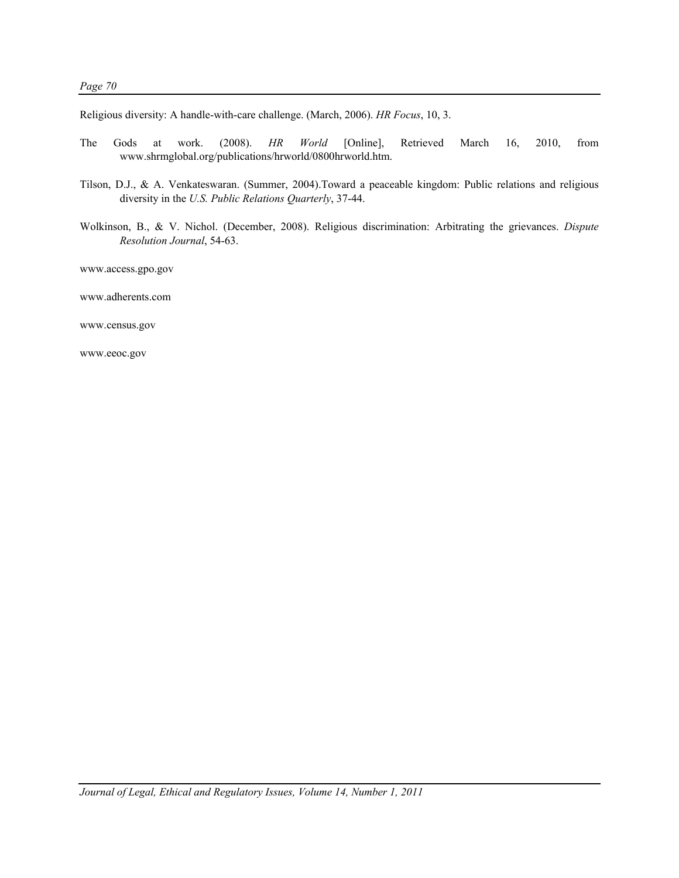Religious diversity: A handle-with-care challenge. (March, 2006). *HR Focus*, 10, 3.

The Gods at work. (2008). *HR World* [Online], Retrieved March 16, 2010, from www.shrmglobal.org/publications/hrworld/0800hrworld.htm.

Tilson, D.J., & A. Venkateswaran. (Summer, 2004).Toward a peaceable kingdom: Public relations and religious diversity in the *U.S. Public Relations Quarterly*, 37-44.

Wolkinson, B., & V. Nichol. (December, 2008). Religious discrimination: Arbitrating the grievances. *Dispute Resolution Journal*, 54-63.

www.access.gpo.gov

www.adherents.com

www.census.gov

www.eeoc.gov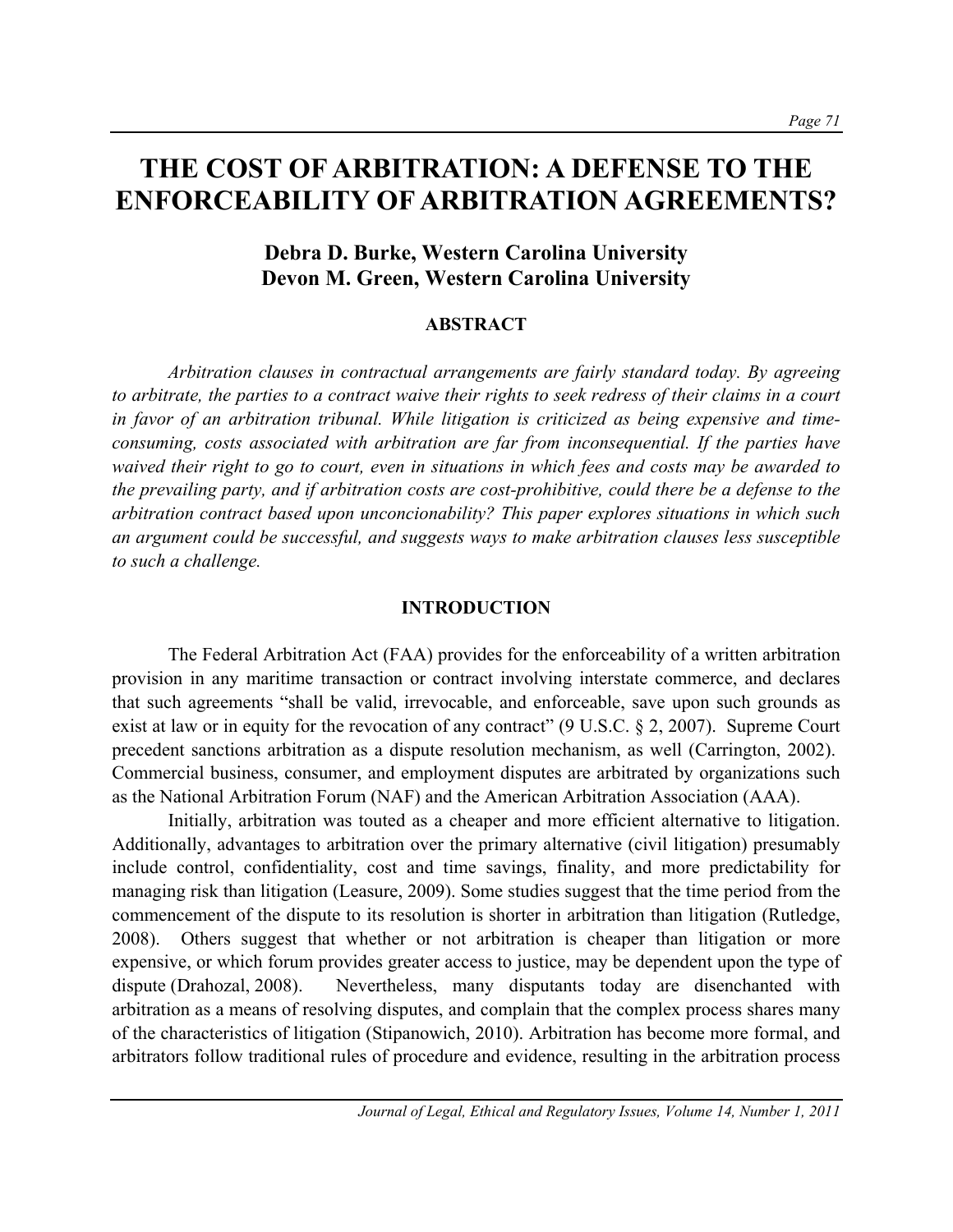# THE COST OF ARBITRATION: A DEFENSE TO THE ENFORCEABILITY OF ARBITRATION AGREEMENTS?

**Debra D. Burke, Western Carolina University**
**Devon M. Green, Western Carolina University**

## ABSTRACT

*Arbitration clauses in contractual arrangements are fairly standard today. By agreeing to arbitrate, the parties to a contract waive their rights to seek redress of their claims in a court in favor of an arbitration tribunal. While litigation is criticized as being expensive and time-consuming, costs associated with arbitration are far from inconsequential. If the parties have waived their right to go to court, even in situations in which fees and costs may be awarded to the prevailing party, and if arbitration costs are cost-prohibitive, could there be a defense to the arbitration contract based upon unconcionability? This paper explores situations in which such an argument could be successful, and suggests ways to make arbitration clauses less susceptible to such a challenge.*

## INTRODUCTION

The Federal Arbitration Act (FAA) provides for the enforceability of a written arbitration provision in any maritime transaction or contract involving interstate commerce, and declares that such agreements "shall be valid, irrevocable, and enforceable, save upon such grounds as exist at law or in equity for the revocation of any contract" (9 U.S.C. § 2, 2007). Supreme Court precedent sanctions arbitration as a dispute resolution mechanism, as well (Carrington, 2002). Commercial business, consumer, and employment disputes are arbitrated by organizations such as the National Arbitration Forum (NAF) and the American Arbitration Association (AAA).

Initially, arbitration was touted as a cheaper and more efficient alternative to litigation. Additionally, advantages to arbitration over the primary alternative (civil litigation) presumably include control, confidentiality, cost and time savings, finality, and more predictability for managing risk than litigation (Leasure, 2009). Some studies suggest that the time period from the commencement of the dispute to its resolution is shorter in arbitration than litigation (Rutledge, 2008). Others suggest that whether or not arbitration is cheaper than litigation or more expensive, or which forum provides greater access to justice, may be dependent upon the type of dispute (Drahozal, 2008). Nevertheless, many disputants today are disenchanted with arbitration as a means of resolving disputes, and complain that the complex process shares many of the characteristics of litigation (Stipanowich, 2010). Arbitration has become more formal, and arbitrators follow traditional rules of procedure and evidence, resulting in the arbitration process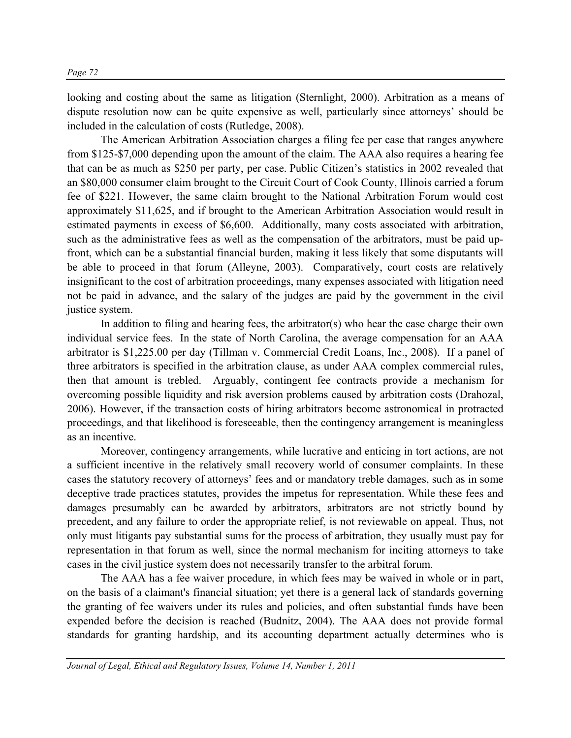looking and costing about the same as litigation (Sternlight, 2000). Arbitration as a means of dispute resolution now can be quite expensive as well, particularly since attorneys' should be included in the calculation of costs (Rutledge, 2008).

The American Arbitration Association charges a filing fee per case that ranges anywhere from $125-$7,000 depending upon the amount of the claim. The AAA also requires a hearing fee that can be as much as $250 per party, per case. Public Citizen's statistics in 2002 revealed that an $80,000 consumer claim brought to the Circuit Court of Cook County, Illinois carried a forum fee of $221. However, the same claim brought to the National Arbitration Forum would cost approximately $11,625, and if brought to the American Arbitration Association would result in estimated payments in excess of $6,600. Additionally, many costs associated with arbitration, such as the administrative fees as well as the compensation of the arbitrators, must be paid up-front, which can be a substantial financial burden, making it less likely that some disputants will be able to proceed in that forum (Alleyne, 2003). Comparatively, court costs are relatively insignificant to the cost of arbitration proceedings, many expenses associated with litigation need not be paid in advance, and the salary of the judges are paid by the government in the civil justice system.

In addition to filing and hearing fees, the arbitrator(s) who hear the case charge their own individual service fees. In the state of North Carolina, the average compensation for an AAA arbitrator is $1,225.00 per day (Tillman v. Commercial Credit Loans, Inc., 2008). If a panel of three arbitrators is specified in the arbitration clause, as under AAA complex commercial rules, then that amount is trebled. Arguably, contingent fee contracts provide a mechanism for overcoming possible liquidity and risk aversion problems caused by arbitration costs (Drahozal, 2006). However, if the transaction costs of hiring arbitrators become astronomical in protracted proceedings, and that likelihood is foreseeable, then the contingency arrangement is meaningless as an incentive.

Moreover, contingency arrangements, while lucrative and enticing in tort actions, are not a sufficient incentive in the relatively small recovery world of consumer complaints. In these cases the statutory recovery of attorneys' fees and or mandatory treble damages, such as in some deceptive trade practices statutes, provides the impetus for representation. While these fees and damages presumably can be awarded by arbitrators, arbitrators are not strictly bound by precedent, and any failure to order the appropriate relief, is not reviewable on appeal. Thus, not only must litigants pay substantial sums for the process of arbitration, they usually must pay for representation in that forum as well, since the normal mechanism for inciting attorneys to take cases in the civil justice system does not necessarily transfer to the arbitral forum.

The AAA has a fee waiver procedure, in which fees may be waived in whole or in part, on the basis of a claimant's financial situation; yet there is a general lack of standards governing the granting of fee waivers under its rules and policies, and often substantial funds have been expended before the decision is reached (Budnitz, 2004). The AAA does not provide formal standards for granting hardship, and its accounting department actually determines who is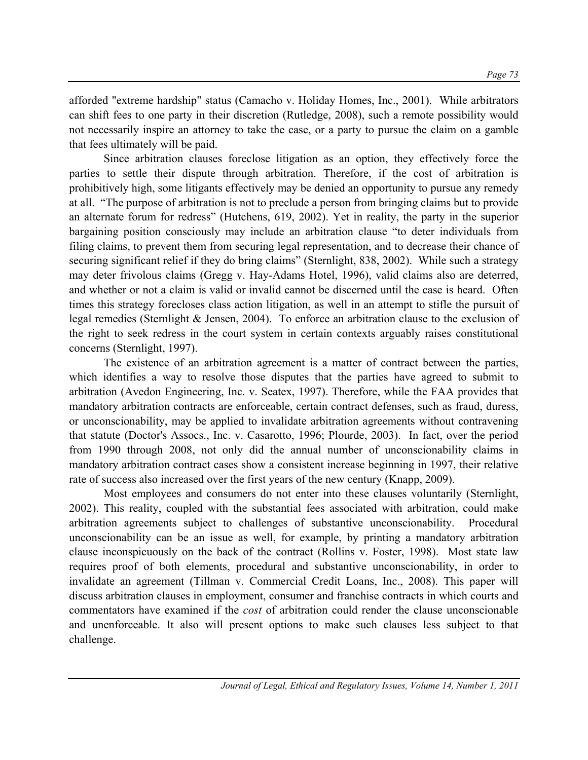afforded "extreme hardship" status (Camacho v. Holiday Homes, Inc., 2001). While arbitrators can shift fees to one party in their discretion (Rutledge, 2008), such a remote possibility would not necessarily inspire an attorney to take the case, or a party to pursue the claim on a gamble that fees ultimately will be paid.

Since arbitration clauses foreclose litigation as an option, they effectively force the parties to settle their dispute through arbitration. Therefore, if the cost of arbitration is prohibitively high, some litigants effectively may be denied an opportunity to pursue any remedy at all. "The purpose of arbitration is not to preclude a person from bringing claims but to provide an alternate forum for redress" (Hutchens, 619, 2002). Yet in reality, the party in the superior bargaining position consciously may include an arbitration clause "to deter individuals from filing claims, to prevent them from securing legal representation, and to decrease their chance of securing significant relief if they do bring claims" (Sternlight, 838, 2002). While such a strategy may deter frivolous claims (Gregg v. Hay-Adams Hotel, 1996), valid claims also are deterred, and whether or not a claim is valid or invalid cannot be discerned until the case is heard. Often times this strategy forecloses class action litigation, as well in an attempt to stifle the pursuit of legal remedies (Sternlight & Jensen, 2004). To enforce an arbitration clause to the exclusion of the right to seek redress in the court system in certain contexts arguably raises constitutional concerns (Sternlight, 1997).

The existence of an arbitration agreement is a matter of contract between the parties, which identifies a way to resolve those disputes that the parties have agreed to submit to arbitration (Avedon Engineering, Inc. v. Seatex, 1997). Therefore, while the FAA provides that mandatory arbitration contracts are enforceable, certain contract defenses, such as fraud, duress, or unconscionability, may be applied to invalidate arbitration agreements without contravening that statute (Doctor's Assocs., Inc. v. Casarotto, 1996; Plourde, 2003). In fact, over the period from 1990 through 2008, not only did the annual number of unconscionability claims in mandatory arbitration contract cases show a consistent increase beginning in 1997, their relative rate of success also increased over the first years of the new century (Knapp, 2009).

Most employees and consumers do not enter into these clauses voluntarily (Sternlight, 2002). This reality, coupled with the substantial fees associated with arbitration, could make arbitration agreements subject to challenges of substantive unconscionability. Procedural unconscionability can be an issue as well, for example, by printing a mandatory arbitration clause inconspicuously on the back of the contract (Rollins v. Foster, 1998). Most state law requires proof of both elements, procedural and substantive unconscionability, in order to invalidate an agreement (Tillman v. Commercial Credit Loans, Inc., 2008). This paper will discuss arbitration clauses in employment, consumer and franchise contracts in which courts and commentators have examined if the *cost* of arbitration could render the clause unconscionable and unenforceable. It also will present options to make such clauses less subject to that challenge.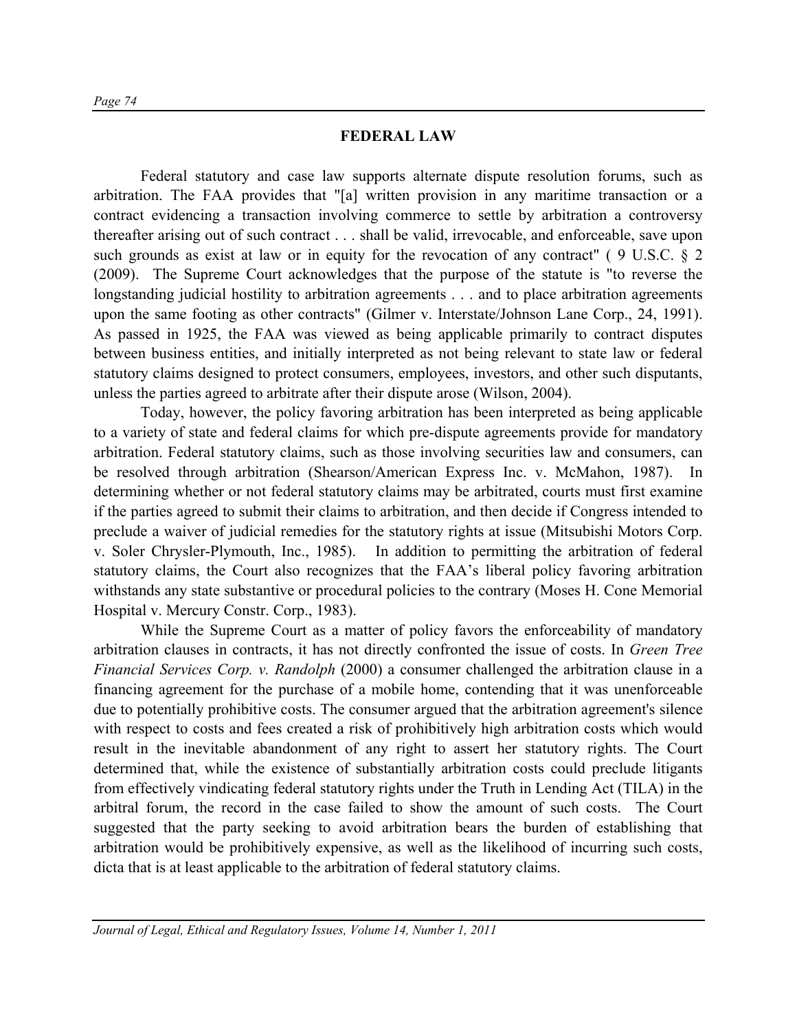## FEDERAL LAW

Federal statutory and case law supports alternate dispute resolution forums, such as arbitration. The FAA provides that "[a] written provision in any maritime transaction or a contract evidencing a transaction involving commerce to settle by arbitration a controversy thereafter arising out of such contract . . . shall be valid, irrevocable, and enforceable, save upon such grounds as exist at law or in equity for the revocation of any contract" ( 9 U.S.C. § 2 (2009). The Supreme Court acknowledges that the purpose of the statute is "to reverse the longstanding judicial hostility to arbitration agreements . . . and to place arbitration agreements upon the same footing as other contracts" (Gilmer v. Interstate/Johnson Lane Corp., 24, 1991). As passed in 1925, the FAA was viewed as being applicable primarily to contract disputes between business entities, and initially interpreted as not being relevant to state law or federal statutory claims designed to protect consumers, employees, investors, and other such disputants, unless the parties agreed to arbitrate after their dispute arose (Wilson, 2004).

Today, however, the policy favoring arbitration has been interpreted as being applicable to a variety of state and federal claims for which pre-dispute agreements provide for mandatory arbitration. Federal statutory claims, such as those involving securities law and consumers, can be resolved through arbitration (Shearson/American Express Inc. v. McMahon, 1987). In determining whether or not federal statutory claims may be arbitrated, courts must first examine if the parties agreed to submit their claims to arbitration, and then decide if Congress intended to preclude a waiver of judicial remedies for the statutory rights at issue (Mitsubishi Motors Corp. v. Soler Chrysler-Plymouth, Inc., 1985). In addition to permitting the arbitration of federal statutory claims, the Court also recognizes that the FAA's liberal policy favoring arbitration withstands any state substantive or procedural policies to the contrary (Moses H. Cone Memorial Hospital v. Mercury Constr. Corp., 1983).

While the Supreme Court as a matter of policy favors the enforceability of mandatory arbitration clauses in contracts, it has not directly confronted the issue of costs. In *Green Tree Financial Services Corp. v. Randolph* (2000) a consumer challenged the arbitration clause in a financing agreement for the purchase of a mobile home, contending that it was unenforceable due to potentially prohibitive costs. The consumer argued that the arbitration agreement's silence with respect to costs and fees created a risk of prohibitively high arbitration costs which would result in the inevitable abandonment of any right to assert her statutory rights. The Court determined that, while the existence of substantially arbitration costs could preclude litigants from effectively vindicating federal statutory rights under the Truth in Lending Act (TILA) in the arbitral forum, the record in the case failed to show the amount of such costs. The Court suggested that the party seeking to avoid arbitration bears the burden of establishing that arbitration would be prohibitively expensive, as well as the likelihood of incurring such costs, dicta that is at least applicable to the arbitration of federal statutory claims.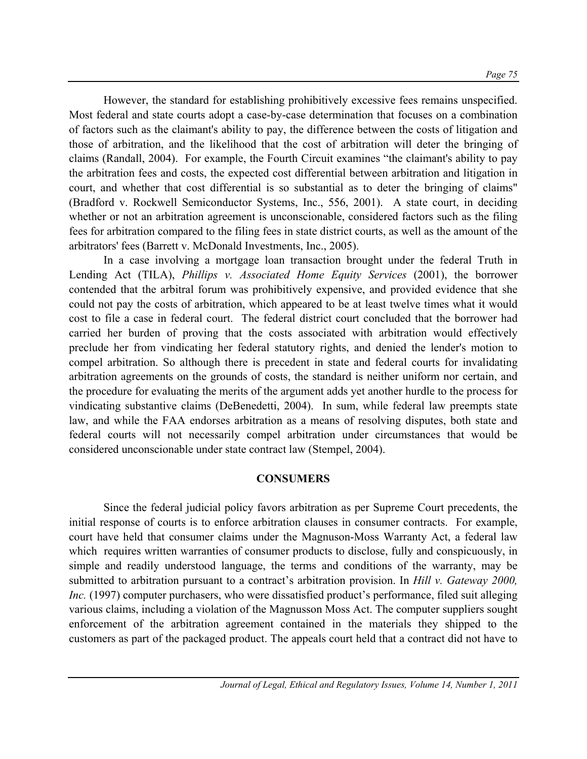However, the standard for establishing prohibitively excessive fees remains unspecified. Most federal and state courts adopt a case-by-case determination that focuses on a combination of factors such as the claimant's ability to pay, the difference between the costs of litigation and those of arbitration, and the likelihood that the cost of arbitration will deter the bringing of claims (Randall, 2004). For example, the Fourth Circuit examines "the claimant's ability to pay the arbitration fees and costs, the expected cost differential between arbitration and litigation in court, and whether that cost differential is so substantial as to deter the bringing of claims" (Bradford v. Rockwell Semiconductor Systems, Inc., 556, 2001). A state court, in deciding whether or not an arbitration agreement is unconscionable, considered factors such as the filing fees for arbitration compared to the filing fees in state district courts, as well as the amount of the arbitrators' fees (Barrett v. McDonald Investments, Inc., 2005).

In a case involving a mortgage loan transaction brought under the federal Truth in Lending Act (TILA), *Phillips v. Associated Home Equity Services* (2001), the borrower contended that the arbitral forum was prohibitively expensive, and provided evidence that she could not pay the costs of arbitration, which appeared to be at least twelve times what it would cost to file a case in federal court. The federal district court concluded that the borrower had carried her burden of proving that the costs associated with arbitration would effectively preclude her from vindicating her federal statutory rights, and denied the lender's motion to compel arbitration. So although there is precedent in state and federal courts for invalidating arbitration agreements on the grounds of costs, the standard is neither uniform nor certain, and the procedure for evaluating the merits of the argument adds yet another hurdle to the process for vindicating substantive claims (DeBenedetti, 2004). In sum, while federal law preempts state law, and while the FAA endorses arbitration as a means of resolving disputes, both state and federal courts will not necessarily compel arbitration under circumstances that would be considered unconscionable under state contract law (Stempel, 2004).

## CONSUMERS

Since the federal judicial policy favors arbitration as per Supreme Court precedents, the initial response of courts is to enforce arbitration clauses in consumer contracts. For example, court have held that consumer claims under the Magnuson-Moss Warranty Act, a federal law which requires written warranties of consumer products to disclose, fully and conspicuously, in simple and readily understood language, the terms and conditions of the warranty, may be submitted to arbitration pursuant to a contract's arbitration provision. In *Hill v. Gateway 2000, Inc.* (1997) computer purchasers, who were dissatisfied product's performance, filed suit alleging various claims, including a violation of the Magnusson Moss Act. The computer suppliers sought enforcement of the arbitration agreement contained in the materials they shipped to the customers as part of the packaged product. The appeals court held that a contract did not have to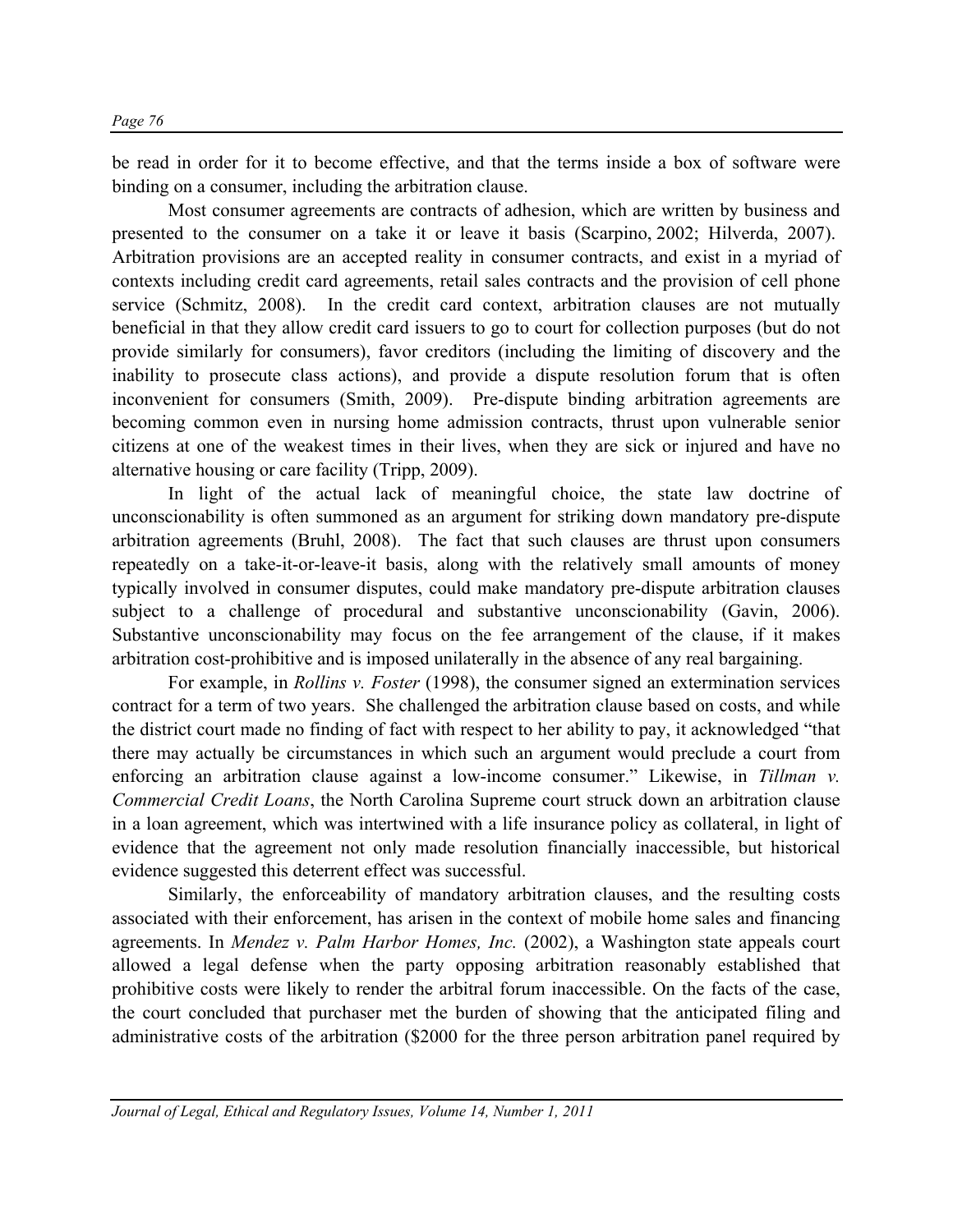be read in order for it to become effective, and that the terms inside a box of software were binding on a consumer, including the arbitration clause.

Most consumer agreements are contracts of adhesion, which are written by business and presented to the consumer on a take it or leave it basis (Scarpino, 2002; Hilverda, 2007). Arbitration provisions are an accepted reality in consumer contracts, and exist in a myriad of contexts including credit card agreements, retail sales contracts and the provision of cell phone service (Schmitz, 2008). In the credit card context, arbitration clauses are not mutually beneficial in that they allow credit card issuers to go to court for collection purposes (but do not provide similarly for consumers), favor creditors (including the limiting of discovery and the inability to prosecute class actions), and provide a dispute resolution forum that is often inconvenient for consumers (Smith, 2009). Pre-dispute binding arbitration agreements are becoming common even in nursing home admission contracts, thrust upon vulnerable senior citizens at one of the weakest times in their lives, when they are sick or injured and have no alternative housing or care facility (Tripp, 2009).

In light of the actual lack of meaningful choice, the state law doctrine of unconscionability is often summoned as an argument for striking down mandatory pre-dispute arbitration agreements (Bruhl, 2008). The fact that such clauses are thrust upon consumers repeatedly on a take-it-or-leave-it basis, along with the relatively small amounts of money typically involved in consumer disputes, could make mandatory pre-dispute arbitration clauses subject to a challenge of procedural and substantive unconscionability (Gavin, 2006). Substantive unconscionability may focus on the fee arrangement of the clause, if it makes arbitration cost-prohibitive and is imposed unilaterally in the absence of any real bargaining.

For example, in *Rollins v. Foster* (1998), the consumer signed an extermination services contract for a term of two years. She challenged the arbitration clause based on costs, and while the district court made no finding of fact with respect to her ability to pay, it acknowledged "that there may actually be circumstances in which such an argument would preclude a court from enforcing an arbitration clause against a low-income consumer." Likewise, in *Tillman v. Commercial Credit Loans*, the North Carolina Supreme court struck down an arbitration clause in a loan agreement, which was intertwined with a life insurance policy as collateral, in light of evidence that the agreement not only made resolution financially inaccessible, but historical evidence suggested this deterrent effect was successful.

Similarly, the enforceability of mandatory arbitration clauses, and the resulting costs associated with their enforcement, has arisen in the context of mobile home sales and financing agreements. In *Mendez v. Palm Harbor Homes, Inc.* (2002), a Washington state appeals court allowed a legal defense when the party opposing arbitration reasonably established that prohibitive costs were likely to render the arbitral forum inaccessible. On the facts of the case, the court concluded that purchaser met the burden of showing that the anticipated filing and administrative costs of the arbitration ($2000 for the three person arbitration panel required by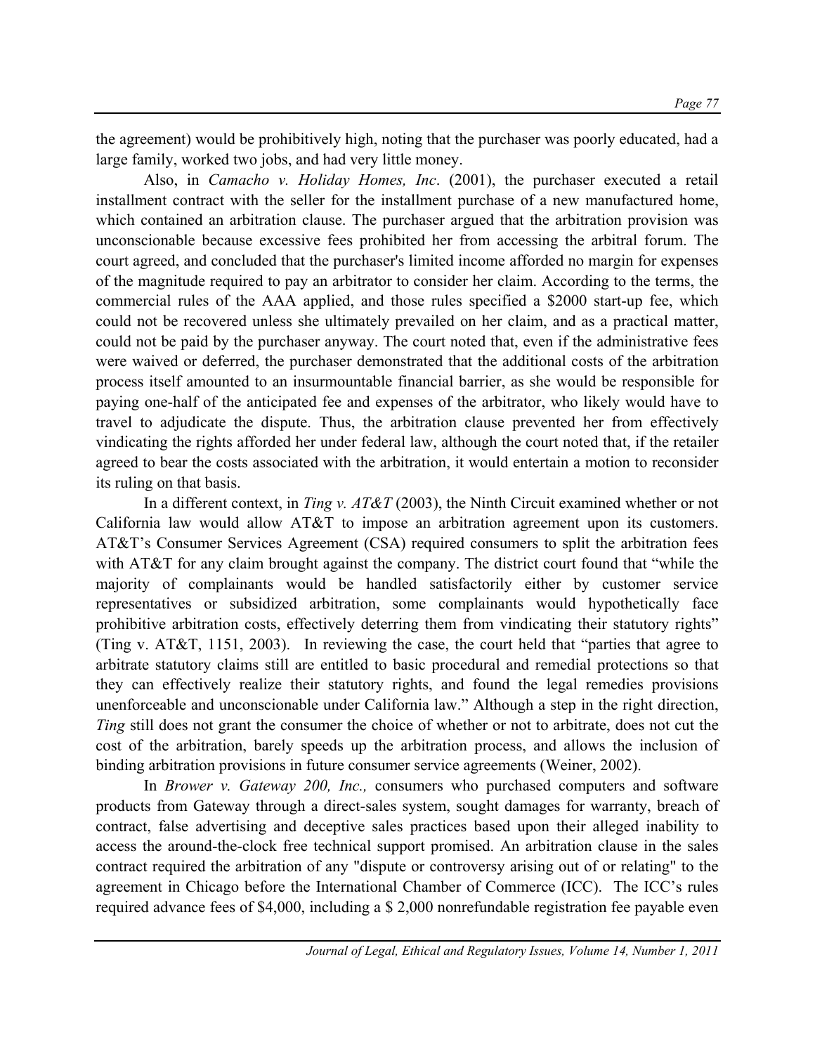the agreement) would be prohibitively high, noting that the purchaser was poorly educated, had a large family, worked two jobs, and had very little money.

Also, in *Camacho v. Holiday Homes, Inc*. (2001), the purchaser executed a retail installment contract with the seller for the installment purchase of a new manufactured home, which contained an arbitration clause. The purchaser argued that the arbitration provision was unconscionable because excessive fees prohibited her from accessing the arbitral forum. The court agreed, and concluded that the purchaser's limited income afforded no margin for expenses of the magnitude required to pay an arbitrator to consider her claim. According to the terms, the commercial rules of the AAA applied, and those rules specified a $2000 start-up fee, which could not be recovered unless she ultimately prevailed on her claim, and as a practical matter, could not be paid by the purchaser anyway. The court noted that, even if the administrative fees were waived or deferred, the purchaser demonstrated that the additional costs of the arbitration process itself amounted to an insurmountable financial barrier, as she would be responsible for paying one-half of the anticipated fee and expenses of the arbitrator, who likely would have to travel to adjudicate the dispute. Thus, the arbitration clause prevented her from effectively vindicating the rights afforded her under federal law, although the court noted that, if the retailer agreed to bear the costs associated with the arbitration, it would entertain a motion to reconsider its ruling on that basis.

In a different context, in *Ting v. AT&T* (2003), the Ninth Circuit examined whether or not California law would allow AT&T to impose an arbitration agreement upon its customers. AT&T's Consumer Services Agreement (CSA) required consumers to split the arbitration fees with AT&T for any claim brought against the company. The district court found that "while the majority of complainants would be handled satisfactorily either by customer service representatives or subsidized arbitration, some complainants would hypothetically face prohibitive arbitration costs, effectively deterring them from vindicating their statutory rights" (Ting v. AT&T, 1151, 2003). In reviewing the case, the court held that "parties that agree to arbitrate statutory claims still are entitled to basic procedural and remedial protections so that they can effectively realize their statutory rights, and found the legal remedies provisions unenforceable and unconscionable under California law." Although a step in the right direction, *Ting* still does not grant the consumer the choice of whether or not to arbitrate, does not cut the cost of the arbitration, barely speeds up the arbitration process, and allows the inclusion of binding arbitration provisions in future consumer service agreements (Weiner, 2002).

In *Brower v. Gateway 200, Inc.,* consumers who purchased computers and software products from Gateway through a direct-sales system, sought damages for warranty, breach of contract, false advertising and deceptive sales practices based upon their alleged inability to access the around-the-clock free technical support promised. An arbitration clause in the sales contract required the arbitration of any "dispute or controversy arising out of or relating" to the agreement in Chicago before the International Chamber of Commerce (ICC). The ICC's rules required advance fees of $4,000, including a $ 2,000 nonrefundable registration fee payable even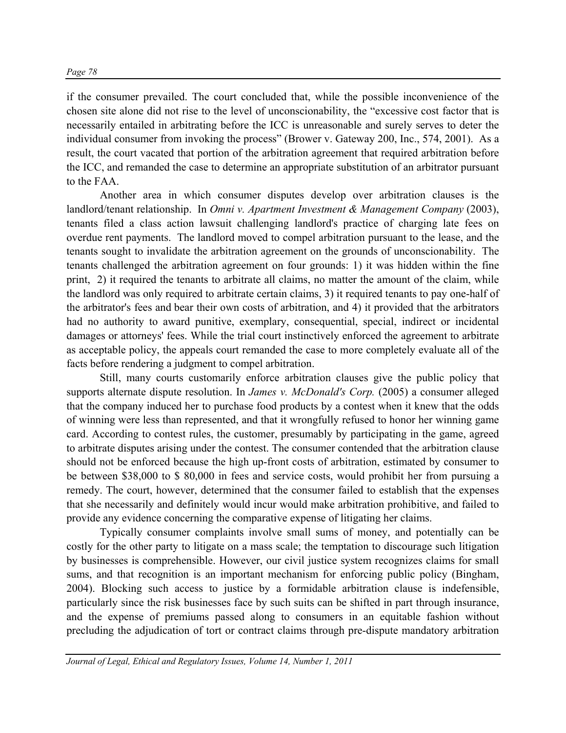if the consumer prevailed. The court concluded that, while the possible inconvenience of the chosen site alone did not rise to the level of unconscionability, the "excessive cost factor that is necessarily entailed in arbitrating before the ICC is unreasonable and surely serves to deter the individual consumer from invoking the process" (Brower v. Gateway 200, Inc., 574, 2001). As a result, the court vacated that portion of the arbitration agreement that required arbitration before the ICC, and remanded the case to determine an appropriate substitution of an arbitrator pursuant to the FAA.

Another area in which consumer disputes develop over arbitration clauses is the landlord/tenant relationship. In *Omni v. Apartment Investment & Management Company* (2003), tenants filed a class action lawsuit challenging landlord's practice of charging late fees on overdue rent payments. The landlord moved to compel arbitration pursuant to the lease, and the tenants sought to invalidate the arbitration agreement on the grounds of unconscionability. The tenants challenged the arbitration agreement on four grounds: 1) it was hidden within the fine print, 2) it required the tenants to arbitrate all claims, no matter the amount of the claim, while the landlord was only required to arbitrate certain claims, 3) it required tenants to pay one-half of the arbitrator's fees and bear their own costs of arbitration, and 4) it provided that the arbitrators had no authority to award punitive, exemplary, consequential, special, indirect or incidental damages or attorneys' fees. While the trial court instinctively enforced the agreement to arbitrate as acceptable policy, the appeals court remanded the case to more completely evaluate all of the facts before rendering a judgment to compel arbitration.

Still, many courts customarily enforce arbitration clauses give the public policy that supports alternate dispute resolution. In *James v. McDonald's Corp.* (2005) a consumer alleged that the company induced her to purchase food products by a contest when it knew that the odds of winning were less than represented, and that it wrongfully refused to honor her winning game card. According to contest rules, the customer, presumably by participating in the game, agreed to arbitrate disputes arising under the contest. The consumer contended that the arbitration clause should not be enforced because the high up-front costs of arbitration, estimated by consumer to be between $38,000 to $ 80,000 in fees and service costs, would prohibit her from pursuing a remedy. The court, however, determined that the consumer failed to establish that the expenses that she necessarily and definitely would incur would make arbitration prohibitive, and failed to provide any evidence concerning the comparative expense of litigating her claims.

Typically consumer complaints involve small sums of money, and potentially can be costly for the other party to litigate on a mass scale; the temptation to discourage such litigation by businesses is comprehensible. However, our civil justice system recognizes claims for small sums, and that recognition is an important mechanism for enforcing public policy (Bingham, 2004). Blocking such access to justice by a formidable arbitration clause is indefensible, particularly since the risk businesses face by such suits can be shifted in part through insurance, and the expense of premiums passed along to consumers in an equitable fashion without precluding the adjudication of tort or contract claims through pre-dispute mandatory arbitration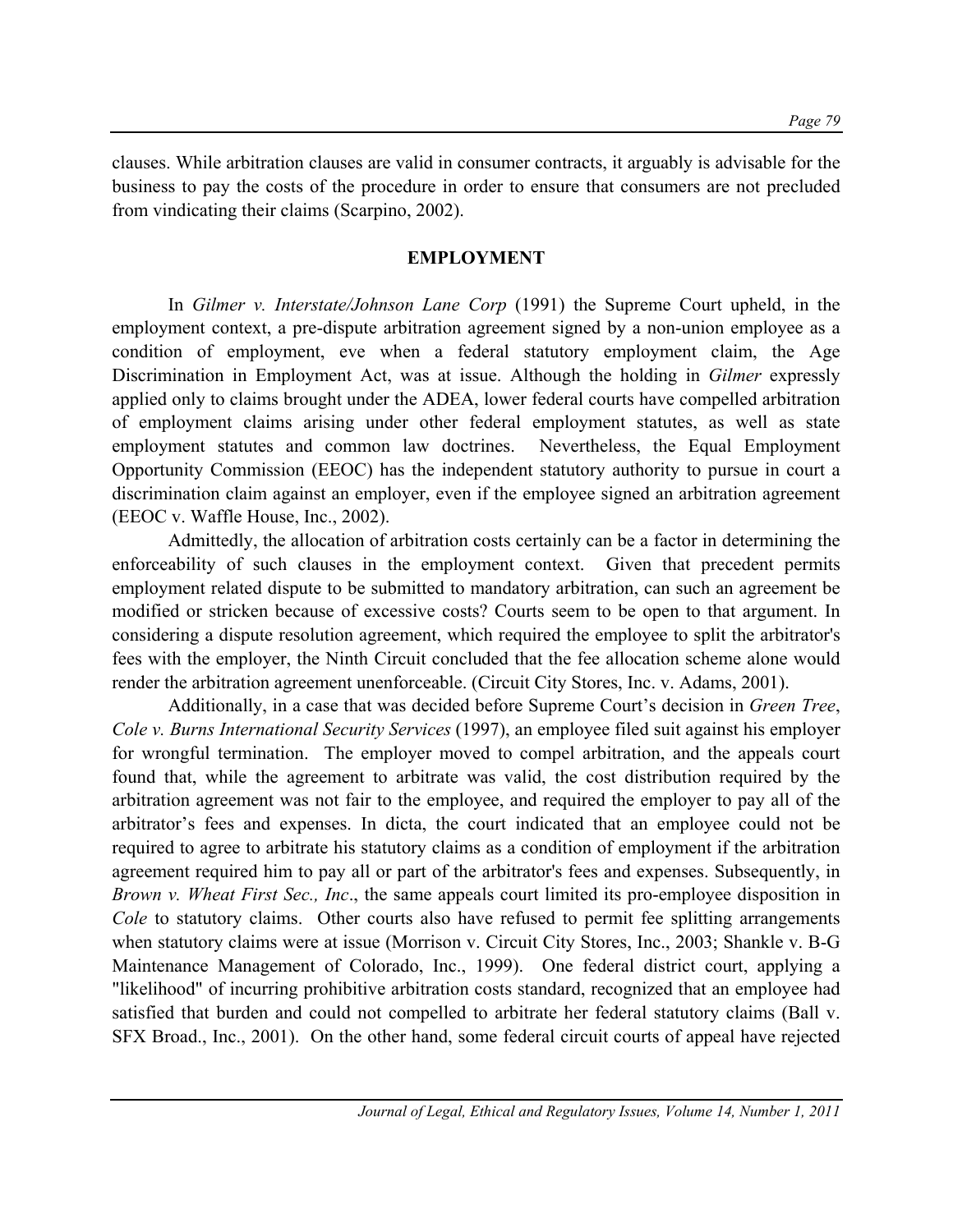clauses. While arbitration clauses are valid in consumer contracts, it arguably is advisable for the business to pay the costs of the procedure in order to ensure that consumers are not precluded from vindicating their claims (Scarpino, 2002).

## EMPLOYMENT

In *Gilmer v. Interstate/Johnson Lane Corp* (1991) the Supreme Court upheld, in the employment context, a pre-dispute arbitration agreement signed by a non-union employee as a condition of employment, eve when a federal statutory employment claim, the Age Discrimination in Employment Act, was at issue. Although the holding in *Gilmer* expressly applied only to claims brought under the ADEA, lower federal courts have compelled arbitration of employment claims arising under other federal employment statutes, as well as state employment statutes and common law doctrines. Nevertheless, the Equal Employment Opportunity Commission (EEOC) has the independent statutory authority to pursue in court a discrimination claim against an employer, even if the employee signed an arbitration agreement (EEOC v. Waffle House, Inc., 2002).

Admittedly, the allocation of arbitration costs certainly can be a factor in determining the enforceability of such clauses in the employment context. Given that precedent permits employment related dispute to be submitted to mandatory arbitration, can such an agreement be modified or stricken because of excessive costs? Courts seem to be open to that argument. In considering a dispute resolution agreement, which required the employee to split the arbitrator's fees with the employer, the Ninth Circuit concluded that the fee allocation scheme alone would render the arbitration agreement unenforceable. (Circuit City Stores, Inc. v. Adams, 2001).

Additionally, in a case that was decided before Supreme Court's decision in *Green Tree*, *Cole v. Burns International Security Services* (1997), an employee filed suit against his employer for wrongful termination. The employer moved to compel arbitration, and the appeals court found that, while the agreement to arbitrate was valid, the cost distribution required by the arbitration agreement was not fair to the employee, and required the employer to pay all of the arbitrator's fees and expenses. In dicta, the court indicated that an employee could not be required to agree to arbitrate his statutory claims as a condition of employment if the arbitration agreement required him to pay all or part of the arbitrator's fees and expenses. Subsequently, in *Brown v. Wheat First Sec., Inc*., the same appeals court limited its pro-employee disposition in *Cole* to statutory claims. Other courts also have refused to permit fee splitting arrangements when statutory claims were at issue (Morrison v. Circuit City Stores, Inc., 2003; Shankle v. B-G Maintenance Management of Colorado, Inc., 1999). One federal district court, applying a "likelihood" of incurring prohibitive arbitration costs standard, recognized that an employee had satisfied that burden and could not compelled to arbitrate her federal statutory claims (Ball v. SFX Broad., Inc., 2001). On the other hand, some federal circuit courts of appeal have rejected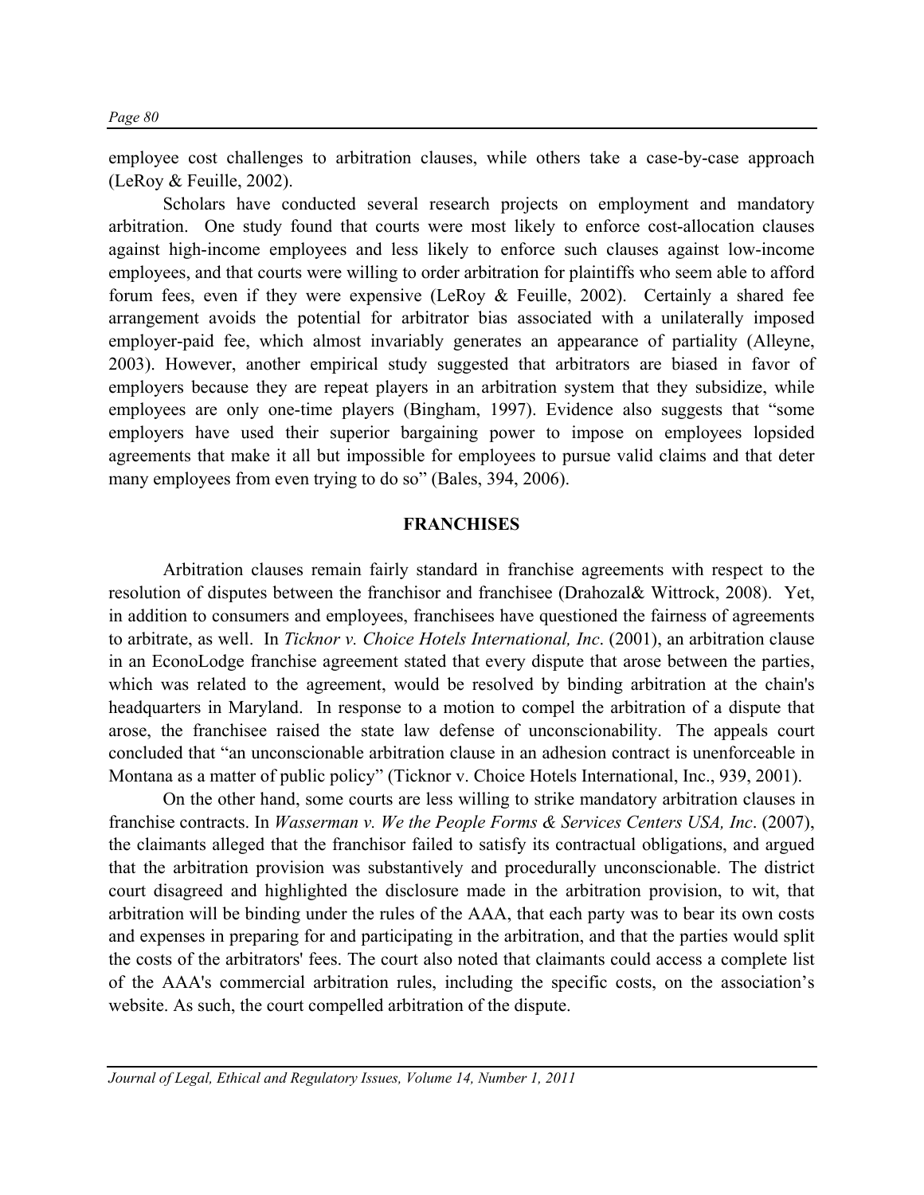employee cost challenges to arbitration clauses, while others take a case-by-case approach (LeRoy & Feuille, 2002).

Scholars have conducted several research projects on employment and mandatory arbitration. One study found that courts were most likely to enforce cost-allocation clauses against high-income employees and less likely to enforce such clauses against low-income employees, and that courts were willing to order arbitration for plaintiffs who seem able to afford forum fees, even if they were expensive (LeRoy & Feuille, 2002). Certainly a shared fee arrangement avoids the potential for arbitrator bias associated with a unilaterally imposed employer-paid fee, which almost invariably generates an appearance of partiality (Alleyne, 2003). However, another empirical study suggested that arbitrators are biased in favor of employers because they are repeat players in an arbitration system that they subsidize, while employees are only one-time players (Bingham, 1997). Evidence also suggests that "some employers have used their superior bargaining power to impose on employees lopsided agreements that make it all but impossible for employees to pursue valid claims and that deter many employees from even trying to do so" (Bales, 394, 2006).

## FRANCHISES

Arbitration clauses remain fairly standard in franchise agreements with respect to the resolution of disputes between the franchisor and franchisee (Drahozal& Wittrock, 2008). Yet, in addition to consumers and employees, franchisees have questioned the fairness of agreements to arbitrate, as well. In *Ticknor v. Choice Hotels International, Inc*. (2001), an arbitration clause in an EconoLodge franchise agreement stated that every dispute that arose between the parties, which was related to the agreement, would be resolved by binding arbitration at the chain's headquarters in Maryland. In response to a motion to compel the arbitration of a dispute that arose, the franchisee raised the state law defense of unconscionability. The appeals court concluded that "an unconscionable arbitration clause in an adhesion contract is unenforceable in Montana as a matter of public policy" (Ticknor v. Choice Hotels International, Inc., 939, 2001).

On the other hand, some courts are less willing to strike mandatory arbitration clauses in franchise contracts. In *Wasserman v. We the People Forms & Services Centers USA, Inc*. (2007), the claimants alleged that the franchisor failed to satisfy its contractual obligations, and argued that the arbitration provision was substantively and procedurally unconscionable. The district court disagreed and highlighted the disclosure made in the arbitration provision, to wit, that arbitration will be binding under the rules of the AAA, that each party was to bear its own costs and expenses in preparing for and participating in the arbitration, and that the parties would split the costs of the arbitrators' fees. The court also noted that claimants could access a complete list of the AAA's commercial arbitration rules, including the specific costs, on the association's website. As such, the court compelled arbitration of the dispute.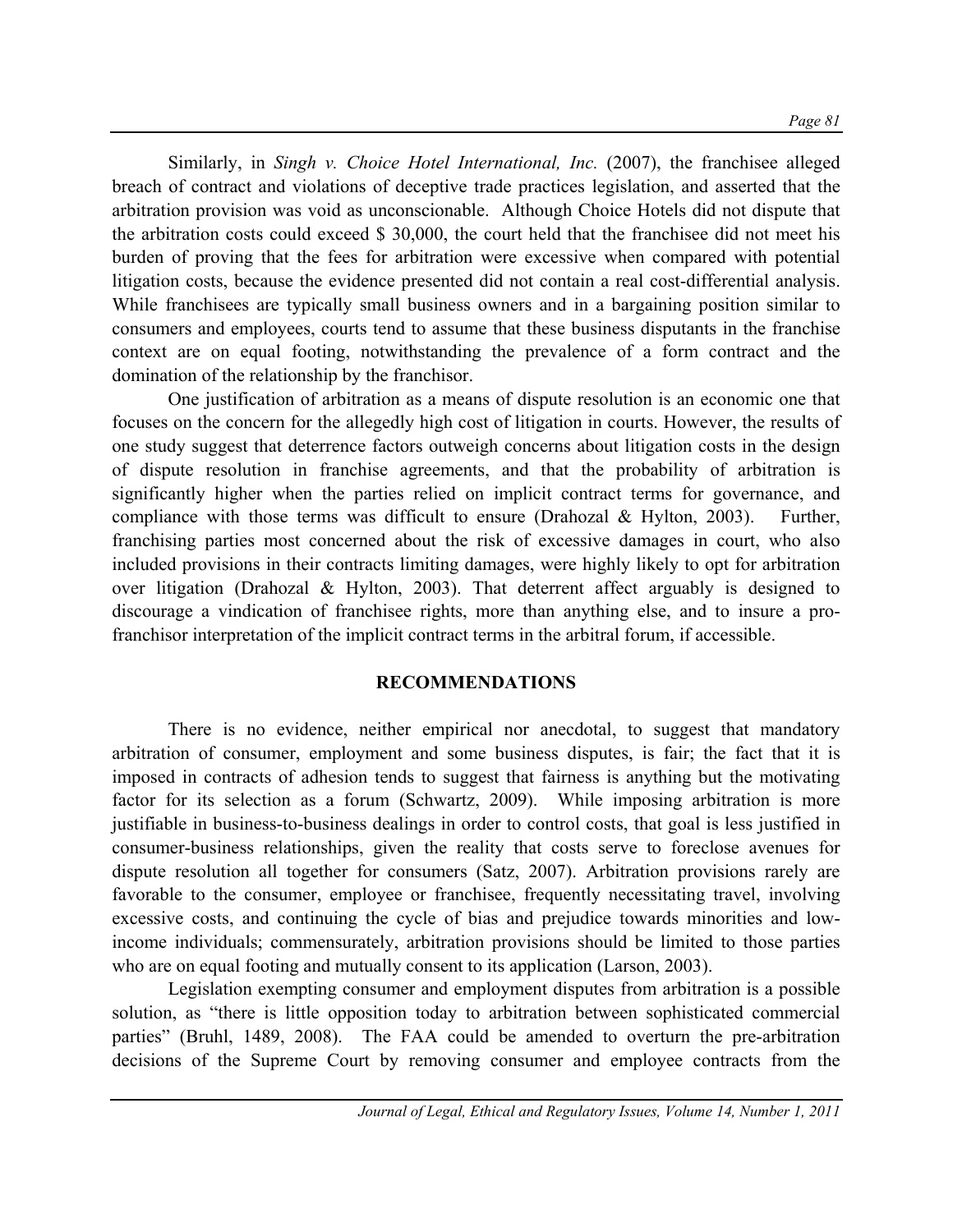Similarly, in *Singh v. Choice Hotel International, Inc.* (2007), the franchisee alleged breach of contract and violations of deceptive trade practices legislation, and asserted that the arbitration provision was void as unconscionable. Although Choice Hotels did not dispute that the arbitration costs could exceed $ 30,000, the court held that the franchisee did not meet his burden of proving that the fees for arbitration were excessive when compared with potential litigation costs, because the evidence presented did not contain a real cost-differential analysis. While franchisees are typically small business owners and in a bargaining position similar to consumers and employees, courts tend to assume that these business disputants in the franchise context are on equal footing, notwithstanding the prevalence of a form contract and the domination of the relationship by the franchisor.

One justification of arbitration as a means of dispute resolution is an economic one that focuses on the concern for the allegedly high cost of litigation in courts. However, the results of one study suggest that deterrence factors outweigh concerns about litigation costs in the design of dispute resolution in franchise agreements, and that the probability of arbitration is significantly higher when the parties relied on implicit contract terms for governance, and compliance with those terms was difficult to ensure (Drahozal & Hylton, 2003). Further, franchising parties most concerned about the risk of excessive damages in court, who also included provisions in their contracts limiting damages, were highly likely to opt for arbitration over litigation (Drahozal & Hylton, 2003). That deterrent affect arguably is designed to discourage a vindication of franchisee rights, more than anything else, and to insure a pro-franchisor interpretation of the implicit contract terms in the arbitral forum, if accessible.

## RECOMMENDATIONS

There is no evidence, neither empirical nor anecdotal, to suggest that mandatory arbitration of consumer, employment and some business disputes, is fair; the fact that it is imposed in contracts of adhesion tends to suggest that fairness is anything but the motivating factor for its selection as a forum (Schwartz, 2009). While imposing arbitration is more justifiable in business-to-business dealings in order to control costs, that goal is less justified in consumer-business relationships, given the reality that costs serve to foreclose avenues for dispute resolution all together for consumers (Satz, 2007). Arbitration provisions rarely are favorable to the consumer, employee or franchisee, frequently necessitating travel, involving excessive costs, and continuing the cycle of bias and prejudice towards minorities and low-income individuals; commensurately, arbitration provisions should be limited to those parties who are on equal footing and mutually consent to its application (Larson, 2003).

Legislation exempting consumer and employment disputes from arbitration is a possible solution, as "there is little opposition today to arbitration between sophisticated commercial parties" (Bruhl, 1489, 2008). The FAA could be amended to overturn the pre-arbitration decisions of the Supreme Court by removing consumer and employee contracts from the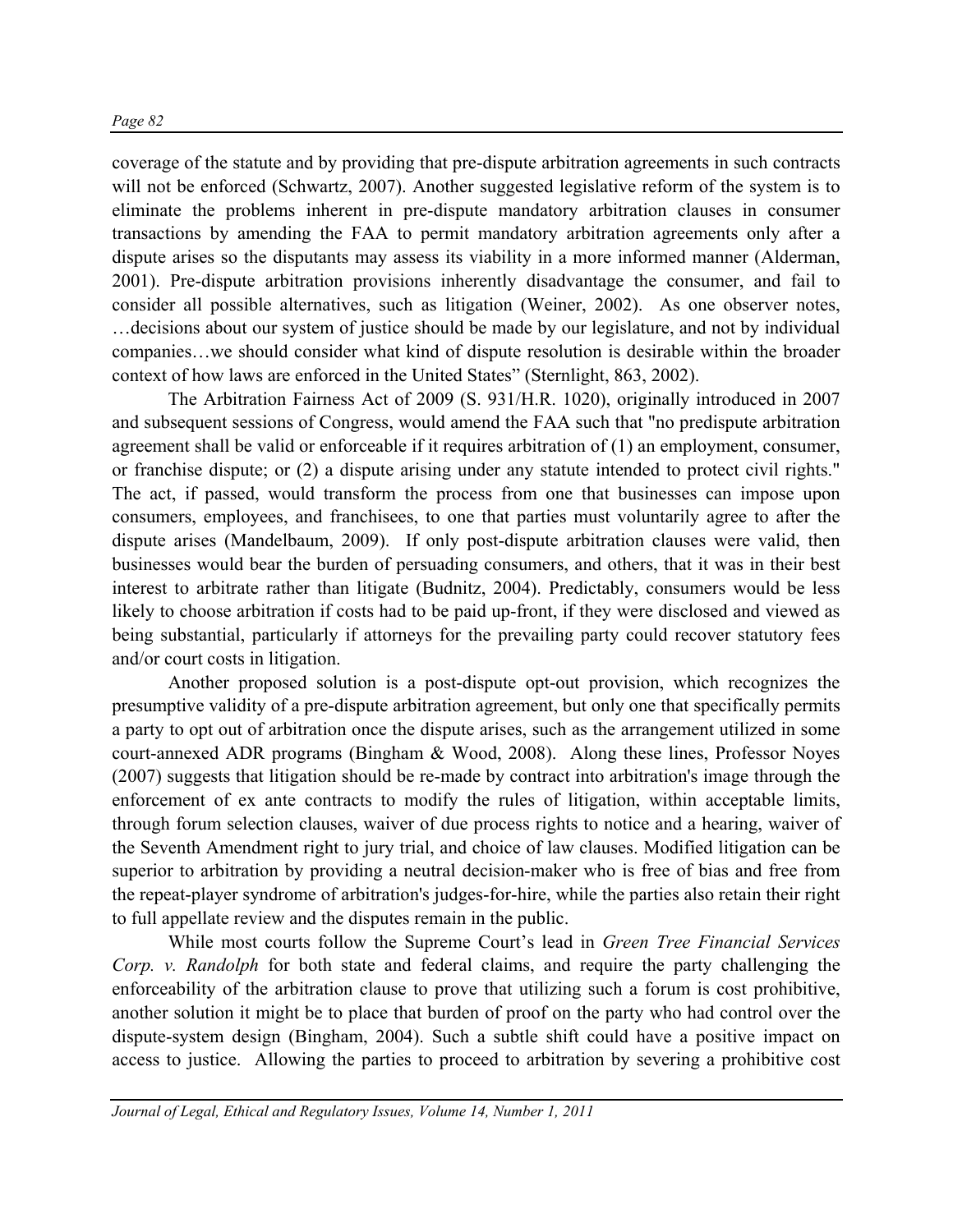coverage of the statute and by providing that pre-dispute arbitration agreements in such contracts will not be enforced (Schwartz, 2007). Another suggested legislative reform of the system is to eliminate the problems inherent in pre-dispute mandatory arbitration clauses in consumer transactions by amending the FAA to permit mandatory arbitration agreements only after a dispute arises so the disputants may assess its viability in a more informed manner (Alderman, 2001). Pre-dispute arbitration provisions inherently disadvantage the consumer, and fail to consider all possible alternatives, such as litigation (Weiner, 2002). As one observer notes, …decisions about our system of justice should be made by our legislature, and not by individual companies…we should consider what kind of dispute resolution is desirable within the broader context of how laws are enforced in the United States" (Sternlight, 863, 2002).

The Arbitration Fairness Act of 2009 (S. 931/H.R. 1020), originally introduced in 2007 and subsequent sessions of Congress, would amend the FAA such that "no predispute arbitration agreement shall be valid or enforceable if it requires arbitration of (1) an employment, consumer, or franchise dispute; or (2) a dispute arising under any statute intended to protect civil rights." The act, if passed, would transform the process from one that businesses can impose upon consumers, employees, and franchisees, to one that parties must voluntarily agree to after the dispute arises (Mandelbaum, 2009). If only post-dispute arbitration clauses were valid, then businesses would bear the burden of persuading consumers, and others, that it was in their best interest to arbitrate rather than litigate (Budnitz, 2004). Predictably, consumers would be less likely to choose arbitration if costs had to be paid up-front, if they were disclosed and viewed as being substantial, particularly if attorneys for the prevailing party could recover statutory fees and/or court costs in litigation.

Another proposed solution is a post-dispute opt-out provision, which recognizes the presumptive validity of a pre-dispute arbitration agreement, but only one that specifically permits a party to opt out of arbitration once the dispute arises, such as the arrangement utilized in some court-annexed ADR programs (Bingham & Wood, 2008). Along these lines, Professor Noyes (2007) suggests that litigation should be re-made by contract into arbitration's image through the enforcement of ex ante contracts to modify the rules of litigation, within acceptable limits, through forum selection clauses, waiver of due process rights to notice and a hearing, waiver of the Seventh Amendment right to jury trial, and choice of law clauses. Modified litigation can be superior to arbitration by providing a neutral decision-maker who is free of bias and free from the repeat-player syndrome of arbitration's judges-for-hire, while the parties also retain their right to full appellate review and the disputes remain in the public.

While most courts follow the Supreme Court's lead in *Green Tree Financial Services Corp. v. Randolph* for both state and federal claims, and require the party challenging the enforceability of the arbitration clause to prove that utilizing such a forum is cost prohibitive, another solution it might be to place that burden of proof on the party who had control over the dispute-system design (Bingham, 2004). Such a subtle shift could have a positive impact on access to justice. Allowing the parties to proceed to arbitration by severing a prohibitive cost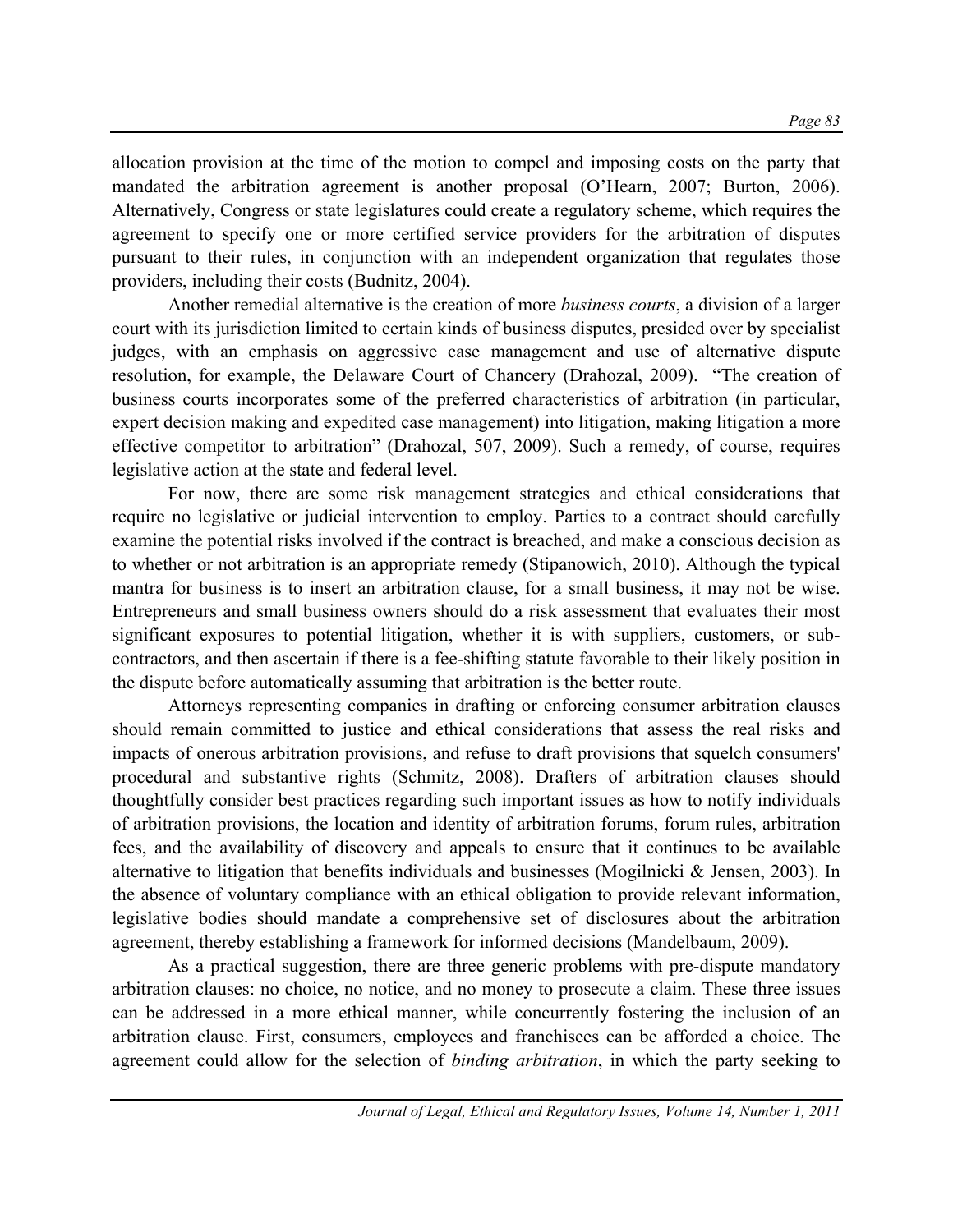allocation provision at the time of the motion to compel and imposing costs on the party that mandated the arbitration agreement is another proposal (O'Hearn, 2007; Burton, 2006). Alternatively, Congress or state legislatures could create a regulatory scheme, which requires the agreement to specify one or more certified service providers for the arbitration of disputes pursuant to their rules, in conjunction with an independent organization that regulates those providers, including their costs (Budnitz, 2004).

Another remedial alternative is the creation of more *business courts*, a division of a larger court with its jurisdiction limited to certain kinds of business disputes, presided over by specialist judges, with an emphasis on aggressive case management and use of alternative dispute resolution, for example, the Delaware Court of Chancery (Drahozal, 2009). "The creation of business courts incorporates some of the preferred characteristics of arbitration (in particular, expert decision making and expedited case management) into litigation, making litigation a more effective competitor to arbitration" (Drahozal, 507, 2009). Such a remedy, of course, requires legislative action at the state and federal level.

For now, there are some risk management strategies and ethical considerations that require no legislative or judicial intervention to employ. Parties to a contract should carefully examine the potential risks involved if the contract is breached, and make a conscious decision as to whether or not arbitration is an appropriate remedy (Stipanowich, 2010). Although the typical mantra for business is to insert an arbitration clause, for a small business, it may not be wise. Entrepreneurs and small business owners should do a risk assessment that evaluates their most significant exposures to potential litigation, whether it is with suppliers, customers, or sub-contractors, and then ascertain if there is a fee-shifting statute favorable to their likely position in the dispute before automatically assuming that arbitration is the better route.

Attorneys representing companies in drafting or enforcing consumer arbitration clauses should remain committed to justice and ethical considerations that assess the real risks and impacts of onerous arbitration provisions, and refuse to draft provisions that squelch consumers' procedural and substantive rights (Schmitz, 2008). Drafters of arbitration clauses should thoughtfully consider best practices regarding such important issues as how to notify individuals of arbitration provisions, the location and identity of arbitration forums, forum rules, arbitration fees, and the availability of discovery and appeals to ensure that it continues to be available alternative to litigation that benefits individuals and businesses (Mogilnicki & Jensen, 2003). In the absence of voluntary compliance with an ethical obligation to provide relevant information, legislative bodies should mandate a comprehensive set of disclosures about the arbitration agreement, thereby establishing a framework for informed decisions (Mandelbaum, 2009).

As a practical suggestion, there are three generic problems with pre-dispute mandatory arbitration clauses: no choice, no notice, and no money to prosecute a claim. These three issues can be addressed in a more ethical manner, while concurrently fostering the inclusion of an arbitration clause. First, consumers, employees and franchisees can be afforded a choice. The agreement could allow for the selection of *binding arbitration*, in which the party seeking to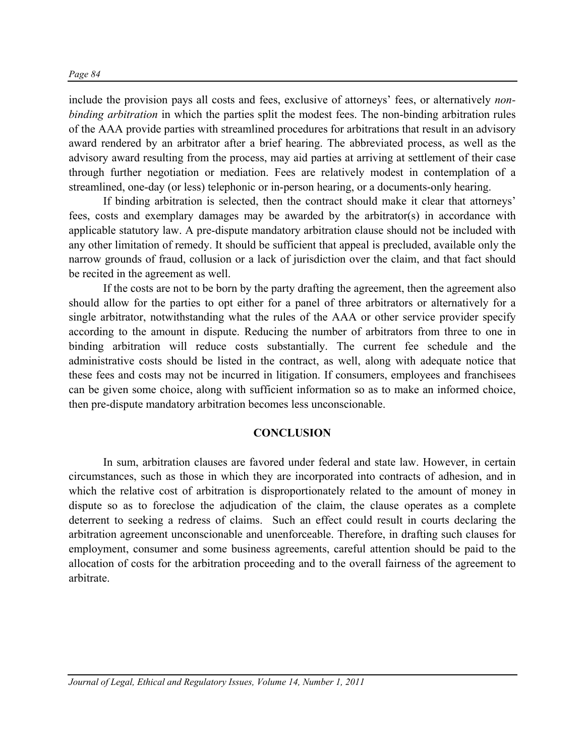include the provision pays all costs and fees, exclusive of attorneys' fees, or alternatively *non-binding arbitration* in which the parties split the modest fees. The non-binding arbitration rules of the AAA provide parties with streamlined procedures for arbitrations that result in an advisory award rendered by an arbitrator after a brief hearing. The abbreviated process, as well as the advisory award resulting from the process, may aid parties at arriving at settlement of their case through further negotiation or mediation. Fees are relatively modest in contemplation of a streamlined, one-day (or less) telephonic or in-person hearing, or a documents-only hearing.

If binding arbitration is selected, then the contract should make it clear that attorneys' fees, costs and exemplary damages may be awarded by the arbitrator(s) in accordance with applicable statutory law. A pre-dispute mandatory arbitration clause should not be included with any other limitation of remedy. It should be sufficient that appeal is precluded, available only the narrow grounds of fraud, collusion or a lack of jurisdiction over the claim, and that fact should be recited in the agreement as well.

If the costs are not to be born by the party drafting the agreement, then the agreement also should allow for the parties to opt either for a panel of three arbitrators or alternatively for a single arbitrator, notwithstanding what the rules of the AAA or other service provider specify according to the amount in dispute. Reducing the number of arbitrators from three to one in binding arbitration will reduce costs substantially. The current fee schedule and the administrative costs should be listed in the contract, as well, along with adequate notice that these fees and costs may not be incurred in litigation. If consumers, employees and franchisees can be given some choice, along with sufficient information so as to make an informed choice, then pre-dispute mandatory arbitration becomes less unconscionable.

## CONCLUSION

In sum, arbitration clauses are favored under federal and state law. However, in certain circumstances, such as those in which they are incorporated into contracts of adhesion, and in which the relative cost of arbitration is disproportionately related to the amount of money in dispute so as to foreclose the adjudication of the claim, the clause operates as a complete deterrent to seeking a redress of claims. Such an effect could result in courts declaring the arbitration agreement unconscionable and unenforceable. Therefore, in drafting such clauses for employment, consumer and some business agreements, careful attention should be paid to the allocation of costs for the arbitration proceeding and to the overall fairness of the agreement to arbitrate.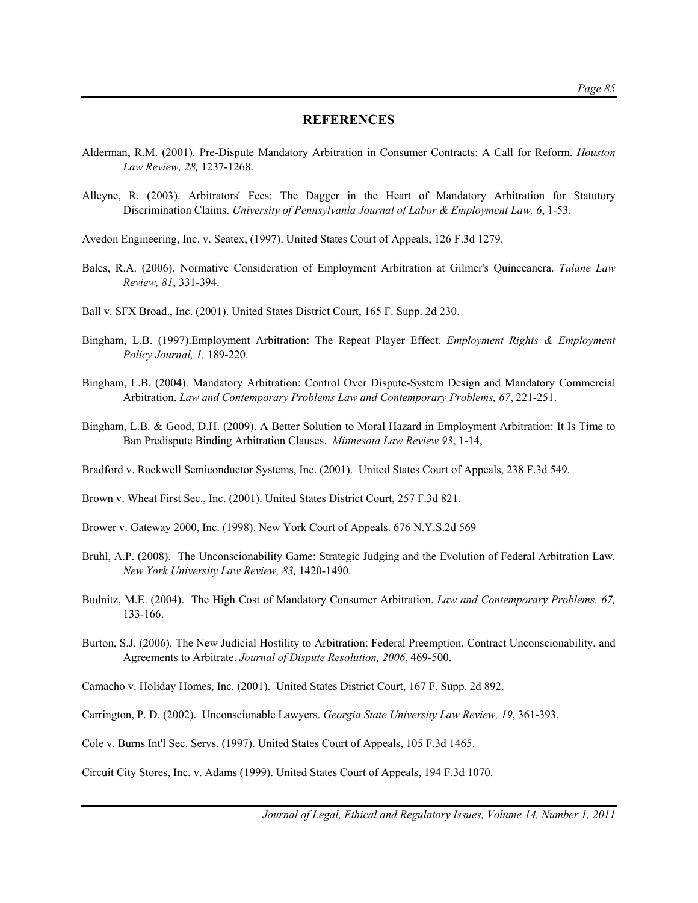## REFERENCES

Alderman, R.M. (2001). Pre-Dispute Mandatory Arbitration in Consumer Contracts: A Call for Reform. *Houston Law Review, 28,* 1237-1268.

Alleyne, R. (2003). Arbitrators' Fees: The Dagger in the Heart of Mandatory Arbitration for Statutory Discrimination Claims. *University of Pennsylvania Journal of Labor & Employment Law, 6*, 1-53.

Avedon Engineering, Inc. v. Seatex, (1997). United States Court of Appeals, 126 F.3d 1279.

Bales, R.A. (2006). Normative Consideration of Employment Arbitration at Gilmer's Quinceanera. *Tulane Law Review, 81*, 331-394.

Ball v. SFX Broad., Inc. (2001). United States District Court, 165 F. Supp. 2d 230.

Bingham, L.B. (1997).Employment Arbitration: The Repeat Player Effect. *Employment Rights & Employment Policy Journal, 1,* 189-220.

Bingham, L.B. (2004). Mandatory Arbitration: Control Over Dispute-System Design and Mandatory Commercial Arbitration. *Law and Contemporary Problems Law and Contemporary Problems, 67*, 221-251.

Bingham, L.B. & Good, D.H. (2009). A Better Solution to Moral Hazard in Employment Arbitration: It Is Time to Ban Predispute Binding Arbitration Clauses. *Minnesota Law Review 93*, 1-14,

Bradford v. Rockwell Semiconductor Systems, Inc. (2001). United States Court of Appeals, 238 F.3d 549.

Brown v. Wheat First Sec., Inc. (2001). United States District Court, 257 F.3d 821.

Brower v. Gateway 2000, Inc. (1998). New York Court of Appeals. 676 N.Y.S.2d 569

Bruhl, A.P. (2008). The Unconscionability Game: Strategic Judging and the Evolution of Federal Arbitration Law. *New York University Law Review, 83,* 1420-1490.

Budnitz, M.E. (2004). The High Cost of Mandatory Consumer Arbitration. *Law and Contemporary Problems, 67,* 133-166.

Burton, S.J. (2006). The New Judicial Hostility to Arbitration: Federal Preemption, Contract Unconscionability, and Agreements to Arbitrate. *Journal of Dispute Resolution, 2006*, 469-500.

Camacho v. Holiday Homes, Inc. (2001). United States District Court, 167 F. Supp. 2d 892.

Carrington, P. D. (2002). Unconscionable Lawyers. *Georgia State University Law Review, 19*, 361-393.

Cole v. Burns Int'l Sec. Servs. (1997). United States Court of Appeals, 105 F.3d 1465.

Circuit City Stores, Inc. v. Adams (1999). United States Court of Appeals, 194 F.3d 1070.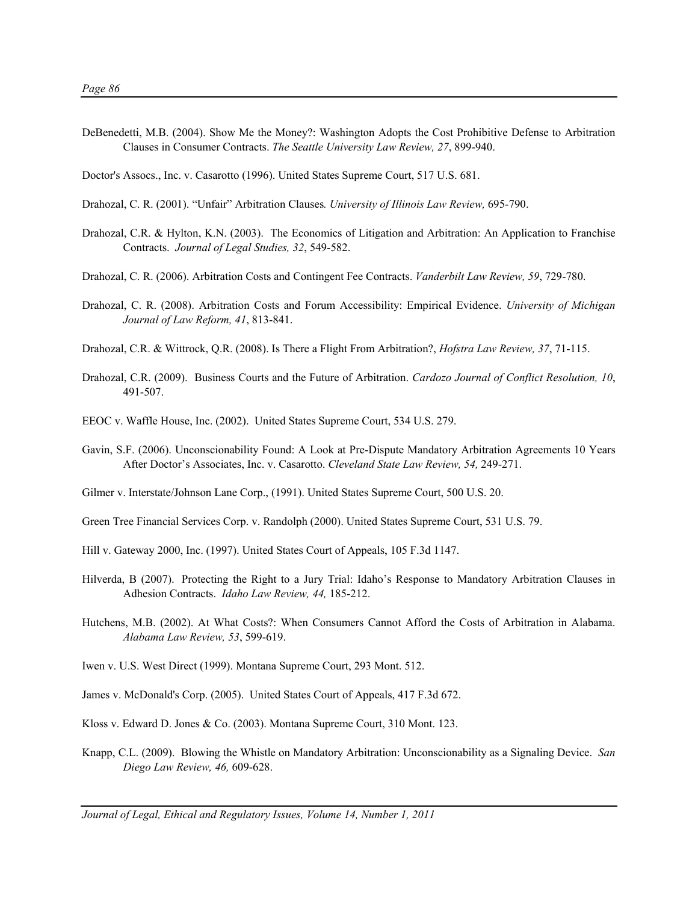DeBenedetti, M.B. (2004). Show Me the Money?: Washington Adopts the Cost Prohibitive Defense to Arbitration Clauses in Consumer Contracts. *The Seattle University Law Review, 27*, 899-940.

Doctor's Assocs., Inc. v. Casarotto (1996). United States Supreme Court, 517 U.S. 681.

Drahozal, C. R. (2001). "Unfair" Arbitration Clauses*. University of Illinois Law Review,* 695-790.

Drahozal, C.R. & Hylton, K.N. (2003). The Economics of Litigation and Arbitration: An Application to Franchise Contracts. *Journal of Legal Studies, 32*, 549-582.

Drahozal, C. R. (2006). Arbitration Costs and Contingent Fee Contracts. *Vanderbilt Law Review, 59*, 729-780.

Drahozal, C. R. (2008). Arbitration Costs and Forum Accessibility: Empirical Evidence. *University of Michigan Journal of Law Reform, 41*, 813-841.

Drahozal, C.R. & Wittrock, Q.R. (2008). Is There a Flight From Arbitration?, *Hofstra Law Review, 37*, 71-115.

Drahozal, C.R. (2009). Business Courts and the Future of Arbitration. *Cardozo Journal of Conflict Resolution, 10*, 491-507.

EEOC v. Waffle House, Inc. (2002). United States Supreme Court, 534 U.S. 279.

Gavin, S.F. (2006). Unconscionability Found: A Look at Pre-Dispute Mandatory Arbitration Agreements 10 Years After Doctor's Associates, Inc. v. Casarotto. *Cleveland State Law Review, 54,* 249-271.

Gilmer v. Interstate/Johnson Lane Corp., (1991). United States Supreme Court, 500 U.S. 20.

Green Tree Financial Services Corp. v. Randolph (2000). United States Supreme Court, 531 U.S. 79.

Hill v. Gateway 2000, Inc. (1997). United States Court of Appeals, 105 F.3d 1147.

Hilverda, B (2007). Protecting the Right to a Jury Trial: Idaho's Response to Mandatory Arbitration Clauses in Adhesion Contracts. *Idaho Law Review, 44,* 185-212.

Hutchens, M.B. (2002). At What Costs?: When Consumers Cannot Afford the Costs of Arbitration in Alabama. *Alabama Law Review, 53*, 599-619.

Iwen v. U.S. West Direct (1999). Montana Supreme Court, 293 Mont. 512.

James v. McDonald's Corp. (2005). United States Court of Appeals, 417 F.3d 672.

Kloss v. Edward D. Jones & Co. (2003). Montana Supreme Court, 310 Mont. 123.

Knapp, C.L. (2009). Blowing the Whistle on Mandatory Arbitration: Unconscionability as a Signaling Device. *San Diego Law Review, 46,* 609-628.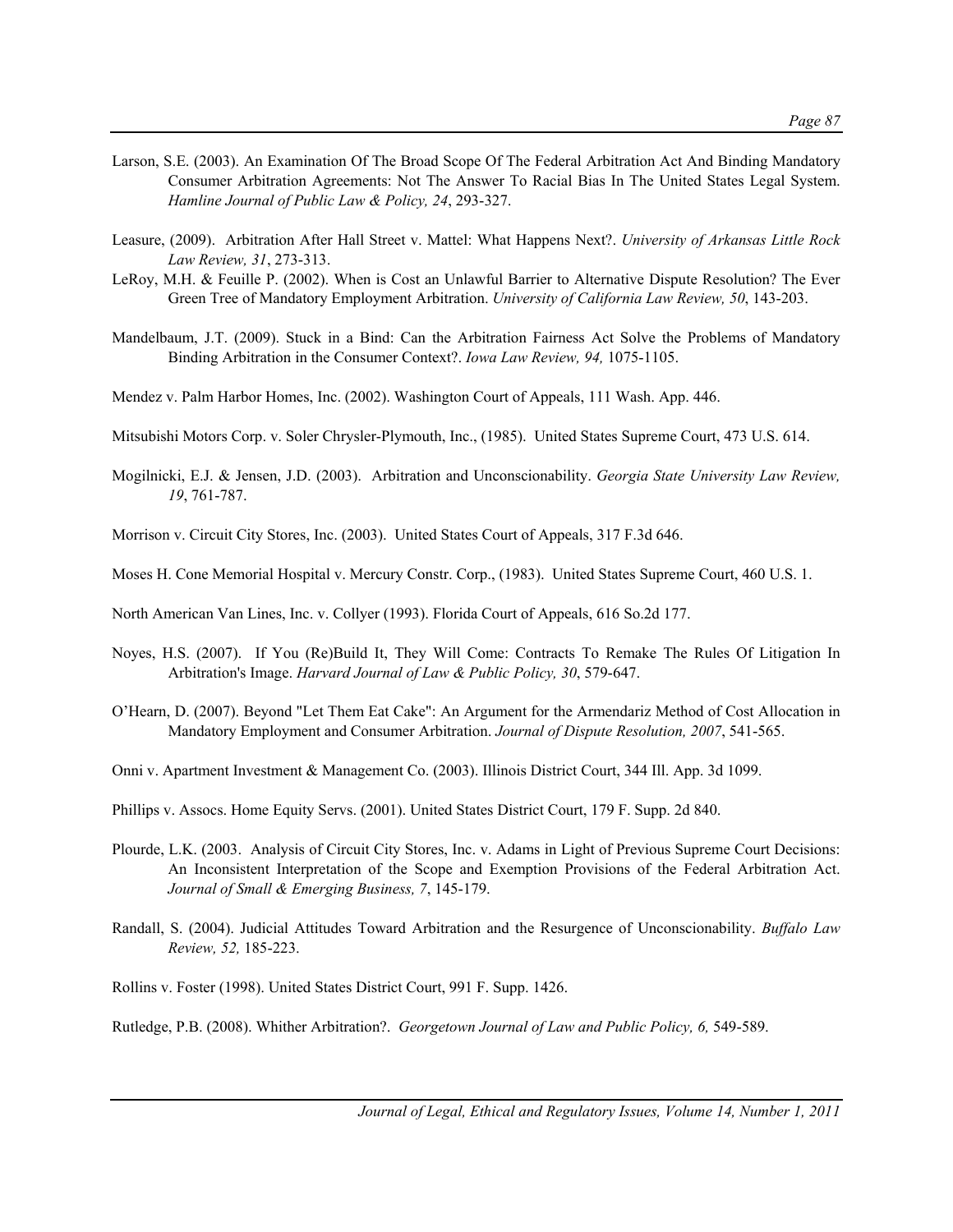Larson, S.E. (2003). An Examination Of The Broad Scope Of The Federal Arbitration Act And Binding Mandatory Consumer Arbitration Agreements: Not The Answer To Racial Bias In The United States Legal System. *Hamline Journal of Public Law & Policy, 24*, 293-327.

Leasure, (2009). Arbitration After Hall Street v. Mattel: What Happens Next?. *University of Arkansas Little Rock Law Review, 31*, 273-313.

LeRoy, M.H. & Feuille P. (2002). When is Cost an Unlawful Barrier to Alternative Dispute Resolution? The Ever Green Tree of Mandatory Employment Arbitration. *University of California Law Review, 50*, 143-203.

Mandelbaum, J.T. (2009). Stuck in a Bind: Can the Arbitration Fairness Act Solve the Problems of Mandatory Binding Arbitration in the Consumer Context?. *Iowa Law Review, 94,* 1075-1105.

Mendez v. Palm Harbor Homes, Inc. (2002). Washington Court of Appeals, 111 Wash. App. 446.

Mitsubishi Motors Corp. v. Soler Chrysler-Plymouth, Inc., (1985). United States Supreme Court, 473 U.S. 614.

Mogilnicki, E.J. & Jensen, J.D. (2003). Arbitration and Unconscionability. *Georgia State University Law Review, 19*, 761-787.

Morrison v. Circuit City Stores, Inc. (2003). United States Court of Appeals, 317 F.3d 646.

Moses H. Cone Memorial Hospital v. Mercury Constr. Corp., (1983). United States Supreme Court, 460 U.S. 1.

North American Van Lines, Inc. v. Collyer (1993). Florida Court of Appeals, 616 So.2d 177.

Noyes, H.S. (2007). If You (Re)Build It, They Will Come: Contracts To Remake The Rules Of Litigation In Arbitration's Image. *Harvard Journal of Law & Public Policy, 30*, 579-647.

O'Hearn, D. (2007). Beyond "Let Them Eat Cake": An Argument for the Armendariz Method of Cost Allocation in Mandatory Employment and Consumer Arbitration. *Journal of Dispute Resolution, 2007*, 541-565.

Onni v. Apartment Investment & Management Co. (2003). Illinois District Court, 344 Ill. App. 3d 1099.

Phillips v. Assocs. Home Equity Servs. (2001). United States District Court, 179 F. Supp. 2d 840.

Plourde, L.K. (2003. Analysis of Circuit City Stores, Inc. v. Adams in Light of Previous Supreme Court Decisions: An Inconsistent Interpretation of the Scope and Exemption Provisions of the Federal Arbitration Act. *Journal of Small & Emerging Business, 7*, 145-179.

Randall, S. (2004). Judicial Attitudes Toward Arbitration and the Resurgence of Unconscionability. *Buffalo Law Review, 52,* 185-223.

Rollins v. Foster (1998). United States District Court, 991 F. Supp. 1426.

Rutledge, P.B. (2008). Whither Arbitration?. *Georgetown Journal of Law and Public Policy, 6,* 549-589.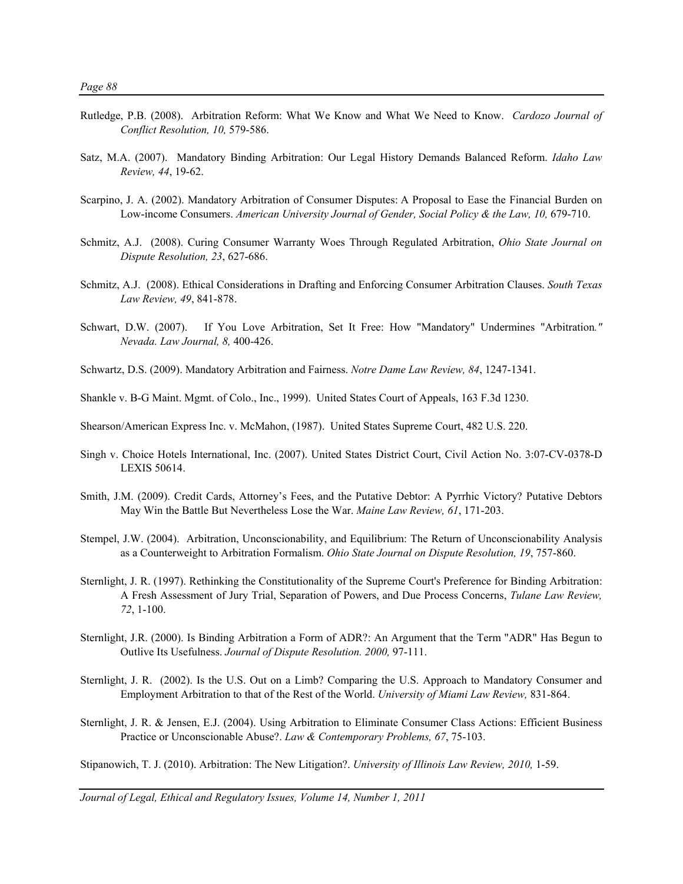Rutledge, P.B. (2008). Arbitration Reform: What We Know and What We Need to Know. *Cardozo Journal of Conflict Resolution, 10,* 579-586.

Satz, M.A. (2007). Mandatory Binding Arbitration: Our Legal History Demands Balanced Reform. *Idaho Law Review, 44*, 19-62.

Scarpino, J. A. (2002). Mandatory Arbitration of Consumer Disputes: A Proposal to Ease the Financial Burden on Low-income Consumers. *American University Journal of Gender, Social Policy & the Law, 10,* 679-710.

Schmitz, A.J. (2008). Curing Consumer Warranty Woes Through Regulated Arbitration, *Ohio State Journal on Dispute Resolution, 23*, 627-686.

Schmitz, A.J. (2008). Ethical Considerations in Drafting and Enforcing Consumer Arbitration Clauses. *South Texas Law Review, 49*, 841-878.

Schwart, D.W. (2007). If You Love Arbitration, Set It Free: How "Mandatory" Undermines "Arbitration*." Nevada. Law Journal, 8,* 400-426.

Schwartz, D.S. (2009). Mandatory Arbitration and Fairness. *Notre Dame Law Review, 84*, 1247-1341.

Shankle v. B-G Maint. Mgmt. of Colo., Inc., 1999). United States Court of Appeals, 163 F.3d 1230.

Shearson/American Express Inc. v. McMahon, (1987). United States Supreme Court, 482 U.S. 220.

Singh v. Choice Hotels International, Inc. (2007). United States District Court, Civil Action No. 3:07-CV-0378-D LEXIS 50614.

Smith, J.M. (2009). Credit Cards, Attorney's Fees, and the Putative Debtor: A Pyrrhic Victory? Putative Debtors May Win the Battle But Nevertheless Lose the War. *Maine Law Review, 61*, 171-203.

Stempel, J.W. (2004). Arbitration, Unconscionability, and Equilibrium: The Return of Unconscionability Analysis as a Counterweight to Arbitration Formalism. *Ohio State Journal on Dispute Resolution, 19*, 757-860.

Sternlight, J. R. (1997). Rethinking the Constitutionality of the Supreme Court's Preference for Binding Arbitration: A Fresh Assessment of Jury Trial, Separation of Powers, and Due Process Concerns, *Tulane Law Review, 72*, 1-100.

Sternlight, J.R. (2000). Is Binding Arbitration a Form of ADR?: An Argument that the Term "ADR" Has Begun to Outlive Its Usefulness. *Journal of Dispute Resolution. 2000,* 97-111.

Sternlight, J. R. (2002). Is the U.S. Out on a Limb? Comparing the U.S. Approach to Mandatory Consumer and Employment Arbitration to that of the Rest of the World. *University of Miami Law Review,* 831-864.

Sternlight, J. R. & Jensen, E.J. (2004). Using Arbitration to Eliminate Consumer Class Actions: Efficient Business Practice or Unconscionable Abuse?. *Law & Contemporary Problems, 67*, 75-103.

Stipanowich, T. J. (2010). Arbitration: The New Litigation?. *University of Illinois Law Review, 2010,* 1-59.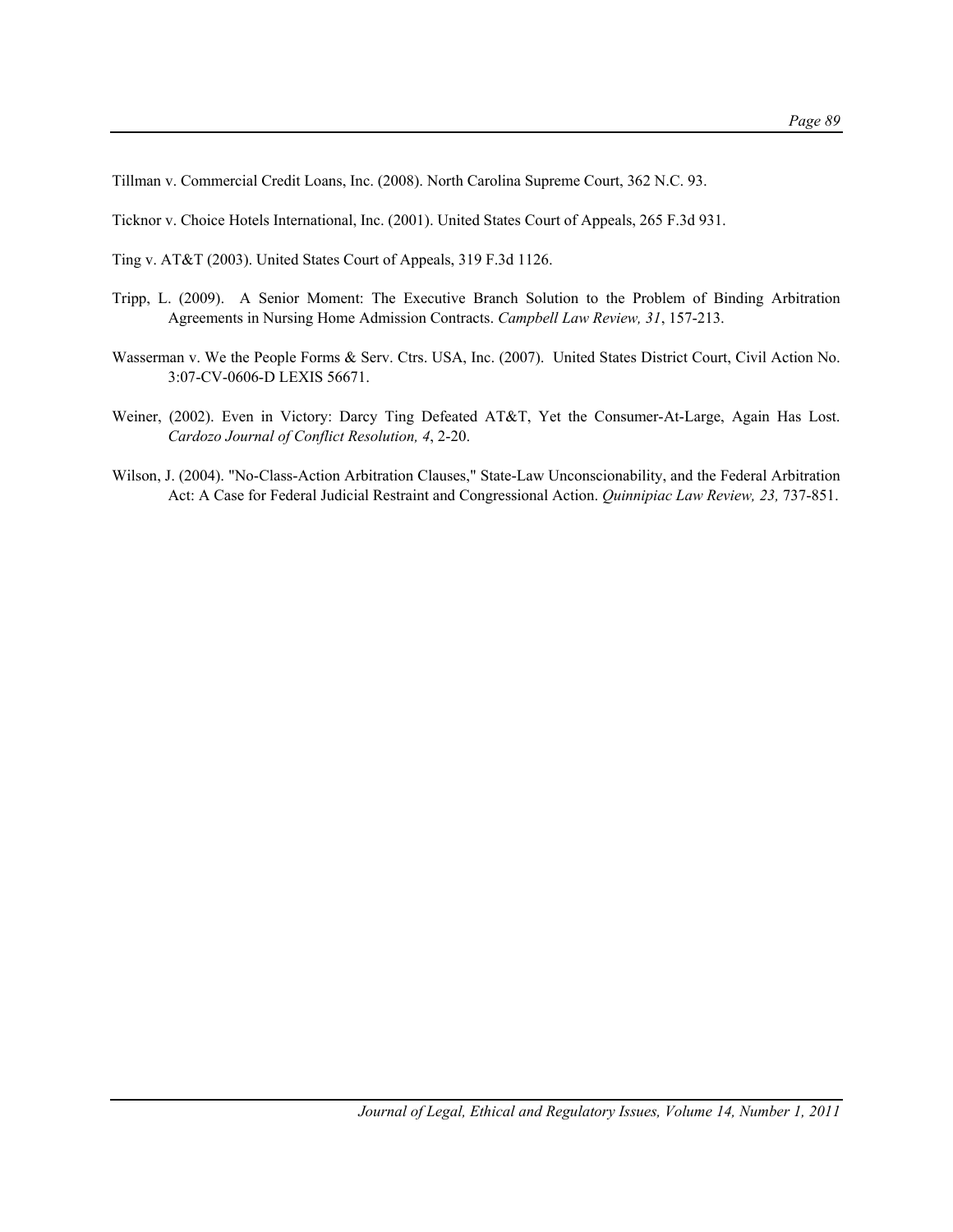Tillman v. Commercial Credit Loans, Inc. (2008). North Carolina Supreme Court, 362 N.C. 93.

Ticknor v. Choice Hotels International, Inc. (2001). United States Court of Appeals, 265 F.3d 931.

Ting v. AT&T (2003). United States Court of Appeals, 319 F.3d 1126.

Tripp, L. (2009). A Senior Moment: The Executive Branch Solution to the Problem of Binding Arbitration Agreements in Nursing Home Admission Contracts. *Campbell Law Review, 31*, 157-213.

Wasserman v. We the People Forms & Serv. Ctrs. USA, Inc. (2007). United States District Court, Civil Action No. 3:07-CV-0606-D LEXIS 56671.

Weiner, (2002). Even in Victory: Darcy Ting Defeated AT&T, Yet the Consumer-At-Large, Again Has Lost. *Cardozo Journal of Conflict Resolution, 4*, 2-20.

Wilson, J. (2004). "No-Class-Action Arbitration Clauses," State-Law Unconscionability, and the Federal Arbitration Act: A Case for Federal Judicial Restraint and Congressional Action. *Quinnipiac Law Review, 23,* 737-851.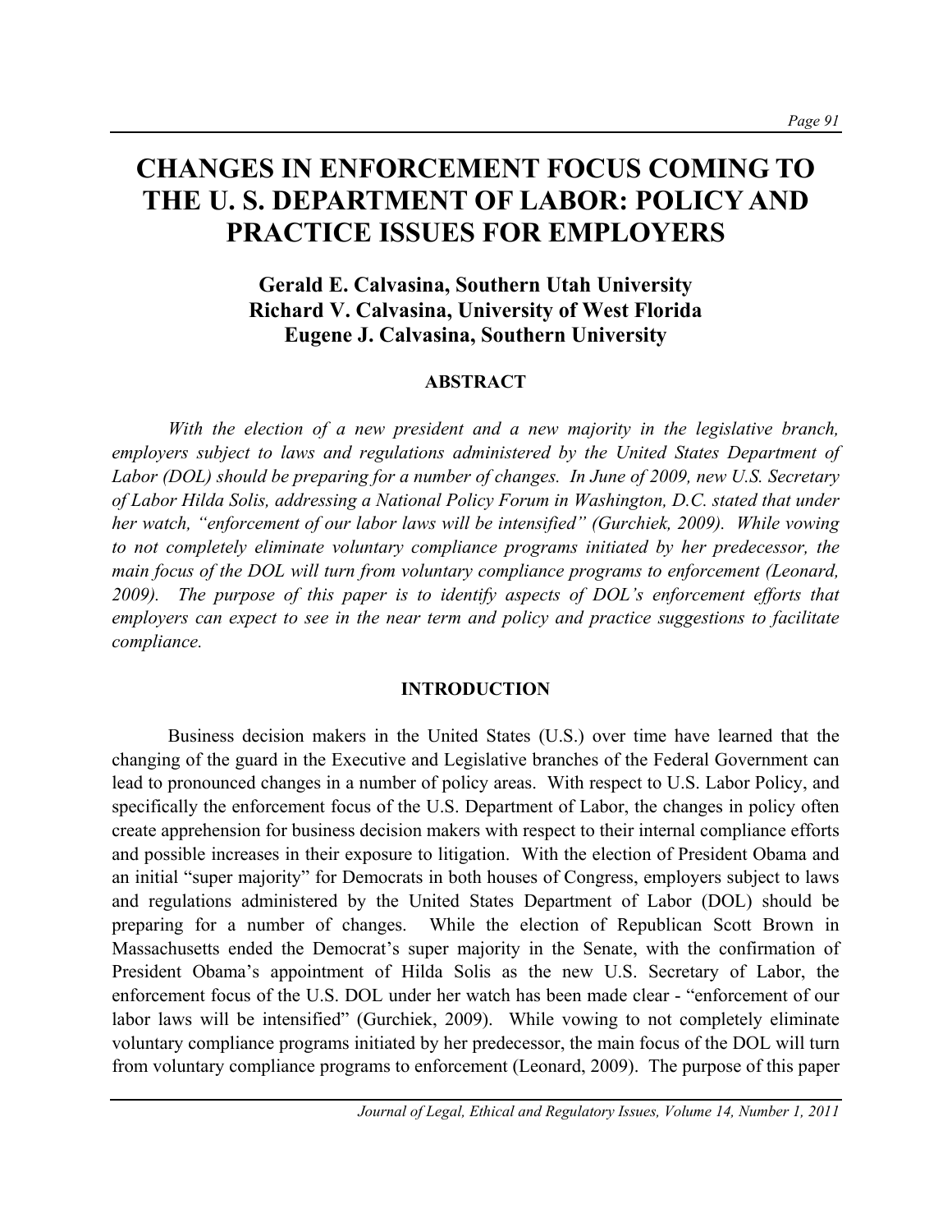# CHANGES IN ENFORCEMENT FOCUS COMING TO THE U. S. DEPARTMENT OF LABOR: POLICY AND PRACTICE ISSUES FOR EMPLOYERS

**Gerald E. Calvasina, Southern Utah University**
**Richard V. Calvasina, University of West Florida**
**Eugene J. Calvasina, Southern University**

## ABSTRACT

*With the election of a new president and a new majority in the legislative branch, employers subject to laws and regulations administered by the United States Department of Labor (DOL) should be preparing for a number of changes. In June of 2009, new U.S. Secretary of Labor Hilda Solis, addressing a National Policy Forum in Washington, D.C. stated that under her watch, "enforcement of our labor laws will be intensified" (Gurchiek, 2009). While vowing to not completely eliminate voluntary compliance programs initiated by her predecessor, the main focus of the DOL will turn from voluntary compliance programs to enforcement (Leonard, 2009). The purpose of this paper is to identify aspects of DOL's enforcement efforts that employers can expect to see in the near term and policy and practice suggestions to facilitate compliance.*

## INTRODUCTION

Business decision makers in the United States (U.S.) over time have learned that the changing of the guard in the Executive and Legislative branches of the Federal Government can lead to pronounced changes in a number of policy areas. With respect to U.S. Labor Policy, and specifically the enforcement focus of the U.S. Department of Labor, the changes in policy often create apprehension for business decision makers with respect to their internal compliance efforts and possible increases in their exposure to litigation. With the election of President Obama and an initial "super majority" for Democrats in both houses of Congress, employers subject to laws and regulations administered by the United States Department of Labor (DOL) should be preparing for a number of changes. While the election of Republican Scott Brown in Massachusetts ended the Democrat's super majority in the Senate, with the confirmation of President Obama's appointment of Hilda Solis as the new U.S. Secretary of Labor, the enforcement focus of the U.S. DOL under her watch has been made clear - "enforcement of our labor laws will be intensified" (Gurchiek, 2009). While vowing to not completely eliminate voluntary compliance programs initiated by her predecessor, the main focus of the DOL will turn from voluntary compliance programs to enforcement (Leonard, 2009). The purpose of this paper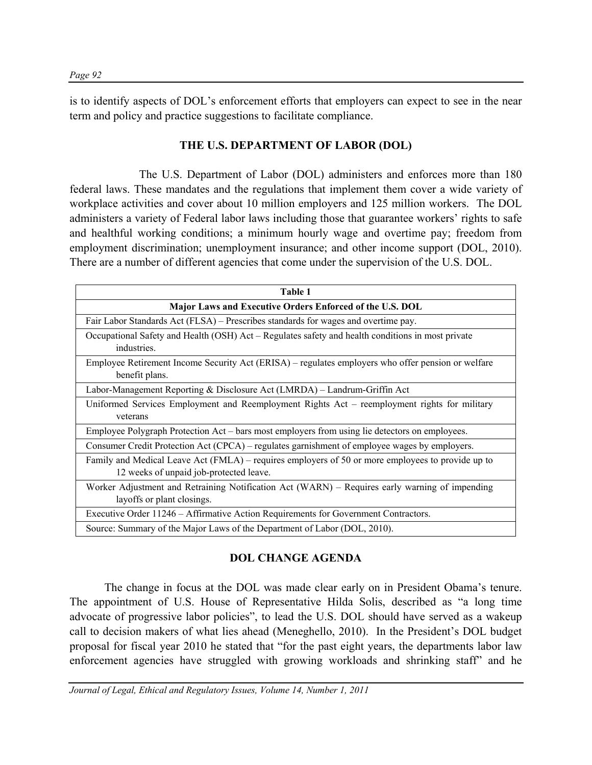is to identify aspects of DOL's enforcement efforts that employers can expect to see in the near term and policy and practice suggestions to facilitate compliance.

## THE U.S. DEPARTMENT OF LABOR (DOL)

The U.S. Department of Labor (DOL) administers and enforces more than 180 federal laws. These mandates and the regulations that implement them cover a wide variety of workplace activities and cover about 10 million employers and 125 million workers. The DOL administers a variety of Federal labor laws including those that guarantee workers' rights to safe and healthful working conditions; a minimum hourly wage and overtime pay; freedom from employment discrimination; unemployment insurance; and other income support (DOL, 2010). There are a number of different agencies that come under the supervision of the U.S. DOL.

| Table 1 |
|---|
| **Major Laws and Executive Orders Enforced of the U.S. DOL** |
| Fair Labor Standards Act (FLSA) – Prescribes standards for wages and overtime pay. |
| Occupational Safety and Health (OSH) Act – Regulates safety and health conditions in most private industries. |
| Employee Retirement Income Security Act (ERISA) – regulates employers who offer pension or welfare benefit plans. |
| Labor-Management Reporting & Disclosure Act (LMRDA) – Landrum-Griffin Act |
| Uniformed Services Employment and Reemployment Rights Act – reemployment rights for military veterans |
| Employee Polygraph Protection Act – bars most employers from using lie detectors on employees. |
| Consumer Credit Protection Act (CPCA) – regulates garnishment of employee wages by employers. |
| Family and Medical Leave Act (FMLA) – requires employers of 50 or more employees to provide up to 12 weeks of unpaid job-protected leave. |
| Worker Adjustment and Retraining Notification Act (WARN) – Requires early warning of impending layoffs or plant closings. |
| Executive Order 11246 – Affirmative Action Requirements for Government Contractors. |
| Source: Summary of the Major Laws of the Department of Labor (DOL, 2010). |

## DOL CHANGE AGENDA

The change in focus at the DOL was made clear early on in President Obama's tenure. The appointment of U.S. House of Representative Hilda Solis, described as "a long time advocate of progressive labor policies", to lead the U.S. DOL should have served as a wakeup call to decision makers of what lies ahead (Meneghello, 2010). In the President's DOL budget proposal for fiscal year 2010 he stated that "for the past eight years, the departments labor law enforcement agencies have struggled with growing workloads and shrinking staff" and he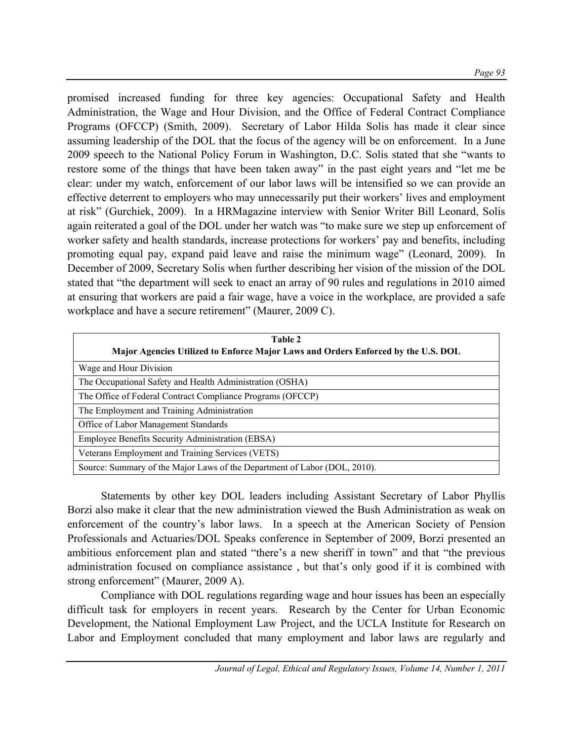promised increased funding for three key agencies: Occupational Safety and Health Administration, the Wage and Hour Division, and the Office of Federal Contract Compliance Programs (OFCCP) (Smith, 2009). Secretary of Labor Hilda Solis has made it clear since assuming leadership of the DOL that the focus of the agency will be on enforcement. In a June 2009 speech to the National Policy Forum in Washington, D.C. Solis stated that she "wants to restore some of the things that have been taken away" in the past eight years and "let me be clear: under my watch, enforcement of our labor laws will be intensified so we can provide an effective deterrent to employers who may unnecessarily put their workers' lives and employment at risk" (Gurchiek, 2009). In a HRMagazine interview with Senior Writer Bill Leonard, Solis again reiterated a goal of the DOL under her watch was "to make sure we step up enforcement of worker safety and health standards, increase protections for workers' pay and benefits, including promoting equal pay, expand paid leave and raise the minimum wage" (Leonard, 2009). In December of 2009, Secretary Solis when further describing her vision of the mission of the DOL stated that "the department will seek to enact an array of 90 rules and regulations in 2010 aimed at ensuring that workers are paid a fair wage, have a voice in the workplace, are provided a safe workplace and have a secure retirement" (Maurer, 2009 C).

| **Table 2**<br>**Major Agencies Utilized to Enforce Major Laws and Orders Enforced by the U.S. DOL** |
|---|
| Wage and Hour Division |
| The Occupational Safety and Health Administration (OSHA) |
| The Office of Federal Contract Compliance Programs (OFCCP) |
| The Employment and Training Administration |
| Office of Labor Management Standards |
| Employee Benefits Security Administration (EBSA) |
| Veterans Employment and Training Services (VETS) |
| Source: Summary of the Major Laws of the Department of Labor (DOL, 2010). |

Statements by other key DOL leaders including Assistant Secretary of Labor Phyllis Borzi also make it clear that the new administration viewed the Bush Administration as weak on enforcement of the country's labor laws. In a speech at the American Society of Pension Professionals and Actuaries/DOL Speaks conference in September of 2009, Borzi presented an ambitious enforcement plan and stated "there's a new sheriff in town" and that "the previous administration focused on compliance assistance , but that's only good if it is combined with strong enforcement" (Maurer, 2009 A).

Compliance with DOL regulations regarding wage and hour issues has been an especially difficult task for employers in recent years. Research by the Center for Urban Economic Development, the National Employment Law Project, and the UCLA Institute for Research on Labor and Employment concluded that many employment and labor laws are regularly and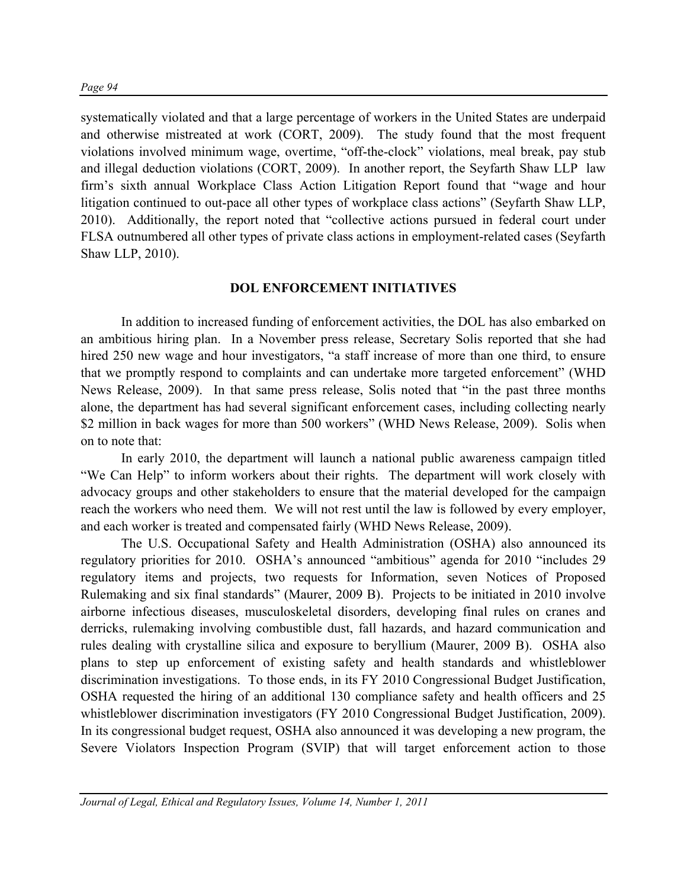systematically violated and that a large percentage of workers in the United States are underpaid and otherwise mistreated at work (CORT, 2009). The study found that the most frequent violations involved minimum wage, overtime, "off-the-clock" violations, meal break, pay stub and illegal deduction violations (CORT, 2009). In another report, the Seyfarth Shaw LLP law firm's sixth annual Workplace Class Action Litigation Report found that "wage and hour litigation continued to out-pace all other types of workplace class actions" (Seyfarth Shaw LLP, 2010). Additionally, the report noted that "collective actions pursued in federal court under FLSA outnumbered all other types of private class actions in employment-related cases (Seyfarth Shaw LLP, 2010).

## DOL ENFORCEMENT INITIATIVES

In addition to increased funding of enforcement activities, the DOL has also embarked on an ambitious hiring plan. In a November press release, Secretary Solis reported that she had hired 250 new wage and hour investigators, "a staff increase of more than one third, to ensure that we promptly respond to complaints and can undertake more targeted enforcement" (WHD News Release, 2009). In that same press release, Solis noted that "in the past three months alone, the department has had several significant enforcement cases, including collecting nearly \$2 million in back wages for more than 500 workers" (WHD News Release, 2009). Solis when on to note that:

In early 2010, the department will launch a national public awareness campaign titled "We Can Help" to inform workers about their rights. The department will work closely with advocacy groups and other stakeholders to ensure that the material developed for the campaign reach the workers who need them. We will not rest until the law is followed by every employer, and each worker is treated and compensated fairly (WHD News Release, 2009).

The U.S. Occupational Safety and Health Administration (OSHA) also announced its regulatory priorities for 2010. OSHA's announced "ambitious" agenda for 2010 "includes 29 regulatory items and projects, two requests for Information, seven Notices of Proposed Rulemaking and six final standards" (Maurer, 2009 B). Projects to be initiated in 2010 involve airborne infectious diseases, musculoskeletal disorders, developing final rules on cranes and derricks, rulemaking involving combustible dust, fall hazards, and hazard communication and rules dealing with crystalline silica and exposure to beryllium (Maurer, 2009 B). OSHA also plans to step up enforcement of existing safety and health standards and whistleblower discrimination investigations. To those ends, in its FY 2010 Congressional Budget Justification, OSHA requested the hiring of an additional 130 compliance safety and health officers and 25 whistleblower discrimination investigators (FY 2010 Congressional Budget Justification, 2009). In its congressional budget request, OSHA also announced it was developing a new program, the Severe Violators Inspection Program (SVIP) that will target enforcement action to those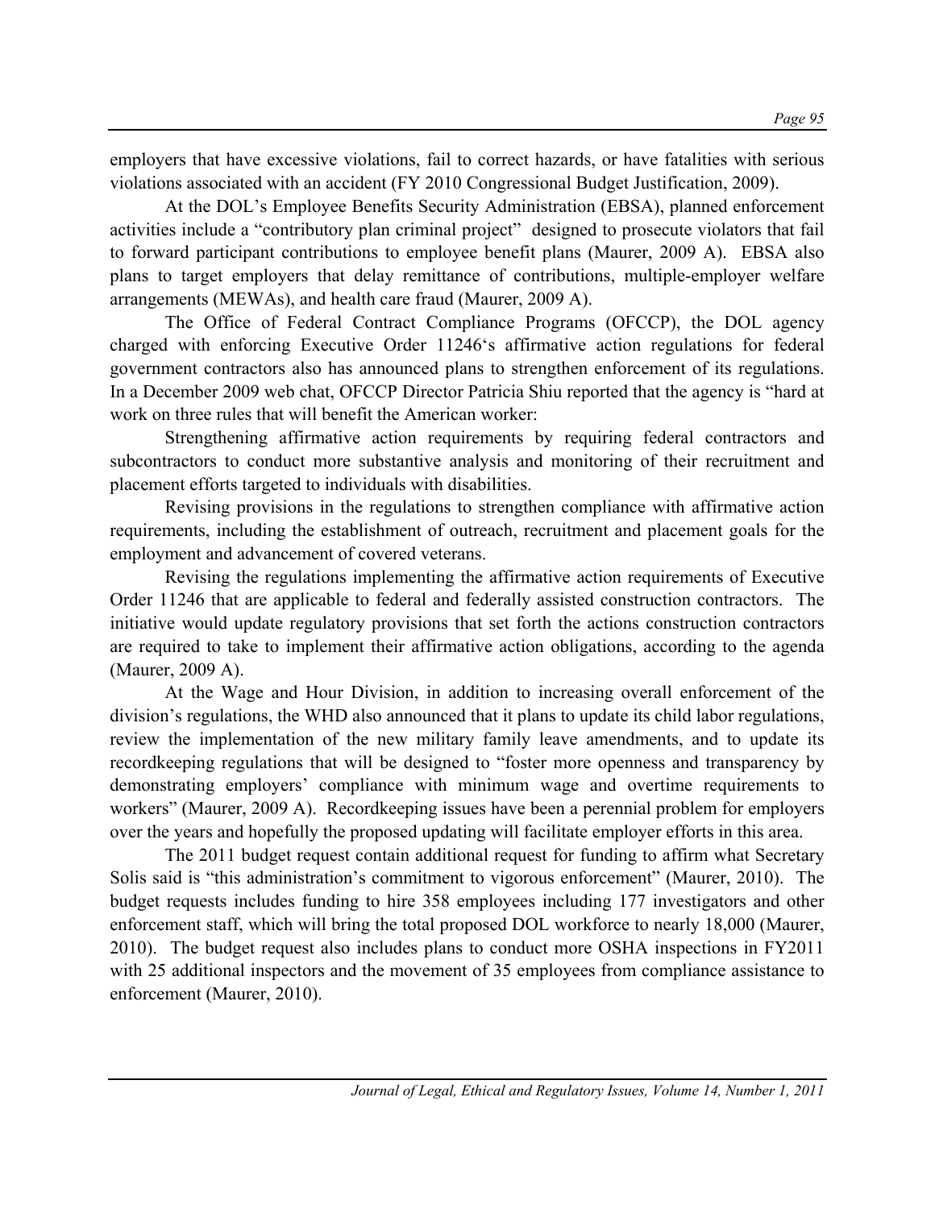employers that have excessive violations, fail to correct hazards, or have fatalities with serious violations associated with an accident (FY 2010 Congressional Budget Justification, 2009).

At the DOL's Employee Benefits Security Administration (EBSA), planned enforcement activities include a "contributory plan criminal project" designed to prosecute violators that fail to forward participant contributions to employee benefit plans (Maurer, 2009 A). EBSA also plans to target employers that delay remittance of contributions, multiple-employer welfare arrangements (MEWAs), and health care fraud (Maurer, 2009 A).

The Office of Federal Contract Compliance Programs (OFCCP), the DOL agency charged with enforcing Executive Order 11246's affirmative action regulations for federal government contractors also has announced plans to strengthen enforcement of its regulations. In a December 2009 web chat, OFCCP Director Patricia Shiu reported that the agency is "hard at work on three rules that will benefit the American worker:

Strengthening affirmative action requirements by requiring federal contractors and subcontractors to conduct more substantive analysis and monitoring of their recruitment and placement efforts targeted to individuals with disabilities.

Revising provisions in the regulations to strengthen compliance with affirmative action requirements, including the establishment of outreach, recruitment and placement goals for the employment and advancement of covered veterans.

Revising the regulations implementing the affirmative action requirements of Executive Order 11246 that are applicable to federal and federally assisted construction contractors. The initiative would update regulatory provisions that set forth the actions construction contractors are required to take to implement their affirmative action obligations, according to the agenda (Maurer, 2009 A).

At the Wage and Hour Division, in addition to increasing overall enforcement of the division's regulations, the WHD also announced that it plans to update its child labor regulations, review the implementation of the new military family leave amendments, and to update its recordkeeping regulations that will be designed to "foster more openness and transparency by demonstrating employers' compliance with minimum wage and overtime requirements to workers" (Maurer, 2009 A). Recordkeeping issues have been a perennial problem for employers over the years and hopefully the proposed updating will facilitate employer efforts in this area.

The 2011 budget request contain additional request for funding to affirm what Secretary Solis said is "this administration's commitment to vigorous enforcement" (Maurer, 2010). The budget requests includes funding to hire 358 employees including 177 investigators and other enforcement staff, which will bring the total proposed DOL workforce to nearly 18,000 (Maurer, 2010). The budget request also includes plans to conduct more OSHA inspections in FY2011 with 25 additional inspectors and the movement of 35 employees from compliance assistance to enforcement (Maurer, 2010).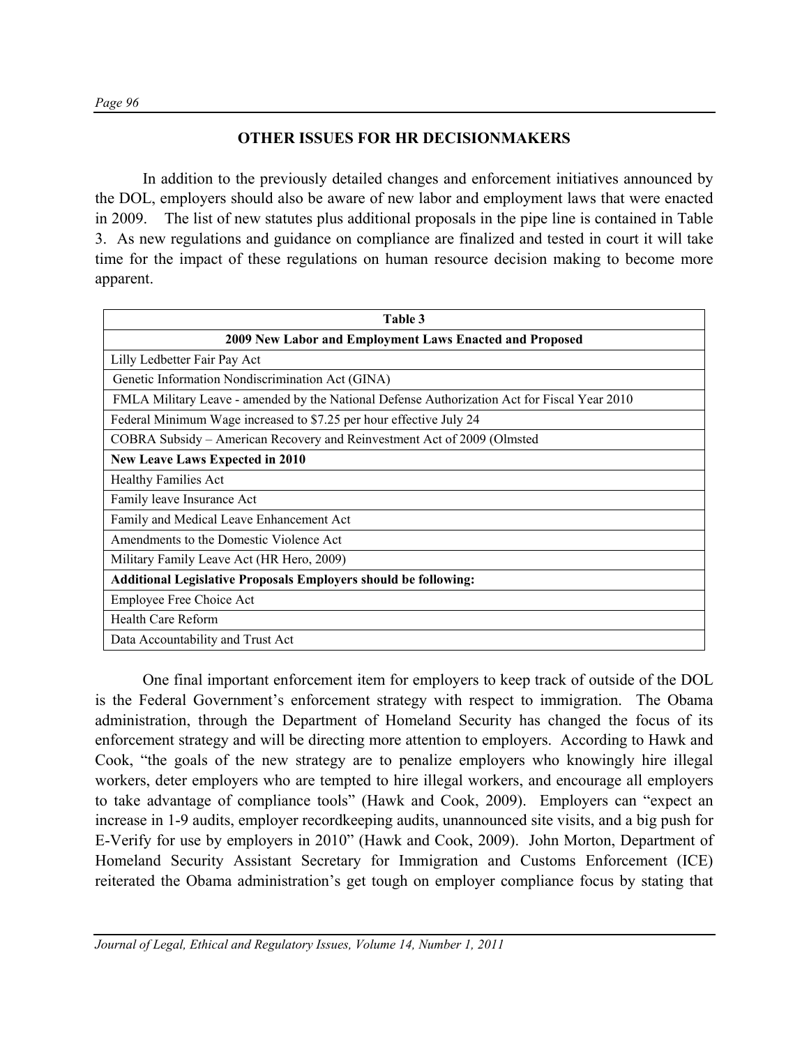## OTHER ISSUES FOR HR DECISIONMAKERS

In addition to the previously detailed changes and enforcement initiatives announced by the DOL, employers should also be aware of new labor and employment laws that were enacted in 2009. The list of new statutes plus additional proposals in the pipe line is contained in Table 3. As new regulations and guidance on compliance are finalized and tested in court it will take time for the impact of these regulations on human resource decision making to become more apparent.

| Table 3 |
|---|
| **2009 New Labor and Employment Laws Enacted and Proposed** |
| Lilly Ledbetter Fair Pay Act |
| Genetic Information Nondiscrimination Act (GINA) |
| FMLA Military Leave - amended by the National Defense Authorization Act for Fiscal Year 2010 |
| Federal Minimum Wage increased to $7.25 per hour effective July 24 |
| COBRA Subsidy – American Recovery and Reinvestment Act of 2009 (Olmsted |
| **New Leave Laws Expected in 2010** |
| Healthy Families Act |
| Family leave Insurance Act |
| Family and Medical Leave Enhancement Act |
| Amendments to the Domestic Violence Act |
| Military Family Leave Act (HR Hero, 2009) |
| **Additional Legislative Proposals Employers should be following:** |
| Employee Free Choice Act |
| Health Care Reform |
| Data Accountability and Trust Act |

One final important enforcement item for employers to keep track of outside of the DOL is the Federal Government's enforcement strategy with respect to immigration. The Obama administration, through the Department of Homeland Security has changed the focus of its enforcement strategy and will be directing more attention to employers. According to Hawk and Cook, "the goals of the new strategy are to penalize employers who knowingly hire illegal workers, deter employers who are tempted to hire illegal workers, and encourage all employers to take advantage of compliance tools" (Hawk and Cook, 2009). Employers can "expect an increase in 1-9 audits, employer recordkeeping audits, unannounced site visits, and a big push for E-Verify for use by employers in 2010" (Hawk and Cook, 2009). John Morton, Department of Homeland Security Assistant Secretary for Immigration and Customs Enforcement (ICE) reiterated the Obama administration's get tough on employer compliance focus by stating that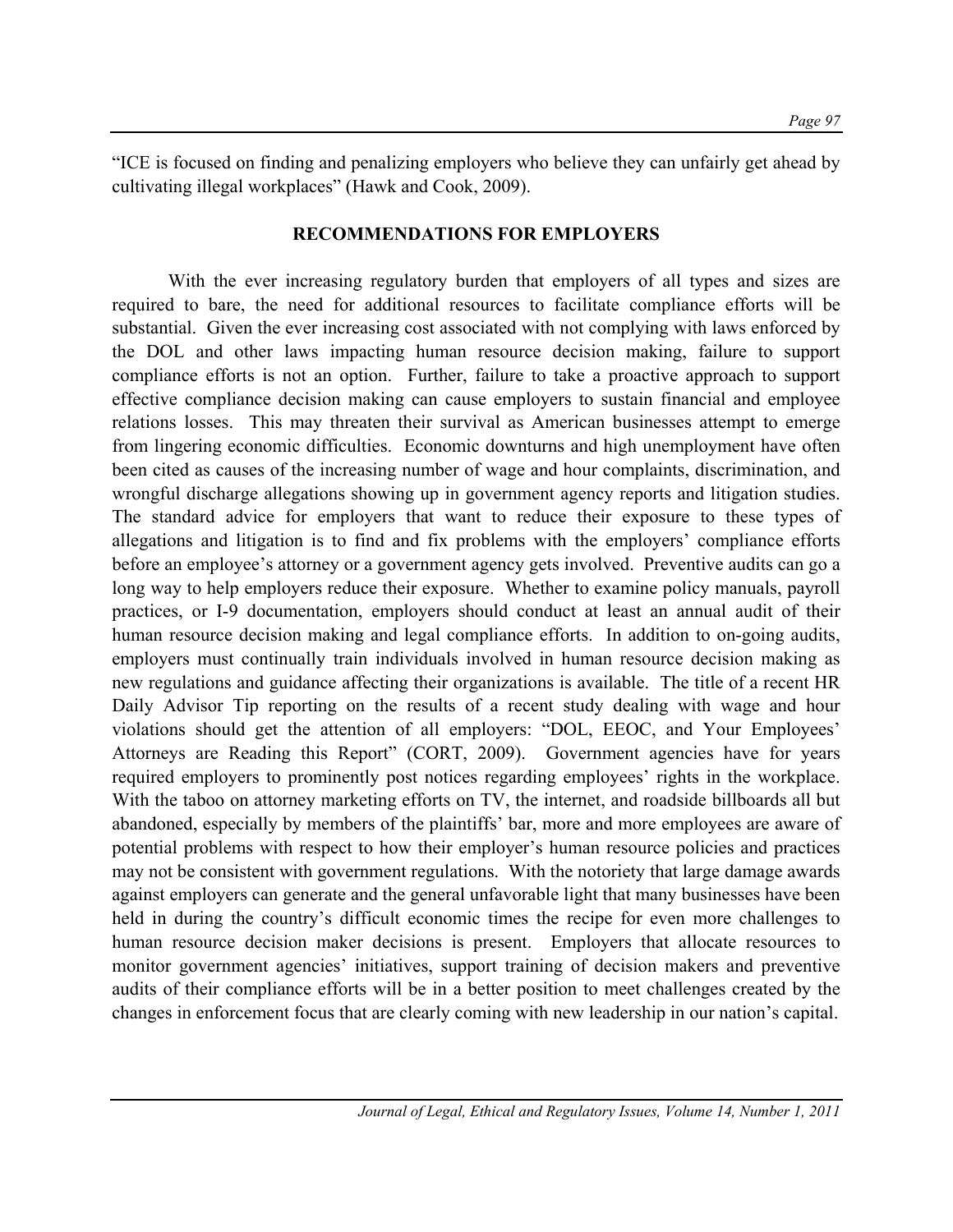"ICE is focused on finding and penalizing employers who believe they can unfairly get ahead by cultivating illegal workplaces" (Hawk and Cook, 2009).

## RECOMMENDATIONS FOR EMPLOYERS

With the ever increasing regulatory burden that employers of all types and sizes are required to bare, the need for additional resources to facilitate compliance efforts will be substantial. Given the ever increasing cost associated with not complying with laws enforced by the DOL and other laws impacting human resource decision making, failure to support compliance efforts is not an option. Further, failure to take a proactive approach to support effective compliance decision making can cause employers to sustain financial and employee relations losses. This may threaten their survival as American businesses attempt to emerge from lingering economic difficulties. Economic downturns and high unemployment have often been cited as causes of the increasing number of wage and hour complaints, discrimination, and wrongful discharge allegations showing up in government agency reports and litigation studies. The standard advice for employers that want to reduce their exposure to these types of allegations and litigation is to find and fix problems with the employers' compliance efforts before an employee's attorney or a government agency gets involved. Preventive audits can go a long way to help employers reduce their exposure. Whether to examine policy manuals, payroll practices, or I-9 documentation, employers should conduct at least an annual audit of their human resource decision making and legal compliance efforts. In addition to on-going audits, employers must continually train individuals involved in human resource decision making as new regulations and guidance affecting their organizations is available. The title of a recent HR Daily Advisor Tip reporting on the results of a recent study dealing with wage and hour violations should get the attention of all employers: "DOL, EEOC, and Your Employees' Attorneys are Reading this Report" (CORT, 2009). Government agencies have for years required employers to prominently post notices regarding employees' rights in the workplace. With the taboo on attorney marketing efforts on TV, the internet, and roadside billboards all but abandoned, especially by members of the plaintiffs' bar, more and more employees are aware of potential problems with respect to how their employer's human resource policies and practices may not be consistent with government regulations. With the notoriety that large damage awards against employers can generate and the general unfavorable light that many businesses have been held in during the country's difficult economic times the recipe for even more challenges to human resource decision maker decisions is present. Employers that allocate resources to monitor government agencies' initiatives, support training of decision makers and preventive audits of their compliance efforts will be in a better position to meet challenges created by the changes in enforcement focus that are clearly coming with new leadership in our nation's capital.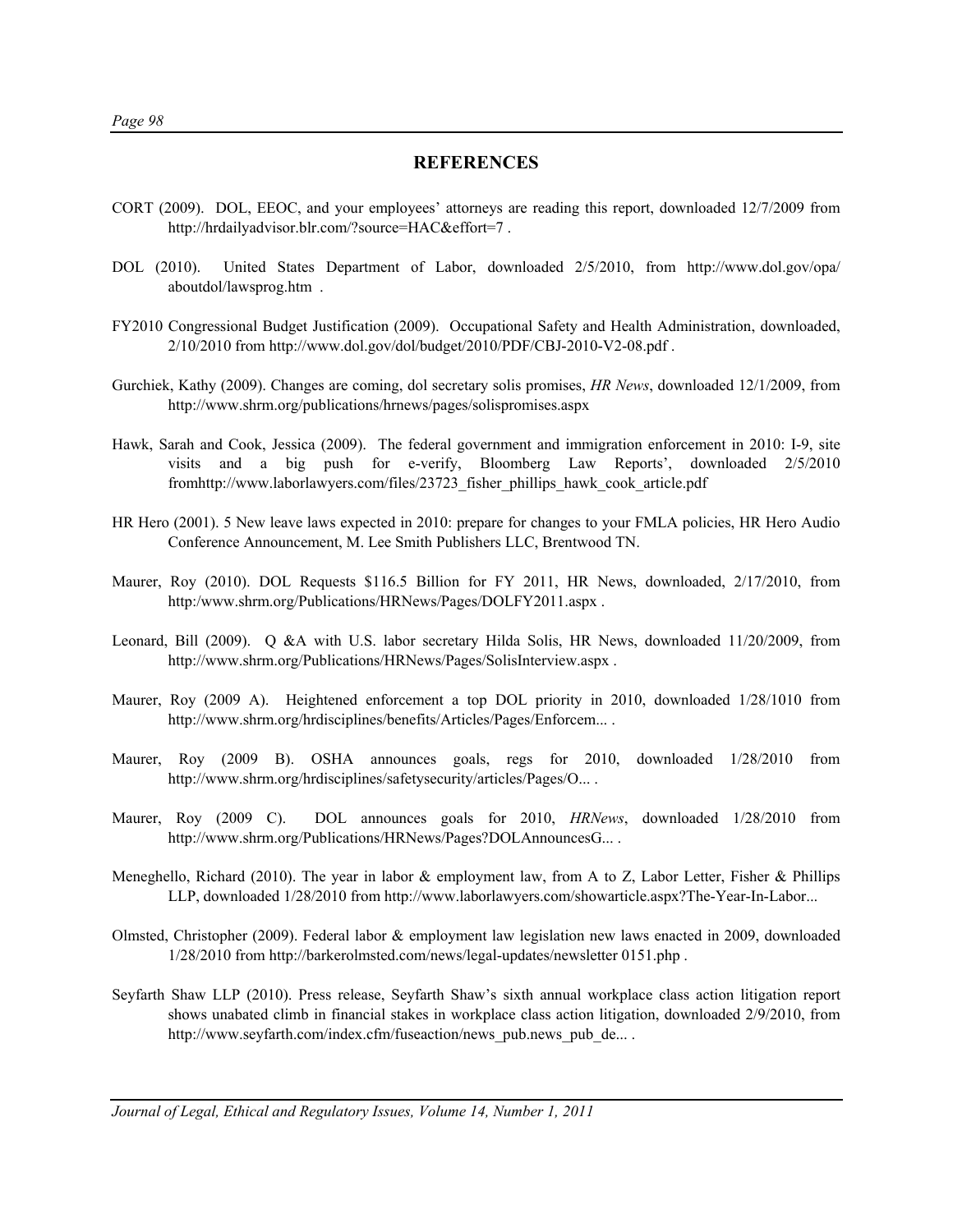## REFERENCES

CORT (2009). DOL, EEOC, and your employees' attorneys are reading this report, downloaded 12/7/2009 from http://hrdailyadvisor.blr.com/?source=HAC&effort=7 .

DOL (2010). United States Department of Labor, downloaded 2/5/2010, from http://www.dol.gov/opa/aboutdol/lawsprog.htm .

FY2010 Congressional Budget Justification (2009). Occupational Safety and Health Administration, downloaded, 2/10/2010 from http://www.dol.gov/dol/budget/2010/PDF/CBJ-2010-V2-08.pdf .

Gurchiek, Kathy (2009). Changes are coming, dol secretary solis promises, *HR News*, downloaded 12/1/2009, from http://www.shrm.org/publications/hrnews/pages/solispromises.aspx

Hawk, Sarah and Cook, Jessica (2009). The federal government and immigration enforcement in 2010: I-9, site visits and a big push for e-verify, Bloomberg Law Reports', downloaded 2/5/2010 fromhttp://www.laborlawyers.com/files/23723_fisher_phillips_hawk_cook_article.pdf

HR Hero (2001). 5 New leave laws expected in 2010: prepare for changes to your FMLA policies, HR Hero Audio Conference Announcement, M. Lee Smith Publishers LLC, Brentwood TN.

Maurer, Roy (2010). DOL Requests $116.5 Billion for FY 2011, HR News, downloaded, 2/17/2010, from http:/www.shrm.org/Publications/HRNews/Pages/DOLFY2011.aspx .

Leonard, Bill (2009). Q &A with U.S. labor secretary Hilda Solis, HR News, downloaded 11/20/2009, from http://www.shrm.org/Publications/HRNews/Pages/SolisInterview.aspx .

Maurer, Roy (2009 A). Heightened enforcement a top DOL priority in 2010, downloaded 1/28/1010 from http://www.shrm.org/hrdisciplines/benefits/Articles/Pages/Enforcem... .

Maurer, Roy (2009 B). OSHA announces goals, regs for 2010, downloaded 1/28/2010 from http://www.shrm.org/hrdisciplines/safetysecurity/articles/Pages/O... .

Maurer, Roy (2009 C). DOL announces goals for 2010, *HRNews*, downloaded 1/28/2010 from http://www.shrm.org/Publications/HRNews/Pages?DOLAnnouncesG... .

Meneghello, Richard (2010). The year in labor & employment law, from A to Z, Labor Letter, Fisher & Phillips LLP, downloaded 1/28/2010 from http://www.laborlawyers.com/showarticle.aspx?The-Year-In-Labor...

Olmsted, Christopher (2009). Federal labor & employment law legislation new laws enacted in 2009, downloaded 1/28/2010 from http://barkerolmsted.com/news/legal-updates/newsletter 0151.php .

Seyfarth Shaw LLP (2010). Press release, Seyfarth Shaw's sixth annual workplace class action litigation report shows unabated climb in financial stakes in workplace class action litigation, downloaded 2/9/2010, from http://www.seyfarth.com/index.cfm/fuseaction/news_pub.news_pub_de... .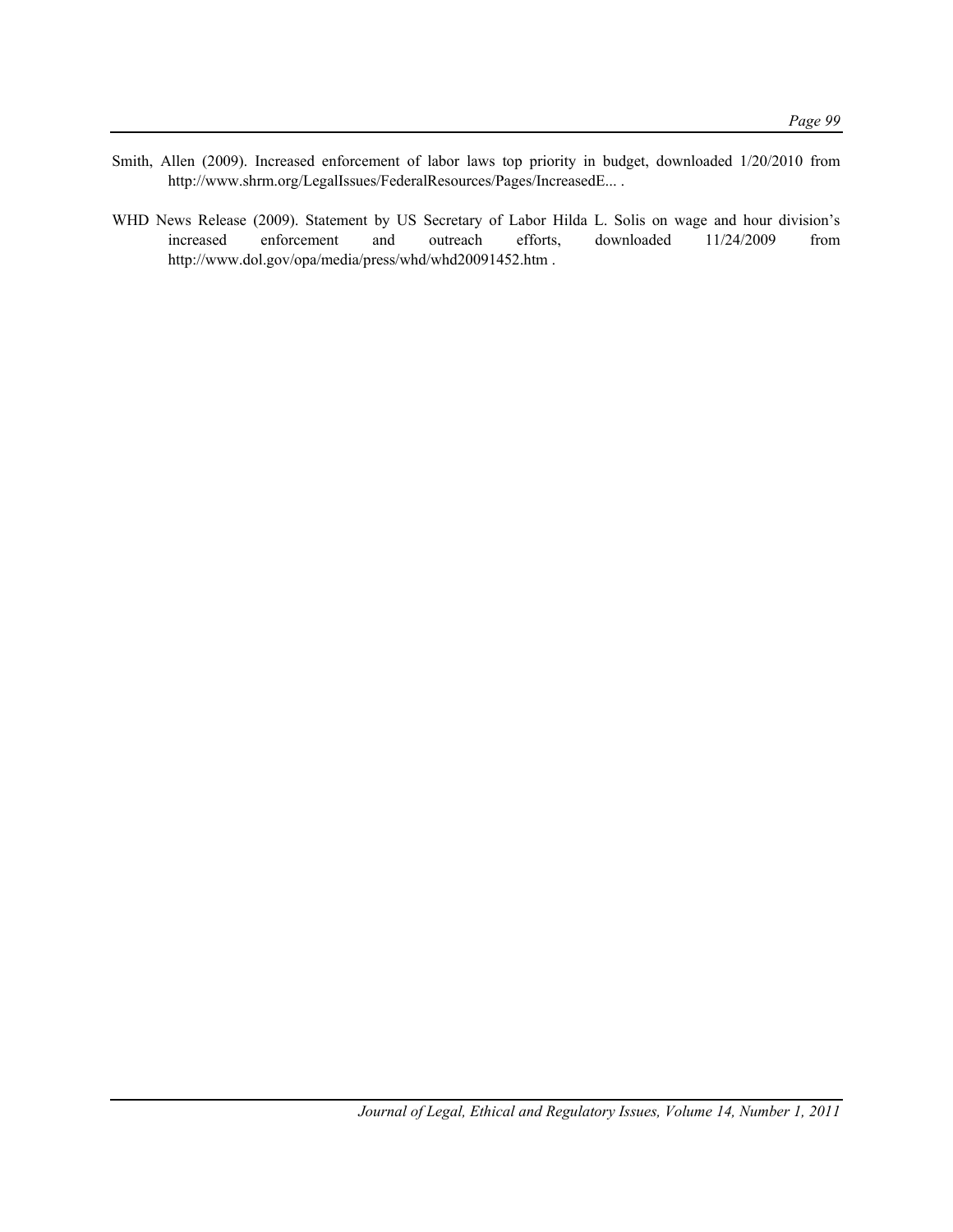Smith, Allen (2009). Increased enforcement of labor laws top priority in budget, downloaded 1/20/2010 from http://www.shrm.org/LegalIssues/FederalResources/Pages/IncreasedE... .

WHD News Release (2009). Statement by US Secretary of Labor Hilda L. Solis on wage and hour division's increased enforcement and outreach efforts, downloaded 11/24/2009 from http://www.dol.gov/opa/media/press/whd/whd20091452.htm .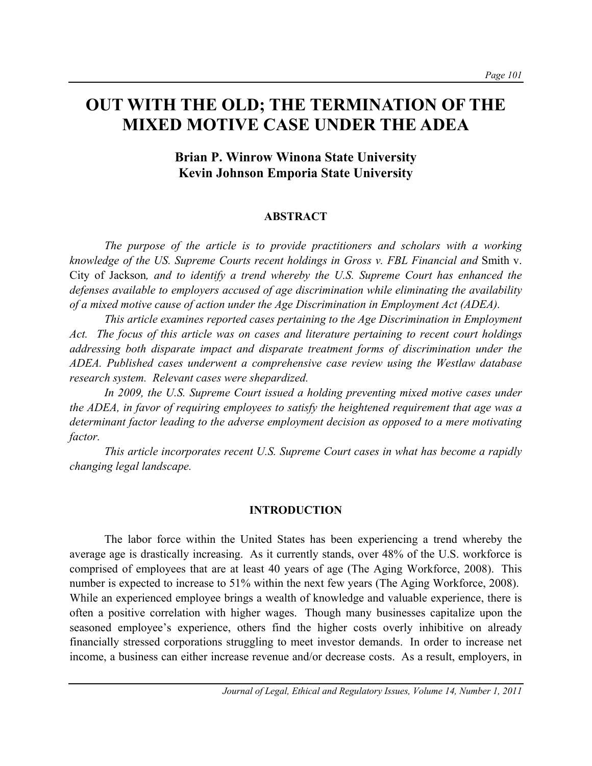# OUT WITH THE OLD; THE TERMINATION OF THE MIXED MOTIVE CASE UNDER THE ADEA

**Brian P. Winrow Winona State University**
**Kevin Johnson Emporia State University**

## ABSTRACT

*The purpose of the article is to provide practitioners and scholars with a working knowledge of the US. Supreme Courts recent holdings in Gross v. FBL Financial and* Smith v. City of Jackson*, and to identify a trend whereby the U.S. Supreme Court has enhanced the defenses available to employers accused of age discrimination while eliminating the availability of a mixed motive cause of action under the Age Discrimination in Employment Act (ADEA).*

*This article examines reported cases pertaining to the Age Discrimination in Employment Act. The focus of this article was on cases and literature pertaining to recent court holdings addressing both disparate impact and disparate treatment forms of discrimination under the ADEA. Published cases underwent a comprehensive case review using the Westlaw database research system. Relevant cases were shepardized.*

*In 2009, the U.S. Supreme Court issued a holding preventing mixed motive cases under the ADEA, in favor of requiring employees to satisfy the heightened requirement that age was a determinant factor leading to the adverse employment decision as opposed to a mere motivating factor.*

*This article incorporates recent U.S. Supreme Court cases in what has become a rapidly changing legal landscape.*

## INTRODUCTION

The labor force within the United States has been experiencing a trend whereby the average age is drastically increasing. As it currently stands, over 48% of the U.S. workforce is comprised of employees that are at least 40 years of age (The Aging Workforce, 2008). This number is expected to increase to 51% within the next few years (The Aging Workforce, 2008). While an experienced employee brings a wealth of knowledge and valuable experience, there is often a positive correlation with higher wages. Though many businesses capitalize upon the seasoned employee's experience, others find the higher costs overly inhibitive on already financially stressed corporations struggling to meet investor demands. In order to increase net income, a business can either increase revenue and/or decrease costs. As a result, employers, in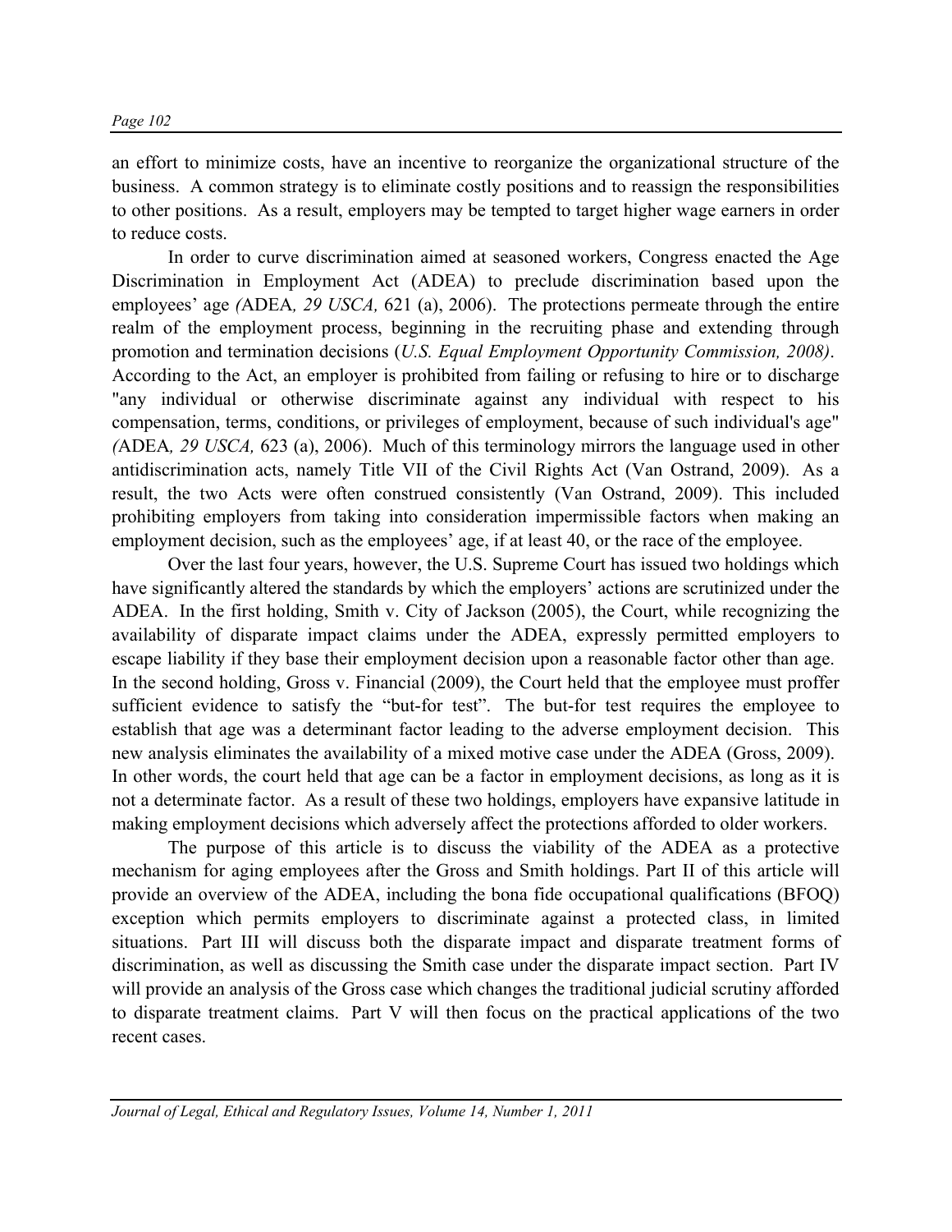an effort to minimize costs, have an incentive to reorganize the organizational structure of the business. A common strategy is to eliminate costly positions and to reassign the responsibilities to other positions. As a result, employers may be tempted to target higher wage earners in order to reduce costs.

In order to curve discrimination aimed at seasoned workers, Congress enacted the Age Discrimination in Employment Act (ADEA) to preclude discrimination based upon the employees' age *(*ADEA*, 29 USCA,* 621 (a), 2006). The protections permeate through the entire realm of the employment process, beginning in the recruiting phase and extending through promotion and termination decisions (*U.S. Equal Employment Opportunity Commission, 2008)*. According to the Act, an employer is prohibited from failing or refusing to hire or to discharge "any individual or otherwise discriminate against any individual with respect to his compensation, terms, conditions, or privileges of employment, because of such individual's age" *(*ADEA*, 29 USCA,* 623 (a), 2006). Much of this terminology mirrors the language used in other antidiscrimination acts, namely Title VII of the Civil Rights Act (Van Ostrand, 2009). As a result, the two Acts were often construed consistently (Van Ostrand, 2009). This included prohibiting employers from taking into consideration impermissible factors when making an employment decision, such as the employees' age, if at least 40, or the race of the employee.

Over the last four years, however, the U.S. Supreme Court has issued two holdings which have significantly altered the standards by which the employers' actions are scrutinized under the ADEA. In the first holding, Smith v. City of Jackson (2005), the Court, while recognizing the availability of disparate impact claims under the ADEA, expressly permitted employers to escape liability if they base their employment decision upon a reasonable factor other than age. In the second holding, Gross v. Financial (2009), the Court held that the employee must proffer sufficient evidence to satisfy the "but-for test". The but-for test requires the employee to establish that age was a determinant factor leading to the adverse employment decision. This new analysis eliminates the availability of a mixed motive case under the ADEA (Gross, 2009). In other words, the court held that age can be a factor in employment decisions, as long as it is not a determinate factor. As a result of these two holdings, employers have expansive latitude in making employment decisions which adversely affect the protections afforded to older workers.

The purpose of this article is to discuss the viability of the ADEA as a protective mechanism for aging employees after the Gross and Smith holdings. Part II of this article will provide an overview of the ADEA, including the bona fide occupational qualifications (BFOQ) exception which permits employers to discriminate against a protected class, in limited situations. Part III will discuss both the disparate impact and disparate treatment forms of discrimination, as well as discussing the Smith case under the disparate impact section. Part IV will provide an analysis of the Gross case which changes the traditional judicial scrutiny afforded to disparate treatment claims. Part V will then focus on the practical applications of the two recent cases.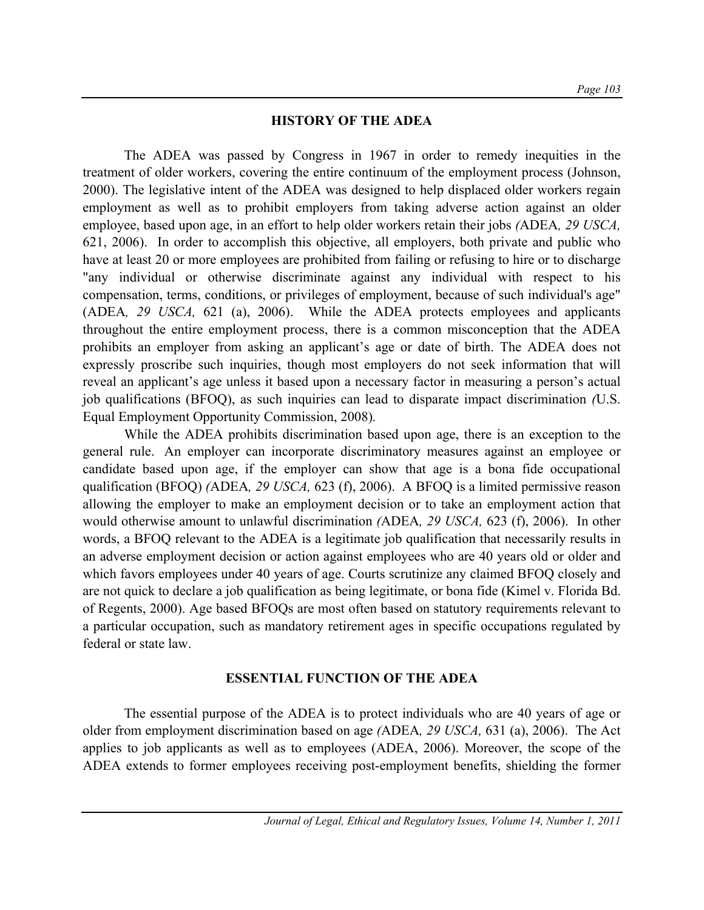## HISTORY OF THE ADEA

The ADEA was passed by Congress in 1967 in order to remedy inequities in the treatment of older workers, covering the entire continuum of the employment process (Johnson, 2000). The legislative intent of the ADEA was designed to help displaced older workers regain employment as well as to prohibit employers from taking adverse action against an older employee, based upon age, in an effort to help older workers retain their jobs *(*ADEA*, 29 USCA,* 621, 2006). In order to accomplish this objective, all employers, both private and public who have at least 20 or more employees are prohibited from failing or refusing to hire or to discharge "any individual or otherwise discriminate against any individual with respect to his compensation, terms, conditions, or privileges of employment, because of such individual's age" (ADEA*, 29 USCA,* 621 (a), 2006). While the ADEA protects employees and applicants throughout the entire employment process, there is a common misconception that the ADEA prohibits an employer from asking an applicant's age or date of birth. The ADEA does not expressly proscribe such inquiries, though most employers do not seek information that will reveal an applicant's age unless it based upon a necessary factor in measuring a person's actual job qualifications (BFOQ), as such inquiries can lead to disparate impact discrimination *(*U.S. Equal Employment Opportunity Commission, 2008).

While the ADEA prohibits discrimination based upon age, there is an exception to the general rule. An employer can incorporate discriminatory measures against an employee or candidate based upon age, if the employer can show that age is a bona fide occupational qualification (BFOQ) *(*ADEA*, 29 USCA,* 623 (f), 2006). A BFOQ is a limited permissive reason allowing the employer to make an employment decision or to take an employment action that would otherwise amount to unlawful discrimination *(*ADEA*, 29 USCA,* 623 (f), 2006). In other words, a BFOQ relevant to the ADEA is a legitimate job qualification that necessarily results in an adverse employment decision or action against employees who are 40 years old or older and which favors employees under 40 years of age. Courts scrutinize any claimed BFOQ closely and are not quick to declare a job qualification as being legitimate, or bona fide (Kimel v. Florida Bd. of Regents, 2000). Age based BFOQs are most often based on statutory requirements relevant to a particular occupation, such as mandatory retirement ages in specific occupations regulated by federal or state law.

## ESSENTIAL FUNCTION OF THE ADEA

The essential purpose of the ADEA is to protect individuals who are 40 years of age or older from employment discrimination based on age *(*ADEA*, 29 USCA,* 631 (a), 2006). The Act applies to job applicants as well as to employees (ADEA, 2006). Moreover, the scope of the ADEA extends to former employees receiving post-employment benefits, shielding the former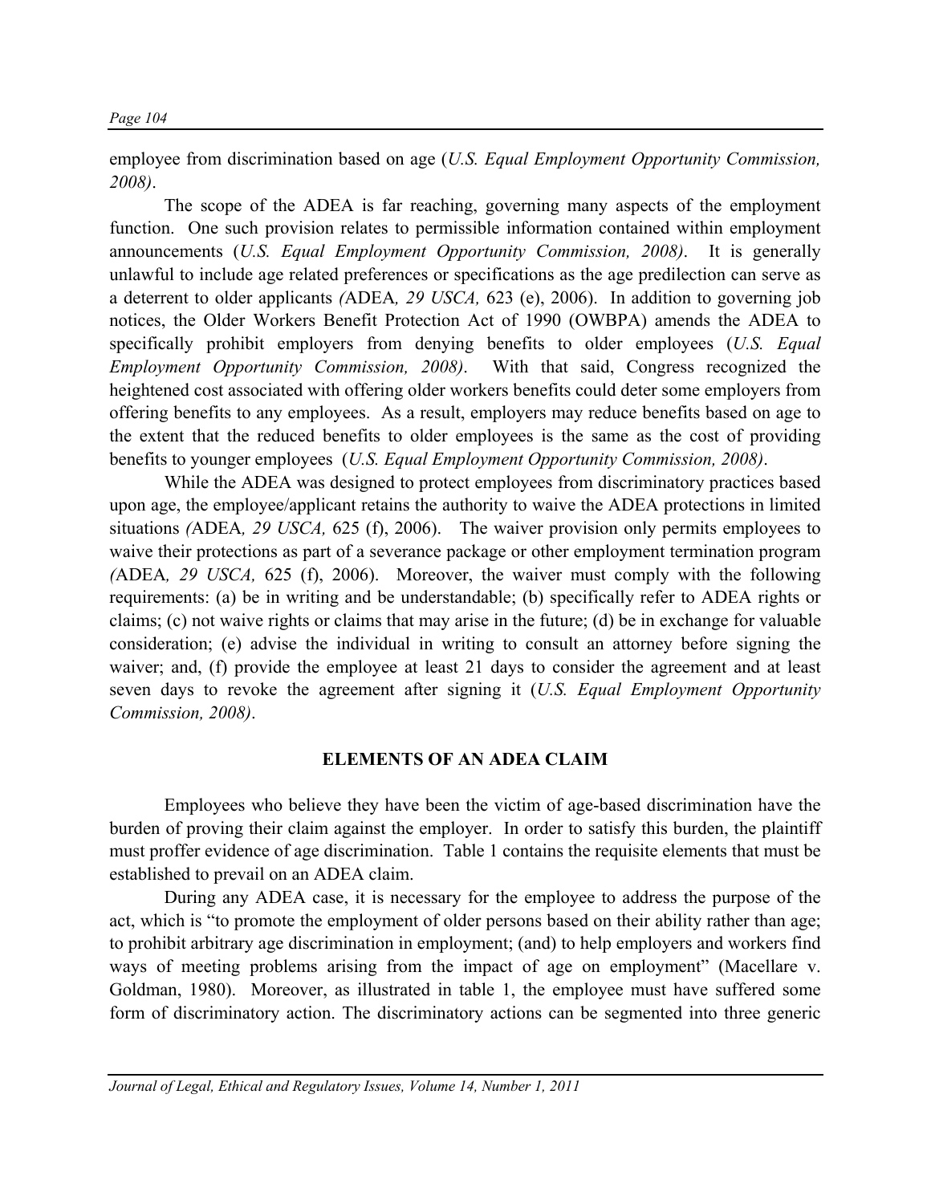employee from discrimination based on age (*U.S. Equal Employment Opportunity Commission, 2008)*.

The scope of the ADEA is far reaching, governing many aspects of the employment function. One such provision relates to permissible information contained within employment announcements (*U.S. Equal Employment Opportunity Commission, 2008)*. It is generally unlawful to include age related preferences or specifications as the age predilection can serve as a deterrent to older applicants *(*ADEA*, 29 USCA,* 623 (e), 2006). In addition to governing job notices, the Older Workers Benefit Protection Act of 1990 (OWBPA) amends the ADEA to specifically prohibit employers from denying benefits to older employees (*U.S. Equal Employment Opportunity Commission, 2008)*. With that said, Congress recognized the heightened cost associated with offering older workers benefits could deter some employers from offering benefits to any employees. As a result, employers may reduce benefits based on age to the extent that the reduced benefits to older employees is the same as the cost of providing benefits to younger employees (*U.S. Equal Employment Opportunity Commission, 2008)*.

While the ADEA was designed to protect employees from discriminatory practices based upon age, the employee/applicant retains the authority to waive the ADEA protections in limited situations *(*ADEA*, 29 USCA,* 625 (f), 2006). The waiver provision only permits employees to waive their protections as part of a severance package or other employment termination program *(*ADEA*, 29 USCA,* 625 (f), 2006). Moreover, the waiver must comply with the following requirements: (a) be in writing and be understandable; (b) specifically refer to ADEA rights or claims; (c) not waive rights or claims that may arise in the future; (d) be in exchange for valuable consideration; (e) advise the individual in writing to consult an attorney before signing the waiver; and, (f) provide the employee at least 21 days to consider the agreement and at least seven days to revoke the agreement after signing it (*U.S. Equal Employment Opportunity Commission, 2008)*.

## ELEMENTS OF AN ADEA CLAIM

Employees who believe they have been the victim of age-based discrimination have the burden of proving their claim against the employer. In order to satisfy this burden, the plaintiff must proffer evidence of age discrimination. Table 1 contains the requisite elements that must be established to prevail on an ADEA claim.

During any ADEA case, it is necessary for the employee to address the purpose of the act, which is "to promote the employment of older persons based on their ability rather than age; to prohibit arbitrary age discrimination in employment; (and) to help employers and workers find ways of meeting problems arising from the impact of age on employment" (Macellare v. Goldman, 1980). Moreover, as illustrated in table 1, the employee must have suffered some form of discriminatory action. The discriminatory actions can be segmented into three generic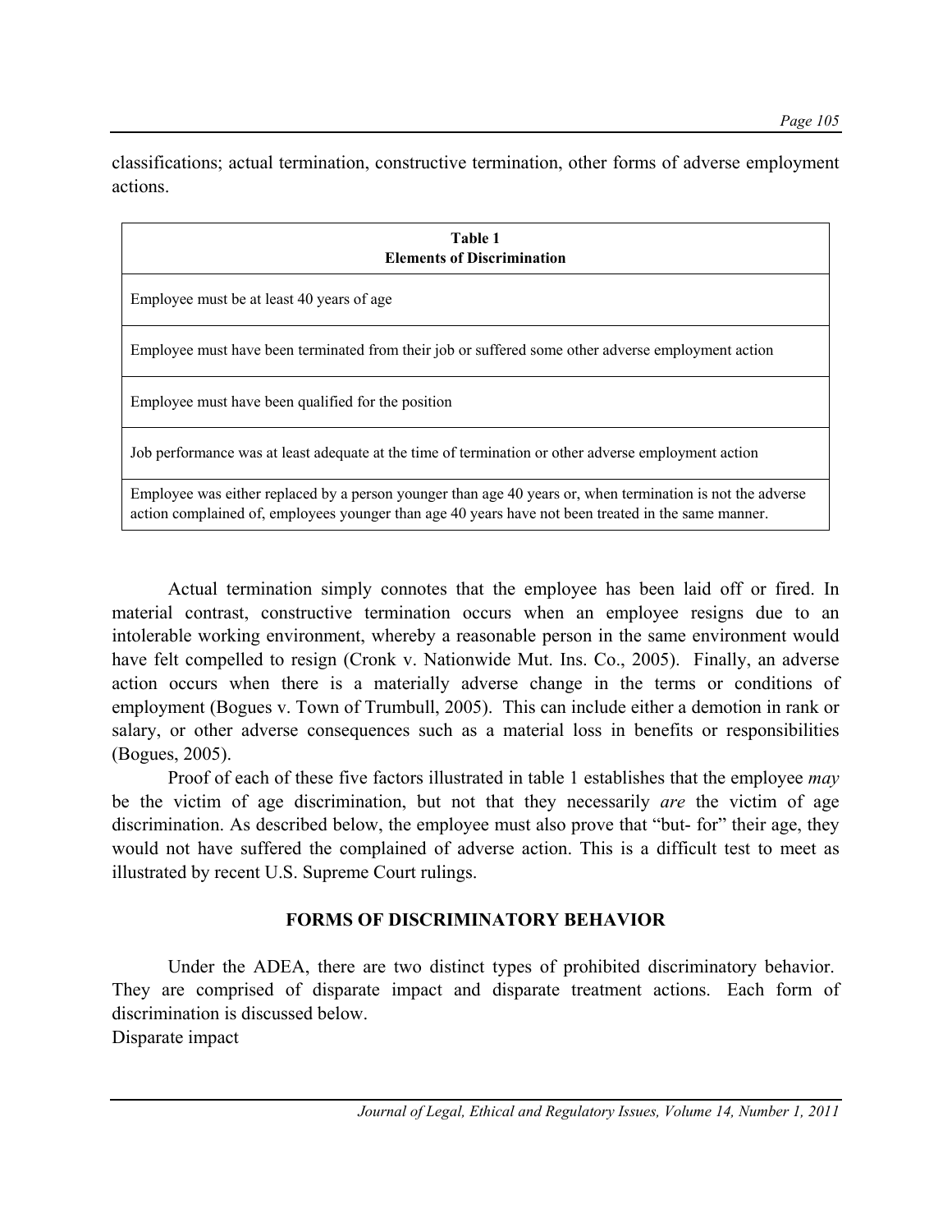classifications; actual termination, constructive termination, other forms of adverse employment actions.

| Table 1 Elements of Discrimination |
|---|
| Employee must be at least 40 years of age |
| Employee must have been terminated from their job or suffered some other adverse employment action |
| Employee must have been qualified for the position |
| Job performance was at least adequate at the time of termination or other adverse employment action |
| Employee was either replaced by a person younger than age 40 years or, when termination is not the adverse action complained of, employees younger than age 40 years have not been treated in the same manner. |

Actual termination simply connotes that the employee has been laid off or fired. In material contrast, constructive termination occurs when an employee resigns due to an intolerable working environment, whereby a reasonable person in the same environment would have felt compelled to resign (Cronk v. Nationwide Mut. Ins. Co., 2005). Finally, an adverse action occurs when there is a materially adverse change in the terms or conditions of employment (Bogues v. Town of Trumbull, 2005). This can include either a demotion in rank or salary, or other adverse consequences such as a material loss in benefits or responsibilities (Bogues, 2005).

Proof of each of these five factors illustrated in table 1 establishes that the employee *may* be the victim of age discrimination, but not that they necessarily *are* the victim of age discrimination. As described below, the employee must also prove that "but- for" their age, they would not have suffered the complained of adverse action. This is a difficult test to meet as illustrated by recent U.S. Supreme Court rulings.

## FORMS OF DISCRIMINATORY BEHAVIOR

Under the ADEA, there are two distinct types of prohibited discriminatory behavior. They are comprised of disparate impact and disparate treatment actions. Each form of discrimination is discussed below.

### Disparate impact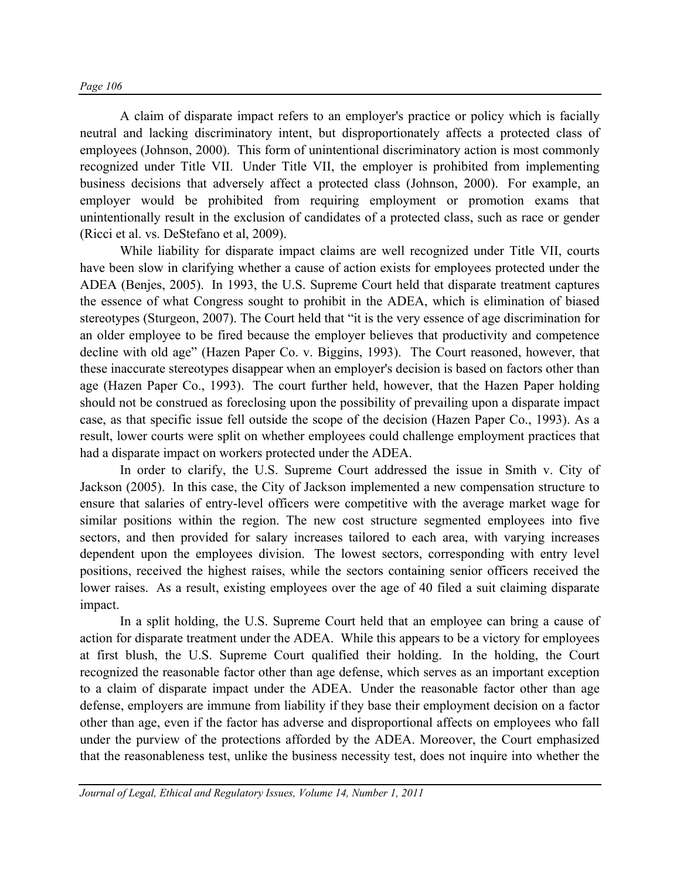A claim of disparate impact refers to an employer's practice or policy which is facially neutral and lacking discriminatory intent, but disproportionately affects a protected class of employees (Johnson, 2000). This form of unintentional discriminatory action is most commonly recognized under Title VII. Under Title VII, the employer is prohibited from implementing business decisions that adversely affect a protected class (Johnson, 2000). For example, an employer would be prohibited from requiring employment or promotion exams that unintentionally result in the exclusion of candidates of a protected class, such as race or gender (Ricci et al. vs. DeStefano et al, 2009).

While liability for disparate impact claims are well recognized under Title VII, courts have been slow in clarifying whether a cause of action exists for employees protected under the ADEA (Benjes, 2005). In 1993, the U.S. Supreme Court held that disparate treatment captures the essence of what Congress sought to prohibit in the ADEA, which is elimination of biased stereotypes (Sturgeon, 2007). The Court held that "it is the very essence of age discrimination for an older employee to be fired because the employer believes that productivity and competence decline with old age" (Hazen Paper Co. v. Biggins, 1993). The Court reasoned, however, that these inaccurate stereotypes disappear when an employer's decision is based on factors other than age (Hazen Paper Co., 1993). The court further held, however, that the Hazen Paper holding should not be construed as foreclosing upon the possibility of prevailing upon a disparate impact case, as that specific issue fell outside the scope of the decision (Hazen Paper Co., 1993). As a result, lower courts were split on whether employees could challenge employment practices that had a disparate impact on workers protected under the ADEA.

In order to clarify, the U.S. Supreme Court addressed the issue in Smith v. City of Jackson (2005). In this case, the City of Jackson implemented a new compensation structure to ensure that salaries of entry-level officers were competitive with the average market wage for similar positions within the region. The new cost structure segmented employees into five sectors, and then provided for salary increases tailored to each area, with varying increases dependent upon the employees division. The lowest sectors, corresponding with entry level positions, received the highest raises, while the sectors containing senior officers received the lower raises. As a result, existing employees over the age of 40 filed a suit claiming disparate impact.

In a split holding, the U.S. Supreme Court held that an employee can bring a cause of action for disparate treatment under the ADEA. While this appears to be a victory for employees at first blush, the U.S. Supreme Court qualified their holding. In the holding, the Court recognized the reasonable factor other than age defense, which serves as an important exception to a claim of disparate impact under the ADEA. Under the reasonable factor other than age defense, employers are immune from liability if they base their employment decision on a factor other than age, even if the factor has adverse and disproportional affects on employees who fall under the purview of the protections afforded by the ADEA. Moreover, the Court emphasized that the reasonableness test, unlike the business necessity test, does not inquire into whether the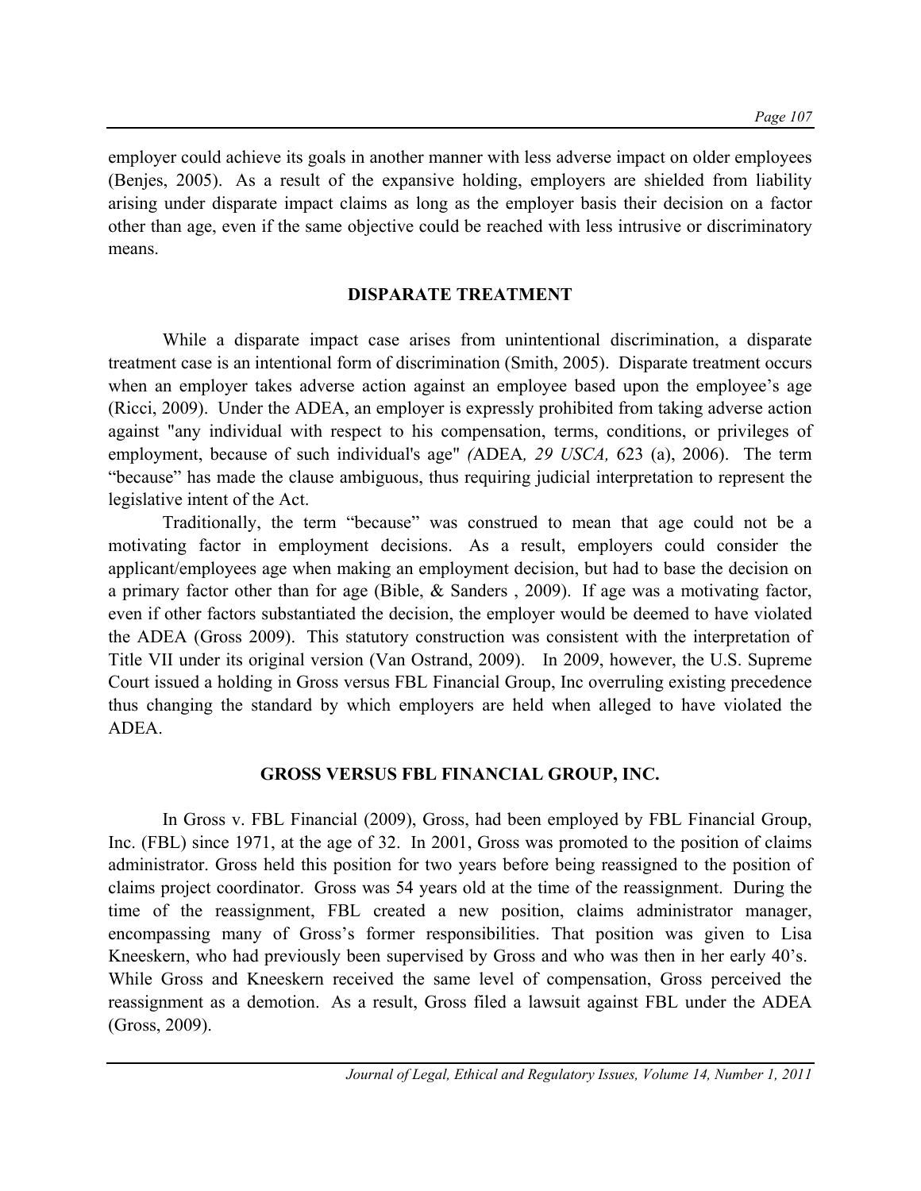employer could achieve its goals in another manner with less adverse impact on older employees (Benjes, 2005). As a result of the expansive holding, employers are shielded from liability arising under disparate impact claims as long as the employer basis their decision on a factor other than age, even if the same objective could be reached with less intrusive or discriminatory means.

## DISPARATE TREATMENT

While a disparate impact case arises from unintentional discrimination, a disparate treatment case is an intentional form of discrimination (Smith, 2005). Disparate treatment occurs when an employer takes adverse action against an employee based upon the employee's age (Ricci, 2009). Under the ADEA, an employer is expressly prohibited from taking adverse action against "any individual with respect to his compensation, terms, conditions, or privileges of employment, because of such individual's age" *(*ADEA*, 29 USCA,* 623 (a), 2006). The term "because" has made the clause ambiguous, thus requiring judicial interpretation to represent the legislative intent of the Act.

Traditionally, the term "because" was construed to mean that age could not be a motivating factor in employment decisions. As a result, employers could consider the applicant/employees age when making an employment decision, but had to base the decision on a primary factor other than for age (Bible, & Sanders , 2009). If age was a motivating factor, even if other factors substantiated the decision, the employer would be deemed to have violated the ADEA (Gross 2009). This statutory construction was consistent with the interpretation of Title VII under its original version (Van Ostrand, 2009). In 2009, however, the U.S. Supreme Court issued a holding in Gross versus FBL Financial Group, Inc overruling existing precedence thus changing the standard by which employers are held when alleged to have violated the ADEA.

## GROSS VERSUS FBL FINANCIAL GROUP, INC.

In Gross v. FBL Financial (2009), Gross, had been employed by FBL Financial Group, Inc. (FBL) since 1971, at the age of 32. In 2001, Gross was promoted to the position of claims administrator. Gross held this position for two years before being reassigned to the position of claims project coordinator. Gross was 54 years old at the time of the reassignment. During the time of the reassignment, FBL created a new position, claims administrator manager, encompassing many of Gross's former responsibilities. That position was given to Lisa Kneeskern, who had previously been supervised by Gross and who was then in her early 40's. While Gross and Kneeskern received the same level of compensation, Gross perceived the reassignment as a demotion. As a result, Gross filed a lawsuit against FBL under the ADEA (Gross, 2009).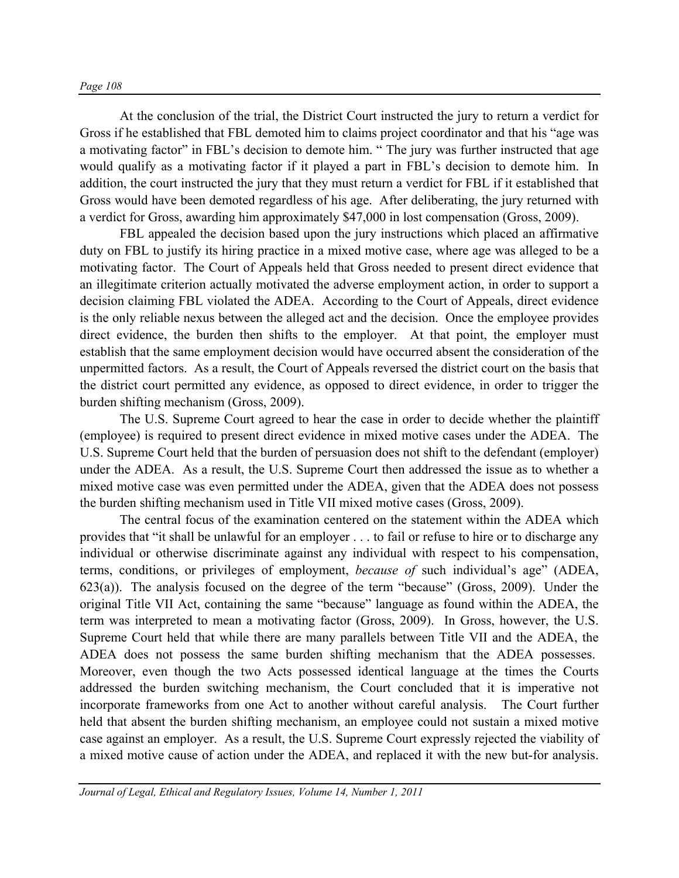At the conclusion of the trial, the District Court instructed the jury to return a verdict for Gross if he established that FBL demoted him to claims project coordinator and that his "age was a motivating factor" in FBL's decision to demote him. " The jury was further instructed that age would qualify as a motivating factor if it played a part in FBL's decision to demote him. In addition, the court instructed the jury that they must return a verdict for FBL if it established that Gross would have been demoted regardless of his age. After deliberating, the jury returned with a verdict for Gross, awarding him approximately $47,000 in lost compensation (Gross, 2009).

FBL appealed the decision based upon the jury instructions which placed an affirmative duty on FBL to justify its hiring practice in a mixed motive case, where age was alleged to be a motivating factor. The Court of Appeals held that Gross needed to present direct evidence that an illegitimate criterion actually motivated the adverse employment action, in order to support a decision claiming FBL violated the ADEA. According to the Court of Appeals, direct evidence is the only reliable nexus between the alleged act and the decision. Once the employee provides direct evidence, the burden then shifts to the employer. At that point, the employer must establish that the same employment decision would have occurred absent the consideration of the unpermitted factors. As a result, the Court of Appeals reversed the district court on the basis that the district court permitted any evidence, as opposed to direct evidence, in order to trigger the burden shifting mechanism (Gross, 2009).

The U.S. Supreme Court agreed to hear the case in order to decide whether the plaintiff (employee) is required to present direct evidence in mixed motive cases under the ADEA. The U.S. Supreme Court held that the burden of persuasion does not shift to the defendant (employer) under the ADEA. As a result, the U.S. Supreme Court then addressed the issue as to whether a mixed motive case was even permitted under the ADEA, given that the ADEA does not possess the burden shifting mechanism used in Title VII mixed motive cases (Gross, 2009).

The central focus of the examination centered on the statement within the ADEA which provides that "it shall be unlawful for an employer . . . to fail or refuse to hire or to discharge any individual or otherwise discriminate against any individual with respect to his compensation, terms, conditions, or privileges of employment, *because of* such individual's age" (ADEA, 623(a)). The analysis focused on the degree of the term "because" (Gross, 2009). Under the original Title VII Act, containing the same "because" language as found within the ADEA, the term was interpreted to mean a motivating factor (Gross, 2009). In Gross, however, the U.S. Supreme Court held that while there are many parallels between Title VII and the ADEA, the ADEA does not possess the same burden shifting mechanism that the ADEA possesses. Moreover, even though the two Acts possessed identical language at the times the Courts addressed the burden switching mechanism, the Court concluded that it is imperative not incorporate frameworks from one Act to another without careful analysis. The Court further held that absent the burden shifting mechanism, an employee could not sustain a mixed motive case against an employer. As a result, the U.S. Supreme Court expressly rejected the viability of a mixed motive cause of action under the ADEA, and replaced it with the new but-for analysis.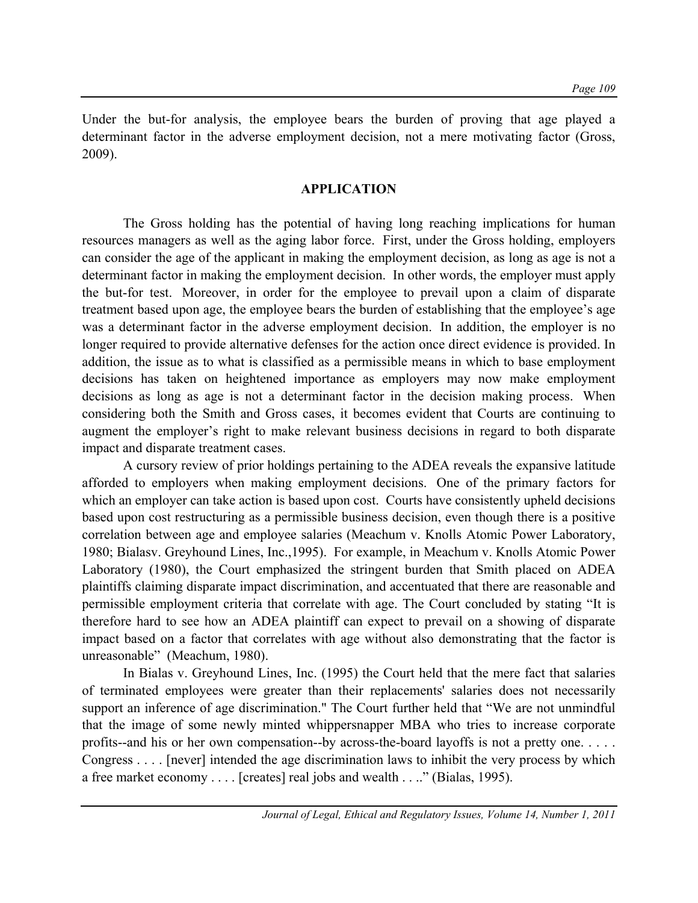Under the but-for analysis, the employee bears the burden of proving that age played a determinant factor in the adverse employment decision, not a mere motivating factor (Gross, 2009).

## APPLICATION

The Gross holding has the potential of having long reaching implications for human resources managers as well as the aging labor force. First, under the Gross holding, employers can consider the age of the applicant in making the employment decision, as long as age is not a determinant factor in making the employment decision. In other words, the employer must apply the but-for test. Moreover, in order for the employee to prevail upon a claim of disparate treatment based upon age, the employee bears the burden of establishing that the employee's age was a determinant factor in the adverse employment decision. In addition, the employer is no longer required to provide alternative defenses for the action once direct evidence is provided. In addition, the issue as to what is classified as a permissible means in which to base employment decisions has taken on heightened importance as employers may now make employment decisions as long as age is not a determinant factor in the decision making process. When considering both the Smith and Gross cases, it becomes evident that Courts are continuing to augment the employer's right to make relevant business decisions in regard to both disparate impact and disparate treatment cases.

A cursory review of prior holdings pertaining to the ADEA reveals the expansive latitude afforded to employers when making employment decisions. One of the primary factors for which an employer can take action is based upon cost. Courts have consistently upheld decisions based upon cost restructuring as a permissible business decision, even though there is a positive correlation between age and employee salaries (Meachum v. Knolls Atomic Power Laboratory, 1980; Bialasv. Greyhound Lines, Inc.,1995). For example, in Meachum v. Knolls Atomic Power Laboratory (1980), the Court emphasized the stringent burden that Smith placed on ADEA plaintiffs claiming disparate impact discrimination, and accentuated that there are reasonable and permissible employment criteria that correlate with age. The Court concluded by stating "It is therefore hard to see how an ADEA plaintiff can expect to prevail on a showing of disparate impact based on a factor that correlates with age without also demonstrating that the factor is unreasonable" (Meachum, 1980).

In Bialas v. Greyhound Lines, Inc. (1995) the Court held that the mere fact that salaries of terminated employees were greater than their replacements' salaries does not necessarily support an inference of age discrimination." The Court further held that "We are not unmindful that the image of some newly minted whippersnapper MBA who tries to increase corporate profits--and his or her own compensation--by across-the-board layoffs is not a pretty one. . . . . Congress . . . . [never] intended the age discrimination laws to inhibit the very process by which a free market economy . . . . [creates] real jobs and wealth . . .." (Bialas, 1995).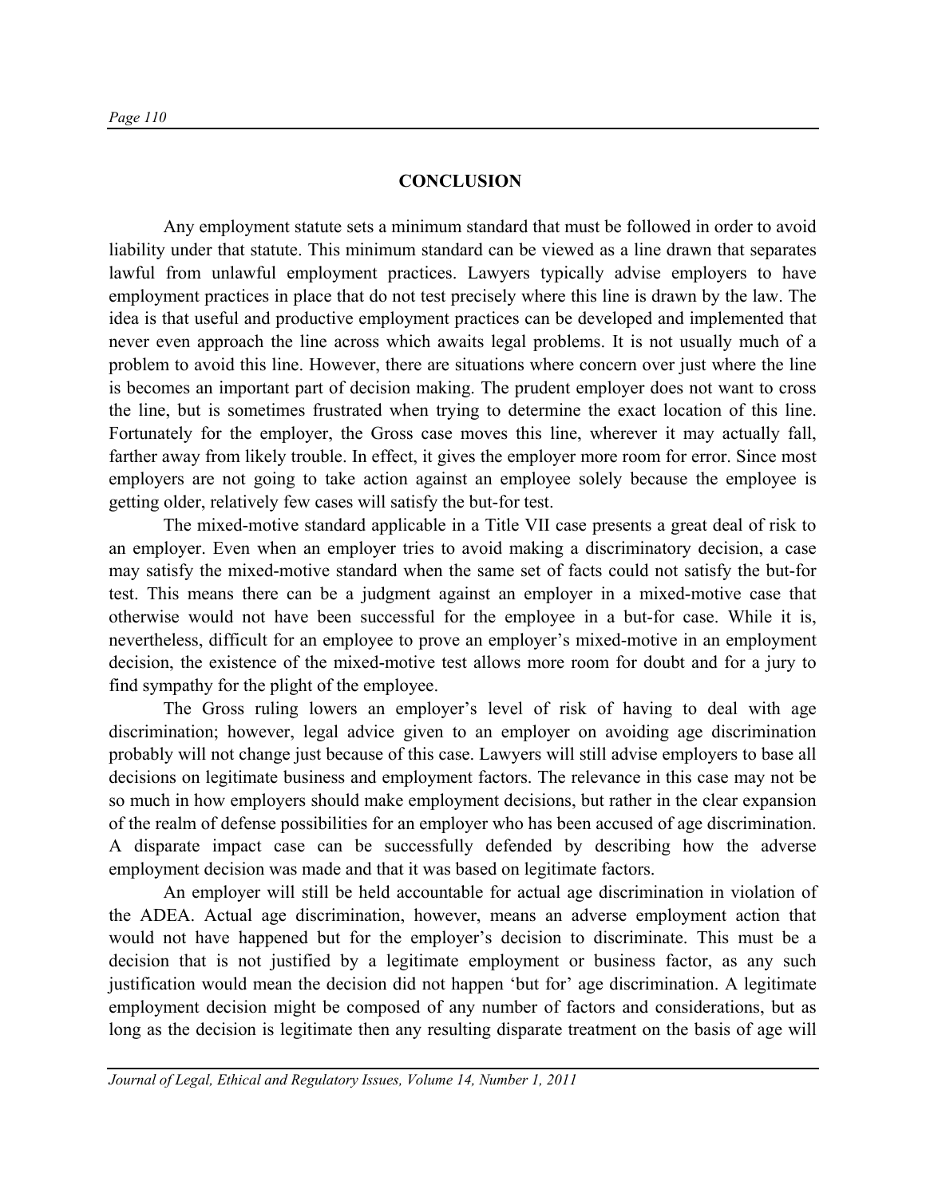## CONCLUSION

Any employment statute sets a minimum standard that must be followed in order to avoid liability under that statute. This minimum standard can be viewed as a line drawn that separates lawful from unlawful employment practices. Lawyers typically advise employers to have employment practices in place that do not test precisely where this line is drawn by the law. The idea is that useful and productive employment practices can be developed and implemented that never even approach the line across which awaits legal problems. It is not usually much of a problem to avoid this line. However, there are situations where concern over just where the line is becomes an important part of decision making. The prudent employer does not want to cross the line, but is sometimes frustrated when trying to determine the exact location of this line. Fortunately for the employer, the Gross case moves this line, wherever it may actually fall, farther away from likely trouble. In effect, it gives the employer more room for error. Since most employers are not going to take action against an employee solely because the employee is getting older, relatively few cases will satisfy the but-for test.

The mixed-motive standard applicable in a Title VII case presents a great deal of risk to an employer. Even when an employer tries to avoid making a discriminatory decision, a case may satisfy the mixed-motive standard when the same set of facts could not satisfy the but-for test. This means there can be a judgment against an employer in a mixed-motive case that otherwise would not have been successful for the employee in a but-for case. While it is, nevertheless, difficult for an employee to prove an employer's mixed-motive in an employment decision, the existence of the mixed-motive test allows more room for doubt and for a jury to find sympathy for the plight of the employee.

The Gross ruling lowers an employer's level of risk of having to deal with age discrimination; however, legal advice given to an employer on avoiding age discrimination probably will not change just because of this case. Lawyers will still advise employers to base all decisions on legitimate business and employment factors. The relevance in this case may not be so much in how employers should make employment decisions, but rather in the clear expansion of the realm of defense possibilities for an employer who has been accused of age discrimination. A disparate impact case can be successfully defended by describing how the adverse employment decision was made and that it was based on legitimate factors.

An employer will still be held accountable for actual age discrimination in violation of the ADEA. Actual age discrimination, however, means an adverse employment action that would not have happened but for the employer's decision to discriminate. This must be a decision that is not justified by a legitimate employment or business factor, as any such justification would mean the decision did not happen 'but for' age discrimination. A legitimate employment decision might be composed of any number of factors and considerations, but as long as the decision is legitimate then any resulting disparate treatment on the basis of age will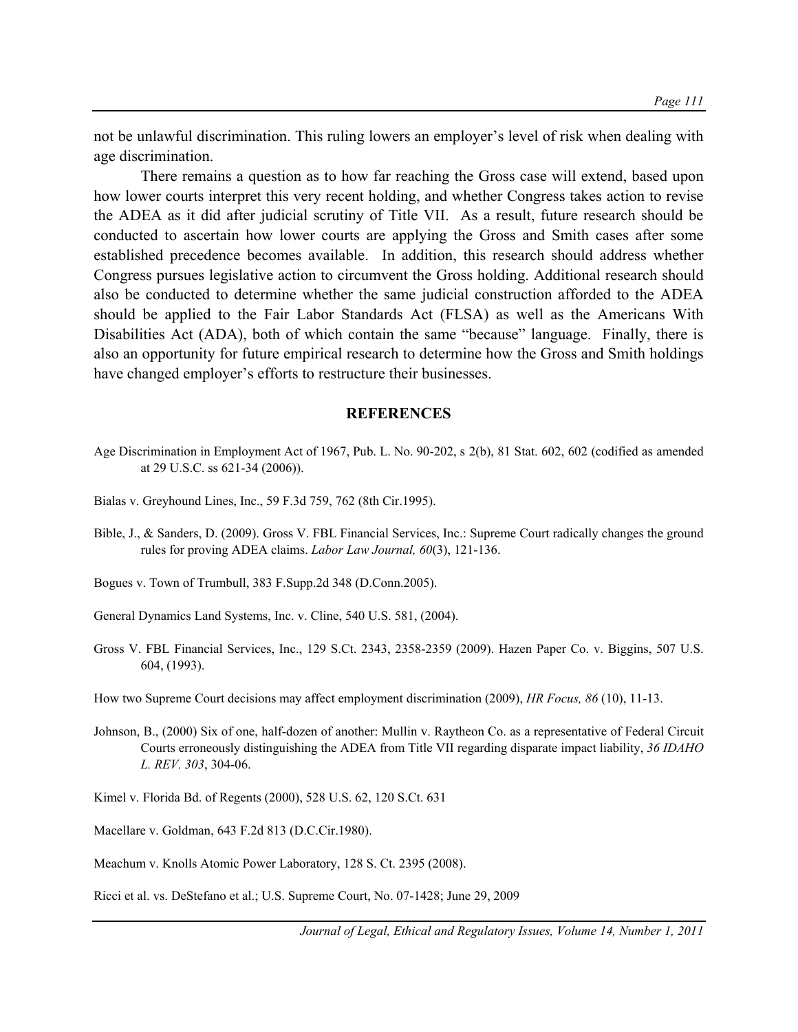not be unlawful discrimination. This ruling lowers an employer's level of risk when dealing with age discrimination.

There remains a question as to how far reaching the Gross case will extend, based upon how lower courts interpret this very recent holding, and whether Congress takes action to revise the ADEA as it did after judicial scrutiny of Title VII. As a result, future research should be conducted to ascertain how lower courts are applying the Gross and Smith cases after some established precedence becomes available. In addition, this research should address whether Congress pursues legislative action to circumvent the Gross holding. Additional research should also be conducted to determine whether the same judicial construction afforded to the ADEA should be applied to the Fair Labor Standards Act (FLSA) as well as the Americans With Disabilities Act (ADA), both of which contain the same "because" language. Finally, there is also an opportunity for future empirical research to determine how the Gross and Smith holdings have changed employer's efforts to restructure their businesses.

## REFERENCES

Age Discrimination in Employment Act of 1967, Pub. L. No. 90-202, s 2(b), 81 Stat. 602, 602 (codified as amended at 29 U.S.C. ss 621-34 (2006)).

Bialas v. Greyhound Lines, Inc., 59 F.3d 759, 762 (8th Cir.1995).

Bible, J., & Sanders, D. (2009). Gross V. FBL Financial Services, Inc.: Supreme Court radically changes the ground rules for proving ADEA claims. *Labor Law Journal, 60*(3), 121-136.

Bogues v. Town of Trumbull, 383 F.Supp.2d 348 (D.Conn.2005).

General Dynamics Land Systems, Inc. v. Cline, 540 U.S. 581, (2004).

Gross V. FBL Financial Services, Inc., 129 S.Ct. 2343, 2358-2359 (2009). Hazen Paper Co. v. Biggins, 507 U.S. 604, (1993).

How two Supreme Court decisions may affect employment discrimination (2009), *HR Focus, 86* (10), 11-13.

Johnson, B., (2000) Six of one, half-dozen of another: Mullin v. Raytheon Co. as a representative of Federal Circuit Courts erroneously distinguishing the ADEA from Title VII regarding disparate impact liability, *36 IDAHO L. REV. 303*, 304-06.

Kimel v. Florida Bd. of Regents (2000), 528 U.S. 62, 120 S.Ct. 631

Macellare v. Goldman, 643 F.2d 813 (D.C.Cir.1980).

Meachum v. Knolls Atomic Power Laboratory, 128 S. Ct. 2395 (2008).

Ricci et al. vs. DeStefano et al.; U.S. Supreme Court, No. 07-1428; June 29, 2009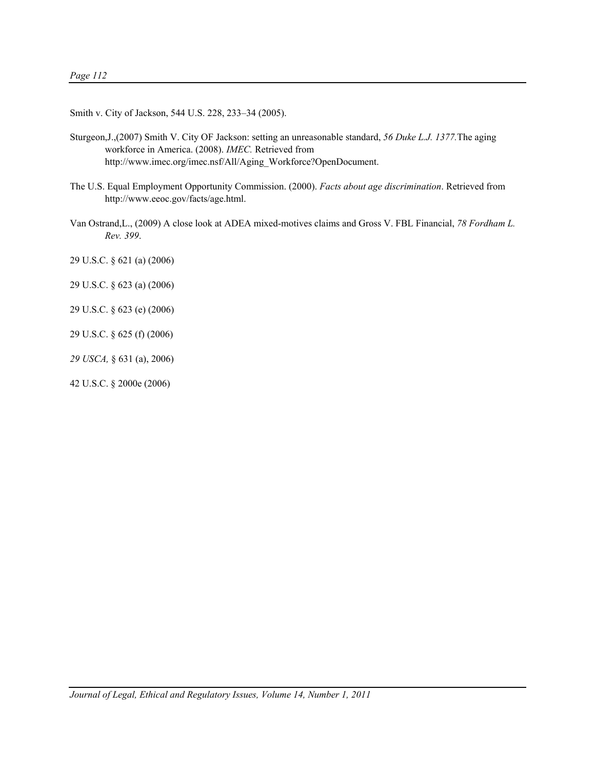Smith v. City of Jackson, 544 U.S. 228, 233–34 (2005).

Sturgeon,J.,(2007) Smith V. City OF Jackson: setting an unreasonable standard, *56 Duke L.J. 1377.*The aging workforce in America. (2008). *IMEC.* Retrieved from http://www.imec.org/imec.nsf/All/Aging_Workforce?OpenDocument.

The U.S. Equal Employment Opportunity Commission. (2000). *Facts about age discrimination*. Retrieved from http://www.eeoc.gov/facts/age.html.

Van Ostrand,L., (2009) A close look at ADEA mixed-motives claims and Gross V. FBL Financial, *78 Fordham L. Rev. 399*.

29 U.S.C. § 621 (a) (2006)

29 U.S.C. § 623 (a) (2006)

29 U.S.C. § 623 (e) (2006)

29 U.S.C. § 625 (f) (2006)

*29 USCA,* § 631 (a), 2006)

42 U.S.C. § 2000e (2006)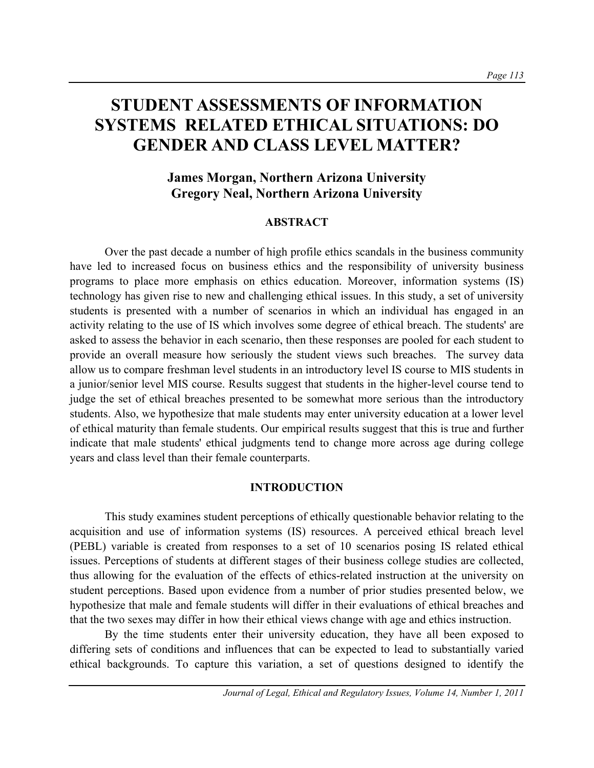# STUDENT ASSESSMENTS OF INFORMATION SYSTEMS RELATED ETHICAL SITUATIONS: DO GENDER AND CLASS LEVEL MATTER?

**James Morgan, Northern Arizona University**
**Gregory Neal, Northern Arizona University**

## ABSTRACT

Over the past decade a number of high profile ethics scandals in the business community have led to increased focus on business ethics and the responsibility of university business programs to place more emphasis on ethics education. Moreover, information systems (IS) technology has given rise to new and challenging ethical issues. In this study, a set of university students is presented with a number of scenarios in which an individual has engaged in an activity relating to the use of IS which involves some degree of ethical breach. The students' are asked to assess the behavior in each scenario, then these responses are pooled for each student to provide an overall measure how seriously the student views such breaches. The survey data allow us to compare freshman level students in an introductory level IS course to MIS students in a junior/senior level MIS course. Results suggest that students in the higher-level course tend to judge the set of ethical breaches presented to be somewhat more serious than the introductory students. Also, we hypothesize that male students may enter university education at a lower level of ethical maturity than female students. Our empirical results suggest that this is true and further indicate that male students' ethical judgments tend to change more across age during college years and class level than their female counterparts.

## INTRODUCTION

This study examines student perceptions of ethically questionable behavior relating to the acquisition and use of information systems (IS) resources. A perceived ethical breach level (PEBL) variable is created from responses to a set of 10 scenarios posing IS related ethical issues. Perceptions of students at different stages of their business college studies are collected, thus allowing for the evaluation of the effects of ethics-related instruction at the university on student perceptions. Based upon evidence from a number of prior studies presented below, we hypothesize that male and female students will differ in their evaluations of ethical breaches and that the two sexes may differ in how their ethical views change with age and ethics instruction.

By the time students enter their university education, they have all been exposed to differing sets of conditions and influences that can be expected to lead to substantially varied ethical backgrounds. To capture this variation, a set of questions designed to identify the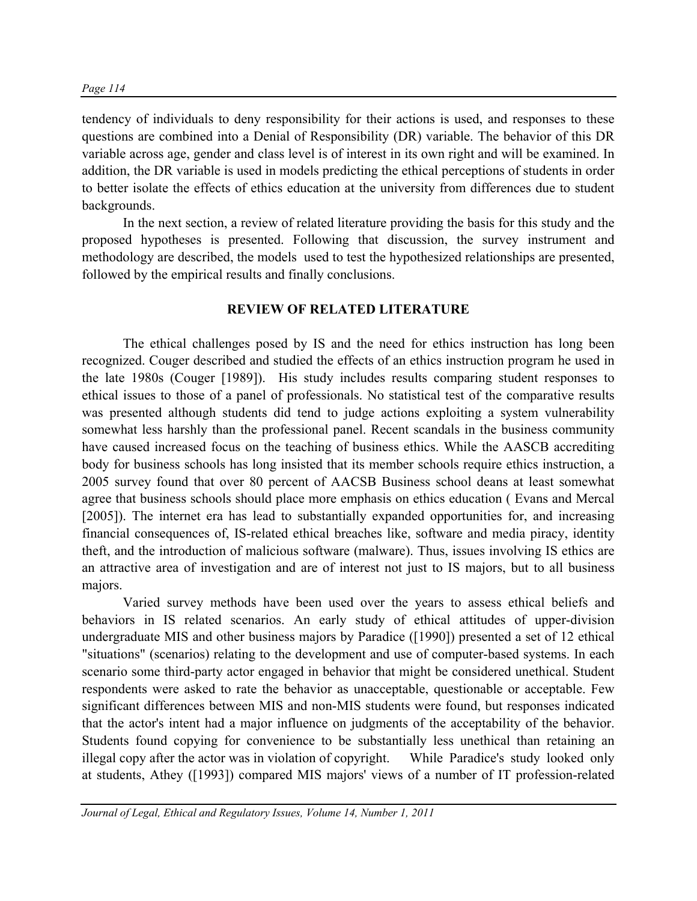tendency of individuals to deny responsibility for their actions is used, and responses to these questions are combined into a Denial of Responsibility (DR) variable. The behavior of this DR variable across age, gender and class level is of interest in its own right and will be examined. In addition, the DR variable is used in models predicting the ethical perceptions of students in order to better isolate the effects of ethics education at the university from differences due to student backgrounds.

In the next section, a review of related literature providing the basis for this study and the proposed hypotheses is presented. Following that discussion, the survey instrument and methodology are described, the models used to test the hypothesized relationships are presented, followed by the empirical results and finally conclusions.

## REVIEW OF RELATED LITERATURE

The ethical challenges posed by IS and the need for ethics instruction has long been recognized. Couger described and studied the effects of an ethics instruction program he used in the late 1980s (Couger [1989]). His study includes results comparing student responses to ethical issues to those of a panel of professionals. No statistical test of the comparative results was presented although students did tend to judge actions exploiting a system vulnerability somewhat less harshly than the professional panel. Recent scandals in the business community have caused increased focus on the teaching of business ethics. While the AASCB accrediting body for business schools has long insisted that its member schools require ethics instruction, a 2005 survey found that over 80 percent of AACSB Business school deans at least somewhat agree that business schools should place more emphasis on ethics education ( Evans and Mercal [2005]). The internet era has lead to substantially expanded opportunities for, and increasing financial consequences of, IS-related ethical breaches like, software and media piracy, identity theft, and the introduction of malicious software (malware). Thus, issues involving IS ethics are an attractive area of investigation and are of interest not just to IS majors, but to all business majors.

Varied survey methods have been used over the years to assess ethical beliefs and behaviors in IS related scenarios. An early study of ethical attitudes of upper-division undergraduate MIS and other business majors by Paradice ([1990]) presented a set of 12 ethical "situations" (scenarios) relating to the development and use of computer-based systems. In each scenario some third-party actor engaged in behavior that might be considered unethical. Student respondents were asked to rate the behavior as unacceptable, questionable or acceptable. Few significant differences between MIS and non-MIS students were found, but responses indicated that the actor's intent had a major influence on judgments of the acceptability of the behavior. Students found copying for convenience to be substantially less unethical than retaining an illegal copy after the actor was in violation of copyright. While Paradice's study looked only at students, Athey ([1993]) compared MIS majors' views of a number of IT profession-related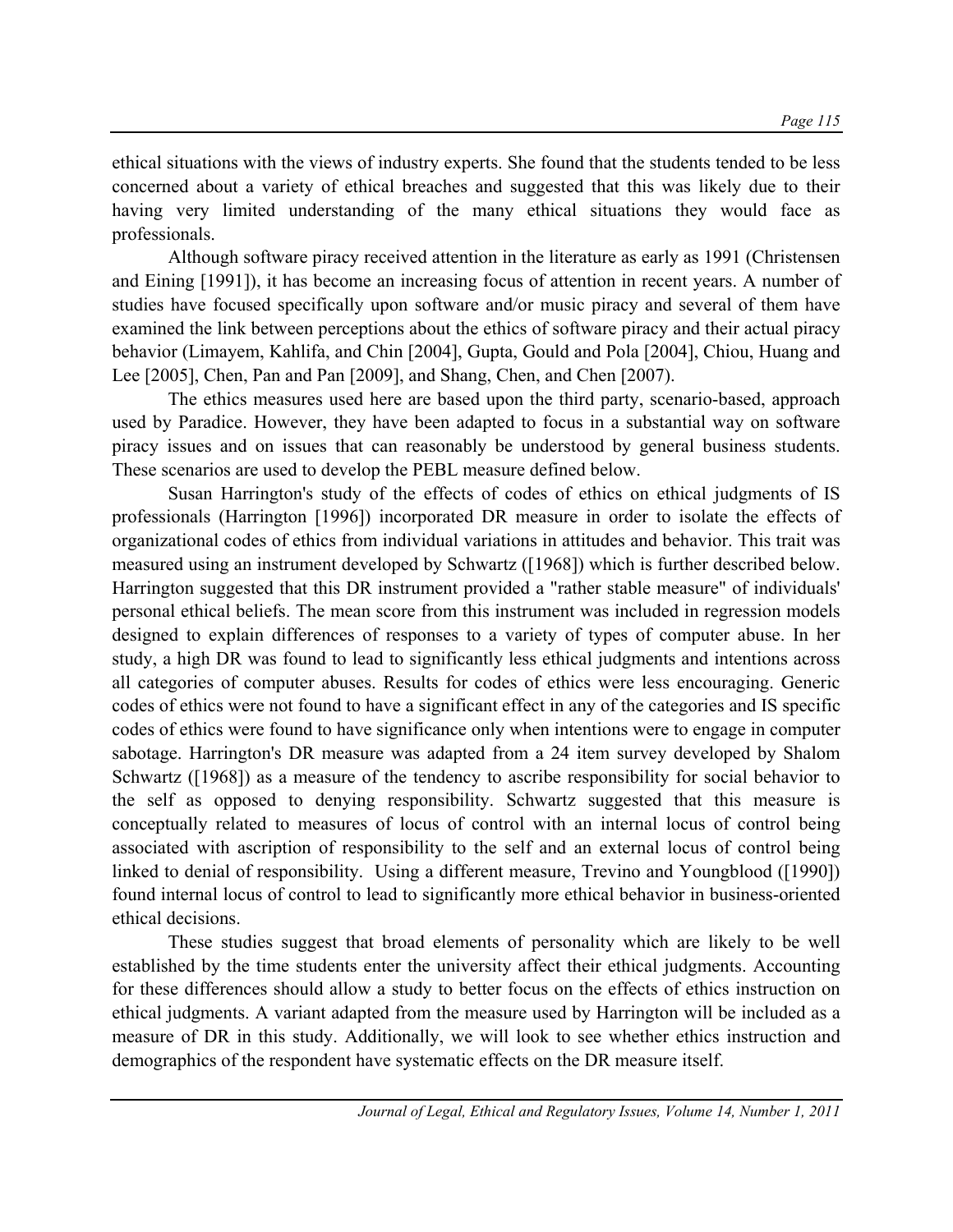ethical situations with the views of industry experts. She found that the students tended to be less concerned about a variety of ethical breaches and suggested that this was likely due to their having very limited understanding of the many ethical situations they would face as professionals.

Although software piracy received attention in the literature as early as 1991 (Christensen and Eining [1991]), it has become an increasing focus of attention in recent years. A number of studies have focused specifically upon software and/or music piracy and several of them have examined the link between perceptions about the ethics of software piracy and their actual piracy behavior (Limayem, Kahlifa, and Chin [2004], Gupta, Gould and Pola [2004], Chiou, Huang and Lee [2005], Chen, Pan and Pan [2009], and Shang, Chen, and Chen [2007).

The ethics measures used here are based upon the third party, scenario-based, approach used by Paradice. However, they have been adapted to focus in a substantial way on software piracy issues and on issues that can reasonably be understood by general business students. These scenarios are used to develop the PEBL measure defined below.

Susan Harrington's study of the effects of codes of ethics on ethical judgments of IS professionals (Harrington [1996]) incorporated DR measure in order to isolate the effects of organizational codes of ethics from individual variations in attitudes and behavior. This trait was measured using an instrument developed by Schwartz ([1968]) which is further described below. Harrington suggested that this DR instrument provided a "rather stable measure" of individuals' personal ethical beliefs. The mean score from this instrument was included in regression models designed to explain differences of responses to a variety of types of computer abuse. In her study, a high DR was found to lead to significantly less ethical judgments and intentions across all categories of computer abuses. Results for codes of ethics were less encouraging. Generic codes of ethics were not found to have a significant effect in any of the categories and IS specific codes of ethics were found to have significance only when intentions were to engage in computer sabotage. Harrington's DR measure was adapted from a 24 item survey developed by Shalom Schwartz ([1968]) as a measure of the tendency to ascribe responsibility for social behavior to the self as opposed to denying responsibility. Schwartz suggested that this measure is conceptually related to measures of locus of control with an internal locus of control being associated with ascription of responsibility to the self and an external locus of control being linked to denial of responsibility. Using a different measure, Trevino and Youngblood ([1990]) found internal locus of control to lead to significantly more ethical behavior in business-oriented ethical decisions.

These studies suggest that broad elements of personality which are likely to be well established by the time students enter the university affect their ethical judgments. Accounting for these differences should allow a study to better focus on the effects of ethics instruction on ethical judgments. A variant adapted from the measure used by Harrington will be included as a measure of DR in this study. Additionally, we will look to see whether ethics instruction and demographics of the respondent have systematic effects on the DR measure itself.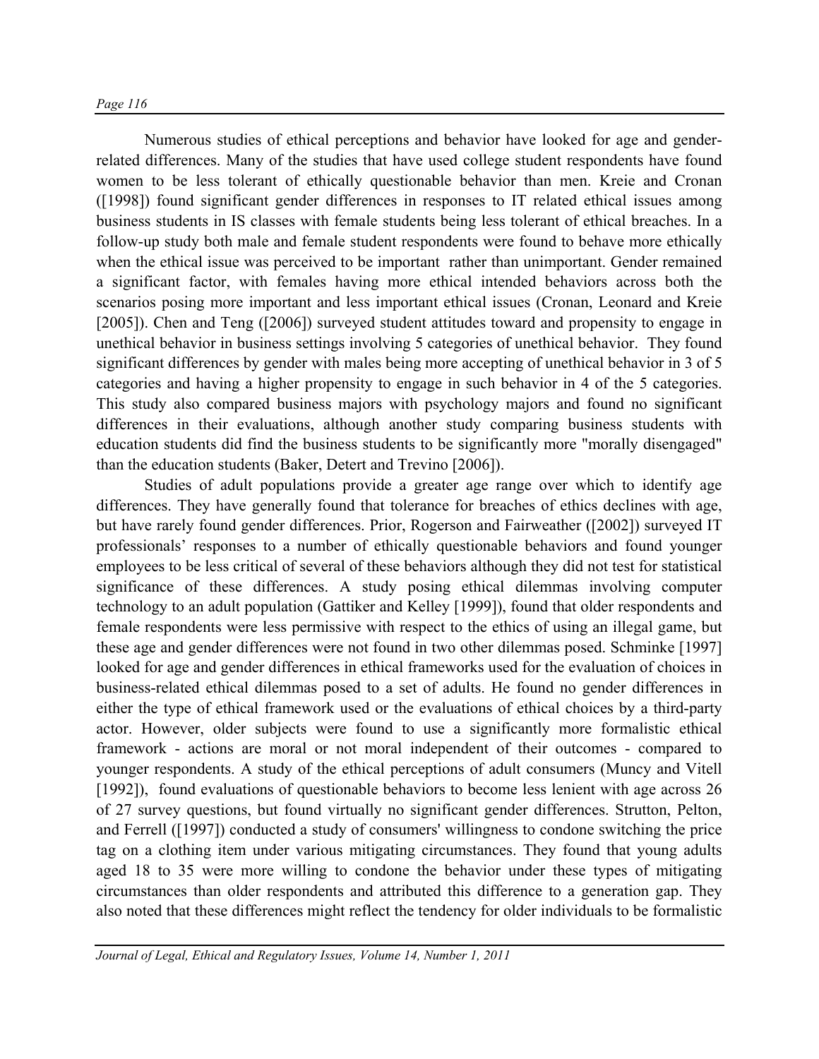Numerous studies of ethical perceptions and behavior have looked for age and gender-related differences. Many of the studies that have used college student respondents have found women to be less tolerant of ethically questionable behavior than men. Kreie and Cronan ([1998]) found significant gender differences in responses to IT related ethical issues among business students in IS classes with female students being less tolerant of ethical breaches. In a follow-up study both male and female student respondents were found to behave more ethically when the ethical issue was perceived to be important rather than unimportant. Gender remained a significant factor, with females having more ethical intended behaviors across both the scenarios posing more important and less important ethical issues (Cronan, Leonard and Kreie [2005]). Chen and Teng ([2006]) surveyed student attitudes toward and propensity to engage in unethical behavior in business settings involving 5 categories of unethical behavior. They found significant differences by gender with males being more accepting of unethical behavior in 3 of 5 categories and having a higher propensity to engage in such behavior in 4 of the 5 categories. This study also compared business majors with psychology majors and found no significant differences in their evaluations, although another study comparing business students with education students did find the business students to be significantly more "morally disengaged" than the education students (Baker, Detert and Trevino [2006]).

Studies of adult populations provide a greater age range over which to identify age differences. They have generally found that tolerance for breaches of ethics declines with age, but have rarely found gender differences. Prior, Rogerson and Fairweather ([2002]) surveyed IT professionals' responses to a number of ethically questionable behaviors and found younger employees to be less critical of several of these behaviors although they did not test for statistical significance of these differences. A study posing ethical dilemmas involving computer technology to an adult population (Gattiker and Kelley [1999]), found that older respondents and female respondents were less permissive with respect to the ethics of using an illegal game, but these age and gender differences were not found in two other dilemmas posed. Schminke [1997] looked for age and gender differences in ethical frameworks used for the evaluation of choices in business-related ethical dilemmas posed to a set of adults. He found no gender differences in either the type of ethical framework used or the evaluations of ethical choices by a third-party actor. However, older subjects were found to use a significantly more formalistic ethical framework - actions are moral or not moral independent of their outcomes - compared to younger respondents. A study of the ethical perceptions of adult consumers (Muncy and Vitell [1992]), found evaluations of questionable behaviors to become less lenient with age across 26 of 27 survey questions, but found virtually no significant gender differences. Strutton, Pelton, and Ferrell ([1997]) conducted a study of consumers' willingness to condone switching the price tag on a clothing item under various mitigating circumstances. They found that young adults aged 18 to 35 were more willing to condone the behavior under these types of mitigating circumstances than older respondents and attributed this difference to a generation gap. They also noted that these differences might reflect the tendency for older individuals to be formalistic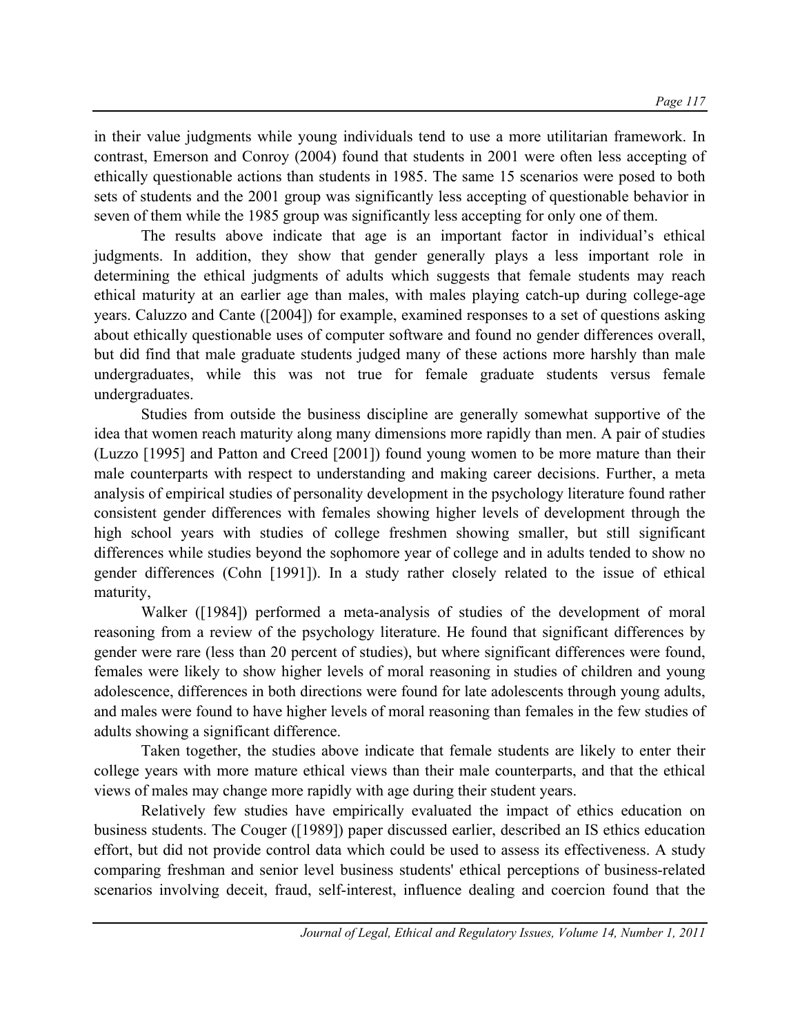in their value judgments while young individuals tend to use a more utilitarian framework. In contrast, Emerson and Conroy (2004) found that students in 2001 were often less accepting of ethically questionable actions than students in 1985. The same 15 scenarios were posed to both sets of students and the 2001 group was significantly less accepting of questionable behavior in seven of them while the 1985 group was significantly less accepting for only one of them.

The results above indicate that age is an important factor in individual's ethical judgments. In addition, they show that gender generally plays a less important role in determining the ethical judgments of adults which suggests that female students may reach ethical maturity at an earlier age than males, with males playing catch-up during college-age years. Caluzzo and Cante ([2004]) for example, examined responses to a set of questions asking about ethically questionable uses of computer software and found no gender differences overall, but did find that male graduate students judged many of these actions more harshly than male undergraduates, while this was not true for female graduate students versus female undergraduates.

Studies from outside the business discipline are generally somewhat supportive of the idea that women reach maturity along many dimensions more rapidly than men. A pair of studies (Luzzo [1995] and Patton and Creed [2001]) found young women to be more mature than their male counterparts with respect to understanding and making career decisions. Further, a meta analysis of empirical studies of personality development in the psychology literature found rather consistent gender differences with females showing higher levels of development through the high school years with studies of college freshmen showing smaller, but still significant differences while studies beyond the sophomore year of college and in adults tended to show no gender differences (Cohn [1991]). In a study rather closely related to the issue of ethical maturity,

Walker ([1984]) performed a meta-analysis of studies of the development of moral reasoning from a review of the psychology literature. He found that significant differences by gender were rare (less than 20 percent of studies), but where significant differences were found, females were likely to show higher levels of moral reasoning in studies of children and young adolescence, differences in both directions were found for late adolescents through young adults, and males were found to have higher levels of moral reasoning than females in the few studies of adults showing a significant difference.

Taken together, the studies above indicate that female students are likely to enter their college years with more mature ethical views than their male counterparts, and that the ethical views of males may change more rapidly with age during their student years.

Relatively few studies have empirically evaluated the impact of ethics education on business students. The Couger ([1989]) paper discussed earlier, described an IS ethics education effort, but did not provide control data which could be used to assess its effectiveness. A study comparing freshman and senior level business students' ethical perceptions of business-related scenarios involving deceit, fraud, self-interest, influence dealing and coercion found that the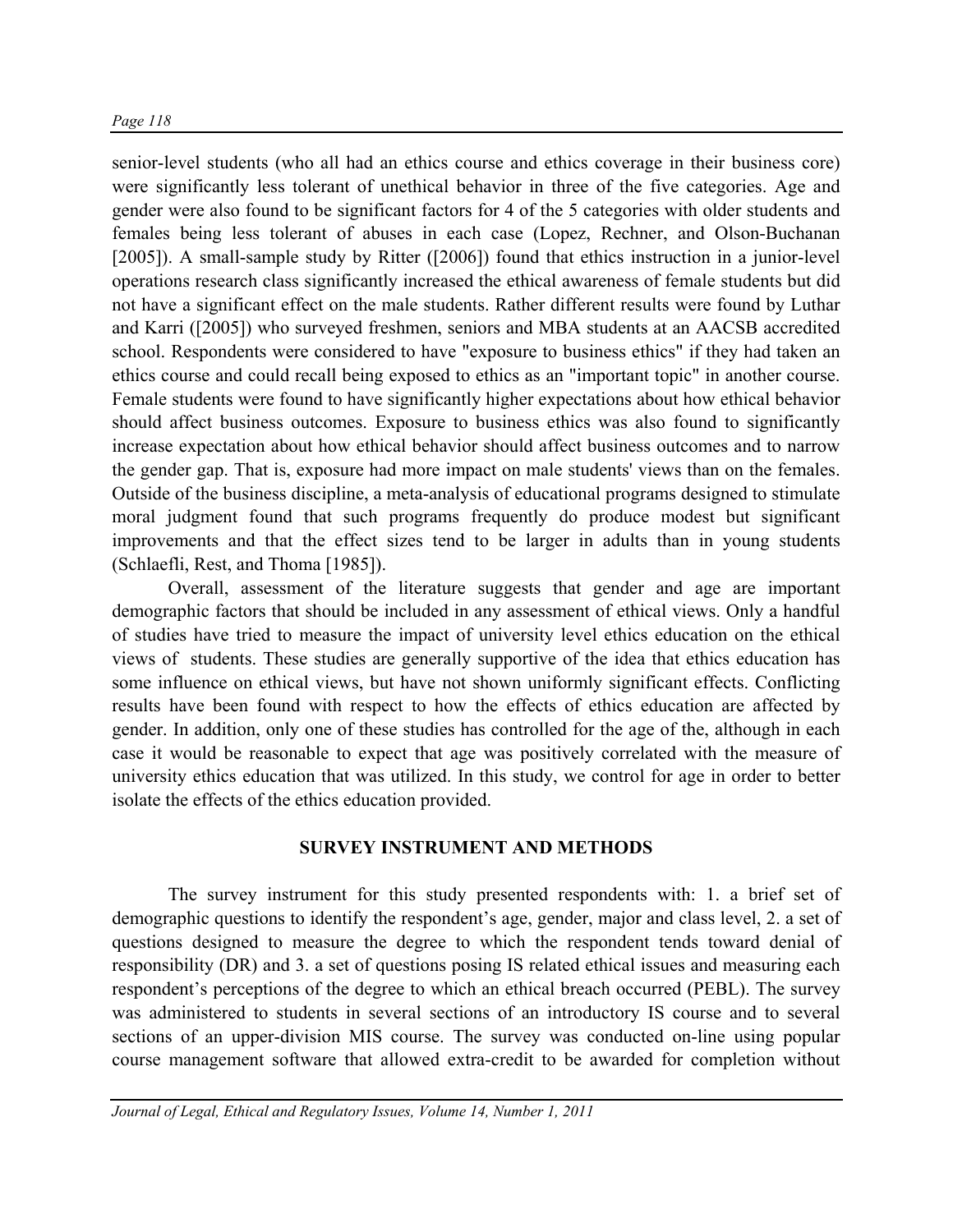senior-level students (who all had an ethics course and ethics coverage in their business core) were significantly less tolerant of unethical behavior in three of the five categories. Age and gender were also found to be significant factors for 4 of the 5 categories with older students and females being less tolerant of abuses in each case (Lopez, Rechner, and Olson-Buchanan [2005]). A small-sample study by Ritter ([2006]) found that ethics instruction in a junior-level operations research class significantly increased the ethical awareness of female students but did not have a significant effect on the male students. Rather different results were found by Luthar and Karri ([2005]) who surveyed freshmen, seniors and MBA students at an AACSB accredited school. Respondents were considered to have "exposure to business ethics" if they had taken an ethics course and could recall being exposed to ethics as an "important topic" in another course. Female students were found to have significantly higher expectations about how ethical behavior should affect business outcomes. Exposure to business ethics was also found to significantly increase expectation about how ethical behavior should affect business outcomes and to narrow the gender gap. That is, exposure had more impact on male students' views than on the females. Outside of the business discipline, a meta-analysis of educational programs designed to stimulate moral judgment found that such programs frequently do produce modest but significant improvements and that the effect sizes tend to be larger in adults than in young students (Schlaefli, Rest, and Thoma [1985]).

Overall, assessment of the literature suggests that gender and age are important demographic factors that should be included in any assessment of ethical views. Only a handful of studies have tried to measure the impact of university level ethics education on the ethical views of students. These studies are generally supportive of the idea that ethics education has some influence on ethical views, but have not shown uniformly significant effects. Conflicting results have been found with respect to how the effects of ethics education are affected by gender. In addition, only one of these studies has controlled for the age of the, although in each case it would be reasonable to expect that age was positively correlated with the measure of university ethics education that was utilized. In this study, we control for age in order to better isolate the effects of the ethics education provided.

## SURVEY INSTRUMENT AND METHODS

The survey instrument for this study presented respondents with: 1. a brief set of demographic questions to identify the respondent's age, gender, major and class level, 2. a set of questions designed to measure the degree to which the respondent tends toward denial of responsibility (DR) and 3. a set of questions posing IS related ethical issues and measuring each respondent's perceptions of the degree to which an ethical breach occurred (PEBL). The survey was administered to students in several sections of an introductory IS course and to several sections of an upper-division MIS course. The survey was conducted on-line using popular course management software that allowed extra-credit to be awarded for completion without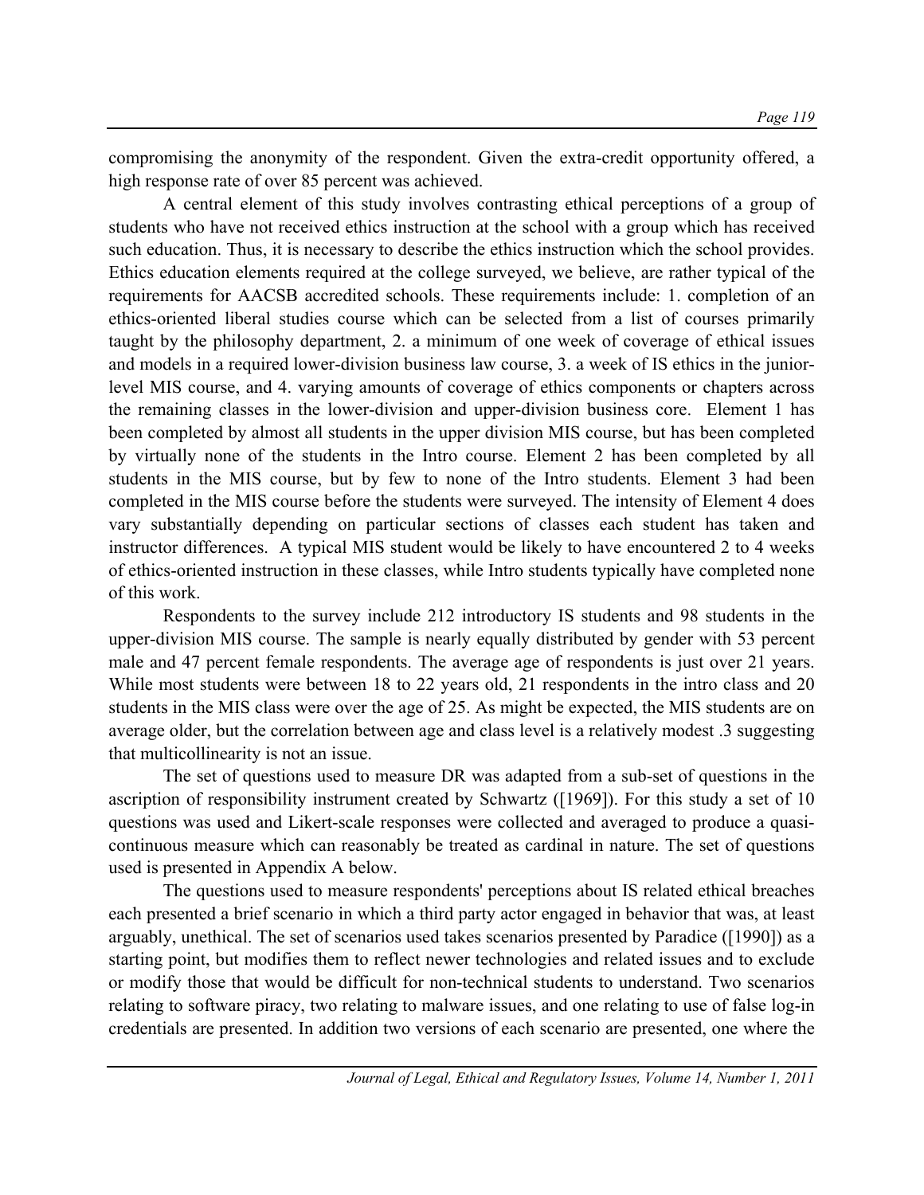compromising the anonymity of the respondent. Given the extra-credit opportunity offered, a high response rate of over 85 percent was achieved.

A central element of this study involves contrasting ethical perceptions of a group of students who have not received ethics instruction at the school with a group which has received such education. Thus, it is necessary to describe the ethics instruction which the school provides. Ethics education elements required at the college surveyed, we believe, are rather typical of the requirements for AACSB accredited schools. These requirements include: 1. completion of an ethics-oriented liberal studies course which can be selected from a list of courses primarily taught by the philosophy department, 2. a minimum of one week of coverage of ethical issues and models in a required lower-division business law course, 3. a week of IS ethics in the junior-level MIS course, and 4. varying amounts of coverage of ethics components or chapters across the remaining classes in the lower-division and upper-division business core. Element 1 has been completed by almost all students in the upper division MIS course, but has been completed by virtually none of the students in the Intro course. Element 2 has been completed by all students in the MIS course, but by few to none of the Intro students. Element 3 had been completed in the MIS course before the students were surveyed. The intensity of Element 4 does vary substantially depending on particular sections of classes each student has taken and instructor differences. A typical MIS student would be likely to have encountered 2 to 4 weeks of ethics-oriented instruction in these classes, while Intro students typically have completed none of this work.

Respondents to the survey include 212 introductory IS students and 98 students in the upper-division MIS course. The sample is nearly equally distributed by gender with 53 percent male and 47 percent female respondents. The average age of respondents is just over 21 years. While most students were between 18 to 22 years old, 21 respondents in the intro class and 20 students in the MIS class were over the age of 25. As might be expected, the MIS students are on average older, but the correlation between age and class level is a relatively modest .3 suggesting that multicollinearity is not an issue.

The set of questions used to measure DR was adapted from a sub-set of questions in the ascription of responsibility instrument created by Schwartz ([1969]). For this study a set of 10 questions was used and Likert-scale responses were collected and averaged to produce a quasi-continuous measure which can reasonably be treated as cardinal in nature. The set of questions used is presented in Appendix A below.

The questions used to measure respondents' perceptions about IS related ethical breaches each presented a brief scenario in which a third party actor engaged in behavior that was, at least arguably, unethical. The set of scenarios used takes scenarios presented by Paradice ([1990]) as a starting point, but modifies them to reflect newer technologies and related issues and to exclude or modify those that would be difficult for non-technical students to understand. Two scenarios relating to software piracy, two relating to malware issues, and one relating to use of false log-in credentials are presented. In addition two versions of each scenario are presented, one where the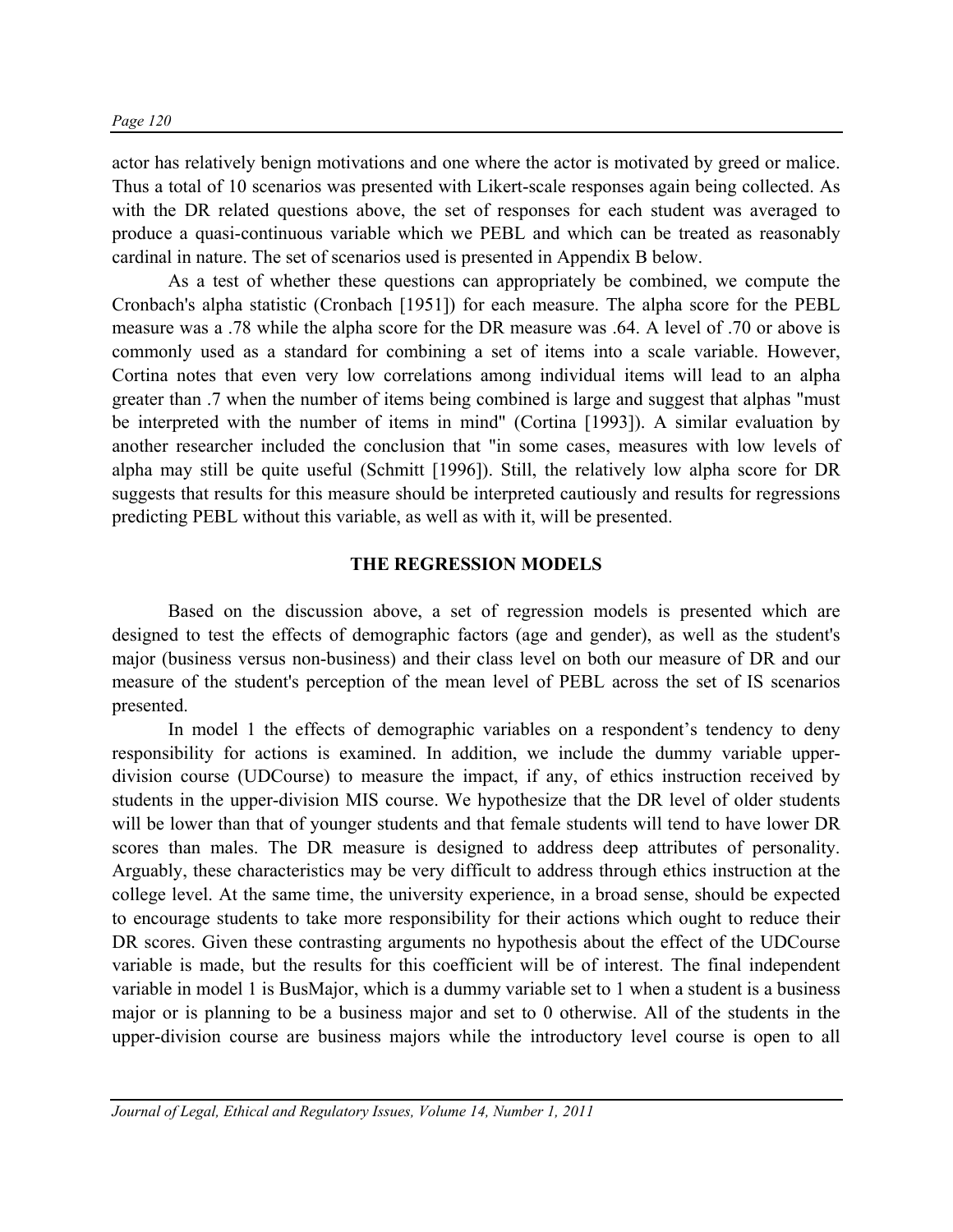actor has relatively benign motivations and one where the actor is motivated by greed or malice. Thus a total of 10 scenarios was presented with Likert-scale responses again being collected. As with the DR related questions above, the set of responses for each student was averaged to produce a quasi-continuous variable which we PEBL and which can be treated as reasonably cardinal in nature. The set of scenarios used is presented in Appendix B below.

As a test of whether these questions can appropriately be combined, we compute the Cronbach's alpha statistic (Cronbach [1951]) for each measure. The alpha score for the PEBL measure was a .78 while the alpha score for the DR measure was .64. A level of .70 or above is commonly used as a standard for combining a set of items into a scale variable. However, Cortina notes that even very low correlations among individual items will lead to an alpha greater than .7 when the number of items being combined is large and suggest that alphas "must be interpreted with the number of items in mind" (Cortina [1993]). A similar evaluation by another researcher included the conclusion that "in some cases, measures with low levels of alpha may still be quite useful (Schmitt [1996]). Still, the relatively low alpha score for DR suggests that results for this measure should be interpreted cautiously and results for regressions predicting PEBL without this variable, as well as with it, will be presented.

## THE REGRESSION MODELS

Based on the discussion above, a set of regression models is presented which are designed to test the effects of demographic factors (age and gender), as well as the student's major (business versus non-business) and their class level on both our measure of DR and our measure of the student's perception of the mean level of PEBL across the set of IS scenarios presented.

In model 1 the effects of demographic variables on a respondent's tendency to deny responsibility for actions is examined. In addition, we include the dummy variable upper-division course (UDCourse) to measure the impact, if any, of ethics instruction received by students in the upper-division MIS course. We hypothesize that the DR level of older students will be lower than that of younger students and that female students will tend to have lower DR scores than males. The DR measure is designed to address deep attributes of personality. Arguably, these characteristics may be very difficult to address through ethics instruction at the college level. At the same time, the university experience, in a broad sense, should be expected to encourage students to take more responsibility for their actions which ought to reduce their DR scores. Given these contrasting arguments no hypothesis about the effect of the UDCourse variable is made, but the results for this coefficient will be of interest. The final independent variable in model 1 is BusMajor, which is a dummy variable set to 1 when a student is a business major or is planning to be a business major and set to 0 otherwise. All of the students in the upper-division course are business majors while the introductory level course is open to all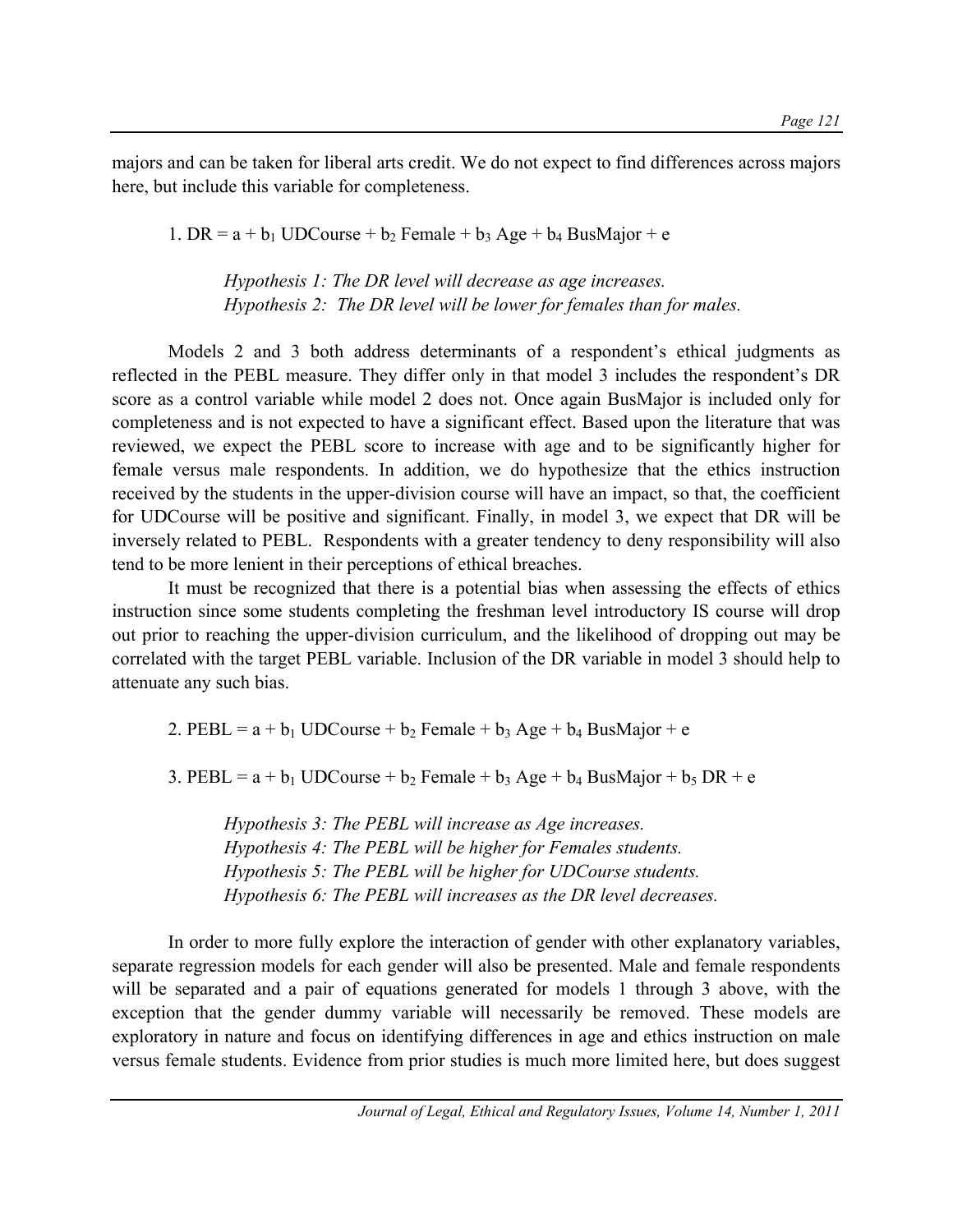majors and can be taken for liberal arts credit. We do not expect to find differences across majors here, but include this variable for completeness.

1. $DR = a + b_1\ UDCourse + b_2\ Female + b_3\ Age + b_4\ BusMajor + e$

> *Hypothesis 1: The DR level will decrease as age increases.*
> *Hypothesis 2: The DR level will be lower for females than for males.*

Models 2 and 3 both address determinants of a respondent's ethical judgments as reflected in the PEBL measure. They differ only in that model 3 includes the respondent's DR score as a control variable while model 2 does not. Once again BusMajor is included only for completeness and is not expected to have a significant effect. Based upon the literature that was reviewed, we expect the PEBL score to increase with age and to be significantly higher for female versus male respondents. In addition, we do hypothesize that the ethics instruction received by the students in the upper-division course will have an impact, so that, the coefficient for UDCourse will be positive and significant. Finally, in model 3, we expect that DR will be inversely related to PEBL. Respondents with a greater tendency to deny responsibility will also tend to be more lenient in their perceptions of ethical breaches.

It must be recognized that there is a potential bias when assessing the effects of ethics instruction since some students completing the freshman level introductory IS course will drop out prior to reaching the upper-division curriculum, and the likelihood of dropping out may be correlated with the target PEBL variable. Inclusion of the DR variable in model 3 should help to attenuate any such bias.

2. $PEBL = a + b_1\ UDCourse + b_2\ Female + b_3\ Age + b_4\ BusMajor + e$

3. $PEBL = a + b_1\ UDCourse + b_2\ Female + b_3\ Age + b_4\ BusMajor + b_5\ DR + e$

> *Hypothesis 3: The PEBL will increase as Age increases.*
> *Hypothesis 4: The PEBL will be higher for Females students.*
> *Hypothesis 5: The PEBL will be higher for UDCourse students.*
> *Hypothesis 6: The PEBL will increases as the DR level decreases.*

In order to more fully explore the interaction of gender with other explanatory variables, separate regression models for each gender will also be presented. Male and female respondents will be separated and a pair of equations generated for models 1 through 3 above, with the exception that the gender dummy variable will necessarily be removed. These models are exploratory in nature and focus on identifying differences in age and ethics instruction on male versus female students. Evidence from prior studies is much more limited here, but does suggest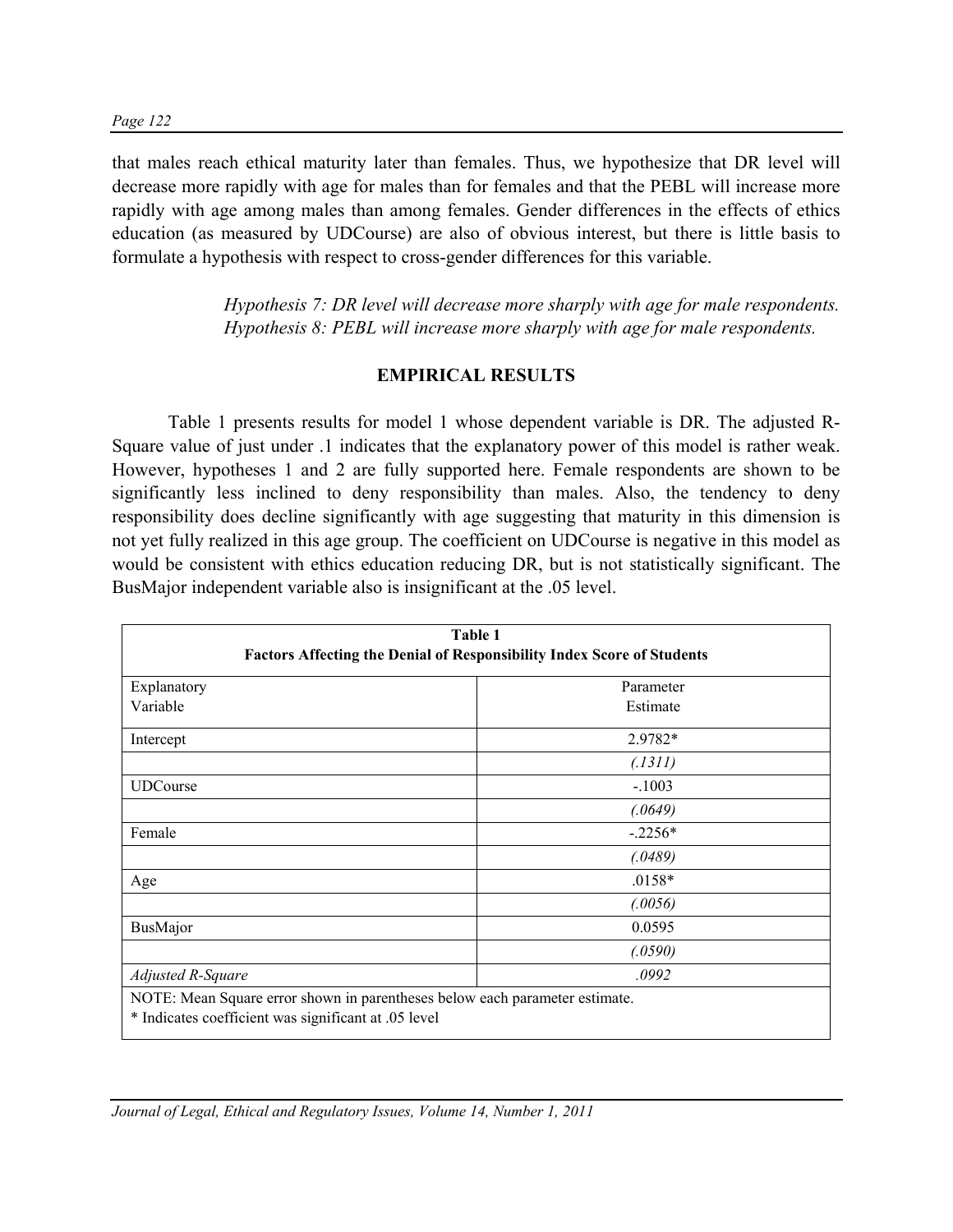that males reach ethical maturity later than females. Thus, we hypothesize that DR level will decrease more rapidly with age for males than for females and that the PEBL will increase more rapidly with age among males than among females. Gender differences in the effects of ethics education (as measured by UDCourse) are also of obvious interest, but there is little basis to formulate a hypothesis with respect to cross-gender differences for this variable.

> *Hypothesis 7: DR level will decrease more sharply with age for male respondents.*
> *Hypothesis 8: PEBL will increase more sharply with age for male respondents.*

## EMPIRICAL RESULTS

Table 1 presents results for model 1 whose dependent variable is DR. The adjusted R-Square value of just under .1 indicates that the explanatory power of this model is rather weak. However, hypotheses 1 and 2 are fully supported here. Female respondents are shown to be significantly less inclined to deny responsibility than males. Also, the tendency to deny responsibility does decline significantly with age suggesting that maturity in this dimension is not yet fully realized in this age group. The coefficient on UDCourse is negative in this model as would be consistent with ethics education reducing DR, but is not statistically significant. The BusMajor independent variable also is insignificant at the .05 level.

**Table 1**
**Factors Affecting the Denial of Responsibility Index Score of Students**

| Explanatory Variable | Parameter Estimate |
|---|---|
| Intercept | 2.9782* |
| | *(.1311)* |
| UDCourse | -.1003 |
| | *(.0649)* |
| Female | -.2256* |
| | *(.0489)* |
| Age | .0158* |
| | *(.0056)* |
| BusMajor | 0.0595 |
| | *(.0590)* |
| *Adjusted R-Square* | *.0992* |

NOTE: Mean Square error shown in parentheses below each parameter estimate.
* Indicates coefficient was significant at .05 level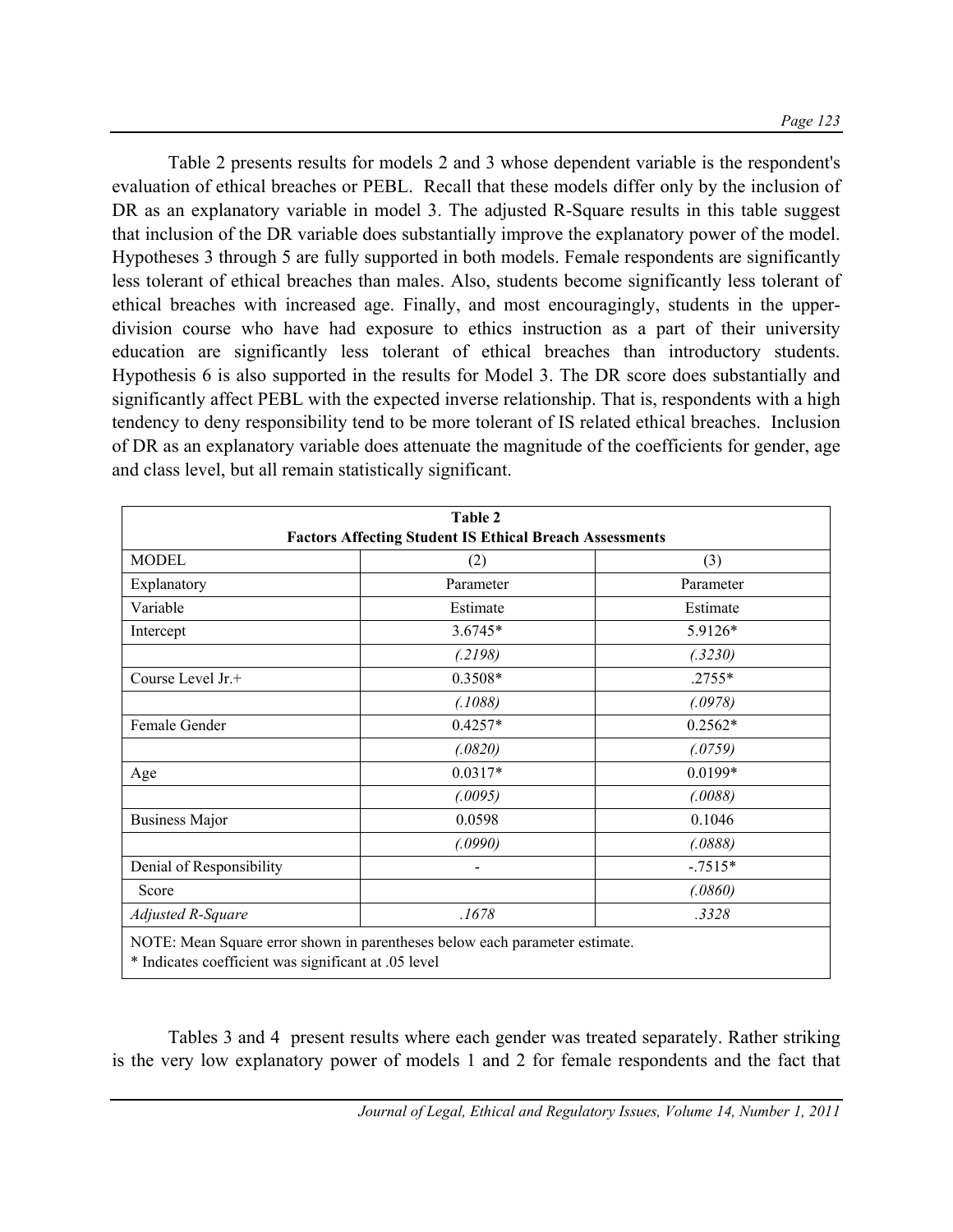Table 2 presents results for models 2 and 3 whose dependent variable is the respondent's evaluation of ethical breaches or PEBL. Recall that these models differ only by the inclusion of DR as an explanatory variable in model 3. The adjusted R-Square results in this table suggest that inclusion of the DR variable does substantially improve the explanatory power of the model. Hypotheses 3 through 5 are fully supported in both models. Female respondents are significantly less tolerant of ethical breaches than males. Also, students become significantly less tolerant of ethical breaches with increased age. Finally, and most encouragingly, students in the upper-division course who have had exposure to ethics instruction as a part of their university education are significantly less tolerant of ethical breaches than introductory students. Hypothesis 6 is also supported in the results for Model 3. The DR score does substantially and significantly affect PEBL with the expected inverse relationship. That is, respondents with a high tendency to deny responsibility tend to be more tolerant of IS related ethical breaches. Inclusion of DR as an explanatory variable does attenuate the magnitude of the coefficients for gender, age and class level, but all remain statistically significant.

**Table 2**
**Factors Affecting Student IS Ethical Breach Assessments**

| MODEL | (2) | (3) |
|---|---|---|
| Explanatory Variable | Parameter Estimate | Parameter Estimate |
| Intercept | 3.6745* | 5.9126* |
| | *(.2198)* | *(.3230)* |
| Course Level Jr.+ | 0.3508* | .2755* |
| | *(.1088)* | *(.0978)* |
| Female Gender | 0.4257* | 0.2562* |
| | *(.0820)* | *(.0759)* |
| Age | 0.0317* | 0.0199* |
| | *(.0095)* | *(.0088)* |
| Business Major | 0.0598 | 0.1046 |
| | *(.0990)* | *(.0888)* |
| Denial of Responsibility Score | - | -.7515* |
| | | *(.0860)* |
| *Adjusted R-Square* | *.1678* | *.3328* |

NOTE: Mean Square error shown in parentheses below each parameter estimate.
* Indicates coefficient was significant at .05 level

Tables 3 and 4 present results where each gender was treated separately. Rather striking is the very low explanatory power of models 1 and 2 for female respondents and the fact that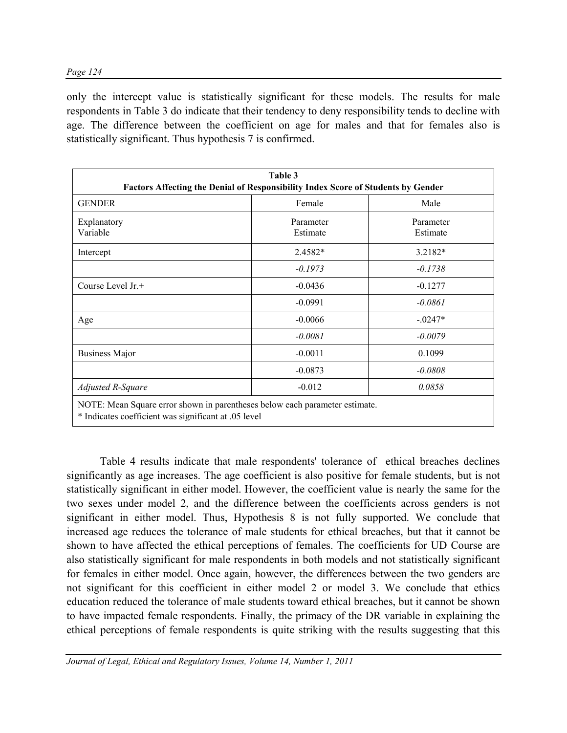only the intercept value is statistically significant for these models. The results for male respondents in Table 3 do indicate that their tendency to deny responsibility tends to decline with age. The difference between the coefficient on age for males and that for females also is statistically significant. Thus hypothesis 7 is confirmed.

| **Table 3**<br>**Factors Affecting the Denial of Responsibility Index Score of Students by Gender** | | |
|---|---|---|
| GENDER | Female | Male |
| Explanatory Variable | Parameter Estimate | Parameter Estimate |
| Intercept | 2.4582* | 3.2182* |
| | *-0.1973* | *-0.1738* |
| Course Level Jr.+ | -0.0436 | -0.1277 |
| | -0.0991 | *-0.0861* |
| Age | -0.0066 | -.0247* |
| | *-0.0081* | *-0.0079* |
| Business Major | -0.0011 | 0.1099 |
| | -0.0873 | *-0.0808* |
| *Adjusted R-Square* | -0.012 | *0.0858* |
| NOTE: Mean Square error shown in parentheses below each parameter estimate.<br>* Indicates coefficient was significant at .05 level | | |

Table 4 results indicate that male respondents' tolerance of ethical breaches declines significantly as age increases. The age coefficient is also positive for female students, but is not statistically significant in either model. However, the coefficient value is nearly the same for the two sexes under model 2, and the difference between the coefficients across genders is not significant in either model. Thus, Hypothesis 8 is not fully supported. We conclude that increased age reduces the tolerance of male students for ethical breaches, but that it cannot be shown to have affected the ethical perceptions of females. The coefficients for UD Course are also statistically significant for male respondents in both models and not statistically significant for females in either model. Once again, however, the differences between the two genders are not significant for this coefficient in either model 2 or model 3. We conclude that ethics education reduced the tolerance of male students toward ethical breaches, but it cannot be shown to have impacted female respondents. Finally, the primacy of the DR variable in explaining the ethical perceptions of female respondents is quite striking with the results suggesting that this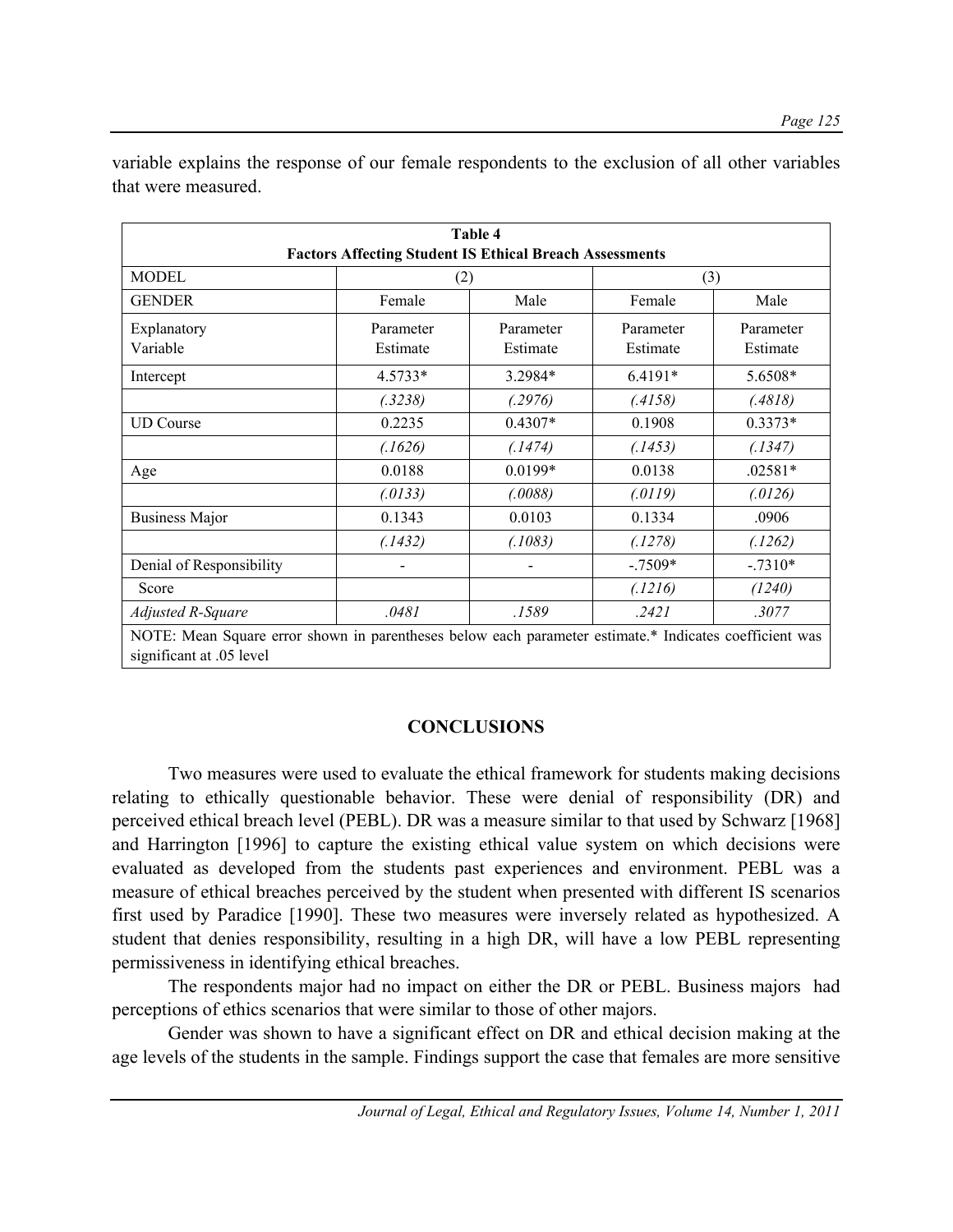variable explains the response of our female respondents to the exclusion of all other variables that were measured.

**Table 4**
**Factors Affecting Student IS Ethical Breach Assessments**

| MODEL | (2) | | (3) | |
|---|---|---|---|---|
| GENDER | Female | Male | Female | Male |
| Explanatory Variable | Parameter Estimate | Parameter Estimate | Parameter Estimate | Parameter Estimate |
| Intercept | 4.5733* | 3.2984* | 6.4191* | 5.6508* |
| | *(.3238)* | *(.2976)* | *(.4158)* | *(.4818)* |
| UD Course | 0.2235 | 0.4307* | 0.1908 | 0.3373* |
| | *(.1626)* | *(.1474)* | *(.1453)* | *(.1347)* |
| Age | 0.0188 | 0.0199* | 0.0138 | .02581* |
| | *(.0133)* | *(.0088)* | *(.0119)* | *(.0126)* |
| Business Major | 0.1343 | 0.0103 | 0.1334 | .0906 |
| | *(.1432)* | *(.1083)* | *(.1278)* | *(.1262)* |
| Denial of Responsibility | - | - | -.7509* | -.7310* |
| Score | | | *(.1216)* | *(1240)* |
| *Adjusted R-Square* | *.0481* | *.1589* | *.2421* | *.3077* |

NOTE: Mean Square error shown in parentheses below each parameter estimate.* Indicates coefficient was significant at .05 level

## CONCLUSIONS

Two measures were used to evaluate the ethical framework for students making decisions relating to ethically questionable behavior. These were denial of responsibility (DR) and perceived ethical breach level (PEBL). DR was a measure similar to that used by Schwarz [1968] and Harrington [1996] to capture the existing ethical value system on which decisions were evaluated as developed from the students past experiences and environment. PEBL was a measure of ethical breaches perceived by the student when presented with different IS scenarios first used by Paradice [1990]. These two measures were inversely related as hypothesized. A student that denies responsibility, resulting in a high DR, will have a low PEBL representing permissiveness in identifying ethical breaches.

The respondents major had no impact on either the DR or PEBL. Business majors had perceptions of ethics scenarios that were similar to those of other majors.

Gender was shown to have a significant effect on DR and ethical decision making at the age levels of the students in the sample. Findings support the case that females are more sensitive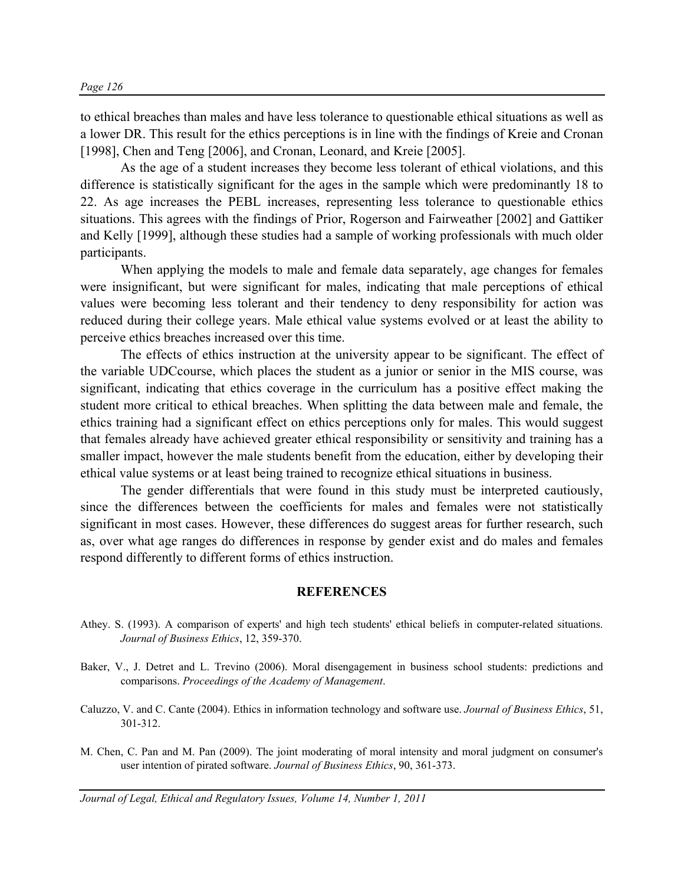to ethical breaches than males and have less tolerance to questionable ethical situations as well as a lower DR. This result for the ethics perceptions is in line with the findings of Kreie and Cronan [1998], Chen and Teng [2006], and Cronan, Leonard, and Kreie [2005].

As the age of a student increases they become less tolerant of ethical violations, and this difference is statistically significant for the ages in the sample which were predominantly 18 to 22. As age increases the PEBL increases, representing less tolerance to questionable ethics situations. This agrees with the findings of Prior, Rogerson and Fairweather [2002] and Gattiker and Kelly [1999], although these studies had a sample of working professionals with much older participants.

When applying the models to male and female data separately, age changes for females were insignificant, but were significant for males, indicating that male perceptions of ethical values were becoming less tolerant and their tendency to deny responsibility for action was reduced during their college years. Male ethical value systems evolved or at least the ability to perceive ethics breaches increased over this time.

The effects of ethics instruction at the university appear to be significant. The effect of the variable UDCcourse, which places the student as a junior or senior in the MIS course, was significant, indicating that ethics coverage in the curriculum has a positive effect making the student more critical to ethical breaches. When splitting the data between male and female, the ethics training had a significant effect on ethics perceptions only for males. This would suggest that females already have achieved greater ethical responsibility or sensitivity and training has a smaller impact, however the male students benefit from the education, either by developing their ethical value systems or at least being trained to recognize ethical situations in business.

The gender differentials that were found in this study must be interpreted cautiously, since the differences between the coefficients for males and females were not statistically significant in most cases. However, these differences do suggest areas for further research, such as, over what age ranges do differences in response by gender exist and do males and females respond differently to different forms of ethics instruction.

## REFERENCES

Athey. S. (1993). A comparison of experts' and high tech students' ethical beliefs in computer-related situations. *Journal of Business Ethics*, 12, 359-370.

Baker, V., J. Detret and L. Trevino (2006). Moral disengagement in business school students: predictions and comparisons. *Proceedings of the Academy of Management*.

Caluzzo, V. and C. Cante (2004). Ethics in information technology and software use. *Journal of Business Ethics*, 51, 301-312.

M. Chen, C. Pan and M. Pan (2009). The joint moderating of moral intensity and moral judgment on consumer's user intention of pirated software. *Journal of Business Ethics*, 90, 361-373.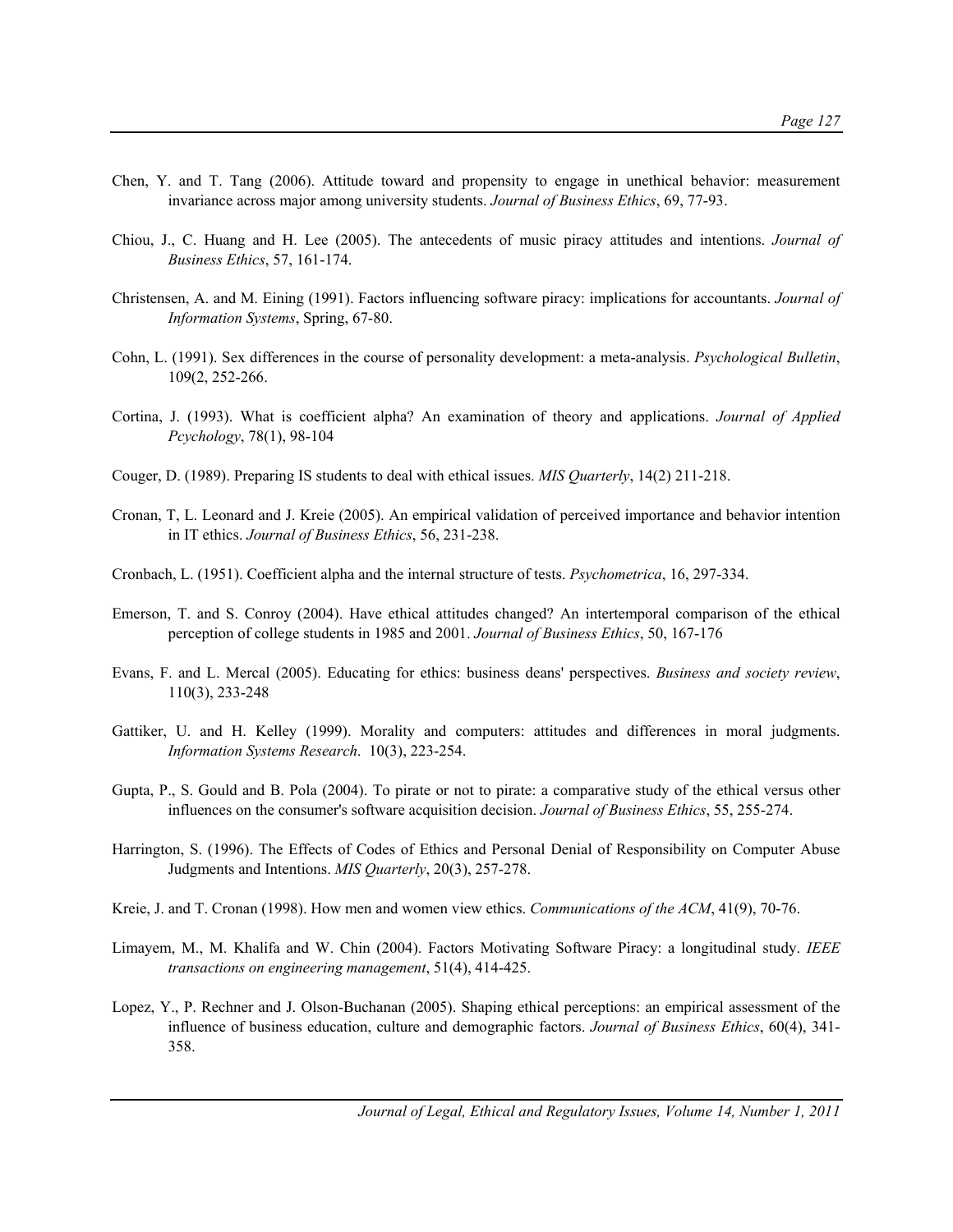Chen, Y. and T. Tang (2006). Attitude toward and propensity to engage in unethical behavior: measurement invariance across major among university students. *Journal of Business Ethics*, 69, 77-93.

Chiou, J., C. Huang and H. Lee (2005). The antecedents of music piracy attitudes and intentions. *Journal of Business Ethics*, 57, 161-174.

Christensen, A. and M. Eining (1991). Factors influencing software piracy: implications for accountants. *Journal of Information Systems*, Spring, 67-80.

Cohn, L. (1991). Sex differences in the course of personality development: a meta-analysis. *Psychological Bulletin*, 109(2, 252-266.

Cortina, J. (1993). What is coefficient alpha? An examination of theory and applications. *Journal of Applied Pcychology*, 78(1), 98-104

Couger, D. (1989). Preparing IS students to deal with ethical issues. *MIS Quarterly*, 14(2) 211-218.

Cronan, T, L. Leonard and J. Kreie (2005). An empirical validation of perceived importance and behavior intention in IT ethics. *Journal of Business Ethics*, 56, 231-238.

Cronbach, L. (1951). Coefficient alpha and the internal structure of tests. *Psychometrica*, 16, 297-334.

Emerson, T. and S. Conroy (2004). Have ethical attitudes changed? An intertemporal comparison of the ethical perception of college students in 1985 and 2001. *Journal of Business Ethics*, 50, 167-176

Evans, F. and L. Mercal (2005). Educating for ethics: business deans' perspectives. *Business and society review*, 110(3), 233-248

Gattiker, U. and H. Kelley (1999). Morality and computers: attitudes and differences in moral judgments. *Information Systems Research*. 10(3), 223-254.

Gupta, P., S. Gould and B. Pola (2004). To pirate or not to pirate: a comparative study of the ethical versus other influences on the consumer's software acquisition decision. *Journal of Business Ethics*, 55, 255-274.

Harrington, S. (1996). The Effects of Codes of Ethics and Personal Denial of Responsibility on Computer Abuse Judgments and Intentions. *MIS Quarterly*, 20(3), 257-278.

Kreie, J. and T. Cronan (1998). How men and women view ethics. *Communications of the ACM*, 41(9), 70-76.

Limayem, M., M. Khalifa and W. Chin (2004). Factors Motivating Software Piracy: a longitudinal study. *IEEE transactions on engineering management*, 51(4), 414-425.

Lopez, Y., P. Rechner and J. Olson-Buchanan (2005). Shaping ethical perceptions: an empirical assessment of the influence of business education, culture and demographic factors. *Journal of Business Ethics*, 60(4), 341-358.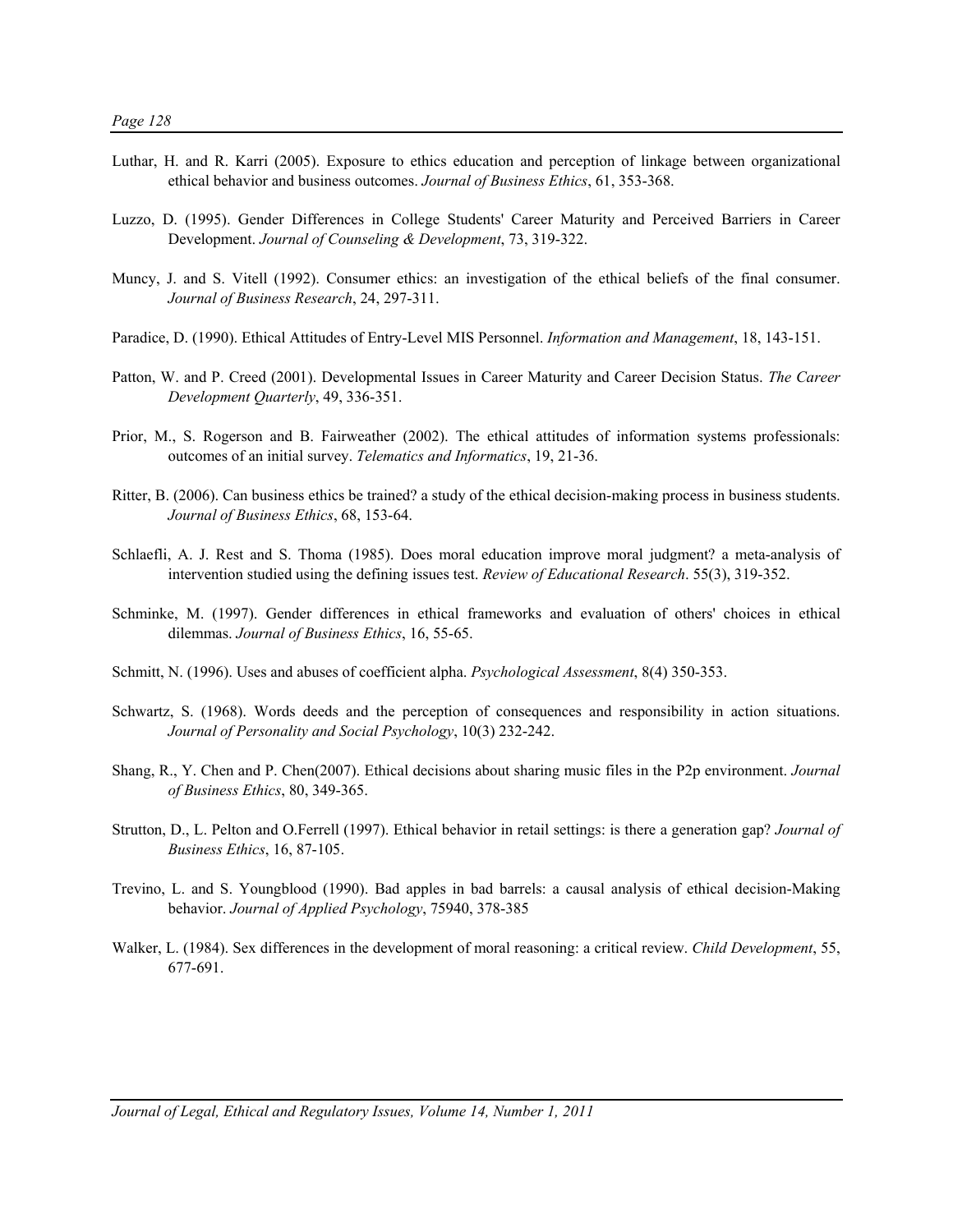Luthar, H. and R. Karri (2005). Exposure to ethics education and perception of linkage between organizational ethical behavior and business outcomes. *Journal of Business Ethics*, 61, 353-368.

Luzzo, D. (1995). Gender Differences in College Students' Career Maturity and Perceived Barriers in Career Development. *Journal of Counseling & Development*, 73, 319-322.

Muncy, J. and S. Vitell (1992). Consumer ethics: an investigation of the ethical beliefs of the final consumer. *Journal of Business Research*, 24, 297-311.

Paradice, D. (1990). Ethical Attitudes of Entry-Level MIS Personnel. *Information and Management*, 18, 143-151.

Patton, W. and P. Creed (2001). Developmental Issues in Career Maturity and Career Decision Status. *The Career Development Quarterly*, 49, 336-351.

Prior, M., S. Rogerson and B. Fairweather (2002). The ethical attitudes of information systems professionals: outcomes of an initial survey. *Telematics and Informatics*, 19, 21-36.

Ritter, B. (2006). Can business ethics be trained? a study of the ethical decision-making process in business students. *Journal of Business Ethics*, 68, 153-64.

Schlaefli, A. J. Rest and S. Thoma (1985). Does moral education improve moral judgment? a meta-analysis of intervention studied using the defining issues test. *Review of Educational Research*. 55(3), 319-352.

Schminke, M. (1997). Gender differences in ethical frameworks and evaluation of others' choices in ethical dilemmas. *Journal of Business Ethics*, 16, 55-65.

Schmitt, N. (1996). Uses and abuses of coefficient alpha. *Psychological Assessment*, 8(4) 350-353.

Schwartz, S. (1968). Words deeds and the perception of consequences and responsibility in action situations. *Journal of Personality and Social Psychology*, 10(3) 232-242.

Shang, R., Y. Chen and P. Chen(2007). Ethical decisions about sharing music files in the P2p environment. *Journal of Business Ethics*, 80, 349-365.

Strutton, D., L. Pelton and O.Ferrell (1997). Ethical behavior in retail settings: is there a generation gap? *Journal of Business Ethics*, 16, 87-105.

Trevino, L. and S. Youngblood (1990). Bad apples in bad barrels: a causal analysis of ethical decision-Making behavior. *Journal of Applied Psychology*, 75940, 378-385

Walker, L. (1984). Sex differences in the development of moral reasoning: a critical review. *Child Development*, 55, 677-691.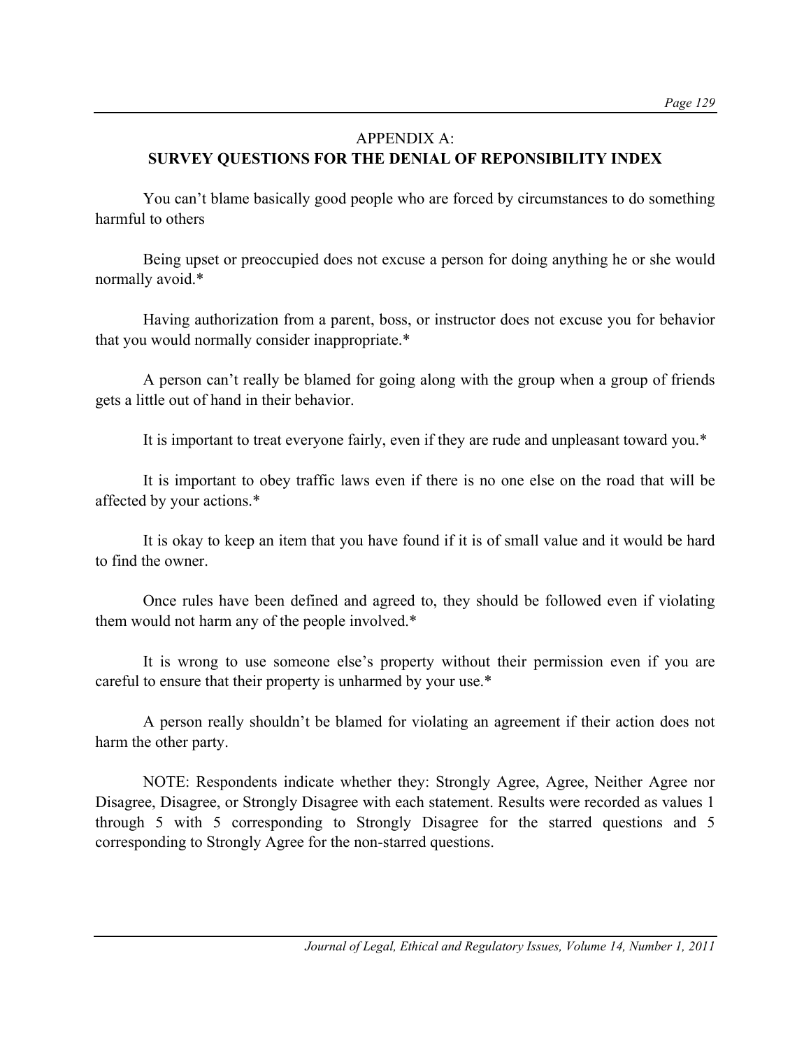## APPENDIX A:
## SURVEY QUESTIONS FOR THE DENIAL OF REPONSIBILITY INDEX

You can't blame basically good people who are forced by circumstances to do something harmful to others

Being upset or preoccupied does not excuse a person for doing anything he or she would normally avoid.*

Having authorization from a parent, boss, or instructor does not excuse you for behavior that you would normally consider inappropriate.*

A person can't really be blamed for going along with the group when a group of friends gets a little out of hand in their behavior.

It is important to treat everyone fairly, even if they are rude and unpleasant toward you.*

It is important to obey traffic laws even if there is no one else on the road that will be affected by your actions.*

It is okay to keep an item that you have found if it is of small value and it would be hard to find the owner.

Once rules have been defined and agreed to, they should be followed even if violating them would not harm any of the people involved.*

It is wrong to use someone else's property without their permission even if you are careful to ensure that their property is unharmed by your use.*

A person really shouldn't be blamed for violating an agreement if their action does not harm the other party.

NOTE: Respondents indicate whether they: Strongly Agree, Agree, Neither Agree nor Disagree, Disagree, or Strongly Disagree with each statement. Results were recorded as values 1 through 5 with 5 corresponding to Strongly Disagree for the starred questions and 5 corresponding to Strongly Agree for the non-starred questions.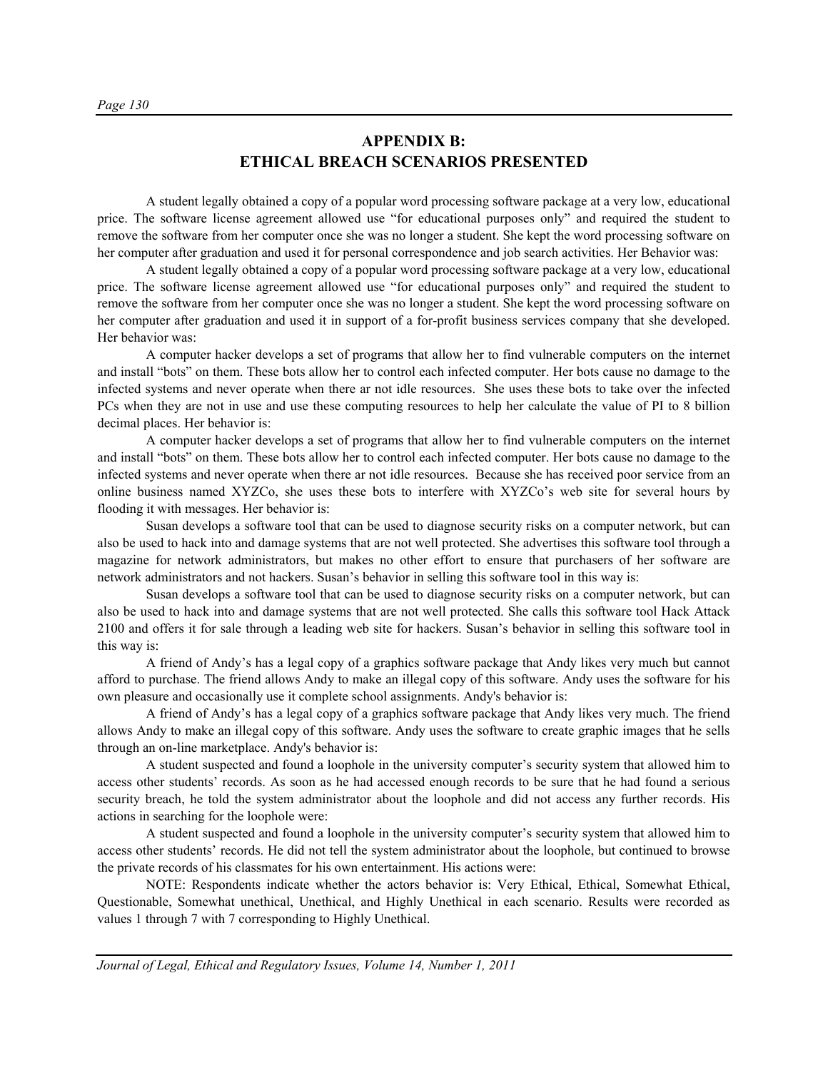# APPENDIX B:
# ETHICAL BREACH SCENARIOS PRESENTED

A student legally obtained a copy of a popular word processing software package at a very low, educational price. The software license agreement allowed use "for educational purposes only" and required the student to remove the software from her computer once she was no longer a student. She kept the word processing software on her computer after graduation and used it for personal correspondence and job search activities. Her Behavior was:

A student legally obtained a copy of a popular word processing software package at a very low, educational price. The software license agreement allowed use "for educational purposes only" and required the student to remove the software from her computer once she was no longer a student. She kept the word processing software on her computer after graduation and used it in support of a for-profit business services company that she developed. Her behavior was:

A computer hacker develops a set of programs that allow her to find vulnerable computers on the internet and install "bots" on them. These bots allow her to control each infected computer. Her bots cause no damage to the infected systems and never operate when there ar not idle resources. She uses these bots to take over the infected PCs when they are not in use and use these computing resources to help her calculate the value of PI to 8 billion decimal places. Her behavior is:

A computer hacker develops a set of programs that allow her to find vulnerable computers on the internet and install "bots" on them. These bots allow her to control each infected computer. Her bots cause no damage to the infected systems and never operate when there ar not idle resources. Because she has received poor service from an online business named XYZCo, she uses these bots to interfere with XYZCo's web site for several hours by flooding it with messages. Her behavior is:

Susan develops a software tool that can be used to diagnose security risks on a computer network, but can also be used to hack into and damage systems that are not well protected. She advertises this software tool through a magazine for network administrators, but makes no other effort to ensure that purchasers of her software are network administrators and not hackers. Susan's behavior in selling this software tool in this way is:

Susan develops a software tool that can be used to diagnose security risks on a computer network, but can also be used to hack into and damage systems that are not well protected. She calls this software tool Hack Attack 2100 and offers it for sale through a leading web site for hackers. Susan's behavior in selling this software tool in this way is:

A friend of Andy's has a legal copy of a graphics software package that Andy likes very much but cannot afford to purchase. The friend allows Andy to make an illegal copy of this software. Andy uses the software for his own pleasure and occasionally use it complete school assignments. Andy's behavior is:

A friend of Andy's has a legal copy of a graphics software package that Andy likes very much. The friend allows Andy to make an illegal copy of this software. Andy uses the software to create graphic images that he sells through an on-line marketplace. Andy's behavior is:

A student suspected and found a loophole in the university computer's security system that allowed him to access other students' records. As soon as he had accessed enough records to be sure that he had found a serious security breach, he told the system administrator about the loophole and did not access any further records. His actions in searching for the loophole were:

A student suspected and found a loophole in the university computer's security system that allowed him to access other students' records. He did not tell the system administrator about the loophole, but continued to browse the private records of his classmates for his own entertainment. His actions were:

NOTE: Respondents indicate whether the actors behavior is: Very Ethical, Ethical, Somewhat Ethical, Questionable, Somewhat unethical, Unethical, and Highly Unethical in each scenario. Results were recorded as values 1 through 7 with 7 corresponding to Highly Unethical.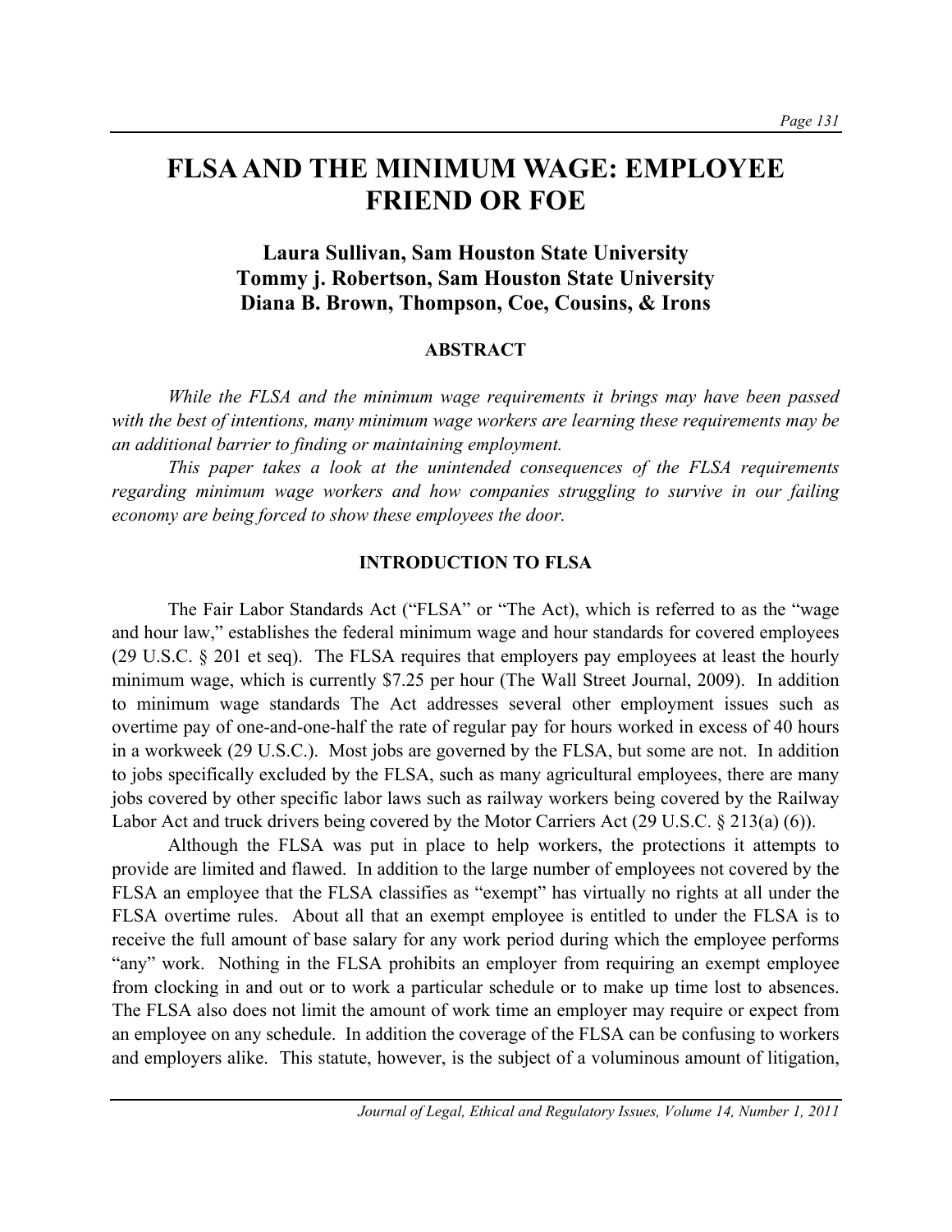# FLSA AND THE MINIMUM WAGE: EMPLOYEE FRIEND OR FOE

**Laura Sullivan, Sam Houston State University**
**Tommy j. Robertson, Sam Houston State University**
**Diana B. Brown, Thompson, Coe, Cousins, & Irons**

## ABSTRACT

*While the FLSA and the minimum wage requirements it brings may have been passed with the best of intentions, many minimum wage workers are learning these requirements may be an additional barrier to finding or maintaining employment.*

*This paper takes a look at the unintended consequences of the FLSA requirements regarding minimum wage workers and how companies struggling to survive in our failing economy are being forced to show these employees the door.*

## INTRODUCTION TO FLSA

The Fair Labor Standards Act ("FLSA" or "The Act), which is referred to as the "wage and hour law," establishes the federal minimum wage and hour standards for covered employees (29 U.S.C. § 201 et seq). The FLSA requires that employers pay employees at least the hourly minimum wage, which is currently $7.25 per hour (The Wall Street Journal, 2009). In addition to minimum wage standards The Act addresses several other employment issues such as overtime pay of one-and-one-half the rate of regular pay for hours worked in excess of 40 hours in a workweek (29 U.S.C.). Most jobs are governed by the FLSA, but some are not. In addition to jobs specifically excluded by the FLSA, such as many agricultural employees, there are many jobs covered by other specific labor laws such as railway workers being covered by the Railway Labor Act and truck drivers being covered by the Motor Carriers Act (29 U.S.C. § 213(a) (6)).

Although the FLSA was put in place to help workers, the protections it attempts to provide are limited and flawed. In addition to the large number of employees not covered by the FLSA an employee that the FLSA classifies as "exempt" has virtually no rights at all under the FLSA overtime rules. About all that an exempt employee is entitled to under the FLSA is to receive the full amount of base salary for any work period during which the employee performs "any" work. Nothing in the FLSA prohibits an employer from requiring an exempt employee from clocking in and out or to work a particular schedule or to make up time lost to absences. The FLSA also does not limit the amount of work time an employer may require or expect from an employee on any schedule. In addition the coverage of the FLSA can be confusing to workers and employers alike. This statute, however, is the subject of a voluminous amount of litigation,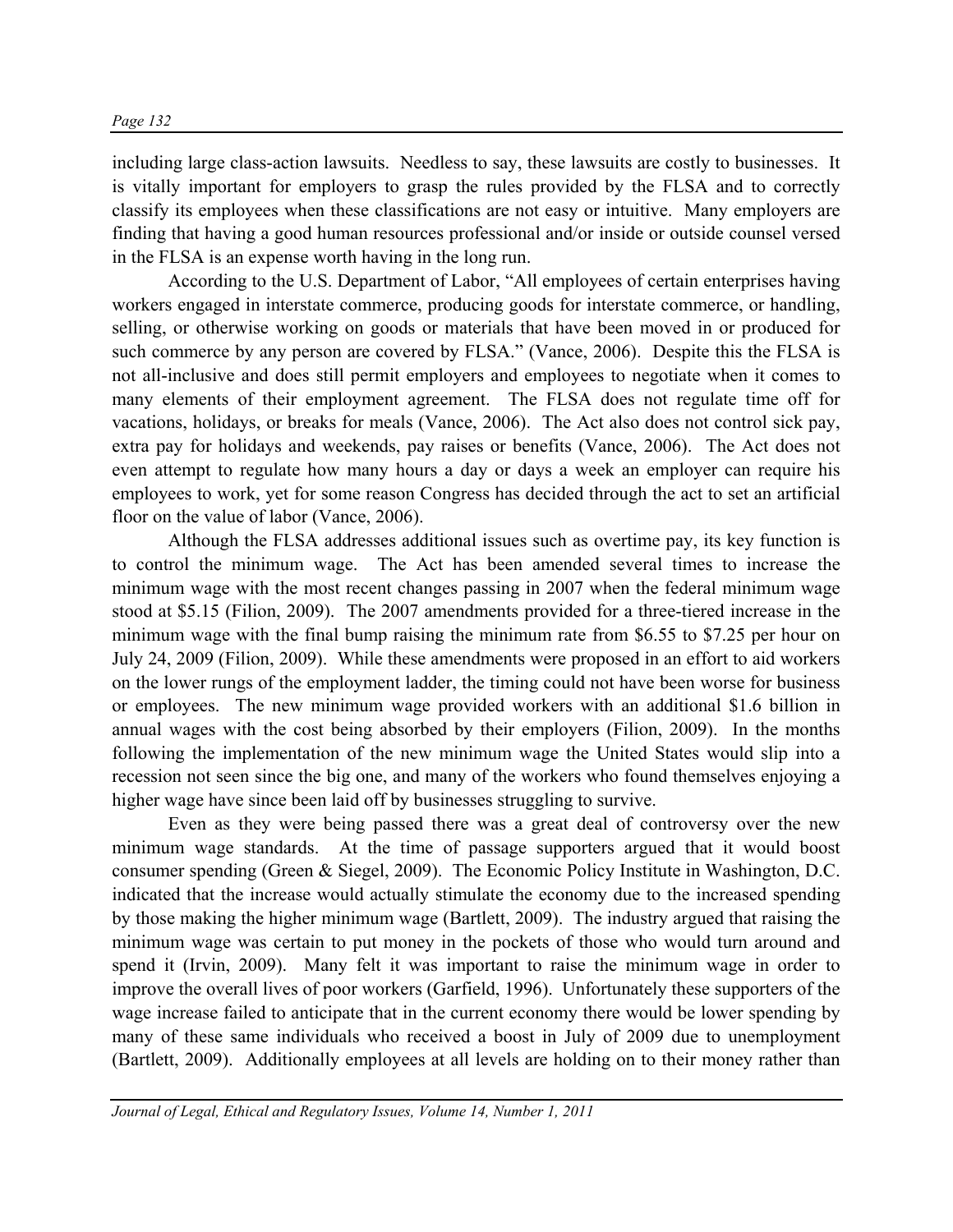including large class-action lawsuits. Needless to say, these lawsuits are costly to businesses. It is vitally important for employers to grasp the rules provided by the FLSA and to correctly classify its employees when these classifications are not easy or intuitive. Many employers are finding that having a good human resources professional and/or inside or outside counsel versed in the FLSA is an expense worth having in the long run.

According to the U.S. Department of Labor, "All employees of certain enterprises having workers engaged in interstate commerce, producing goods for interstate commerce, or handling, selling, or otherwise working on goods or materials that have been moved in or produced for such commerce by any person are covered by FLSA." (Vance, 2006). Despite this the FLSA is not all-inclusive and does still permit employers and employees to negotiate when it comes to many elements of their employment agreement. The FLSA does not regulate time off for vacations, holidays, or breaks for meals (Vance, 2006). The Act also does not control sick pay, extra pay for holidays and weekends, pay raises or benefits (Vance, 2006). The Act does not even attempt to regulate how many hours a day or days a week an employer can require his employees to work, yet for some reason Congress has decided through the act to set an artificial floor on the value of labor (Vance, 2006).

Although the FLSA addresses additional issues such as overtime pay, its key function is to control the minimum wage. The Act has been amended several times to increase the minimum wage with the most recent changes passing in 2007 when the federal minimum wage stood at $5.15 (Filion, 2009). The 2007 amendments provided for a three-tiered increase in the minimum wage with the final bump raising the minimum rate from $6.55 to $7.25 per hour on July 24, 2009 (Filion, 2009). While these amendments were proposed in an effort to aid workers on the lower rungs of the employment ladder, the timing could not have been worse for business or employees. The new minimum wage provided workers with an additional $1.6 billion in annual wages with the cost being absorbed by their employers (Filion, 2009). In the months following the implementation of the new minimum wage the United States would slip into a recession not seen since the big one, and many of the workers who found themselves enjoying a higher wage have since been laid off by businesses struggling to survive.

Even as they were being passed there was a great deal of controversy over the new minimum wage standards. At the time of passage supporters argued that it would boost consumer spending (Green & Siegel, 2009). The Economic Policy Institute in Washington, D.C. indicated that the increase would actually stimulate the economy due to the increased spending by those making the higher minimum wage (Bartlett, 2009). The industry argued that raising the minimum wage was certain to put money in the pockets of those who would turn around and spend it (Irvin, 2009). Many felt it was important to raise the minimum wage in order to improve the overall lives of poor workers (Garfield, 1996). Unfortunately these supporters of the wage increase failed to anticipate that in the current economy there would be lower spending by many of these same individuals who received a boost in July of 2009 due to unemployment (Bartlett, 2009). Additionally employees at all levels are holding on to their money rather than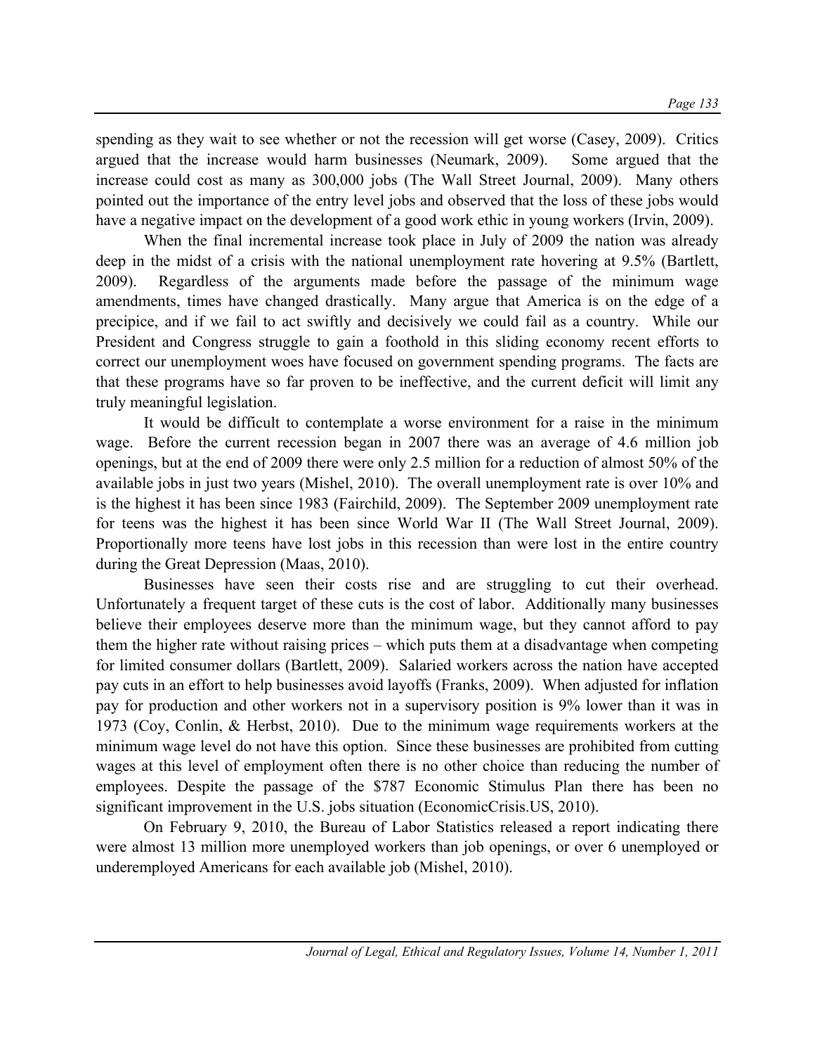spending as they wait to see whether or not the recession will get worse (Casey, 2009). Critics argued that the increase would harm businesses (Neumark, 2009). Some argued that the increase could cost as many as 300,000 jobs (The Wall Street Journal, 2009). Many others pointed out the importance of the entry level jobs and observed that the loss of these jobs would have a negative impact on the development of a good work ethic in young workers (Irvin, 2009).

When the final incremental increase took place in July of 2009 the nation was already deep in the midst of a crisis with the national unemployment rate hovering at 9.5% (Bartlett, 2009). Regardless of the arguments made before the passage of the minimum wage amendments, times have changed drastically. Many argue that America is on the edge of a precipice, and if we fail to act swiftly and decisively we could fail as a country. While our President and Congress struggle to gain a foothold in this sliding economy recent efforts to correct our unemployment woes have focused on government spending programs. The facts are that these programs have so far proven to be ineffective, and the current deficit will limit any truly meaningful legislation.

It would be difficult to contemplate a worse environment for a raise in the minimum wage. Before the current recession began in 2007 there was an average of 4.6 million job openings, but at the end of 2009 there were only 2.5 million for a reduction of almost 50% of the available jobs in just two years (Mishel, 2010). The overall unemployment rate is over 10% and is the highest it has been since 1983 (Fairchild, 2009). The September 2009 unemployment rate for teens was the highest it has been since World War II (The Wall Street Journal, 2009). Proportionally more teens have lost jobs in this recession than were lost in the entire country during the Great Depression (Maas, 2010).

Businesses have seen their costs rise and are struggling to cut their overhead. Unfortunately a frequent target of these cuts is the cost of labor. Additionally many businesses believe their employees deserve more than the minimum wage, but they cannot afford to pay them the higher rate without raising prices – which puts them at a disadvantage when competing for limited consumer dollars (Bartlett, 2009). Salaried workers across the nation have accepted pay cuts in an effort to help businesses avoid layoffs (Franks, 2009). When adjusted for inflation pay for production and other workers not in a supervisory position is 9% lower than it was in 1973 (Coy, Conlin, & Herbst, 2010). Due to the minimum wage requirements workers at the minimum wage level do not have this option. Since these businesses are prohibited from cutting wages at this level of employment often there is no other choice than reducing the number of employees. Despite the passage of the $787 Economic Stimulus Plan there has been no significant improvement in the U.S. jobs situation (EconomicCrisis.US, 2010).

On February 9, 2010, the Bureau of Labor Statistics released a report indicating there were almost 13 million more unemployed workers than job openings, or over 6 unemployed or underemployed Americans for each available job (Mishel, 2010).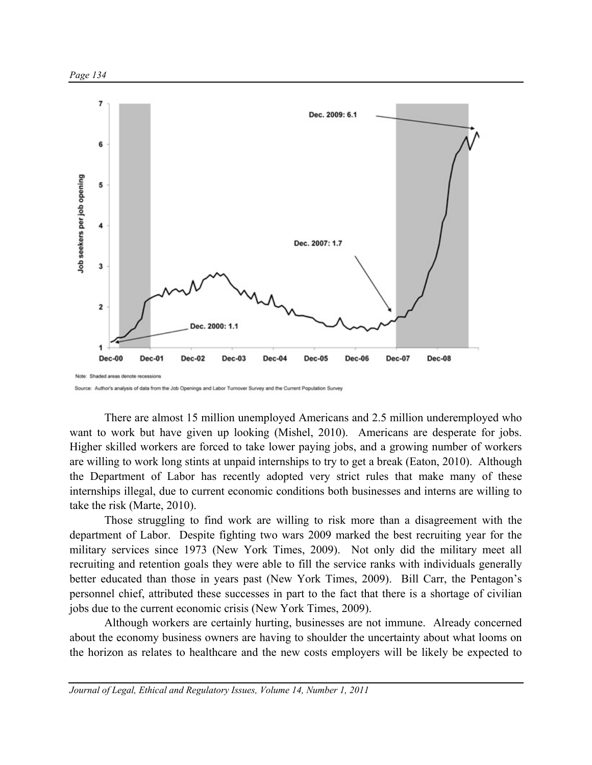Note: Shaded areas denote recessions

Source: Author's analysis of data from the Job Openings and Labor Turnover Survey and the Current Population Survey

There are almost 15 million unemployed Americans and 2.5 million underemployed who want to work but have given up looking (Mishel, 2010). Americans are desperate for jobs. Higher skilled workers are forced to take lower paying jobs, and a growing number of workers are willing to work long stints at unpaid internships to try to get a break (Eaton, 2010). Although the Department of Labor has recently adopted very strict rules that make many of these internships illegal, due to current economic conditions both businesses and interns are willing to take the risk (Marte, 2010).

Those struggling to find work are willing to risk more than a disagreement with the department of Labor. Despite fighting two wars 2009 marked the best recruiting year for the military services since 1973 (New York Times, 2009). Not only did the military meet all recruiting and retention goals they were able to fill the service ranks with individuals generally better educated than those in years past (New York Times, 2009). Bill Carr, the Pentagon's personnel chief, attributed these successes in part to the fact that there is a shortage of civilian jobs due to the current economic crisis (New York Times, 2009).

Although workers are certainly hurting, businesses are not immune. Already concerned about the economy business owners are having to shoulder the uncertainty about what looms on the horizon as relates to healthcare and the new costs employers will be likely be expected to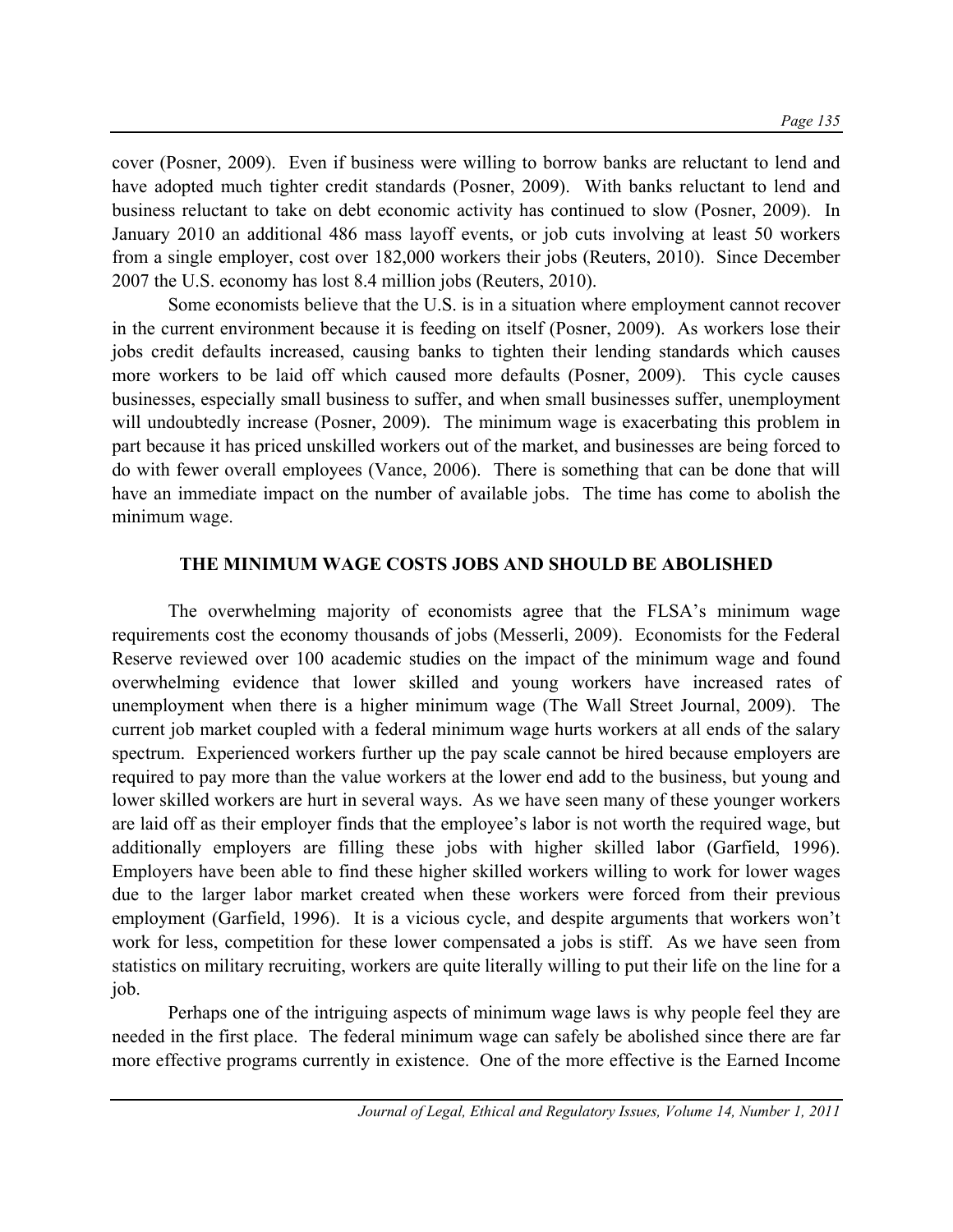cover (Posner, 2009). Even if business were willing to borrow banks are reluctant to lend and have adopted much tighter credit standards (Posner, 2009). With banks reluctant to lend and business reluctant to take on debt economic activity has continued to slow (Posner, 2009). In January 2010 an additional 486 mass layoff events, or job cuts involving at least 50 workers from a single employer, cost over 182,000 workers their jobs (Reuters, 2010). Since December 2007 the U.S. economy has lost 8.4 million jobs (Reuters, 2010).

Some economists believe that the U.S. is in a situation where employment cannot recover in the current environment because it is feeding on itself (Posner, 2009). As workers lose their jobs credit defaults increased, causing banks to tighten their lending standards which causes more workers to be laid off which caused more defaults (Posner, 2009). This cycle causes businesses, especially small business to suffer, and when small businesses suffer, unemployment will undoubtedly increase (Posner, 2009). The minimum wage is exacerbating this problem in part because it has priced unskilled workers out of the market, and businesses are being forced to do with fewer overall employees (Vance, 2006). There is something that can be done that will have an immediate impact on the number of available jobs. The time has come to abolish the minimum wage.

## THE MINIMUM WAGE COSTS JOBS AND SHOULD BE ABOLISHED

The overwhelming majority of economists agree that the FLSA's minimum wage requirements cost the economy thousands of jobs (Messerli, 2009). Economists for the Federal Reserve reviewed over 100 academic studies on the impact of the minimum wage and found overwhelming evidence that lower skilled and young workers have increased rates of unemployment when there is a higher minimum wage (The Wall Street Journal, 2009). The current job market coupled with a federal minimum wage hurts workers at all ends of the salary spectrum. Experienced workers further up the pay scale cannot be hired because employers are required to pay more than the value workers at the lower end add to the business, but young and lower skilled workers are hurt in several ways. As we have seen many of these younger workers are laid off as their employer finds that the employee's labor is not worth the required wage, but additionally employers are filling these jobs with higher skilled labor (Garfield, 1996). Employers have been able to find these higher skilled workers willing to work for lower wages due to the larger labor market created when these workers were forced from their previous employment (Garfield, 1996). It is a vicious cycle, and despite arguments that workers won't work for less, competition for these lower compensated a jobs is stiff. As we have seen from statistics on military recruiting, workers are quite literally willing to put their life on the line for a job.

Perhaps one of the intriguing aspects of minimum wage laws is why people feel they are needed in the first place. The federal minimum wage can safely be abolished since there are far more effective programs currently in existence. One of the more effective is the Earned Income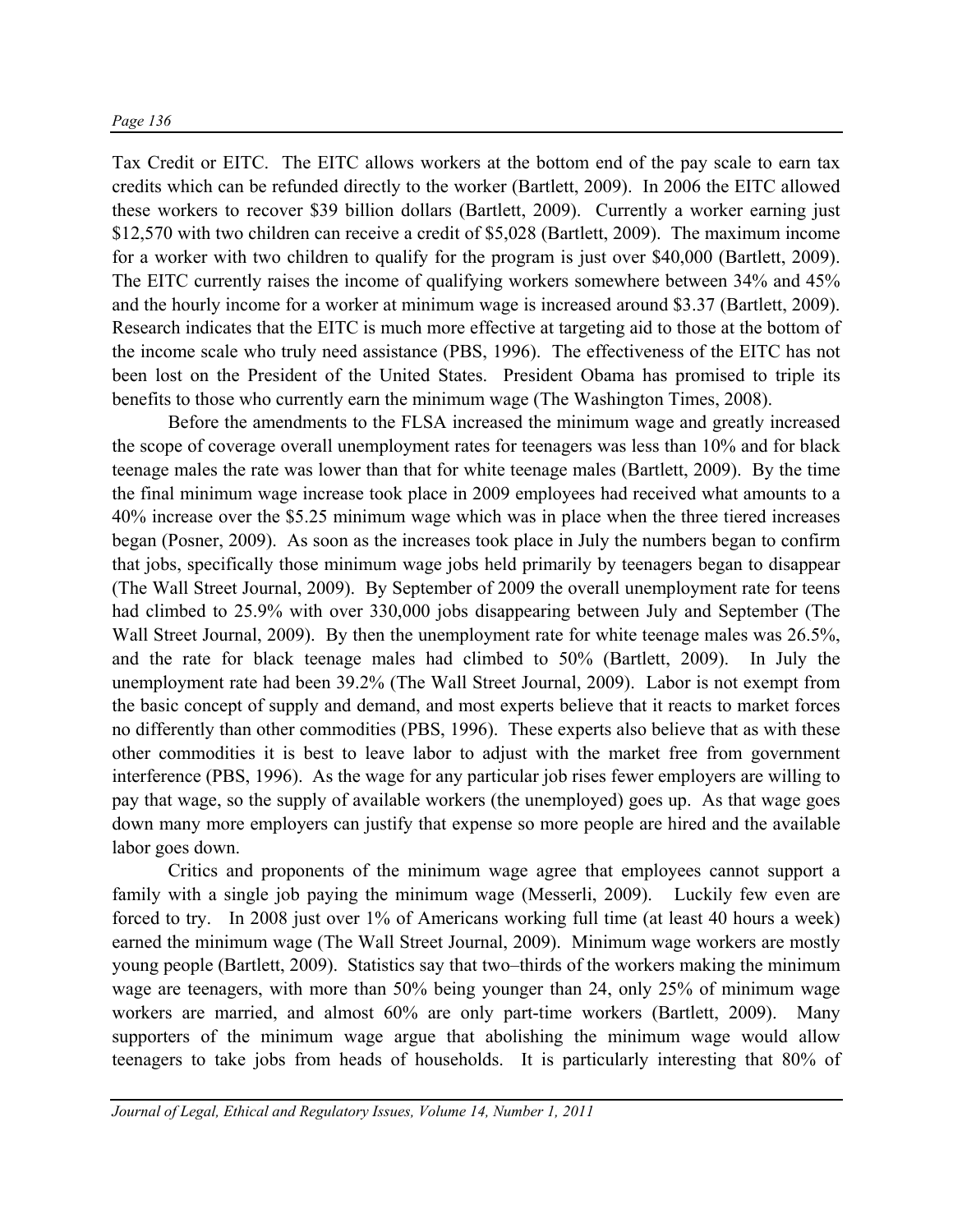Tax Credit or EITC. The EITC allows workers at the bottom end of the pay scale to earn tax credits which can be refunded directly to the worker (Bartlett, 2009). In 2006 the EITC allowed these workers to recover $39 billion dollars (Bartlett, 2009). Currently a worker earning just $12,570 with two children can receive a credit of $5,028 (Bartlett, 2009). The maximum income for a worker with two children to qualify for the program is just over $40,000 (Bartlett, 2009). The EITC currently raises the income of qualifying workers somewhere between 34% and 45% and the hourly income for a worker at minimum wage is increased around $3.37 (Bartlett, 2009). Research indicates that the EITC is much more effective at targeting aid to those at the bottom of the income scale who truly need assistance (PBS, 1996). The effectiveness of the EITC has not been lost on the President of the United States. President Obama has promised to triple its benefits to those who currently earn the minimum wage (The Washington Times, 2008).

Before the amendments to the FLSA increased the minimum wage and greatly increased the scope of coverage overall unemployment rates for teenagers was less than 10% and for black teenage males the rate was lower than that for white teenage males (Bartlett, 2009). By the time the final minimum wage increase took place in 2009 employees had received what amounts to a 40% increase over the $5.25 minimum wage which was in place when the three tiered increases began (Posner, 2009). As soon as the increases took place in July the numbers began to confirm that jobs, specifically those minimum wage jobs held primarily by teenagers began to disappear (The Wall Street Journal, 2009). By September of 2009 the overall unemployment rate for teens had climbed to 25.9% with over 330,000 jobs disappearing between July and September (The Wall Street Journal, 2009). By then the unemployment rate for white teenage males was 26.5%, and the rate for black teenage males had climbed to 50% (Bartlett, 2009). In July the unemployment rate had been 39.2% (The Wall Street Journal, 2009). Labor is not exempt from the basic concept of supply and demand, and most experts believe that it reacts to market forces no differently than other commodities (PBS, 1996). These experts also believe that as with these other commodities it is best to leave labor to adjust with the market free from government interference (PBS, 1996). As the wage for any particular job rises fewer employers are willing to pay that wage, so the supply of available workers (the unemployed) goes up. As that wage goes down many more employers can justify that expense so more people are hired and the available labor goes down.

Critics and proponents of the minimum wage agree that employees cannot support a family with a single job paying the minimum wage (Messerli, 2009). Luckily few even are forced to try. In 2008 just over 1% of Americans working full time (at least 40 hours a week) earned the minimum wage (The Wall Street Journal, 2009). Minimum wage workers are mostly young people (Bartlett, 2009). Statistics say that two–thirds of the workers making the minimum wage are teenagers, with more than 50% being younger than 24, only 25% of minimum wage workers are married, and almost 60% are only part-time workers (Bartlett, 2009). Many supporters of the minimum wage argue that abolishing the minimum wage would allow teenagers to take jobs from heads of households. It is particularly interesting that 80% of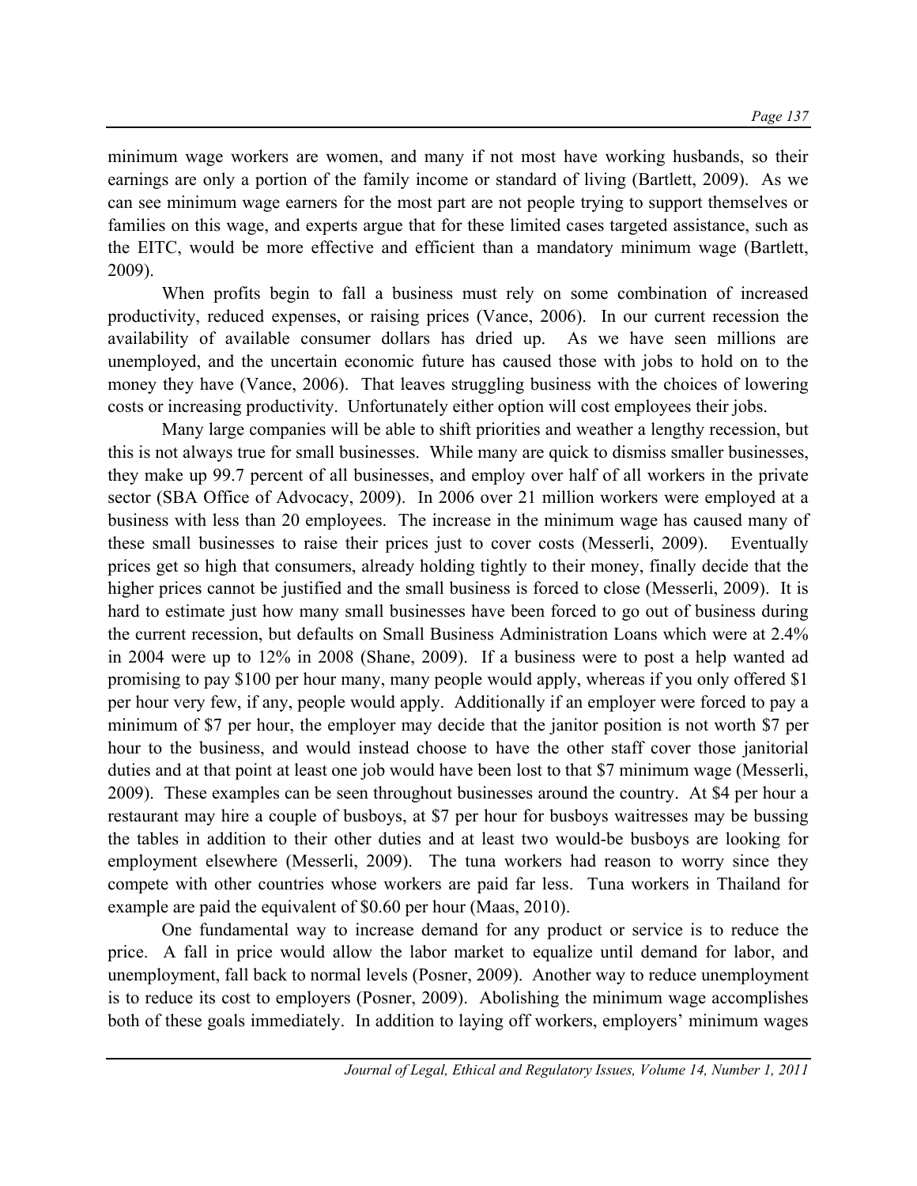minimum wage workers are women, and many if not most have working husbands, so their earnings are only a portion of the family income or standard of living (Bartlett, 2009). As we can see minimum wage earners for the most part are not people trying to support themselves or families on this wage, and experts argue that for these limited cases targeted assistance, such as the EITC, would be more effective and efficient than a mandatory minimum wage (Bartlett, 2009).

When profits begin to fall a business must rely on some combination of increased productivity, reduced expenses, or raising prices (Vance, 2006). In our current recession the availability of available consumer dollars has dried up. As we have seen millions are unemployed, and the uncertain economic future has caused those with jobs to hold on to the money they have (Vance, 2006). That leaves struggling business with the choices of lowering costs or increasing productivity. Unfortunately either option will cost employees their jobs.

Many large companies will be able to shift priorities and weather a lengthy recession, but this is not always true for small businesses. While many are quick to dismiss smaller businesses, they make up 99.7 percent of all businesses, and employ over half of all workers in the private sector (SBA Office of Advocacy, 2009). In 2006 over 21 million workers were employed at a business with less than 20 employees. The increase in the minimum wage has caused many of these small businesses to raise their prices just to cover costs (Messerli, 2009). Eventually prices get so high that consumers, already holding tightly to their money, finally decide that the higher prices cannot be justified and the small business is forced to close (Messerli, 2009). It is hard to estimate just how many small businesses have been forced to go out of business during the current recession, but defaults on Small Business Administration Loans which were at 2.4% in 2004 were up to 12% in 2008 (Shane, 2009). If a business were to post a help wanted ad promising to pay $100 per hour many, many people would apply, whereas if you only offered $1 per hour very few, if any, people would apply. Additionally if an employer were forced to pay a minimum of $7 per hour, the employer may decide that the janitor position is not worth $7 per hour to the business, and would instead choose to have the other staff cover those janitorial duties and at that point at least one job would have been lost to that $7 minimum wage (Messerli, 2009). These examples can be seen throughout businesses around the country. At $4 per hour a restaurant may hire a couple of busboys, at $7 per hour for busboys waitresses may be bussing the tables in addition to their other duties and at least two would-be busboys are looking for employment elsewhere (Messerli, 2009). The tuna workers had reason to worry since they compete with other countries whose workers are paid far less. Tuna workers in Thailand for example are paid the equivalent of $0.60 per hour (Maas, 2010).

One fundamental way to increase demand for any product or service is to reduce the price. A fall in price would allow the labor market to equalize until demand for labor, and unemployment, fall back to normal levels (Posner, 2009). Another way to reduce unemployment is to reduce its cost to employers (Posner, 2009). Abolishing the minimum wage accomplishes both of these goals immediately. In addition to laying off workers, employers' minimum wages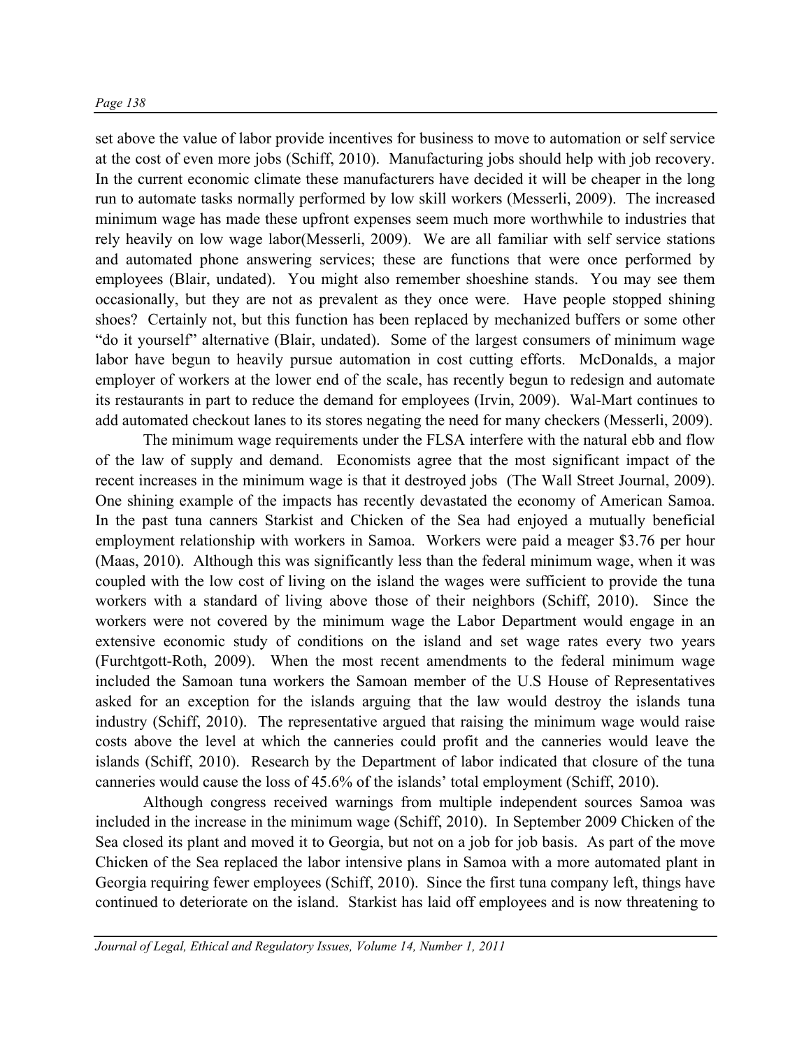set above the value of labor provide incentives for business to move to automation or self service at the cost of even more jobs (Schiff, 2010). Manufacturing jobs should help with job recovery. In the current economic climate these manufacturers have decided it will be cheaper in the long run to automate tasks normally performed by low skill workers (Messerli, 2009). The increased minimum wage has made these upfront expenses seem much more worthwhile to industries that rely heavily on low wage labor(Messerli, 2009). We are all familiar with self service stations and automated phone answering services; these are functions that were once performed by employees (Blair, undated). You might also remember shoeshine stands. You may see them occasionally, but they are not as prevalent as they once were. Have people stopped shining shoes? Certainly not, but this function has been replaced by mechanized buffers or some other "do it yourself" alternative (Blair, undated). Some of the largest consumers of minimum wage labor have begun to heavily pursue automation in cost cutting efforts. McDonalds, a major employer of workers at the lower end of the scale, has recently begun to redesign and automate its restaurants in part to reduce the demand for employees (Irvin, 2009). Wal-Mart continues to add automated checkout lanes to its stores negating the need for many checkers (Messerli, 2009).

The minimum wage requirements under the FLSA interfere with the natural ebb and flow of the law of supply and demand. Economists agree that the most significant impact of the recent increases in the minimum wage is that it destroyed jobs (The Wall Street Journal, 2009). One shining example of the impacts has recently devastated the economy of American Samoa. In the past tuna canners Starkist and Chicken of the Sea had enjoyed a mutually beneficial employment relationship with workers in Samoa. Workers were paid a meager \$3.76 per hour (Maas, 2010). Although this was significantly less than the federal minimum wage, when it was coupled with the low cost of living on the island the wages were sufficient to provide the tuna workers with a standard of living above those of their neighbors (Schiff, 2010). Since the workers were not covered by the minimum wage the Labor Department would engage in an extensive economic study of conditions on the island and set wage rates every two years (Furchtgott-Roth, 2009). When the most recent amendments to the federal minimum wage included the Samoan tuna workers the Samoan member of the U.S House of Representatives asked for an exception for the islands arguing that the law would destroy the islands tuna industry (Schiff, 2010). The representative argued that raising the minimum wage would raise costs above the level at which the canneries could profit and the canneries would leave the islands (Schiff, 2010). Research by the Department of labor indicated that closure of the tuna canneries would cause the loss of 45.6% of the islands' total employment (Schiff, 2010).

Although congress received warnings from multiple independent sources Samoa was included in the increase in the minimum wage (Schiff, 2010). In September 2009 Chicken of the Sea closed its plant and moved it to Georgia, but not on a job for job basis. As part of the move Chicken of the Sea replaced the labor intensive plans in Samoa with a more automated plant in Georgia requiring fewer employees (Schiff, 2010). Since the first tuna company left, things have continued to deteriorate on the island. Starkist has laid off employees and is now threatening to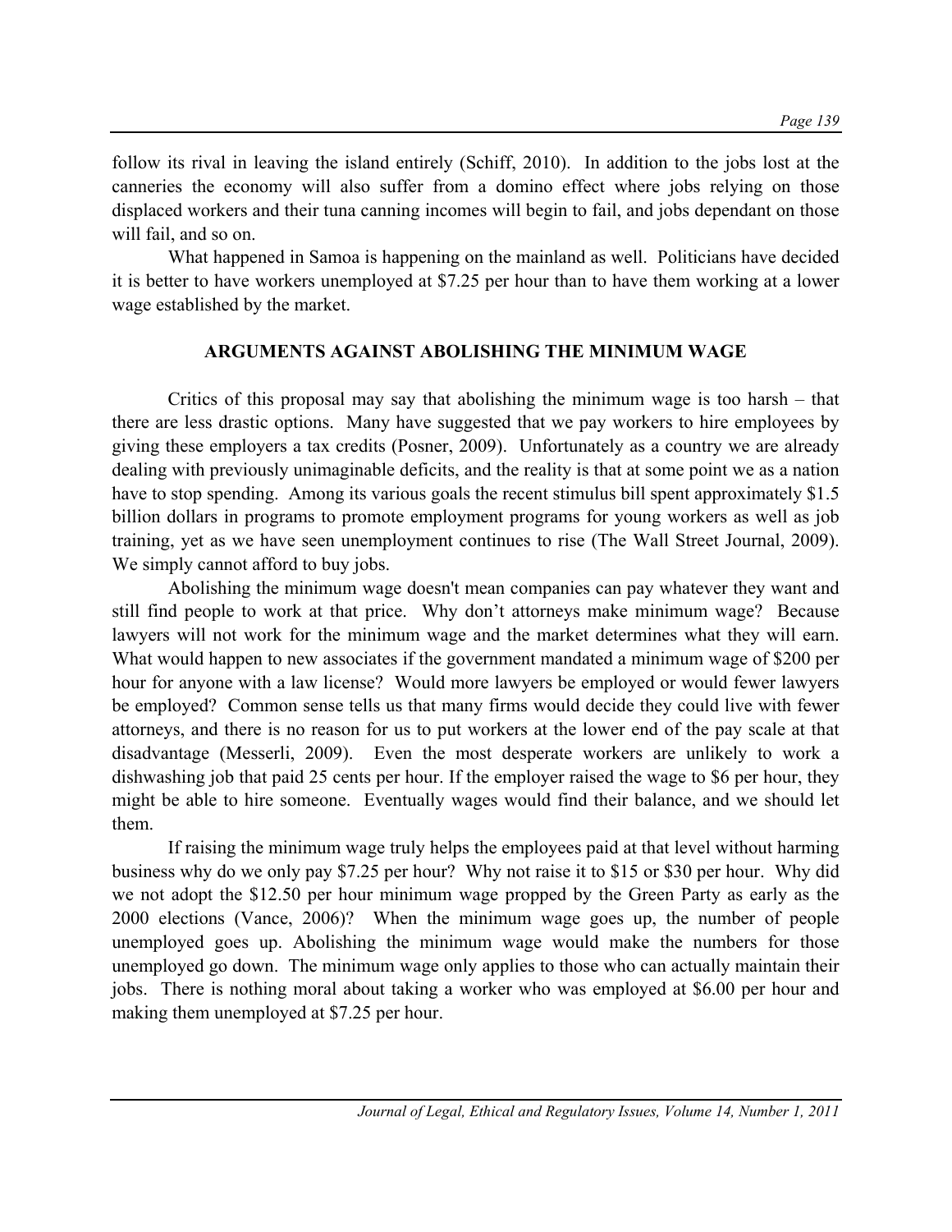follow its rival in leaving the island entirely (Schiff, 2010). In addition to the jobs lost at the canneries the economy will also suffer from a domino effect where jobs relying on those displaced workers and their tuna canning incomes will begin to fail, and jobs dependant on those will fail, and so on.

What happened in Samoa is happening on the mainland as well. Politicians have decided it is better to have workers unemployed at $7.25 per hour than to have them working at a lower wage established by the market.

## ARGUMENTS AGAINST ABOLISHING THE MINIMUM WAGE

Critics of this proposal may say that abolishing the minimum wage is too harsh – that there are less drastic options. Many have suggested that we pay workers to hire employees by giving these employers a tax credits (Posner, 2009). Unfortunately as a country we are already dealing with previously unimaginable deficits, and the reality is that at some point we as a nation have to stop spending. Among its various goals the recent stimulus bill spent approximately $1.5 billion dollars in programs to promote employment programs for young workers as well as job training, yet as we have seen unemployment continues to rise (The Wall Street Journal, 2009). We simply cannot afford to buy jobs.

Abolishing the minimum wage doesn't mean companies can pay whatever they want and still find people to work at that price. Why don't attorneys make minimum wage? Because lawyers will not work for the minimum wage and the market determines what they will earn. What would happen to new associates if the government mandated a minimum wage of $200 per hour for anyone with a law license? Would more lawyers be employed or would fewer lawyers be employed? Common sense tells us that many firms would decide they could live with fewer attorneys, and there is no reason for us to put workers at the lower end of the pay scale at that disadvantage (Messerli, 2009). Even the most desperate workers are unlikely to work a dishwashing job that paid 25 cents per hour. If the employer raised the wage to $6 per hour, they might be able to hire someone. Eventually wages would find their balance, and we should let them.

If raising the minimum wage truly helps the employees paid at that level without harming business why do we only pay $7.25 per hour? Why not raise it to $15 or $30 per hour. Why did we not adopt the $12.50 per hour minimum wage propped by the Green Party as early as the 2000 elections (Vance, 2006)? When the minimum wage goes up, the number of people unemployed goes up. Abolishing the minimum wage would make the numbers for those unemployed go down. The minimum wage only applies to those who can actually maintain their jobs. There is nothing moral about taking a worker who was employed at $6.00 per hour and making them unemployed at $7.25 per hour.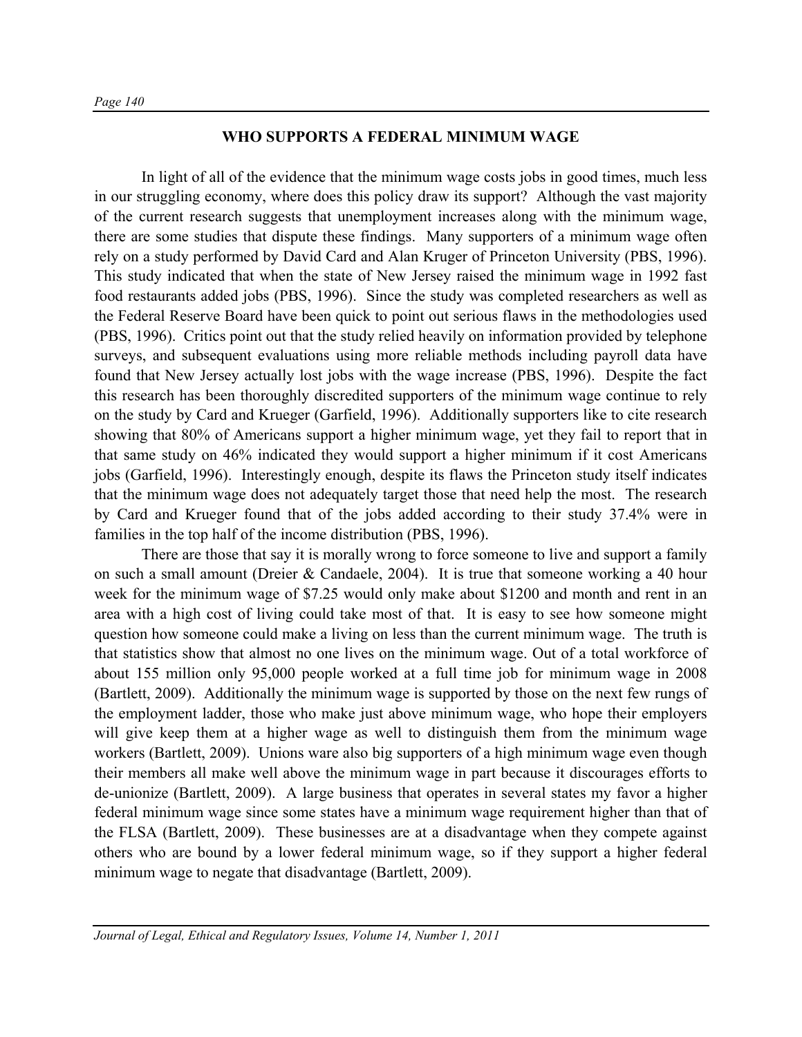## WHO SUPPORTS A FEDERAL MINIMUM WAGE

In light of all of the evidence that the minimum wage costs jobs in good times, much less in our struggling economy, where does this policy draw its support? Although the vast majority of the current research suggests that unemployment increases along with the minimum wage, there are some studies that dispute these findings. Many supporters of a minimum wage often rely on a study performed by David Card and Alan Kruger of Princeton University (PBS, 1996). This study indicated that when the state of New Jersey raised the minimum wage in 1992 fast food restaurants added jobs (PBS, 1996). Since the study was completed researchers as well as the Federal Reserve Board have been quick to point out serious flaws in the methodologies used (PBS, 1996). Critics point out that the study relied heavily on information provided by telephone surveys, and subsequent evaluations using more reliable methods including payroll data have found that New Jersey actually lost jobs with the wage increase (PBS, 1996). Despite the fact this research has been thoroughly discredited supporters of the minimum wage continue to rely on the study by Card and Krueger (Garfield, 1996). Additionally supporters like to cite research showing that 80% of Americans support a higher minimum wage, yet they fail to report that in that same study on 46% indicated they would support a higher minimum if it cost Americans jobs (Garfield, 1996). Interestingly enough, despite its flaws the Princeton study itself indicates that the minimum wage does not adequately target those that need help the most. The research by Card and Krueger found that of the jobs added according to their study 37.4% were in families in the top half of the income distribution (PBS, 1996).

There are those that say it is morally wrong to force someone to live and support a family on such a small amount (Dreier & Candaele, 2004). It is true that someone working a 40 hour week for the minimum wage of $7.25 would only make about $1200 and month and rent in an area with a high cost of living could take most of that. It is easy to see how someone might question how someone could make a living on less than the current minimum wage. The truth is that statistics show that almost no one lives on the minimum wage. Out of a total workforce of about 155 million only 95,000 people worked at a full time job for minimum wage in 2008 (Bartlett, 2009). Additionally the minimum wage is supported by those on the next few rungs of the employment ladder, those who make just above minimum wage, who hope their employers will give keep them at a higher wage as well to distinguish them from the minimum wage workers (Bartlett, 2009). Unions ware also big supporters of a high minimum wage even though their members all make well above the minimum wage in part because it discourages efforts to de-unionize (Bartlett, 2009). A large business that operates in several states my favor a higher federal minimum wage since some states have a minimum wage requirement higher than that of the FLSA (Bartlett, 2009). These businesses are at a disadvantage when they compete against others who are bound by a lower federal minimum wage, so if they support a higher federal minimum wage to negate that disadvantage (Bartlett, 2009).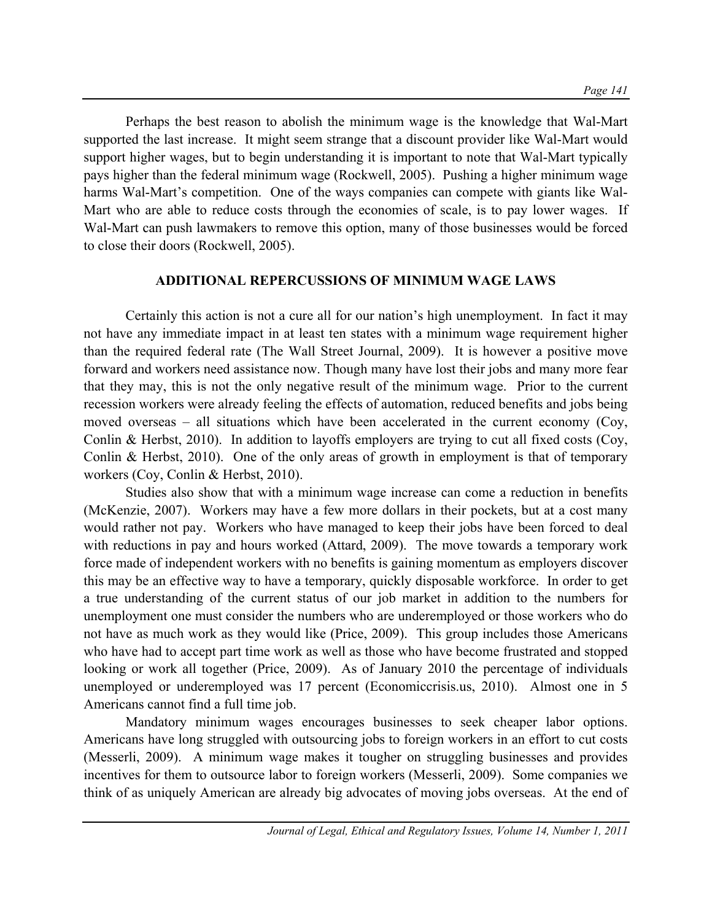Perhaps the best reason to abolish the minimum wage is the knowledge that Wal-Mart supported the last increase. It might seem strange that a discount provider like Wal-Mart would support higher wages, but to begin understanding it is important to note that Wal-Mart typically pays higher than the federal minimum wage (Rockwell, 2005). Pushing a higher minimum wage harms Wal-Mart's competition. One of the ways companies can compete with giants like Wal-Mart who are able to reduce costs through the economies of scale, is to pay lower wages. If Wal-Mart can push lawmakers to remove this option, many of those businesses would be forced to close their doors (Rockwell, 2005).

## ADDITIONAL REPERCUSSIONS OF MINIMUM WAGE LAWS

Certainly this action is not a cure all for our nation's high unemployment. In fact it may not have any immediate impact in at least ten states with a minimum wage requirement higher than the required federal rate (The Wall Street Journal, 2009). It is however a positive move forward and workers need assistance now. Though many have lost their jobs and many more fear that they may, this is not the only negative result of the minimum wage. Prior to the current recession workers were already feeling the effects of automation, reduced benefits and jobs being moved overseas – all situations which have been accelerated in the current economy (Coy, Conlin & Herbst, 2010). In addition to layoffs employers are trying to cut all fixed costs (Coy, Conlin & Herbst, 2010). One of the only areas of growth in employment is that of temporary workers (Coy, Conlin & Herbst, 2010).

Studies also show that with a minimum wage increase can come a reduction in benefits (McKenzie, 2007). Workers may have a few more dollars in their pockets, but at a cost many would rather not pay. Workers who have managed to keep their jobs have been forced to deal with reductions in pay and hours worked (Attard, 2009). The move towards a temporary work force made of independent workers with no benefits is gaining momentum as employers discover this may be an effective way to have a temporary, quickly disposable workforce. In order to get a true understanding of the current status of our job market in addition to the numbers for unemployment one must consider the numbers who are underemployed or those workers who do not have as much work as they would like (Price, 2009). This group includes those Americans who have had to accept part time work as well as those who have become frustrated and stopped looking or work all together (Price, 2009). As of January 2010 the percentage of individuals unemployed or underemployed was 17 percent (Economiccrisis.us, 2010). Almost one in 5 Americans cannot find a full time job.

Mandatory minimum wages encourages businesses to seek cheaper labor options. Americans have long struggled with outsourcing jobs to foreign workers in an effort to cut costs (Messerli, 2009). A minimum wage makes it tougher on struggling businesses and provides incentives for them to outsource labor to foreign workers (Messerli, 2009). Some companies we think of as uniquely American are already big advocates of moving jobs overseas. At the end of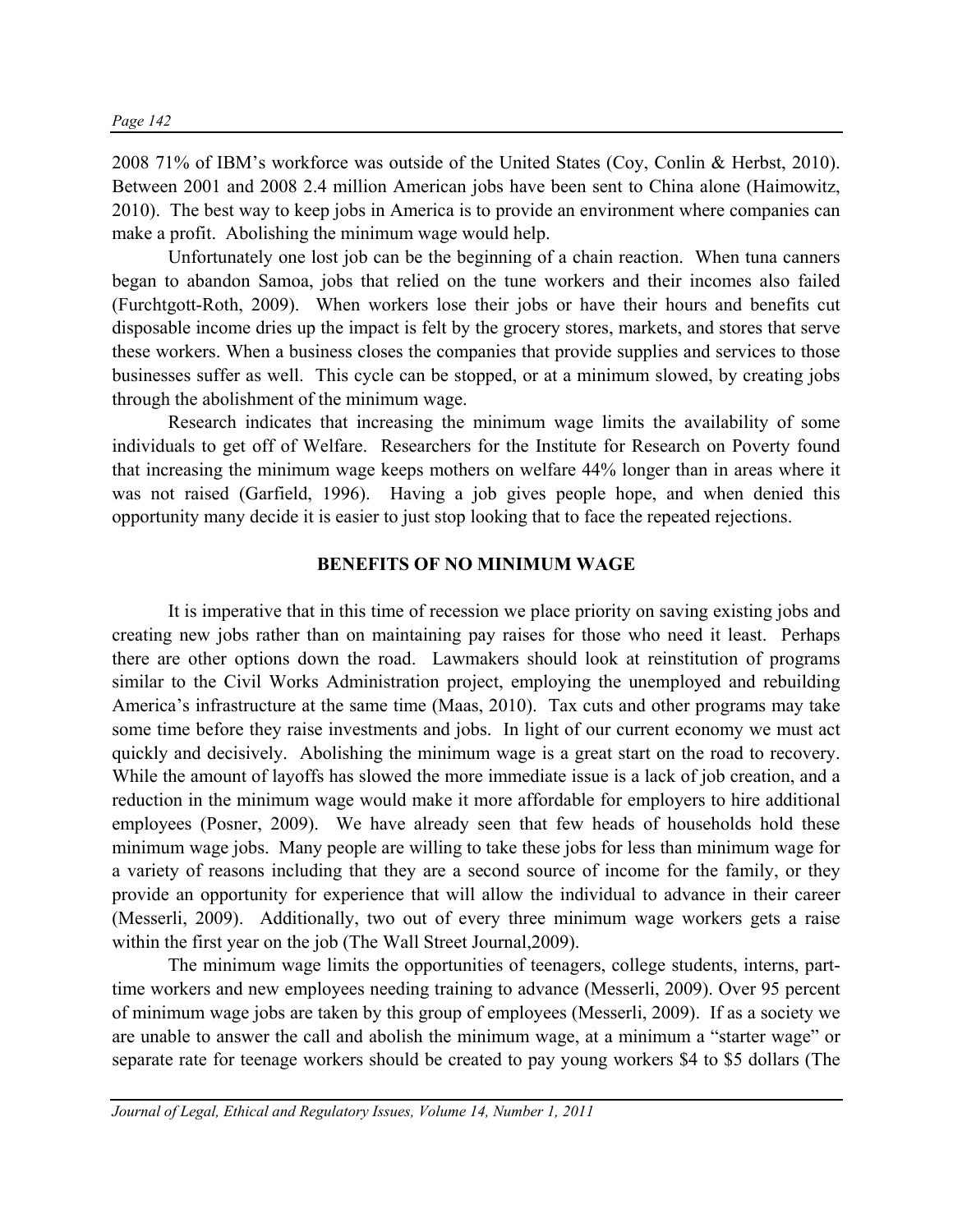2008 71% of IBM's workforce was outside of the United States (Coy, Conlin & Herbst, 2010). Between 2001 and 2008 2.4 million American jobs have been sent to China alone (Haimowitz, 2010). The best way to keep jobs in America is to provide an environment where companies can make a profit. Abolishing the minimum wage would help.

Unfortunately one lost job can be the beginning of a chain reaction. When tuna canners began to abandon Samoa, jobs that relied on the tune workers and their incomes also failed (Furchtgott-Roth, 2009). When workers lose their jobs or have their hours and benefits cut disposable income dries up the impact is felt by the grocery stores, markets, and stores that serve these workers. When a business closes the companies that provide supplies and services to those businesses suffer as well. This cycle can be stopped, or at a minimum slowed, by creating jobs through the abolishment of the minimum wage.

Research indicates that increasing the minimum wage limits the availability of some individuals to get off of Welfare. Researchers for the Institute for Research on Poverty found that increasing the minimum wage keeps mothers on welfare 44% longer than in areas where it was not raised (Garfield, 1996). Having a job gives people hope, and when denied this opportunity many decide it is easier to just stop looking that to face the repeated rejections.

## BENEFITS OF NO MINIMUM WAGE

It is imperative that in this time of recession we place priority on saving existing jobs and creating new jobs rather than on maintaining pay raises for those who need it least. Perhaps there are other options down the road. Lawmakers should look at reinstitution of programs similar to the Civil Works Administration project, employing the unemployed and rebuilding America's infrastructure at the same time (Maas, 2010). Tax cuts and other programs may take some time before they raise investments and jobs. In light of our current economy we must act quickly and decisively. Abolishing the minimum wage is a great start on the road to recovery. While the amount of layoffs has slowed the more immediate issue is a lack of job creation, and a reduction in the minimum wage would make it more affordable for employers to hire additional employees (Posner, 2009). We have already seen that few heads of households hold these minimum wage jobs. Many people are willing to take these jobs for less than minimum wage for a variety of reasons including that they are a second source of income for the family, or they provide an opportunity for experience that will allow the individual to advance in their career (Messerli, 2009). Additionally, two out of every three minimum wage workers gets a raise within the first year on the job (The Wall Street Journal,2009).

The minimum wage limits the opportunities of teenagers, college students, interns, part-time workers and new employees needing training to advance (Messerli, 2009). Over 95 percent of minimum wage jobs are taken by this group of employees (Messerli, 2009). If as a society we are unable to answer the call and abolish the minimum wage, at a minimum a "starter wage" or separate rate for teenage workers should be created to pay young workers \$4 to \$5 dollars (The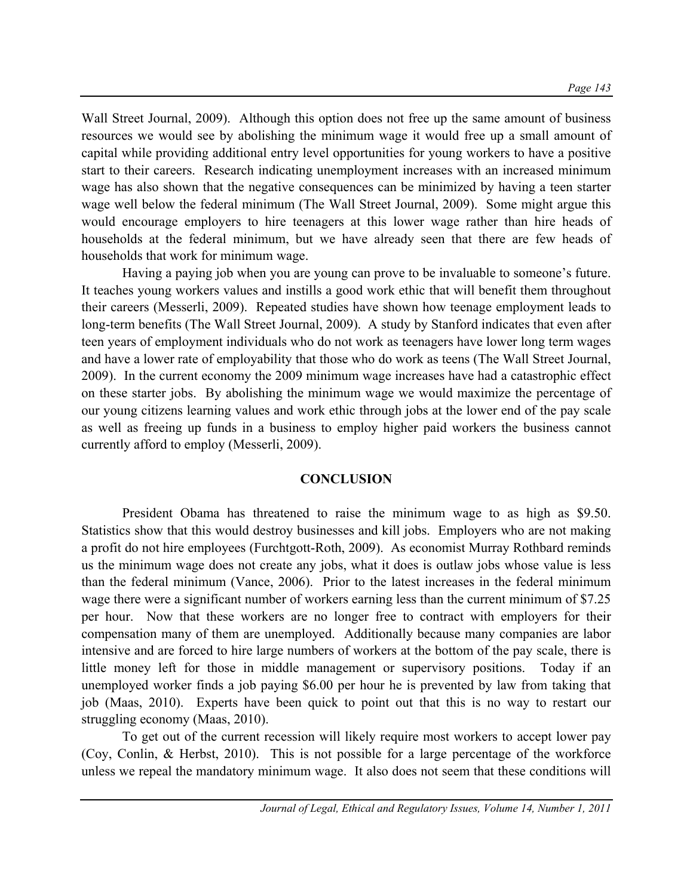Wall Street Journal, 2009). Although this option does not free up the same amount of business resources we would see by abolishing the minimum wage it would free up a small amount of capital while providing additional entry level opportunities for young workers to have a positive start to their careers. Research indicating unemployment increases with an increased minimum wage has also shown that the negative consequences can be minimized by having a teen starter wage well below the federal minimum (The Wall Street Journal, 2009). Some might argue this would encourage employers to hire teenagers at this lower wage rather than hire heads of households at the federal minimum, but we have already seen that there are few heads of households that work for minimum wage.

Having a paying job when you are young can prove to be invaluable to someone's future. It teaches young workers values and instills a good work ethic that will benefit them throughout their careers (Messerli, 2009). Repeated studies have shown how teenage employment leads to long-term benefits (The Wall Street Journal, 2009). A study by Stanford indicates that even after teen years of employment individuals who do not work as teenagers have lower long term wages and have a lower rate of employability that those who do work as teens (The Wall Street Journal, 2009). In the current economy the 2009 minimum wage increases have had a catastrophic effect on these starter jobs. By abolishing the minimum wage we would maximize the percentage of our young citizens learning values and work ethic through jobs at the lower end of the pay scale as well as freeing up funds in a business to employ higher paid workers the business cannot currently afford to employ (Messerli, 2009).

## CONCLUSION

President Obama has threatened to raise the minimum wage to as high as \$9.50. Statistics show that this would destroy businesses and kill jobs. Employers who are not making a profit do not hire employees (Furchtgott-Roth, 2009). As economist Murray Rothbard reminds us the minimum wage does not create any jobs, what it does is outlaw jobs whose value is less than the federal minimum (Vance, 2006). Prior to the latest increases in the federal minimum wage there were a significant number of workers earning less than the current minimum of \$7.25 per hour. Now that these workers are no longer free to contract with employers for their compensation many of them are unemployed. Additionally because many companies are labor intensive and are forced to hire large numbers of workers at the bottom of the pay scale, there is little money left for those in middle management or supervisory positions. Today if an unemployed worker finds a job paying \$6.00 per hour he is prevented by law from taking that job (Maas, 2010). Experts have been quick to point out that this is no way to restart our struggling economy (Maas, 2010).

To get out of the current recession will likely require most workers to accept lower pay (Coy, Conlin, & Herbst, 2010). This is not possible for a large percentage of the workforce unless we repeal the mandatory minimum wage. It also does not seem that these conditions will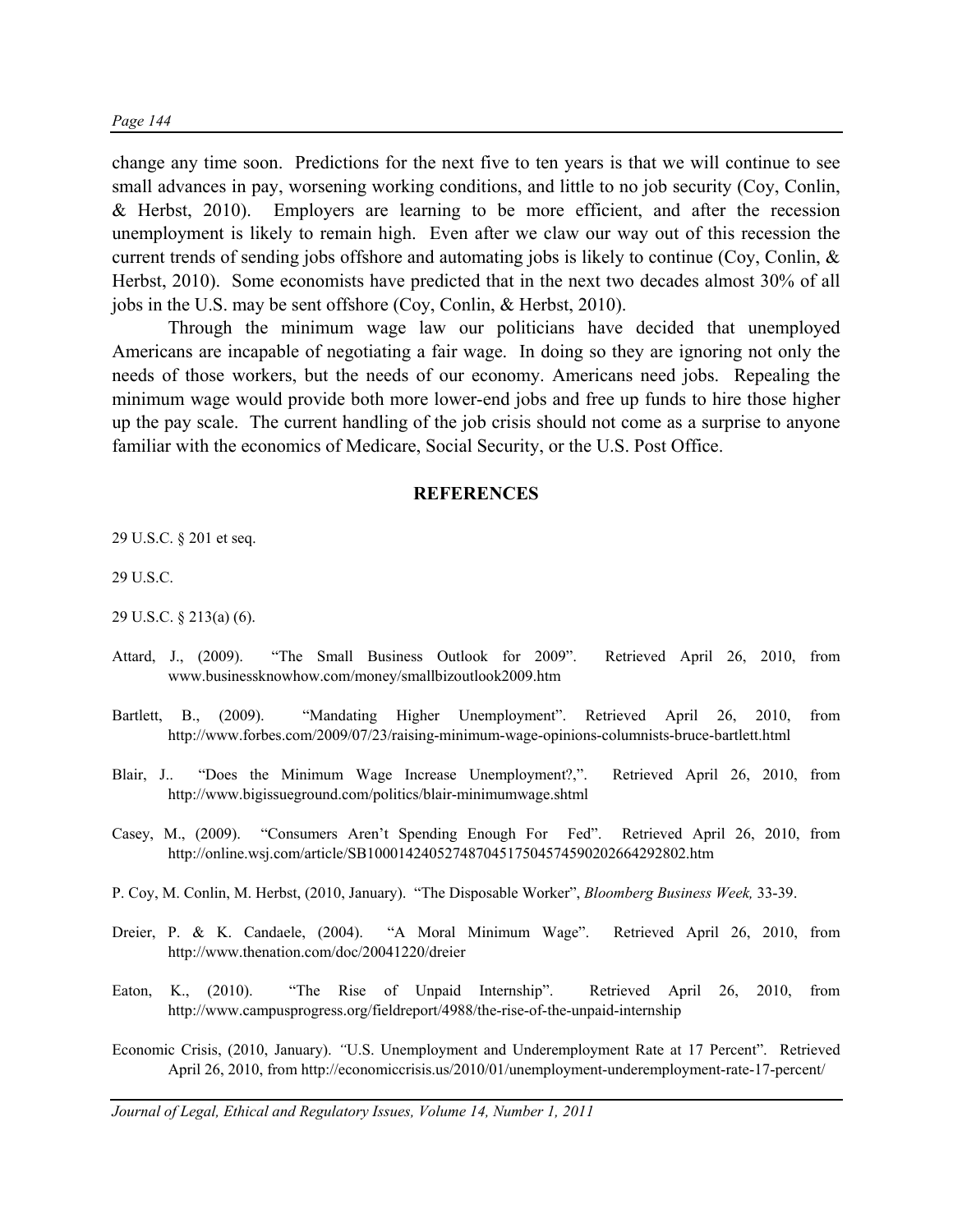change any time soon. Predictions for the next five to ten years is that we will continue to see small advances in pay, worsening working conditions, and little to no job security (Coy, Conlin, & Herbst, 2010). Employers are learning to be more efficient, and after the recession unemployment is likely to remain high. Even after we claw our way out of this recession the current trends of sending jobs offshore and automating jobs is likely to continue (Coy, Conlin, & Herbst, 2010). Some economists have predicted that in the next two decades almost 30% of all jobs in the U.S. may be sent offshore (Coy, Conlin, & Herbst, 2010).

Through the minimum wage law our politicians have decided that unemployed Americans are incapable of negotiating a fair wage. In doing so they are ignoring not only the needs of those workers, but the needs of our economy. Americans need jobs. Repealing the minimum wage would provide both more lower-end jobs and free up funds to hire those higher up the pay scale. The current handling of the job crisis should not come as a surprise to anyone familiar with the economics of Medicare, Social Security, or the U.S. Post Office.

## REFERENCES

29 U.S.C. § 201 et seq.

29 U.S.C.

29 U.S.C. § 213(a) (6).

Attard, J., (2009). "The Small Business Outlook for 2009". Retrieved April 26, 2010, from www.businessknowhow.com/money/smallbizoutlook2009.htm

Bartlett, B., (2009). "Mandating Higher Unemployment". Retrieved April 26, 2010, from http://www.forbes.com/2009/07/23/raising-minimum-wage-opinions-columnists-bruce-bartlett.html

Blair, J.. "Does the Minimum Wage Increase Unemployment?,". Retrieved April 26, 2010, from http://www.bigissueground.com/politics/blair-minimumwage.shtml

Casey, M., (2009). "Consumers Aren't Spending Enough For Fed". Retrieved April 26, 2010, from http://online.wsj.com/article/SB10001424052748704517504574590202664292802.htm

P. Coy, M. Conlin, M. Herbst, (2010, January). "The Disposable Worker", *Bloomberg Business Week,* 33-39.

Dreier, P. & K. Candaele, (2004). "A Moral Minimum Wage". Retrieved April 26, 2010, from http://www.thenation.com/doc/20041220/dreier

Eaton, K., (2010). "The Rise of Unpaid Internship". Retrieved April 26, 2010, from http://www.campusprogress.org/fieldreport/4988/the-rise-of-the-unpaid-internship

Economic Crisis, (2010, January). "U.S. Unemployment and Underemployment Rate at 17 Percent". Retrieved April 26, 2010, from http://economiccrisis.us/2010/01/unemployment-underemployment-rate-17-percent/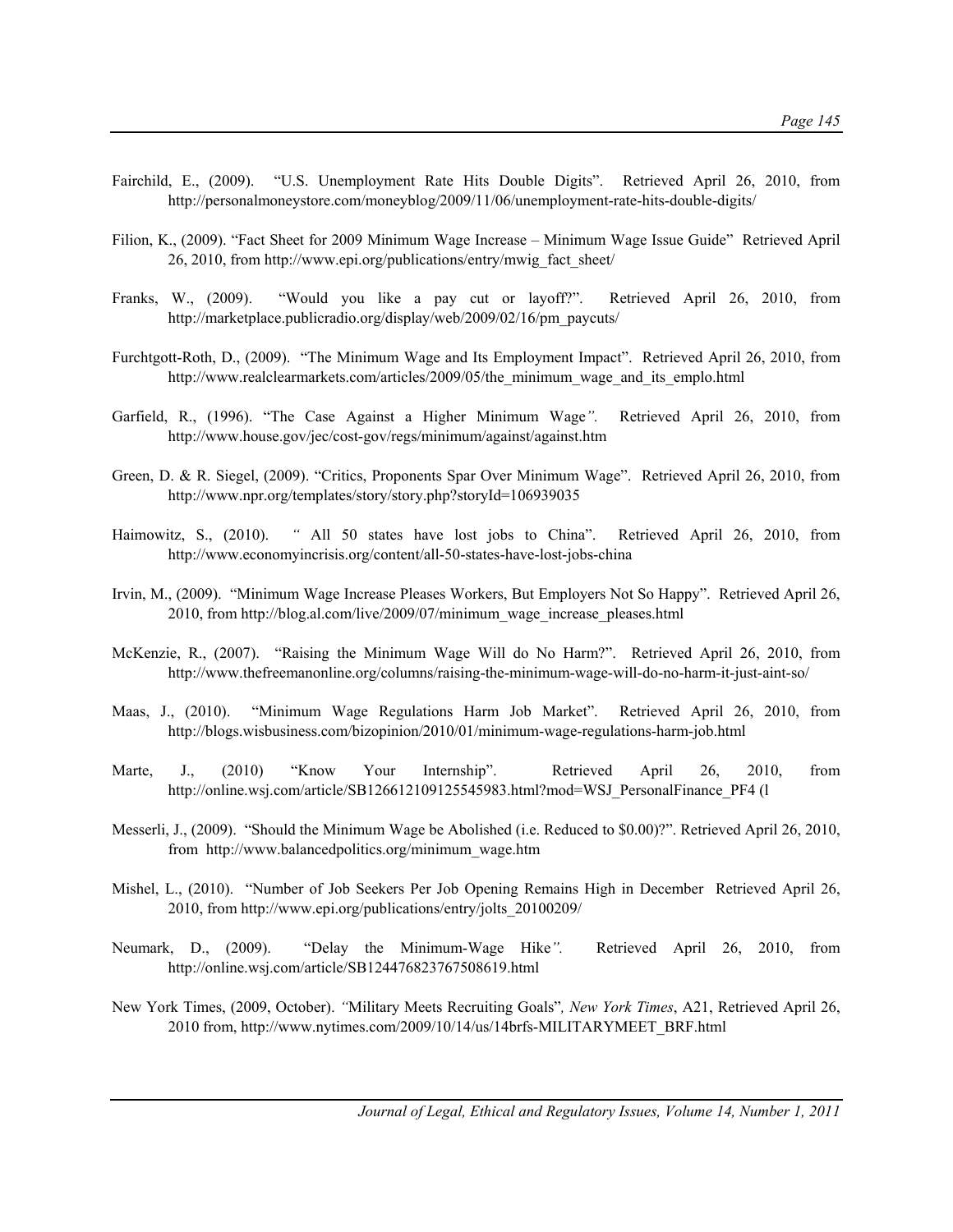Fairchild, E., (2009). "U.S. Unemployment Rate Hits Double Digits". Retrieved April 26, 2010, from http://personalmoneystore.com/moneyblog/2009/11/06/unemployment-rate-hits-double-digits/

Filion, K., (2009). "Fact Sheet for 2009 Minimum Wage Increase – Minimum Wage Issue Guide" Retrieved April 26, 2010, from http://www.epi.org/publications/entry/mwig_fact_sheet/

Franks, W., (2009). "Would you like a pay cut or layoff?". Retrieved April 26, 2010, from http://marketplace.publicradio.org/display/web/2009/02/16/pm_paycuts/

Furchtgott-Roth, D., (2009). "The Minimum Wage and Its Employment Impact". Retrieved April 26, 2010, from http://www.realclearmarkets.com/articles/2009/05/the_minimum_wage_and_its_emplo.html

Garfield, R., (1996). "The Case Against a Higher Minimum Wage*".* Retrieved April 26, 2010, from http://www.house.gov/jec/cost-gov/regs/minimum/against/against.htm

Green, D. & R. Siegel, (2009). "Critics, Proponents Spar Over Minimum Wage". Retrieved April 26, 2010, from http://www.npr.org/templates/story/story.php?storyId=106939035

Haimowitz, S., (2010). *"* All 50 states have lost jobs to China". Retrieved April 26, 2010, from http://www.economyincrisis.org/content/all-50-states-have-lost-jobs-china

Irvin, M., (2009). "Minimum Wage Increase Pleases Workers, But Employers Not So Happy". Retrieved April 26, 2010, from http://blog.al.com/live/2009/07/minimum_wage_increase_pleases.html

McKenzie, R., (2007). "Raising the Minimum Wage Will do No Harm?". Retrieved April 26, 2010, from http://www.thefreemanonline.org/columns/raising-the-minimum-wage-will-do-no-harm-it-just-aint-so/

Maas, J., (2010). "Minimum Wage Regulations Harm Job Market". Retrieved April 26, 2010, from http://blogs.wisbusiness.com/bizopinion/2010/01/minimum-wage-regulations-harm-job.html

Marte, J., (2010) "Know Your Internship". Retrieved April 26, 2010, from http://online.wsj.com/article/SB126612109125545983.html?mod=WSJ_PersonalFinance_PF4 (l

Messerli, J., (2009). "Should the Minimum Wage be Abolished (i.e. Reduced to $0.00)?". Retrieved April 26, 2010, from http://www.balancedpolitics.org/minimum_wage.htm

Mishel, L., (2010). "Number of Job Seekers Per Job Opening Remains High in December Retrieved April 26, 2010, from http://www.epi.org/publications/entry/jolts_20100209/

Neumark, D., (2009). "Delay the Minimum-Wage Hike*".* Retrieved April 26, 2010, from http://online.wsj.com/article/SB124476823767508619.html

New York Times, (2009, October). *"*Military Meets Recruiting Goals"*, New York Times*, A21, Retrieved April 26, 2010 from, http://www.nytimes.com/2009/10/14/us/14brfs-MILITARYMEET_BRF.html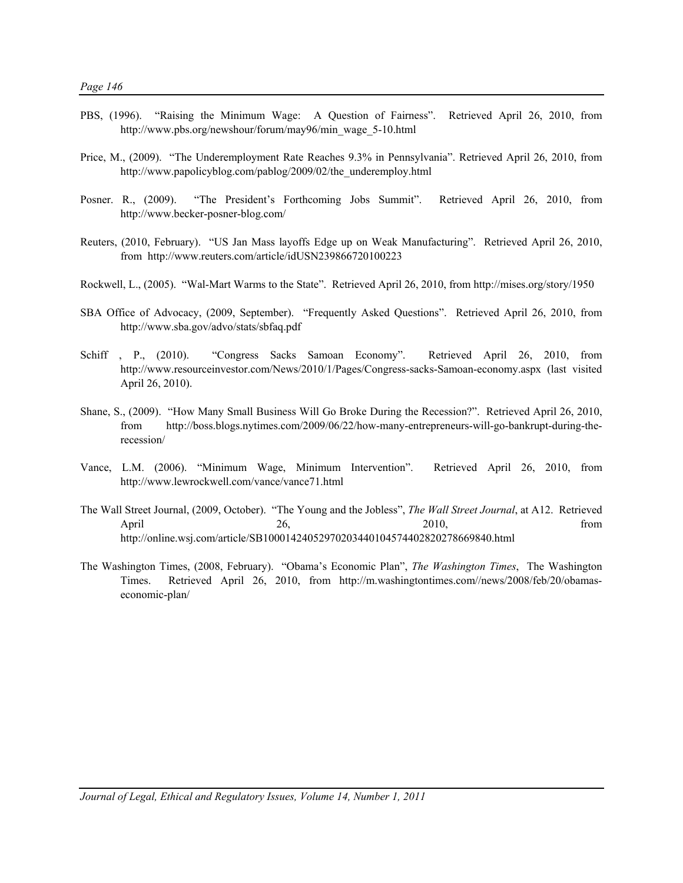PBS, (1996). "Raising the Minimum Wage: A Question of Fairness". Retrieved April 26, 2010, from http://www.pbs.org/newshour/forum/may96/min_wage_5-10.html

Price, M., (2009). "The Underemployment Rate Reaches 9.3% in Pennsylvania". Retrieved April 26, 2010, from http://www.papolicyblog.com/pablog/2009/02/the_underemploy.html

Posner. R., (2009). "The President's Forthcoming Jobs Summit". Retrieved April 26, 2010, from http://www.becker-posner-blog.com/

Reuters, (2010, February). "US Jan Mass layoffs Edge up on Weak Manufacturing". Retrieved April 26, 2010, from http://www.reuters.com/article/idUSN239866720100223

Rockwell, L., (2005). "Wal-Mart Warms to the State". Retrieved April 26, 2010, from http://mises.org/story/1950

SBA Office of Advocacy, (2009, September). "Frequently Asked Questions". Retrieved April 26, 2010, from http://www.sba.gov/advo/stats/sbfaq.pdf

Schiff , P., (2010). "Congress Sacks Samoan Economy". Retrieved April 26, 2010, from http://www.resourceinvestor.com/News/2010/1/Pages/Congress-sacks-Samoan-economy.aspx (last visited April 26, 2010).

Shane, S., (2009). "How Many Small Business Will Go Broke During the Recession?". Retrieved April 26, 2010, from http://boss.blogs.nytimes.com/2009/06/22/how-many-entrepreneurs-will-go-bankrupt-during-the-recession/

Vance, L.M. (2006). "Minimum Wage, Minimum Intervention". Retrieved April 26, 2010, from http://www.lewrockwell.com/vance/vance71.html

The Wall Street Journal, (2009, October). "The Young and the Jobless", *The Wall Street Journal*, at A12. Retrieved April 26, 2010, from http://online.wsj.com/article/SB10001424052970203440104574402820278669840.html

The Washington Times, (2008, February). "Obama's Economic Plan", *The Washington Times*, The Washington Times. Retrieved April 26, 2010, from http://m.washingtontimes.com//news/2008/feb/20/obamas-economic-plan/